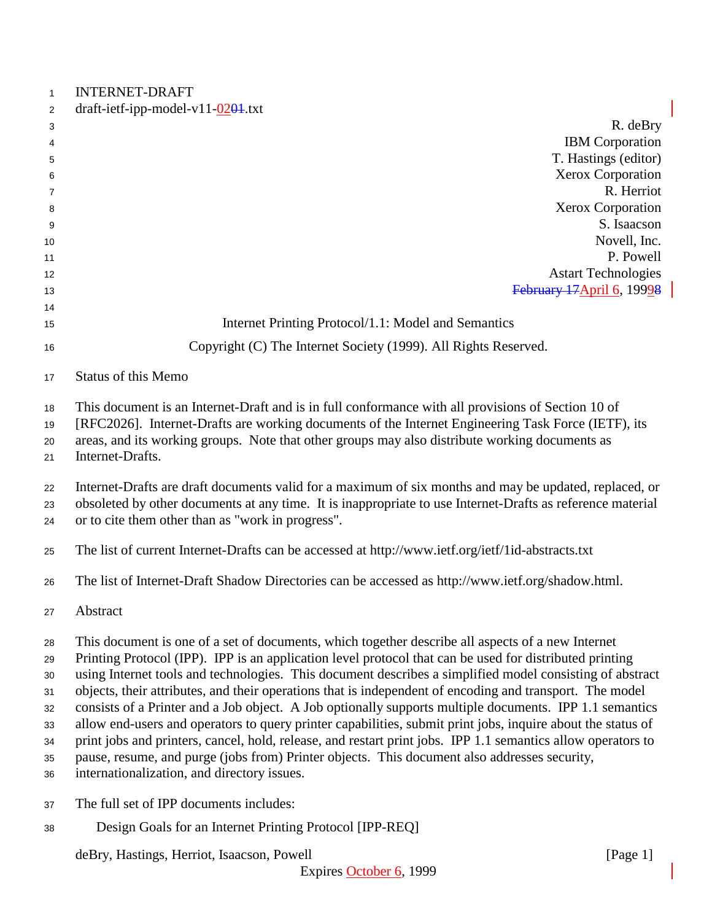INTERNET-DRAFT
draft-ietf-ipp-model-v11-0201.txt

R. deBry
IBM Corporation
T. Hastings (editor)
Xerox Corporation
R. Herriot
Xerox Corporation
S. Isaacson
Novell, Inc.
P. Powell
Astart Technologies
February 17April 6, 19998

Internet Printing Protocol/1.1: Model and Semantics

Copyright (C) The Internet Society (1999). All Rights Reserved.

Status of this Memo

This document is an Internet-Draft and is in full conformance with all provisions of Section 10 of [RFC2026]. Internet-Drafts are working documents of the Internet Engineering Task Force (IETF), its areas, and its working groups. Note that other groups may also distribute working documents as Internet-Drafts.

Internet-Drafts are draft documents valid for a maximum of six months and may be updated, replaced, or obsoleted by other documents at any time. It is inappropriate to use Internet-Drafts as reference material or to cite them other than as "work in progress".

The list of current Internet-Drafts can be accessed at http://www.ietf.org/ietf/1id-abstracts.txt

The list of Internet-Draft Shadow Directories can be accessed as http://www.ietf.org/shadow.html.

Abstract

This document is one of a set of documents, which together describe all aspects of a new Internet Printing Protocol (IPP). IPP is an application level protocol that can be used for distributed printing using Internet tools and technologies. This document describes a simplified model consisting of abstract objects, their attributes, and their operations that is independent of encoding and transport. The model consists of a Printer and a Job object. A Job optionally supports multiple documents. IPP 1.1 semantics allow end-users and operators to query printer capabilities, submit print jobs, inquire about the status of print jobs and printers, cancel, hold, release, and restart print jobs. IPP 1.1 semantics allow operators to pause, resume, and purge (jobs from) Printer objects. This document also addresses security, internationalization, and directory issues.

The full set of IPP documents includes:

Design Goals for an Internet Printing Protocol [IPP-REQ]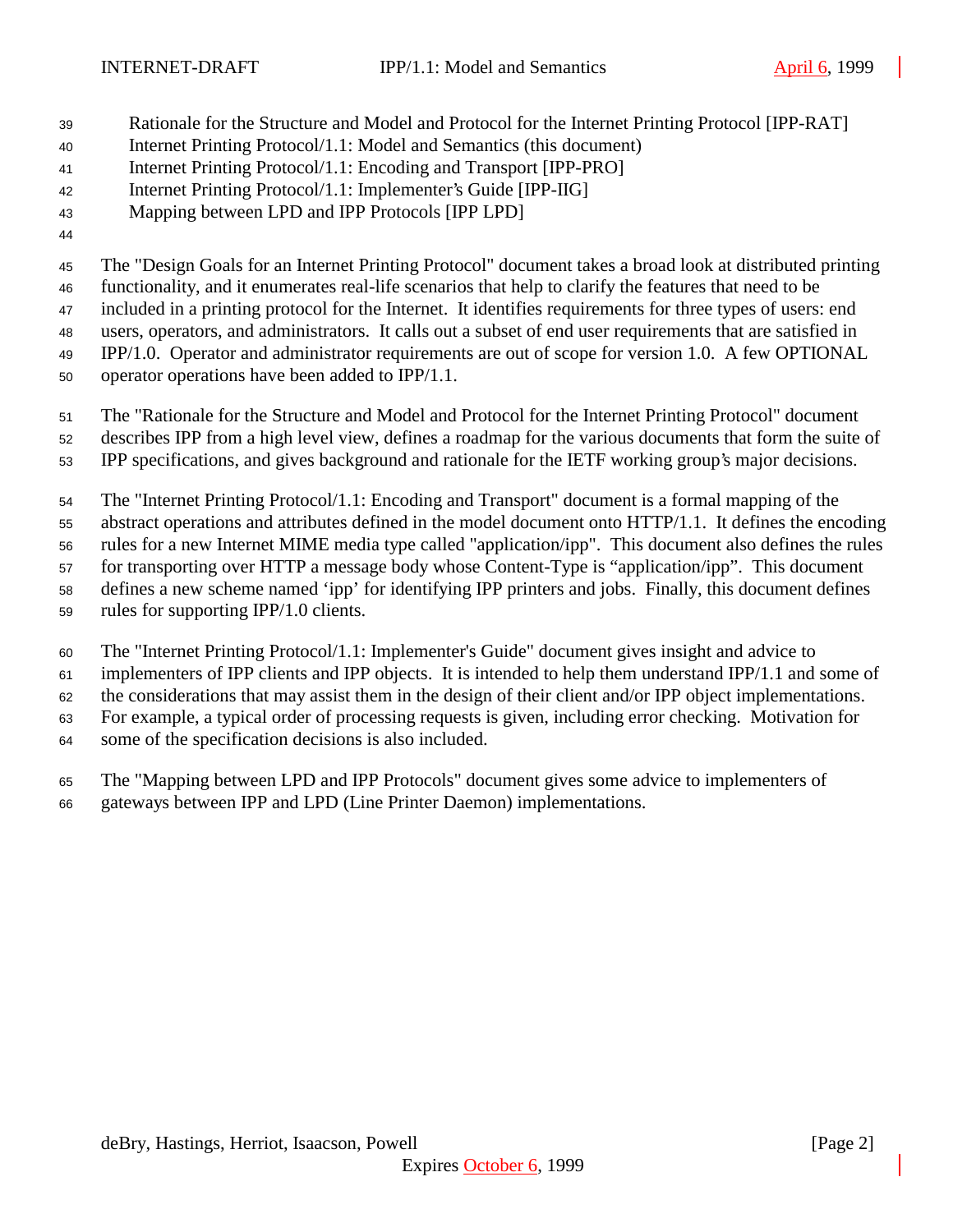Rationale for the Structure and Model and Protocol for the Internet Printing Protocol [IPP-RAT]
Internet Printing Protocol/1.1: Model and Semantics (this document)
Internet Printing Protocol/1.1: Encoding and Transport [IPP-PRO]
Internet Printing Protocol/1.1: Implementer's Guide [IPP-IIG]
Mapping between LPD and IPP Protocols [IPP LPD]

The "Design Goals for an Internet Printing Protocol" document takes a broad look at distributed printing functionality, and it enumerates real-life scenarios that help to clarify the features that need to be included in a printing protocol for the Internet. It identifies requirements for three types of users: end users, operators, and administrators. It calls out a subset of end user requirements that are satisfied in IPP/1.0. Operator and administrator requirements are out of scope for version 1.0. A few OPTIONAL operator operations have been added to IPP/1.1.

The "Rationale for the Structure and Model and Protocol for the Internet Printing Protocol" document describes IPP from a high level view, defines a roadmap for the various documents that form the suite of IPP specifications, and gives background and rationale for the IETF working group's major decisions.

The "Internet Printing Protocol/1.1: Encoding and Transport" document is a formal mapping of the abstract operations and attributes defined in the model document onto HTTP/1.1. It defines the encoding rules for a new Internet MIME media type called "application/ipp". This document also defines the rules for transporting over HTTP a message body whose Content-Type is "application/ipp". This document defines a new scheme named 'ipp' for identifying IPP printers and jobs. Finally, this document defines rules for supporting IPP/1.0 clients.

The "Internet Printing Protocol/1.1: Implementer's Guide" document gives insight and advice to implementers of IPP clients and IPP objects. It is intended to help them understand IPP/1.1 and some of the considerations that may assist them in the design of their client and/or IPP object implementations. For example, a typical order of processing requests is given, including error checking. Motivation for some of the specification decisions is also included.

The "Mapping between LPD and IPP Protocols" document gives some advice to implementers of gateways between IPP and LPD (Line Printer Daemon) implementations.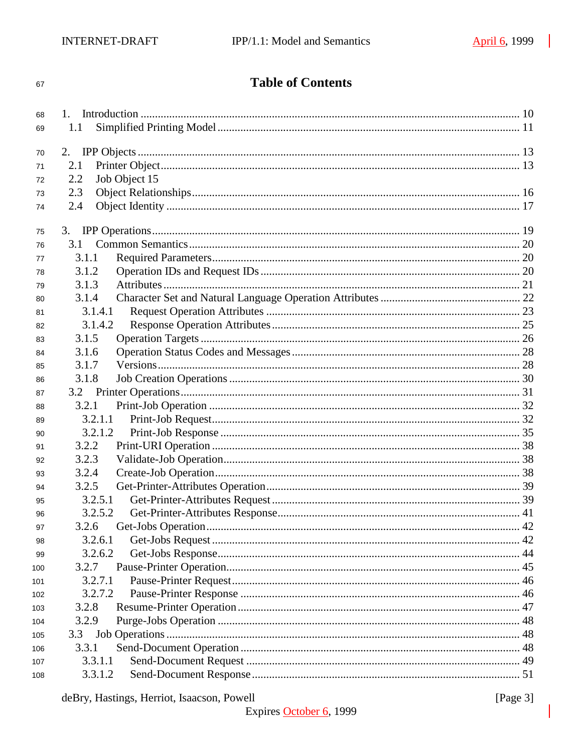# Table of Contents

1. Introduction ..... 10
   - 1.1 Simplified Printing Model ..... 11

2. IPP Objects ..... 13
   - 2.1 Printer Object ..... 13
   - 2.2 Job Object 15
   - 2.3 Object Relationships ..... 16
   - 2.4 Object Identity ..... 17

3. IPP Operations ..... 19
   - 3.1 Common Semantics ..... 20
     - 3.1.1 Required Parameters ..... 20
     - 3.1.2 Operation IDs and Request IDs ..... 20
     - 3.1.3 Attributes ..... 21
     - 3.1.4 Character Set and Natural Language Operation Attributes ..... 22
       - 3.1.4.1 Request Operation Attributes ..... 23
       - 3.1.4.2 Response Operation Attributes ..... 25
     - 3.1.5 Operation Targets ..... 26
     - 3.1.6 Operation Status Codes and Messages ..... 28
     - 3.1.7 Versions ..... 28
     - 3.1.8 Job Creation Operations ..... 30
   - 3.2 Printer Operations ..... 31
     - 3.2.1 Print-Job Operation ..... 32
       - 3.2.1.1 Print-Job Request ..... 32
       - 3.2.1.2 Print-Job Response ..... 35
     - 3.2.2 Print-URI Operation ..... 38
     - 3.2.3 Validate-Job Operation ..... 38
     - 3.2.4 Create-Job Operation ..... 38
     - 3.2.5 Get-Printer-Attributes Operation ..... 39
       - 3.2.5.1 Get-Printer-Attributes Request ..... 39
       - 3.2.5.2 Get-Printer-Attributes Response ..... 41
     - 3.2.6 Get-Jobs Operation ..... 42
       - 3.2.6.1 Get-Jobs Request ..... 42
       - 3.2.6.2 Get-Jobs Response ..... 44
     - 3.2.7 Pause-Printer Operation ..... 45
       - 3.2.7.1 Pause-Printer Request ..... 46
       - 3.2.7.2 Pause-Printer Response ..... 46
     - 3.2.8 Resume-Printer Operation ..... 47
     - 3.2.9 Purge-Jobs Operation ..... 48
   - 3.3 Job Operations ..... 48
     - 3.3.1 Send-Document Operation ..... 48
       - 3.3.1.1 Send-Document Request ..... 49
       - 3.3.1.2 Send-Document Response ..... 51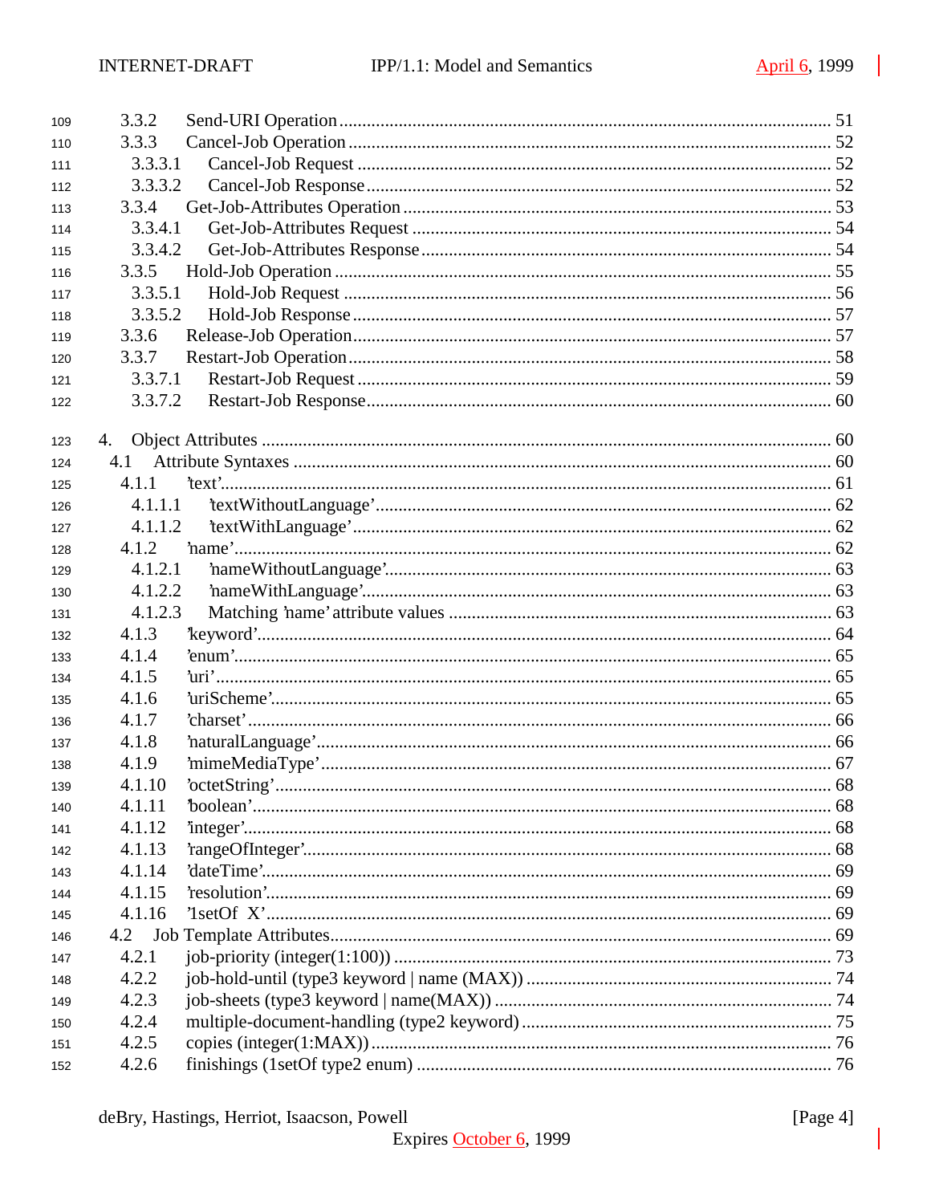3.3.2 Send-URI Operation ........................................................................................... 51
3.3.3 Cancel-Job Operation ......................................................................................... 52
3.3.3.1 Cancel-Job Request ....................................................................................... 52
3.3.3.2 Cancel-Job Response ..................................................................................... 52
3.3.4 Get-Job-Attributes Operation .............................................................................. 53
3.3.4.1 Get-Job-Attributes Request ............................................................................ 54
3.3.4.2 Get-Job-Attributes Response .......................................................................... 54
3.3.5 Hold-Job Operation ........................................................................................... 55
3.3.5.1 Hold-Job Request .......................................................................................... 56
3.3.5.2 Hold-Job Response ........................................................................................ 57
3.3.6 Release-Job Operation ........................................................................................ 57
3.3.7 Restart-Job Operation ......................................................................................... 58
3.3.7.1 Restart-Job Request ....................................................................................... 59
3.3.7.2 Restart-Job Response ..................................................................................... 60

4. Object Attributes ........................................................................................................ 60
4.1 Attribute Syntaxes ................................................................................................... 60
4.1.1 'text' .................................................................................................................. 61
4.1.1.1 'textWithoutLanguage' .................................................................................. 62
4.1.1.2 'textWithLanguage' ....................................................................................... 62
4.1.2 'name' ................................................................................................................ 62
4.1.2.1 'nameWithoutLanguage' ................................................................................ 63
4.1.2.2 'nameWithLanguage' ..................................................................................... 63
4.1.2.3 Matching 'name' attribute values ................................................................... 63
4.1.3 'keyword' ........................................................................................................... 64
4.1.4 'enum' ................................................................................................................ 65
4.1.5 'uri' .................................................................................................................... 65
4.1.6 'uriScheme' ........................................................................................................ 65
4.1.7 'charset' .............................................................................................................. 66
4.1.8 'naturalLanguage' ............................................................................................... 66
4.1.9 'mimeMediaType' ............................................................................................... 67
4.1.10 'octetString' ....................................................................................................... 68
4.1.11 'boolean' ............................................................................................................ 68
4.1.12 'integer' ............................................................................................................. 68
4.1.13 'rangeOfInteger' ................................................................................................. 68
4.1.14 'dateTime' .......................................................................................................... 69
4.1.15 'resolution' ......................................................................................................... 69
4.1.16 '1setOf X' .......................................................................................................... 69
4.2 Job Template Attributes ............................................................................................ 69
4.2.1 job-priority (integer(1:100)) ................................................................................ 73
4.2.2 job-hold-until (type3 keyword | name (MAX)) ...................................................... 74
4.2.3 job-sheets (type3 keyword | name(MAX)) ............................................................. 74
4.2.4 multiple-document-handling (type2 keyword) ....................................................... 75
4.2.5 copies (integer(1:MAX)) ...................................................................................... 76
4.2.6 finishings (1setOf type2 enum) ............................................................................ 76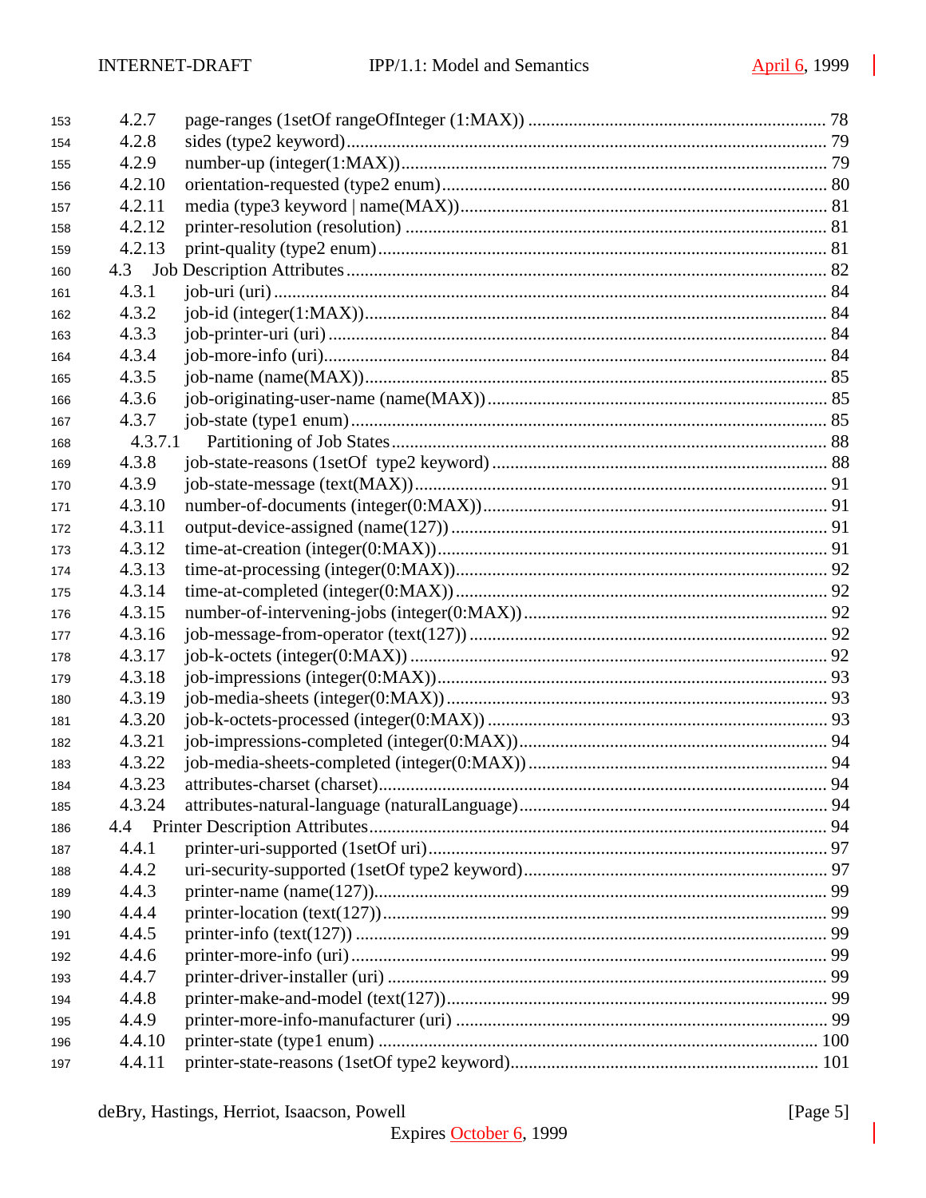4.2.7 page-ranges (1setOf rangeOfInteger (1:MAX)) ....................................................... 78
4.2.8 sides (type2 keyword)............................................................................................ 79
4.2.9 number-up (integer(1:MAX)).................................................................................. 79
4.2.10 orientation-requested (type2 enum)..................................................................... 80
4.2.11 media (type3 keyword | name(MAX))................................................................... 81
4.2.12 printer-resolution (resolution) ............................................................................... 81
4.2.13 print-quality (type2 enum).................................................................................... 81
4.3 Job Description Attributes ............................................................................................ 82
4.3.1 job-uri (uri) ............................................................................................................ 84
4.3.2 job-id (integer(1:MAX)).......................................................................................... 84
4.3.3 job-printer-uri (uri) ................................................................................................ 84
4.3.4 job-more-info (uri).................................................................................................. 84
4.3.5 job-name (name(MAX))......................................................................................... 85
4.3.6 job-originating-user-name (name(MAX))............................................................... 85
4.3.7 job-state (type1 enum)............................................................................................ 85
4.3.7.1 Partitioning of Job States...................................................................................... 88
4.3.8 job-state-reasons (1setOf type2 keyword) ............................................................... 88
4.3.9 job-state-message (text(MAX)).............................................................................. 91
4.3.10 number-of-documents (integer(0:MAX))............................................................... 91
4.3.11 output-device-assigned (name(127)) .................................................................... 91
4.3.12 time-at-creation (integer(0:MAX))........................................................................ 91
4.3.13 time-at-processing (integer(0:MAX)).................................................................... 92
4.3.14 time-at-completed (integer(0:MAX)) .................................................................... 92
4.3.15 number-of-intervening-jobs (integer(0:MAX))...................................................... 92
4.3.16 job-message-from-operator (text(127)) ................................................................. 92
4.3.17 job-k-octets (integer(0:MAX)) .............................................................................. 92
4.3.18 job-impressions (integer(0:MAX))........................................................................ 93
4.3.19 job-media-sheets (integer(0:MAX)) ...................................................................... 93
4.3.20 job-k-octets-processed (integer(0:MAX)) ............................................................. 93
4.3.21 job-impressions-completed (integer(0:MAX))....................................................... 94
4.3.22 job-media-sheets-completed (integer(0:MAX)) ..................................................... 94
4.3.23 attributes-charset (charset).................................................................................... 94
4.3.24 attributes-natural-language (naturalLanguage)...................................................... 94
4.4 Printer Description Attributes........................................................................................ 94
4.4.1 printer-uri-supported (1setOf uri)........................................................................... 97
4.4.2 uri-security-supported (1setOf type2 keyword)....................................................... 97
4.4.3 printer-name (name(127))...................................................................................... 99
4.4.4 printer-location (text(127))..................................................................................... 99
4.4.5 printer-info (text(127)) .......................................................................................... 99
4.4.6 printer-more-info (uri)............................................................................................ 99
4.4.7 printer-driver-installer (uri) ................................................................................... 99
4.4.8 printer-make-and-model (text(127))....................................................................... 99
4.4.9 printer-more-info-manufacturer (uri) ..................................................................... 99
4.4.10 printer-state (type1 enum) ................................................................................... 100
4.4.11 printer-state-reasons (1setOf type2 keyword)....................................................... 101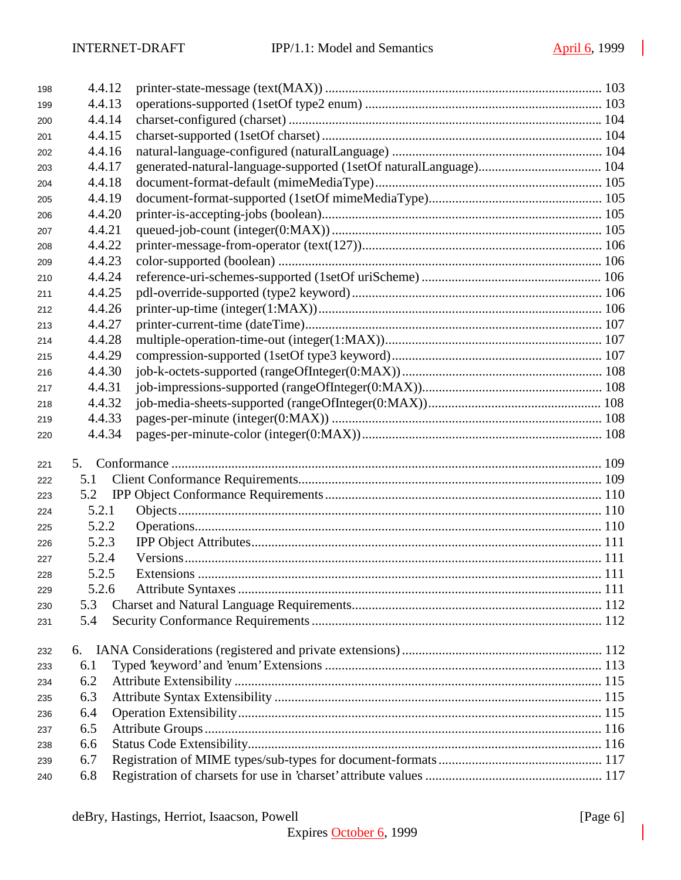4.4.12 printer-state-message (text(MAX)) .......... 103
4.4.13 operations-supported (1setOf type2 enum) .......... 103
4.4.14 charset-configured (charset) .......... 104
4.4.15 charset-supported (1setOf charset) .......... 104
4.4.16 natural-language-configured (naturalLanguage) .......... 104
4.4.17 generated-natural-language-supported (1setOf naturalLanguage) .......... 104
4.4.18 document-format-default (mimeMediaType) .......... 105
4.4.19 document-format-supported (1setOf mimeMediaType) .......... 105
4.4.20 printer-is-accepting-jobs (boolean) .......... 105
4.4.21 queued-job-count (integer(0:MAX)) .......... 105
4.4.22 printer-message-from-operator (text(127)) .......... 106
4.4.23 color-supported (boolean) .......... 106
4.4.24 reference-uri-schemes-supported (1setOf uriScheme) .......... 106
4.4.25 pdl-override-supported (type2 keyword) .......... 106
4.4.26 printer-up-time (integer(1:MAX)) .......... 106
4.4.27 printer-current-time (dateTime) .......... 107
4.4.28 multiple-operation-time-out (integer(1:MAX)) .......... 107
4.4.29 compression-supported (1setOf type3 keyword) .......... 107
4.4.30 job-k-octets-supported (rangeOfInteger(0:MAX)) .......... 108
4.4.31 job-impressions-supported (rangeOfInteger(0:MAX)) .......... 108
4.4.32 job-media-sheets-supported (rangeOfInteger(0:MAX)) .......... 108
4.4.33 pages-per-minute (integer(0:MAX)) .......... 108
4.4.34 pages-per-minute-color (integer(0:MAX)) .......... 108

5. Conformance .......... 109
5.1 Client Conformance Requirements .......... 109
5.2 IPP Object Conformance Requirements .......... 110
5.2.1 Objects .......... 110
5.2.2 Operations .......... 110
5.2.3 IPP Object Attributes .......... 111
5.2.4 Versions .......... 111
5.2.5 Extensions .......... 111
5.2.6 Attribute Syntaxes .......... 111
5.3 Charset and Natural Language Requirements .......... 112
5.4 Security Conformance Requirements .......... 112

6. IANA Considerations (registered and private extensions) .......... 112
6.1 Typed 'keyword' and 'enum' Extensions .......... 113
6.2 Attribute Extensibility .......... 115
6.3 Attribute Syntax Extensibility .......... 115
6.4 Operation Extensibility .......... 115
6.5 Attribute Groups .......... 116
6.6 Status Code Extensibility .......... 116
6.7 Registration of MIME types/sub-types for document-formats .......... 117
6.8 Registration of charsets for use in 'charset' attribute values .......... 117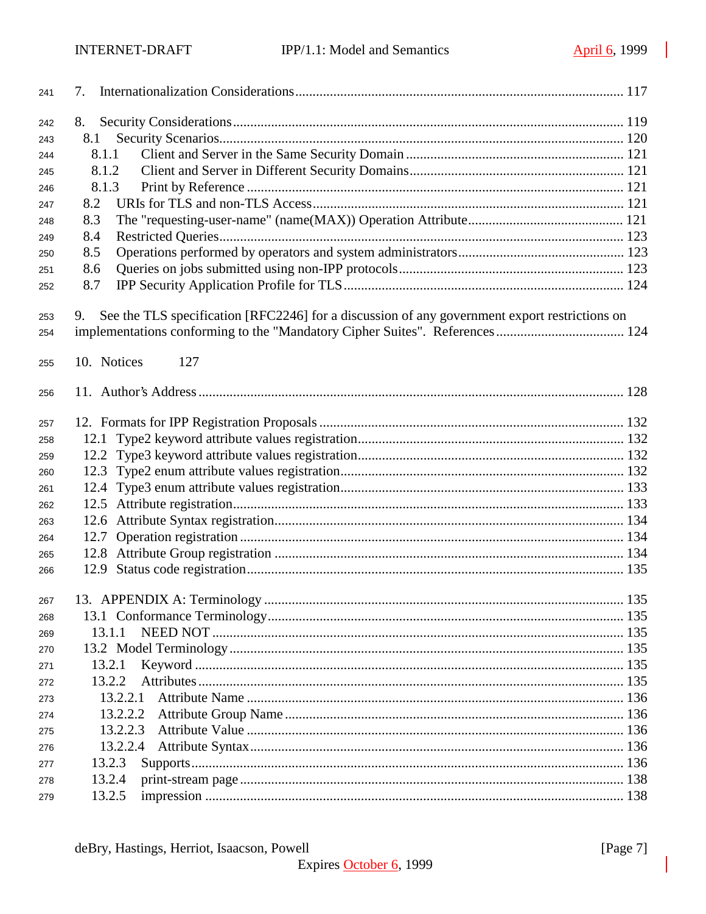7. Internationalization Considerations ..................................................................................... 117

8. Security Considerations ..................................................................................................... 119
  8.1 Security Scenarios .......................................................................................................... 120
    8.1.1 Client and Server in the Same Security Domain ......................................................... 121
    8.1.2 Client and Server in Different Security Domains ........................................................ 121
    8.1.3 Print by Reference ...................................................................................................... 121
  8.2 URIs for TLS and non-TLS Access .................................................................................. 121
  8.3 The "requesting-user-name" (name(MAX)) Operation Attribute ....................................... 121
  8.4 Restricted Queries ........................................................................................................... 123
  8.5 Operations performed by operators and system administrators ....................................... 123
  8.6 Queries on jobs submitted using non-IPP protocols .......................................................... 123
  8.7 IPP Security Application Profile for TLS .......................................................................... 124

9. See the TLS specification [RFC2246] for a discussion of any government export restrictions on implementations conforming to the "Mandatory Cipher Suites". References ..................................... 124

10. Notices 127

11. Author's Address .............................................................................................................. 128

12. Formats for IPP Registration Proposals ............................................................................. 132
  12.1 Type2 keyword attribute values registration .................................................................. 132
  12.2 Type3 keyword attribute values registration .................................................................. 132
  12.3 Type2 enum attribute values registration ...................................................................... 132
  12.4 Type3 enum attribute values registration ...................................................................... 133
  12.5 Attribute registration ..................................................................................................... 133
  12.6 Attribute Syntax registration .......................................................................................... 134
  12.7 Operation registration ................................................................................................... 134
  12.8 Attribute Group registration .......................................................................................... 134
  12.9 Status code registration ................................................................................................. 135

13. APPENDIX A: Terminology .............................................................................................. 135
  13.1 Conformance Terminology ............................................................................................ 135
    13.1.1 NEED NOT ................................................................................................................ 135
  13.2 Model Terminology ........................................................................................................ 135
    13.2.1 Keyword .................................................................................................................... 135
    13.2.2 Attributes ................................................................................................................... 135
      13.2.2.1 Attribute Name ........................................................................................................ 136
      13.2.2.2 Attribute Group Name ............................................................................................. 136
      13.2.2.3 Attribute Value ........................................................................................................ 136
      13.2.2.4 Attribute Syntax ....................................................................................................... 136
    13.2.3 Supports .................................................................................................................... 136
    13.2.4 print-stream page ....................................................................................................... 138
    13.2.5 impression ................................................................................................................. 138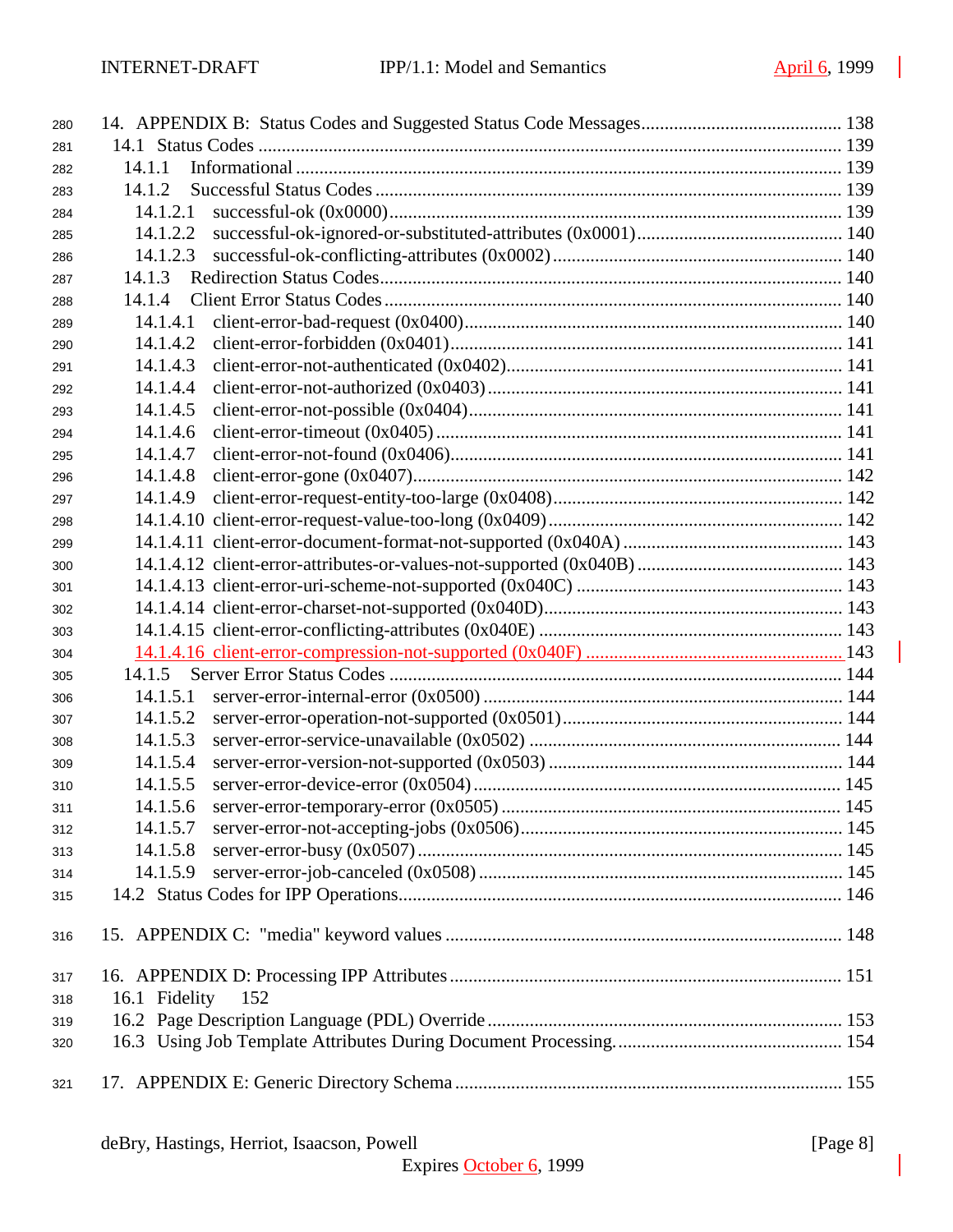14. APPENDIX B: Status Codes and Suggested Status Code Messages .......................................... 138
 14.1 Status Codes ........................................................................................................... 139
  14.1.1 Informational .................................................................................................... 139
  14.1.2 Successful Status Codes .................................................................................... 139
   14.1.2.1 successful-ok (0x0000) ..................................................................................... 139
   14.1.2.2 successful-ok-ignored-or-substituted-attributes (0x0001) ..................................... 140
   14.1.2.3 successful-ok-conflicting-attributes (0x0002) ........................................................ 140
  14.1.3 Redirection Status Codes .................................................................................... 140
  14.1.4 Client Error Status Codes .................................................................................... 140
   14.1.4.1 client-error-bad-request (0x0400) ....................................................................... 140
   14.1.4.2 client-error-forbidden (0x0401) ........................................................................... 141
   14.1.4.3 client-error-not-authenticated (0x0402) ................................................................ 141
   14.1.4.4 client-error-not-authorized (0x0403) .................................................................... 141
   14.1.4.5 client-error-not-possible (0x0404) ........................................................................ 141
   14.1.4.6 client-error-timeout (0x0405) .............................................................................. 141
   14.1.4.7 client-error-not-found (0x0406) ........................................................................... 141
   14.1.4.8 client-error-gone (0x0407) .................................................................................. 142
   14.1.4.9 client-error-request-entity-too-large (0x0408) ....................................................... 142
   14.1.4.10 client-error-request-value-too-long (0x0409) ....................................................... 142
   14.1.4.11 client-error-document-format-not-supported (0x040A) .......................................... 143
   14.1.4.12 client-error-attributes-or-values-not-supported (0x040B) ....................................... 143
   14.1.4.13 client-error-uri-scheme-not-supported (0x040C) .................................................. 143
   14.1.4.14 client-error-charset-not-supported (0x040D) ....................................................... 143
   14.1.4.15 client-error-conflicting-attributes (0x040E) ......................................................... 143
   14.1.4.16 client-error-compression-not-supported (0x040F) ................................................ 143
  14.1.5 Server Error Status Codes ................................................................................... 144
   14.1.5.1 server-error-internal-error (0x0500) ..................................................................... 144
   14.1.5.2 server-error-operation-not-supported (0x0501) ..................................................... 144
   14.1.5.3 server-error-service-unavailable (0x0502) ............................................................ 144
   14.1.5.4 server-error-version-not-supported (0x0503) ........................................................ 144
   14.1.5.5 server-error-device-error (0x0504) ....................................................................... 145
   14.1.5.6 server-error-temporary-error (0x0505) ................................................................. 145
   14.1.5.7 server-error-not-accepting-jobs (0x0506) ............................................................. 145
   14.1.5.8 server-error-busy (0x0507) .................................................................................. 145
   14.1.5.9 server-error-job-canceled (0x0508) ...................................................................... 145
 14.2 Status Codes for IPP Operations ................................................................................ 146

15. APPENDIX C: "media" keyword values ....................................................................... 148

16. APPENDIX D: Processing IPP Attributes ..................................................................... 151
 16.1 Fidelity 152
 16.2 Page Description Language (PDL) Override ............................................................... 153
 16.3 Using Job Template Attributes During Document Processing. ....................................... 154

17. APPENDIX E: Generic Directory Schema ..................................................................... 155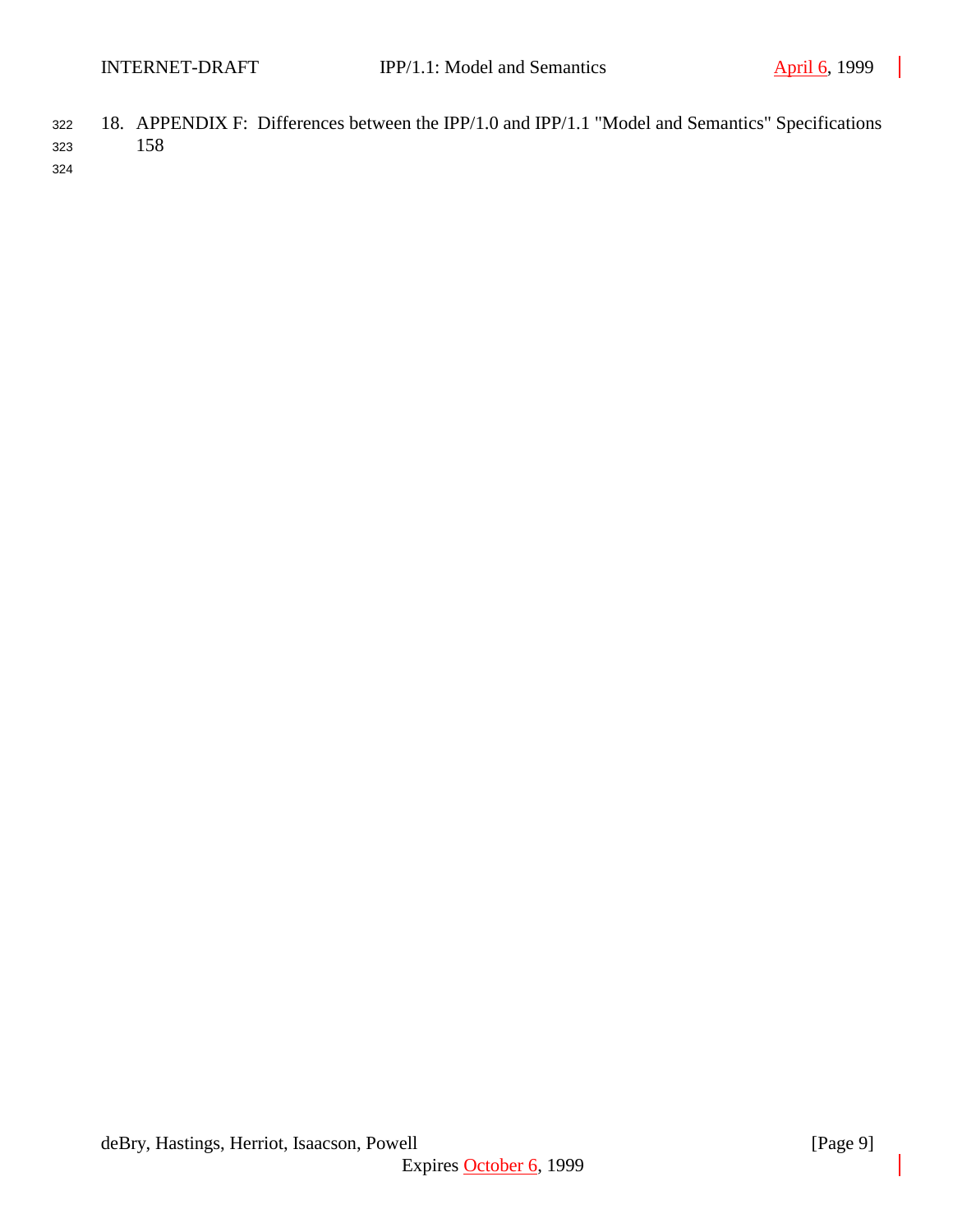18. APPENDIX F: Differences between the IPP/1.0 and IPP/1.1 "Model and Semantics" Specifications 158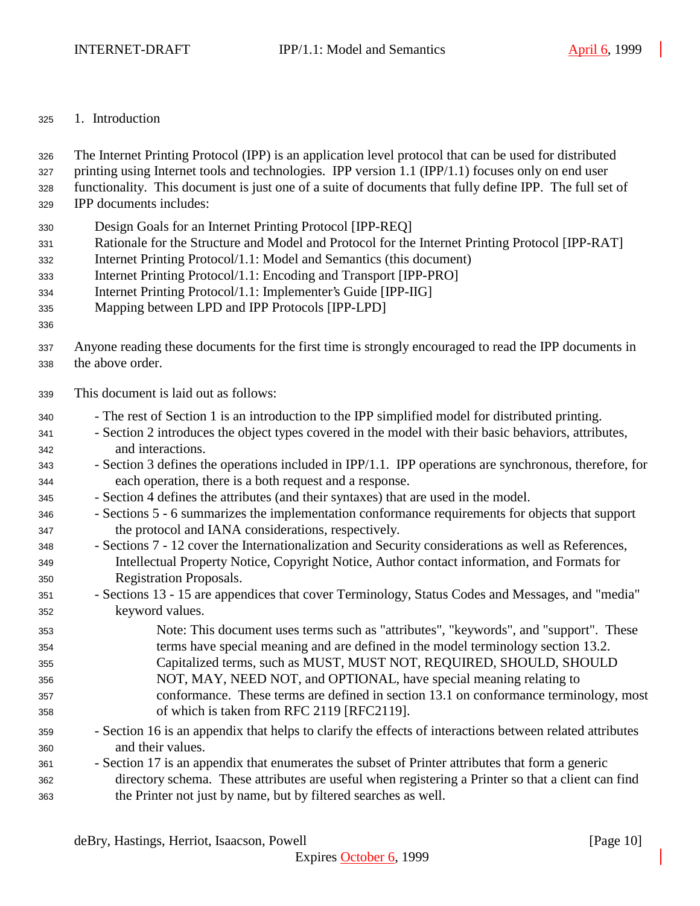# 1. Introduction

The Internet Printing Protocol (IPP) is an application level protocol that can be used for distributed printing using Internet tools and technologies. IPP version 1.1 (IPP/1.1) focuses only on end user functionality. This document is just one of a suite of documents that fully define IPP. The full set of IPP documents includes:

Design Goals for an Internet Printing Protocol [IPP-REQ]
Rationale for the Structure and Model and Protocol for the Internet Printing Protocol [IPP-RAT]
Internet Printing Protocol/1.1: Model and Semantics (this document)
Internet Printing Protocol/1.1: Encoding and Transport [IPP-PRO]
Internet Printing Protocol/1.1: Implementer's Guide [IPP-IIG]
Mapping between LPD and IPP Protocols [IPP-LPD]

Anyone reading these documents for the first time is strongly encouraged to read the IPP documents in the above order.

This document is laid out as follows:

- The rest of Section 1 is an introduction to the IPP simplified model for distributed printing.
- Section 2 introduces the object types covered in the model with their basic behaviors, attributes, and interactions.
- Section 3 defines the operations included in IPP/1.1. IPP operations are synchronous, therefore, for each operation, there is a both request and a response.
- Section 4 defines the attributes (and their syntaxes) that are used in the model.
- Sections 5 - 6 summarizes the implementation conformance requirements for objects that support the protocol and IANA considerations, respectively.
- Sections 7 - 12 cover the Internationalization and Security considerations as well as References, Intellectual Property Notice, Copyright Notice, Author contact information, and Formats for Registration Proposals.
- Sections 13 - 15 are appendices that cover Terminology, Status Codes and Messages, and "media" keyword values.

    Note: This document uses terms such as "attributes", "keywords", and "support". These terms have special meaning and are defined in the model terminology section 13.2. Capitalized terms, such as MUST, MUST NOT, REQUIRED, SHOULD, SHOULD NOT, MAY, NEED NOT, and OPTIONAL, have special meaning relating to conformance. These terms are defined in section 13.1 on conformance terminology, most of which is taken from RFC 2119 [RFC2119].

- Section 16 is an appendix that helps to clarify the effects of interactions between related attributes and their values.
- Section 17 is an appendix that enumerates the subset of Printer attributes that form a generic directory schema. These attributes are useful when registering a Printer so that a client can find the Printer not just by name, but by filtered searches as well.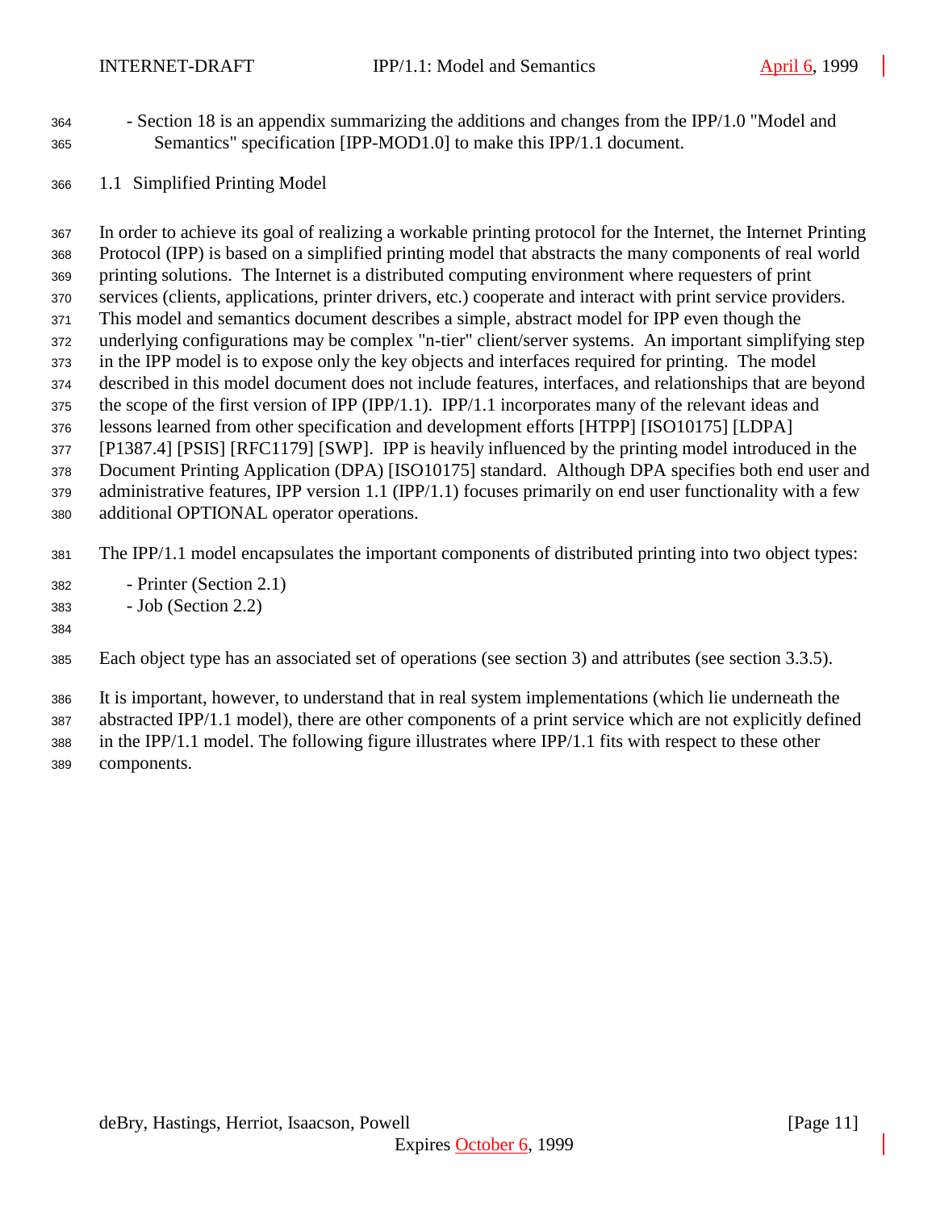- Section 18 is an appendix summarizing the additions and changes from the IPP/1.0 "Model and Semantics" specification [IPP-MOD1.0] to make this IPP/1.1 document.

## 1.1 Simplified Printing Model

In order to achieve its goal of realizing a workable printing protocol for the Internet, the Internet Printing Protocol (IPP) is based on a simplified printing model that abstracts the many components of real world printing solutions. The Internet is a distributed computing environment where requesters of print services (clients, applications, printer drivers, etc.) cooperate and interact with print service providers. This model and semantics document describes a simple, abstract model for IPP even though the underlying configurations may be complex "n-tier" client/server systems. An important simplifying step in the IPP model is to expose only the key objects and interfaces required for printing. The model described in this model document does not include features, interfaces, and relationships that are beyond the scope of the first version of IPP (IPP/1.1). IPP/1.1 incorporates many of the relevant ideas and lessons learned from other specification and development efforts [HTPP] [ISO10175] [LDPA] [P1387.4] [PSIS] [RFC1179] [SWP]. IPP is heavily influenced by the printing model introduced in the Document Printing Application (DPA) [ISO10175] standard. Although DPA specifies both end user and administrative features, IPP version 1.1 (IPP/1.1) focuses primarily on end user functionality with a few additional OPTIONAL operator operations.

The IPP/1.1 model encapsulates the important components of distributed printing into two object types:

- Printer (Section 2.1)
- Job (Section 2.2)

Each object type has an associated set of operations (see section 3) and attributes (see section 3.3.5).

It is important, however, to understand that in real system implementations (which lie underneath the abstracted IPP/1.1 model), there are other components of a print service which are not explicitly defined in the IPP/1.1 model. The following figure illustrates where IPP/1.1 fits with respect to these other components.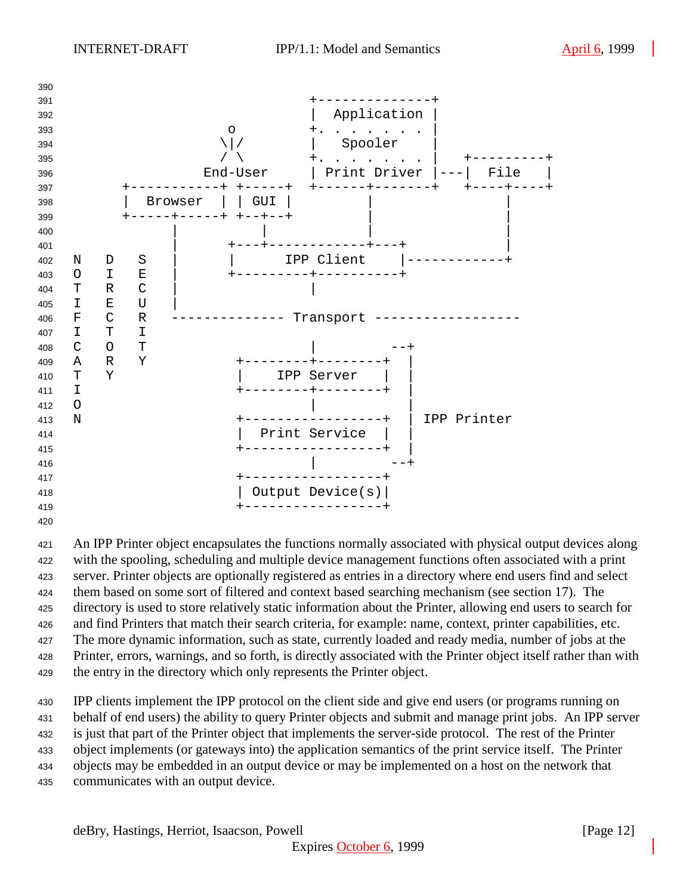```
                                         +--------------+
                                         |  Application |
                         o               +. . . . . . . |
                        \|/              |   Spooler    |
                        / \              +. . . . . . . |   +---------+
                      End-User           | Print Driver |---|  File   |
              +-----------+ +-----+      +------+-------+   +----+----+
              |  Browser  | | GUI |             |                |
              +-----+-----+ +--+--+             |                |
                    |          |                |                |
                    |      +---+------------+---+                |
N   D   S           |      |      IPP Client    |------------+
O   I   E           |      +---------+----------+
T   R   C           |                |
I   E   U           |
F   C   R   -------------- Transport ------------------
I   T   I
C   O   T                            |         --+
A   R   Y               +--------+--------+   |
T   Y                   |    IPP Server   |   |
I                       +--------+--------+   |
O                                |            |
N                       +-----------------+   | IPP Printer
                        |  Print Service  |   |
                        +-----------------+   |
                                 |         --+
                        +-----------------+
                        | Output Device(s)|
                        +-----------------+
```

An IPP Printer object encapsulates the functions normally associated with physical output devices along with the spooling, scheduling and multiple device management functions often associated with a print server. Printer objects are optionally registered as entries in a directory where end users find and select them based on some sort of filtered and context based searching mechanism (see section 17). The directory is used to store relatively static information about the Printer, allowing end users to search for and find Printers that match their search criteria, for example: name, context, printer capabilities, etc. The more dynamic information, such as state, currently loaded and ready media, number of jobs at the Printer, errors, warnings, and so forth, is directly associated with the Printer object itself rather than with the entry in the directory which only represents the Printer object.

IPP clients implement the IPP protocol on the client side and give end users (or programs running on behalf of end users) the ability to query Printer objects and submit and manage print jobs. An IPP server is just that part of the Printer object that implements the server-side protocol. The rest of the Printer object implements (or gateways into) the application semantics of the print service itself. The Printer objects may be embedded in an output device or may be implemented on a host on the network that communicates with an output device.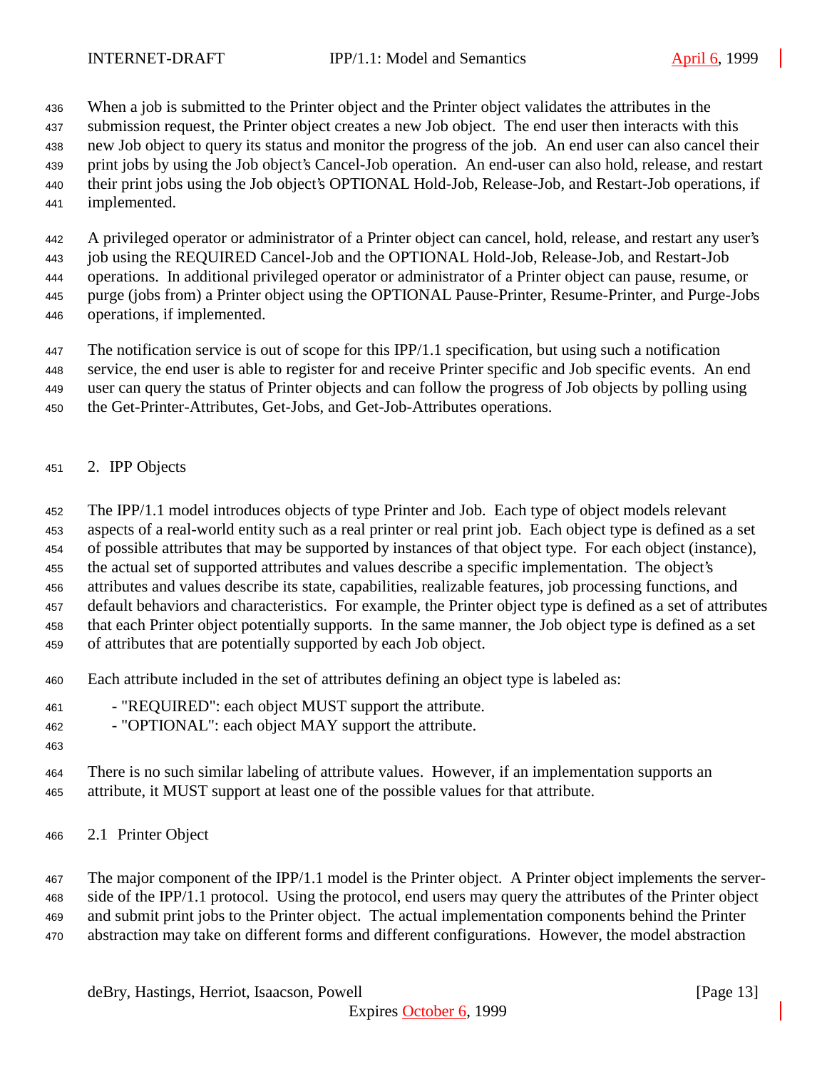When a job is submitted to the Printer object and the Printer object validates the attributes in the submission request, the Printer object creates a new Job object. The end user then interacts with this new Job object to query its status and monitor the progress of the job. An end user can also cancel their print jobs by using the Job object's Cancel-Job operation. An end-user can also hold, release, and restart their print jobs using the Job object's OPTIONAL Hold-Job, Release-Job, and Restart-Job operations, if implemented.

A privileged operator or administrator of a Printer object can cancel, hold, release, and restart any user's job using the REQUIRED Cancel-Job and the OPTIONAL Hold-Job, Release-Job, and Restart-Job operations. In additional privileged operator or administrator of a Printer object can pause, resume, or purge (jobs from) a Printer object using the OPTIONAL Pause-Printer, Resume-Printer, and Purge-Jobs operations, if implemented.

The notification service is out of scope for this IPP/1.1 specification, but using such a notification service, the end user is able to register for and receive Printer specific and Job specific events. An end user can query the status of Printer objects and can follow the progress of Job objects by polling using the Get-Printer-Attributes, Get-Jobs, and Get-Job-Attributes operations.

# 2. IPP Objects

The IPP/1.1 model introduces objects of type Printer and Job. Each type of object models relevant aspects of a real-world entity such as a real printer or real print job. Each object type is defined as a set of possible attributes that may be supported by instances of that object type. For each object (instance), the actual set of supported attributes and values describe a specific implementation. The object's attributes and values describe its state, capabilities, realizable features, job processing functions, and default behaviors and characteristics. For example, the Printer object type is defined as a set of attributes that each Printer object potentially supports. In the same manner, the Job object type is defined as a set of attributes that are potentially supported by each Job object.

Each attribute included in the set of attributes defining an object type is labeled as:

- "REQUIRED": each object MUST support the attribute.
- "OPTIONAL": each object MAY support the attribute.

There is no such similar labeling of attribute values. However, if an implementation supports an attribute, it MUST support at least one of the possible values for that attribute.

## 2.1 Printer Object

The major component of the IPP/1.1 model is the Printer object. A Printer object implements the server-side of the IPP/1.1 protocol. Using the protocol, end users may query the attributes of the Printer object and submit print jobs to the Printer object. The actual implementation components behind the Printer abstraction may take on different forms and different configurations. However, the model abstraction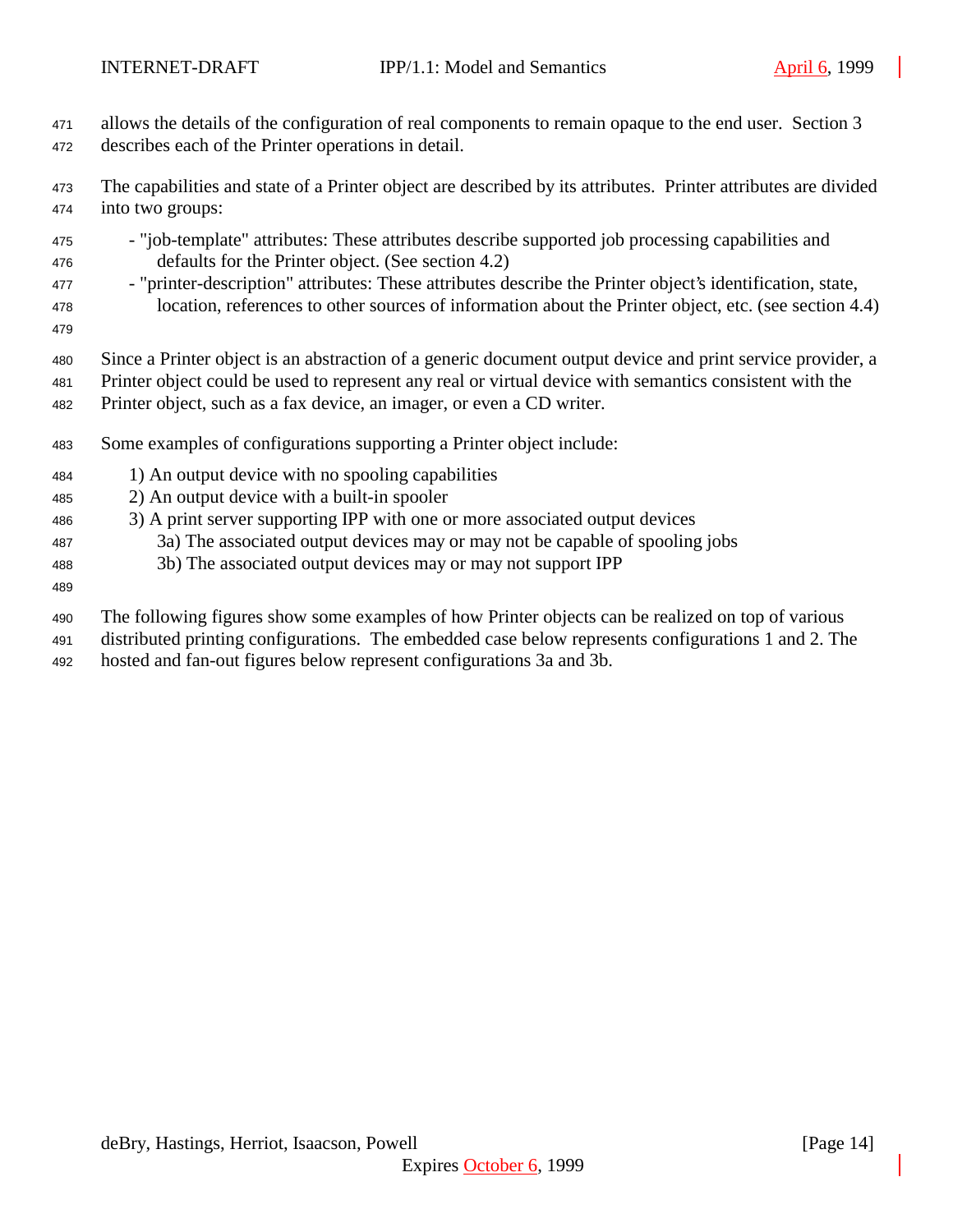allows the details of the configuration of real components to remain opaque to the end user. Section 3 describes each of the Printer operations in detail.

The capabilities and state of a Printer object are described by its attributes. Printer attributes are divided into two groups:

- "job-template" attributes: These attributes describe supported job processing capabilities and defaults for the Printer object. (See section 4.2)
- "printer-description" attributes: These attributes describe the Printer object's identification, state, location, references to other sources of information about the Printer object, etc. (see section 4.4)

Since a Printer object is an abstraction of a generic document output device and print service provider, a Printer object could be used to represent any real or virtual device with semantics consistent with the Printer object, such as a fax device, an imager, or even a CD writer.

Some examples of configurations supporting a Printer object include:

1) An output device with no spooling capabilities
2) An output device with a built-in spooler
3) A print server supporting IPP with one or more associated output devices
   3a) The associated output devices may or may not be capable of spooling jobs
   3b) The associated output devices may or may not support IPP

The following figures show some examples of how Printer objects can be realized on top of various distributed printing configurations. The embedded case below represents configurations 1 and 2. The hosted and fan-out figures below represent configurations 3a and 3b.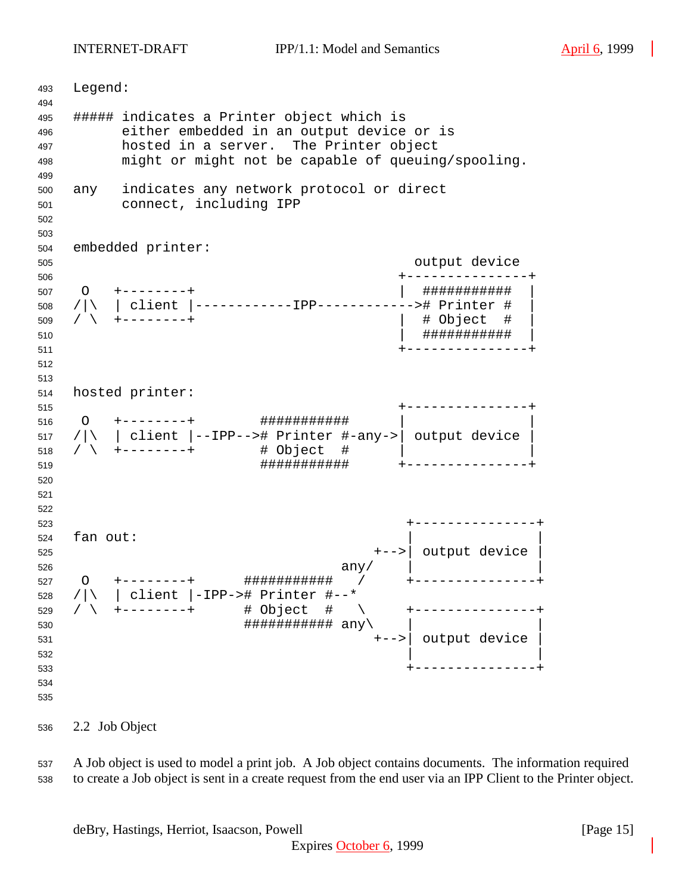```
Legend:

##### indicates a Printer object which is
      either embedded in an output device or is
      hosted in a server.  The Printer object
      might or might not be capable of queuing/spooling.

any   indicates any network protocol or direct
      connect, including IPP


embedded printer:
                                          output device
                                        +---------------+
 O   +--------+                         |  ###########  |
/|\  | client |------------IPP------------># Printer #  |
/ \  +--------+                         |  # Object  #  |
                                        |  ###########  |
                                        +---------------+


hosted printer:
                                        +---------------+
 O   +--------+        ###########      |               |
/|\  | client |--IPP--># Printer #-any->| output device |
/ \  +--------+        # Object  #      |               |
                       ###########      +---------------+



                                         +---------------+
fan out:                                 |               |
                                     +-->| output device |
                                 any/    |               |
 O   +--------+      ###########   /     +---------------+
/|\  | client |-IPP-># Printer #--*
/ \  +--------+      # Object  #   \     +---------------+
                     ########### any\    |               |
                                     +-->| output device |
                                         |               |
                                         +---------------+
```

## 2.2 Job Object

A Job object is used to model a print job. A Job object contains documents. The information required to create a Job object is sent in a create request from the end user via an IPP Client to the Printer object.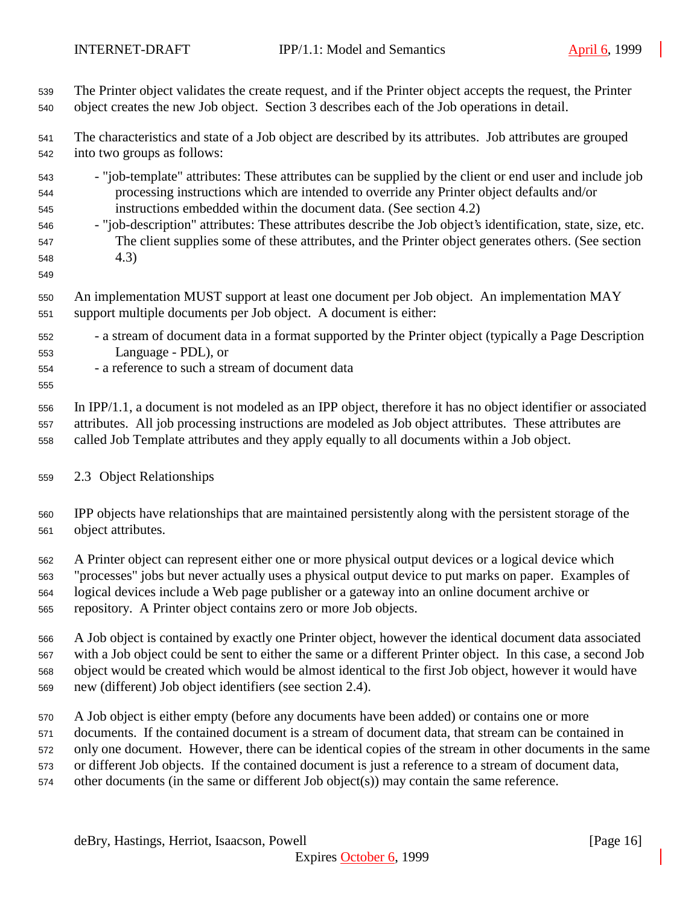The Printer object validates the create request, and if the Printer object accepts the request, the Printer object creates the new Job object. Section 3 describes each of the Job operations in detail.

The characteristics and state of a Job object are described by its attributes. Job attributes are grouped into two groups as follows:

- "job-template" attributes: These attributes can be supplied by the client or end user and include job processing instructions which are intended to override any Printer object defaults and/or instructions embedded within the document data. (See section 4.2)
- "job-description" attributes: These attributes describe the Job object's identification, state, size, etc. The client supplies some of these attributes, and the Printer object generates others. (See section 4.3)

An implementation MUST support at least one document per Job object. An implementation MAY support multiple documents per Job object. A document is either:

- a stream of document data in a format supported by the Printer object (typically a Page Description Language - PDL), or
- a reference to such a stream of document data

In IPP/1.1, a document is not modeled as an IPP object, therefore it has no object identifier or associated attributes. All job processing instructions are modeled as Job object attributes. These attributes are called Job Template attributes and they apply equally to all documents within a Job object.

## 2.3 Object Relationships

IPP objects have relationships that are maintained persistently along with the persistent storage of the object attributes.

A Printer object can represent either one or more physical output devices or a logical device which "processes" jobs but never actually uses a physical output device to put marks on paper. Examples of logical devices include a Web page publisher or a gateway into an online document archive or repository. A Printer object contains zero or more Job objects.

A Job object is contained by exactly one Printer object, however the identical document data associated with a Job object could be sent to either the same or a different Printer object. In this case, a second Job object would be created which would be almost identical to the first Job object, however it would have new (different) Job object identifiers (see section 2.4).

A Job object is either empty (before any documents have been added) or contains one or more documents. If the contained document is a stream of document data, that stream can be contained in only one document. However, there can be identical copies of the stream in other documents in the same or different Job objects. If the contained document is just a reference to a stream of document data, other documents (in the same or different Job object(s)) may contain the same reference.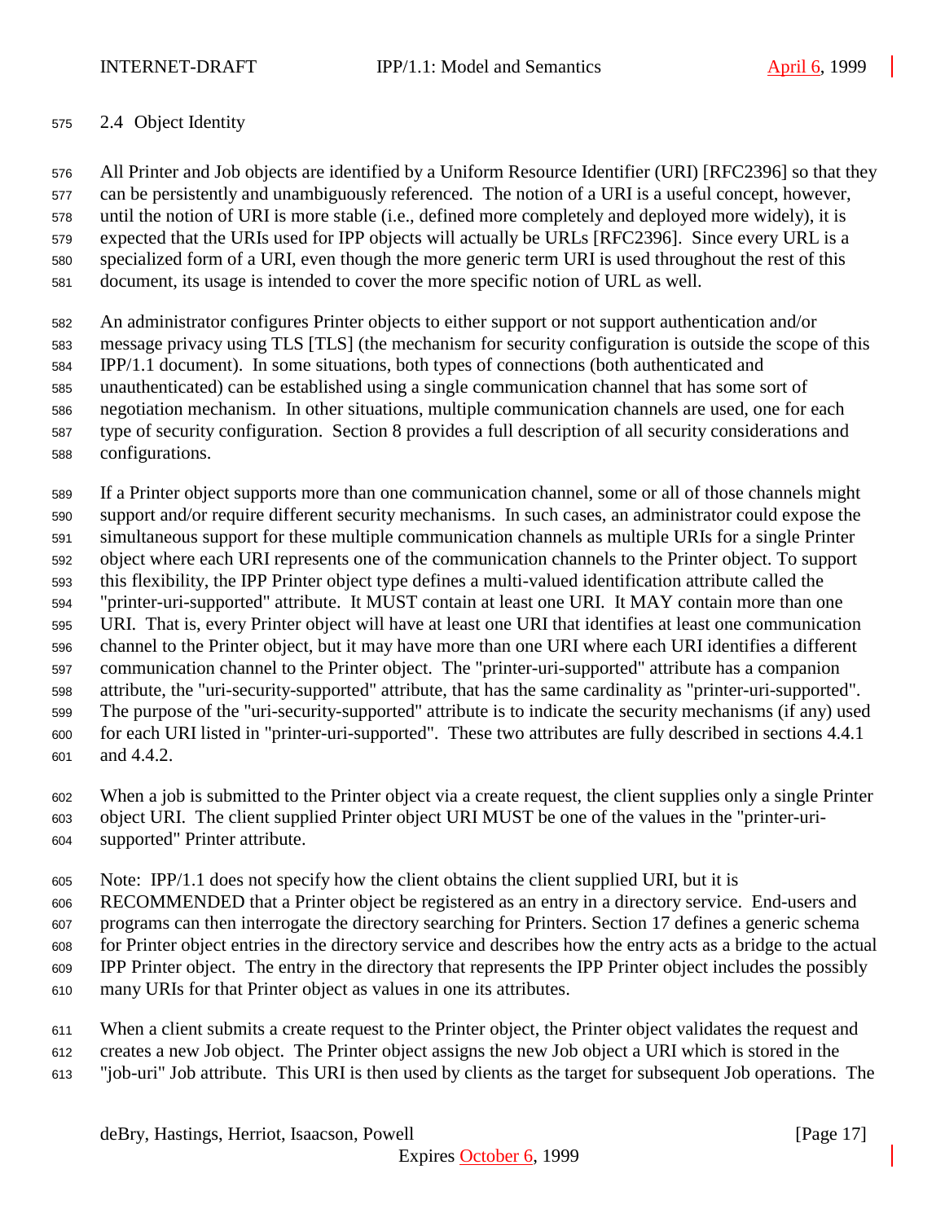## 2.4 Object Identity

All Printer and Job objects are identified by a Uniform Resource Identifier (URI) [RFC2396] so that they can be persistently and unambiguously referenced. The notion of a URI is a useful concept, however, until the notion of URI is more stable (i.e., defined more completely and deployed more widely), it is expected that the URIs used for IPP objects will actually be URLs [RFC2396]. Since every URL is a specialized form of a URI, even though the more generic term URI is used throughout the rest of this document, its usage is intended to cover the more specific notion of URL as well.

An administrator configures Printer objects to either support or not support authentication and/or message privacy using TLS [TLS] (the mechanism for security configuration is outside the scope of this IPP/1.1 document). In some situations, both types of connections (both authenticated and unauthenticated) can be established using a single communication channel that has some sort of negotiation mechanism. In other situations, multiple communication channels are used, one for each type of security configuration. Section 8 provides a full description of all security considerations and configurations.

If a Printer object supports more than one communication channel, some or all of those channels might support and/or require different security mechanisms. In such cases, an administrator could expose the simultaneous support for these multiple communication channels as multiple URIs for a single Printer object where each URI represents one of the communication channels to the Printer object. To support this flexibility, the IPP Printer object type defines a multi-valued identification attribute called the "printer-uri-supported" attribute. It MUST contain at least one URI. It MAY contain more than one URI. That is, every Printer object will have at least one URI that identifies at least one communication channel to the Printer object, but it may have more than one URI where each URI identifies a different communication channel to the Printer object. The "printer-uri-supported" attribute has a companion attribute, the "uri-security-supported" attribute, that has the same cardinality as "printer-uri-supported". The purpose of the "uri-security-supported" attribute is to indicate the security mechanisms (if any) used for each URI listed in "printer-uri-supported". These two attributes are fully described in sections 4.4.1 and 4.4.2.

When a job is submitted to the Printer object via a create request, the client supplies only a single Printer object URI. The client supplied Printer object URI MUST be one of the values in the "printer-uri-supported" Printer attribute.

Note: IPP/1.1 does not specify how the client obtains the client supplied URI, but it is RECOMMENDED that a Printer object be registered as an entry in a directory service. End-users and programs can then interrogate the directory searching for Printers. Section 17 defines a generic schema for Printer object entries in the directory service and describes how the entry acts as a bridge to the actual IPP Printer object. The entry in the directory that represents the IPP Printer object includes the possibly many URIs for that Printer object as values in one its attributes.

When a client submits a create request to the Printer object, the Printer object validates the request and creates a new Job object. The Printer object assigns the new Job object a URI which is stored in the "job-uri" Job attribute. This URI is then used by clients as the target for subsequent Job operations. The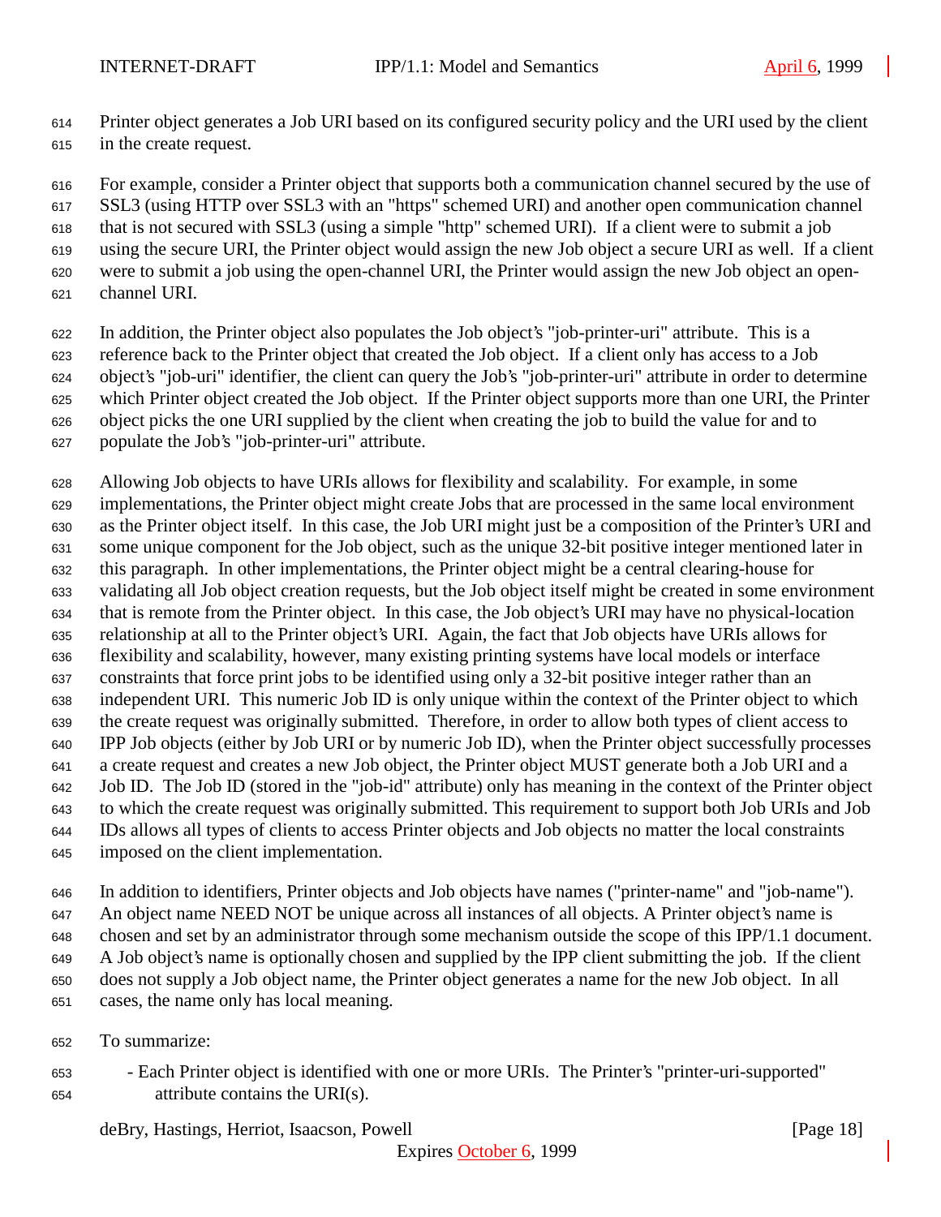Printer object generates a Job URI based on its configured security policy and the URI used by the client in the create request.

For example, consider a Printer object that supports both a communication channel secured by the use of SSL3 (using HTTP over SSL3 with an "https" schemed URI) and another open communication channel that is not secured with SSL3 (using a simple "http" schemed URI). If a client were to submit a job using the secure URI, the Printer object would assign the new Job object a secure URI as well. If a client were to submit a job using the open-channel URI, the Printer would assign the new Job object an open-channel URI.

In addition, the Printer object also populates the Job object's "job-printer-uri" attribute. This is a reference back to the Printer object that created the Job object. If a client only has access to a Job object's "job-uri" identifier, the client can query the Job's "job-printer-uri" attribute in order to determine which Printer object created the Job object. If the Printer object supports more than one URI, the Printer object picks the one URI supplied by the client when creating the job to build the value for and to populate the Job's "job-printer-uri" attribute.

Allowing Job objects to have URIs allows for flexibility and scalability. For example, in some implementations, the Printer object might create Jobs that are processed in the same local environment as the Printer object itself. In this case, the Job URI might just be a composition of the Printer's URI and some unique component for the Job object, such as the unique 32-bit positive integer mentioned later in this paragraph. In other implementations, the Printer object might be a central clearing-house for validating all Job object creation requests, but the Job object itself might be created in some environment that is remote from the Printer object. In this case, the Job object's URI may have no physical-location relationship at all to the Printer object's URI. Again, the fact that Job objects have URIs allows for flexibility and scalability, however, many existing printing systems have local models or interface constraints that force print jobs to be identified using only a 32-bit positive integer rather than an independent URI. This numeric Job ID is only unique within the context of the Printer object to which the create request was originally submitted. Therefore, in order to allow both types of client access to IPP Job objects (either by Job URI or by numeric Job ID), when the Printer object successfully processes a create request and creates a new Job object, the Printer object MUST generate both a Job URI and a Job ID. The Job ID (stored in the "job-id" attribute) only has meaning in the context of the Printer object to which the create request was originally submitted. This requirement to support both Job URIs and Job IDs allows all types of clients to access Printer objects and Job objects no matter the local constraints imposed on the client implementation.

In addition to identifiers, Printer objects and Job objects have names ("printer-name" and "job-name"). An object name NEED NOT be unique across all instances of all objects. A Printer object's name is chosen and set by an administrator through some mechanism outside the scope of this IPP/1.1 document. A Job object's name is optionally chosen and supplied by the IPP client submitting the job. If the client does not supply a Job object name, the Printer object generates a name for the new Job object. In all cases, the name only has local meaning.

To summarize:

- Each Printer object is identified with one or more URIs. The Printer's "printer-uri-supported" attribute contains the URI(s).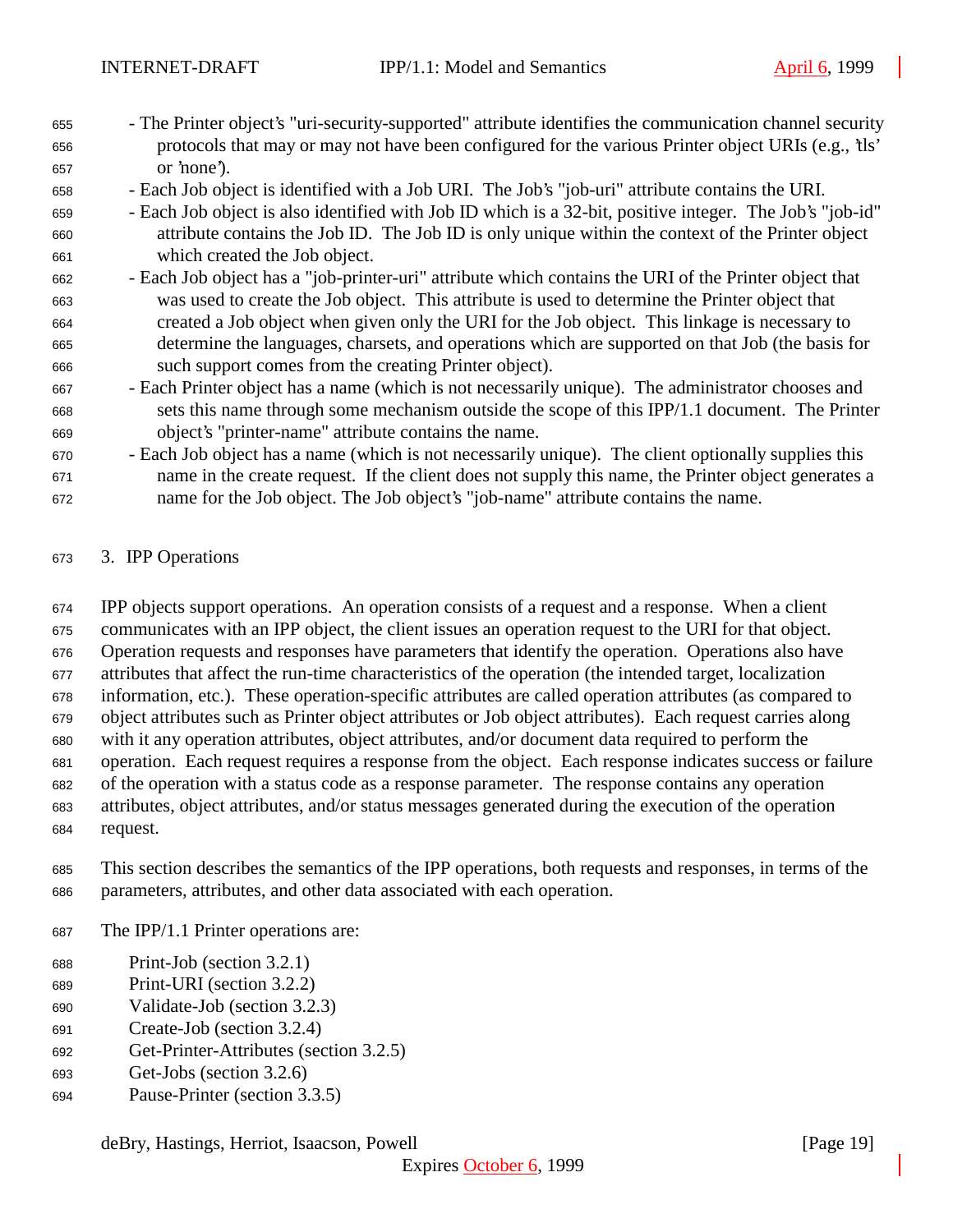- The Printer object's "uri-security-supported" attribute identifies the communication channel security protocols that may or may not have been configured for the various Printer object URIs (e.g., 'tls' or 'none').
- Each Job object is identified with a Job URI. The Job's "job-uri" attribute contains the URI.
- Each Job object is also identified with Job ID which is a 32-bit, positive integer. The Job's "job-id" attribute contains the Job ID. The Job ID is only unique within the context of the Printer object which created the Job object.
- Each Job object has a "job-printer-uri" attribute which contains the URI of the Printer object that was used to create the Job object. This attribute is used to determine the Printer object that created a Job object when given only the URI for the Job object. This linkage is necessary to determine the languages, charsets, and operations which are supported on that Job (the basis for such support comes from the creating Printer object).
- Each Printer object has a name (which is not necessarily unique). The administrator chooses and sets this name through some mechanism outside the scope of this IPP/1.1 document. The Printer object's "printer-name" attribute contains the name.
- Each Job object has a name (which is not necessarily unique). The client optionally supplies this name in the create request. If the client does not supply this name, the Printer object generates a name for the Job object. The Job object's "job-name" attribute contains the name.

# 3. IPP Operations

IPP objects support operations. An operation consists of a request and a response. When a client communicates with an IPP object, the client issues an operation request to the URI for that object. Operation requests and responses have parameters that identify the operation. Operations also have attributes that affect the run-time characteristics of the operation (the intended target, localization information, etc.). These operation-specific attributes are called operation attributes (as compared to object attributes such as Printer object attributes or Job object attributes). Each request carries along with it any operation attributes, object attributes, and/or document data required to perform the operation. Each request requires a response from the object. Each response indicates success or failure of the operation with a status code as a response parameter. The response contains any operation attributes, object attributes, and/or status messages generated during the execution of the operation request.

This section describes the semantics of the IPP operations, both requests and responses, in terms of the parameters, attributes, and other data associated with each operation.

The IPP/1.1 Printer operations are:

Print-Job (section 3.2.1)
Print-URI (section 3.2.2)
Validate-Job (section 3.2.3)
Create-Job (section 3.2.4)
Get-Printer-Attributes (section 3.2.5)
Get-Jobs (section 3.2.6)
Pause-Printer (section 3.3.5)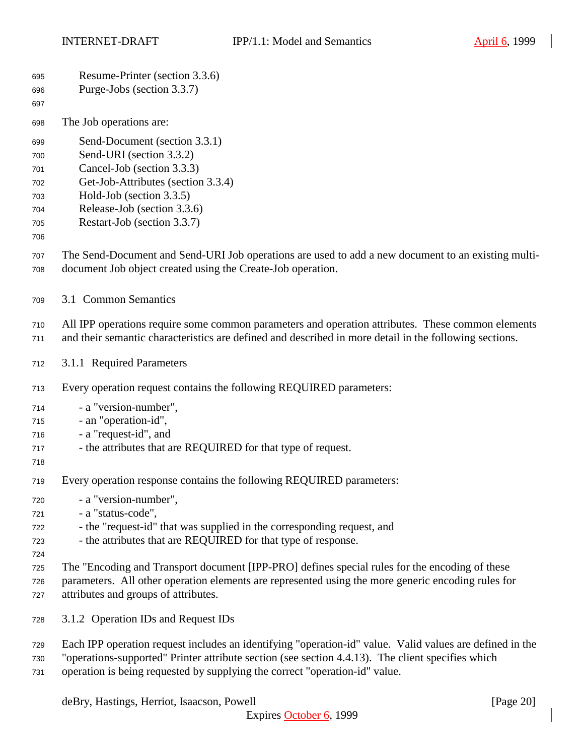Resume-Printer (section 3.3.6)
Purge-Jobs (section 3.3.7)

The Job operations are:

Send-Document (section 3.3.1)
Send-URI (section 3.3.2)
Cancel-Job (section 3.3.3)
Get-Job-Attributes (section 3.3.4)
Hold-Job (section 3.3.5)
Release-Job (section 3.3.6)
Restart-Job (section 3.3.7)

The Send-Document and Send-URI Job operations are used to add a new document to an existing multi-document Job object created using the Create-Job operation.

## 3.1 Common Semantics

All IPP operations require some common parameters and operation attributes. These common elements and their semantic characteristics are defined and described in more detail in the following sections.

### 3.1.1 Required Parameters

Every operation request contains the following REQUIRED parameters:

- a "version-number",
- an "operation-id",
- a "request-id", and
- the attributes that are REQUIRED for that type of request.

Every operation response contains the following REQUIRED parameters:

- a "version-number",
- a "status-code",
- the "request-id" that was supplied in the corresponding request, and
- the attributes that are REQUIRED for that type of response.

The "Encoding and Transport document [IPP-PRO] defines special rules for the encoding of these parameters. All other operation elements are represented using the more generic encoding rules for attributes and groups of attributes.

### 3.1.2 Operation IDs and Request IDs

Each IPP operation request includes an identifying "operation-id" value. Valid values are defined in the "operations-supported" Printer attribute section (see section 4.4.13). The client specifies which operation is being requested by supplying the correct "operation-id" value.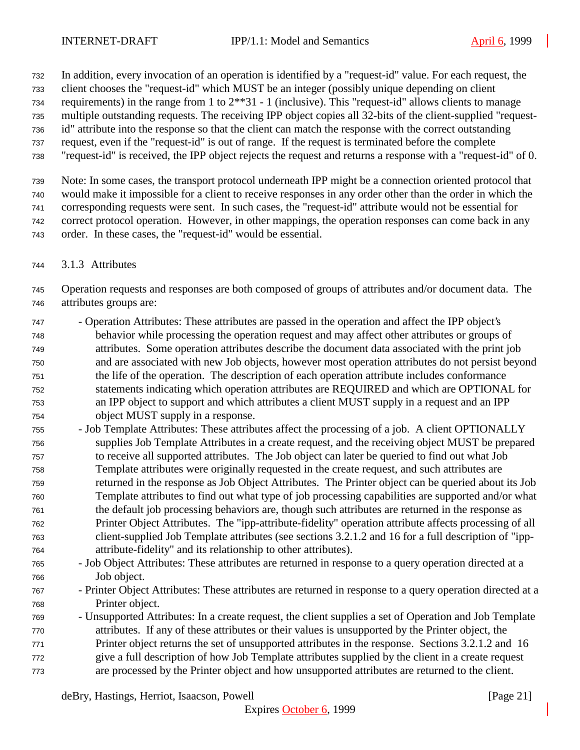In addition, every invocation of an operation is identified by a "request-id" value. For each request, the client chooses the "request-id" which MUST be an integer (possibly unique depending on client requirements) in the range from 1 to 2**31 - 1 (inclusive). This "request-id" allows clients to manage multiple outstanding requests. The receiving IPP object copies all 32-bits of the client-supplied "request-id" attribute into the response so that the client can match the response with the correct outstanding request, even if the "request-id" is out of range. If the request is terminated before the complete "request-id" is received, the IPP object rejects the request and returns a response with a "request-id" of 0.

Note: In some cases, the transport protocol underneath IPP might be a connection oriented protocol that would make it impossible for a client to receive responses in any order other than the order in which the corresponding requests were sent. In such cases, the "request-id" attribute would not be essential for correct protocol operation. However, in other mappings, the operation responses can come back in any order. In these cases, the "request-id" would be essential.

### 3.1.3 Attributes

Operation requests and responses are both composed of groups of attributes and/or document data. The attributes groups are:

- Operation Attributes: These attributes are passed in the operation and affect the IPP object's behavior while processing the operation request and may affect other attributes or groups of attributes. Some operation attributes describe the document data associated with the print job and are associated with new Job objects, however most operation attributes do not persist beyond the life of the operation. The description of each operation attribute includes conformance statements indicating which operation attributes are REQUIRED and which are OPTIONAL for an IPP object to support and which attributes a client MUST supply in a request and an IPP object MUST supply in a response.
- Job Template Attributes: These attributes affect the processing of a job. A client OPTIONALLY supplies Job Template Attributes in a create request, and the receiving object MUST be prepared to receive all supported attributes. The Job object can later be queried to find out what Job Template attributes were originally requested in the create request, and such attributes are returned in the response as Job Object Attributes. The Printer object can be queried about its Job Template attributes to find out what type of job processing capabilities are supported and/or what the default job processing behaviors are, though such attributes are returned in the response as Printer Object Attributes. The "ipp-attribute-fidelity" operation attribute affects processing of all client-supplied Job Template attributes (see sections 3.2.1.2 and 16 for a full description of "ipp-attribute-fidelity" and its relationship to other attributes).
- Job Object Attributes: These attributes are returned in response to a query operation directed at a Job object.
- Printer Object Attributes: These attributes are returned in response to a query operation directed at a Printer object.
- Unsupported Attributes: In a create request, the client supplies a set of Operation and Job Template attributes. If any of these attributes or their values is unsupported by the Printer object, the Printer object returns the set of unsupported attributes in the response. Sections 3.2.1.2 and 16 give a full description of how Job Template attributes supplied by the client in a create request are processed by the Printer object and how unsupported attributes are returned to the client.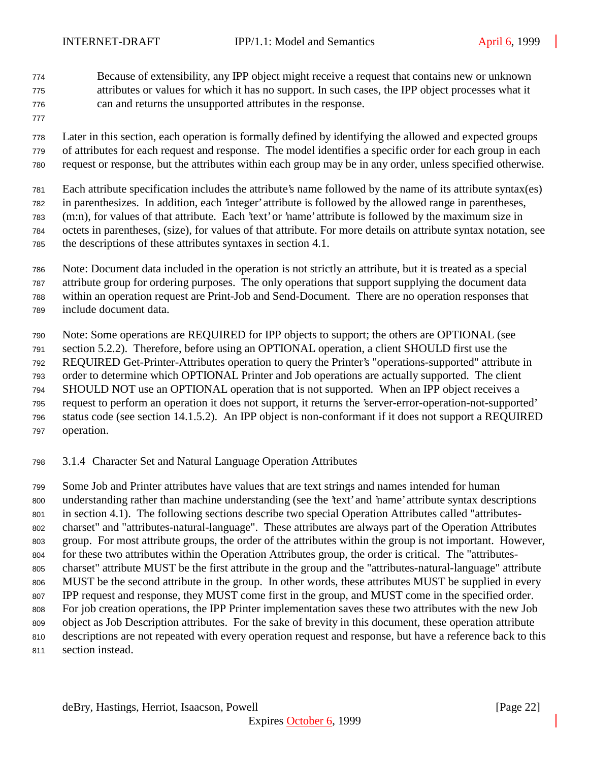Because of extensibility, any IPP object might receive a request that contains new or unknown attributes or values for which it has no support. In such cases, the IPP object processes what it can and returns the unsupported attributes in the response.

Later in this section, each operation is formally defined by identifying the allowed and expected groups of attributes for each request and response. The model identifies a specific order for each group in each request or response, but the attributes within each group may be in any order, unless specified otherwise.

Each attribute specification includes the attribute's name followed by the name of its attribute syntax(es) in parenthesizes. In addition, each 'integer' attribute is followed by the allowed range in parentheses, (m:n), for values of that attribute. Each 'text' or 'name' attribute is followed by the maximum size in octets in parentheses, (size), for values of that attribute. For more details on attribute syntax notation, see the descriptions of these attributes syntaxes in section 4.1.

Note: Document data included in the operation is not strictly an attribute, but it is treated as a special attribute group for ordering purposes. The only operations that support supplying the document data within an operation request are Print-Job and Send-Document. There are no operation responses that include document data.

Note: Some operations are REQUIRED for IPP objects to support; the others are OPTIONAL (see section 5.2.2). Therefore, before using an OPTIONAL operation, a client SHOULD first use the REQUIRED Get-Printer-Attributes operation to query the Printer's "operations-supported" attribute in order to determine which OPTIONAL Printer and Job operations are actually supported. The client SHOULD NOT use an OPTIONAL operation that is not supported. When an IPP object receives a request to perform an operation it does not support, it returns the 'server-error-operation-not-supported' status code (see section 14.1.5.2). An IPP object is non-conformant if it does not support a REQUIRED operation.

### 3.1.4 Character Set and Natural Language Operation Attributes

Some Job and Printer attributes have values that are text strings and names intended for human understanding rather than machine understanding (see the 'text' and 'name' attribute syntax descriptions in section 4.1). The following sections describe two special Operation Attributes called "attributes-charset" and "attributes-natural-language". These attributes are always part of the Operation Attributes group. For most attribute groups, the order of the attributes within the group is not important. However, for these two attributes within the Operation Attributes group, the order is critical. The "attributes-charset" attribute MUST be the first attribute in the group and the "attributes-natural-language" attribute MUST be the second attribute in the group. In other words, these attributes MUST be supplied in every IPP request and response, they MUST come first in the group, and MUST come in the specified order. For job creation operations, the IPP Printer implementation saves these two attributes with the new Job object as Job Description attributes. For the sake of brevity in this document, these operation attribute descriptions are not repeated with every operation request and response, but have a reference back to this section instead.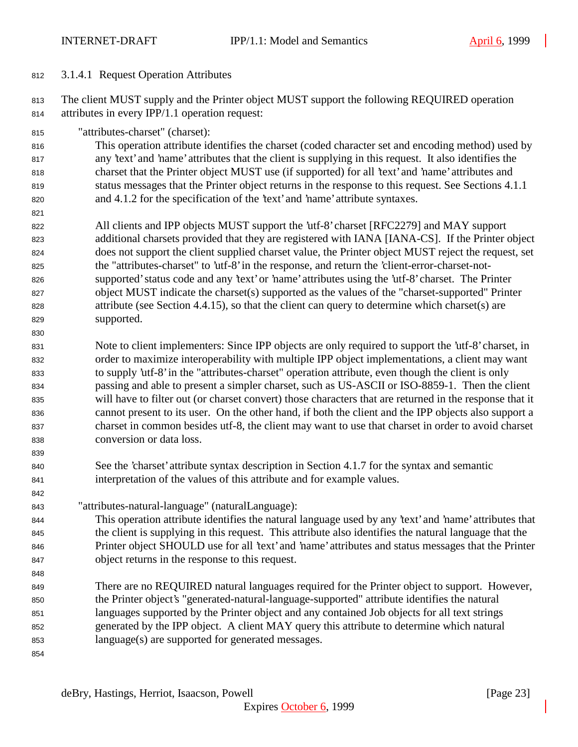#### 3.1.4.1 Request Operation Attributes

The client MUST supply and the Printer object MUST support the following REQUIRED operation attributes in every IPP/1.1 operation request:

"attributes-charset" (charset):

This operation attribute identifies the charset (coded character set and encoding method) used by any 'text' and 'name' attributes that the client is supplying in this request. It also identifies the charset that the Printer object MUST use (if supported) for all 'text' and 'name' attributes and status messages that the Printer object returns in the response to this request. See Sections 4.1.1 and 4.1.2 for the specification of the 'text' and 'name' attribute syntaxes.

All clients and IPP objects MUST support the 'utf-8' charset [RFC2279] and MAY support additional charsets provided that they are registered with IANA [IANA-CS]. If the Printer object does not support the client supplied charset value, the Printer object MUST reject the request, set the "attributes-charset" to 'utf-8' in the response, and return the 'client-error-charset-not-supported' status code and any 'text' or 'name' attributes using the 'utf-8' charset. The Printer object MUST indicate the charset(s) supported as the values of the "charset-supported" Printer attribute (see Section 4.4.15), so that the client can query to determine which charset(s) are supported.

Note to client implementers: Since IPP objects are only required to support the 'utf-8' charset, in order to maximize interoperability with multiple IPP object implementations, a client may want to supply 'utf-8' in the "attributes-charset" operation attribute, even though the client is only passing and able to present a simpler charset, such as US-ASCII or ISO-8859-1. Then the client will have to filter out (or charset convert) those characters that are returned in the response that it cannot present to its user. On the other hand, if both the client and the IPP objects also support a charset in common besides utf-8, the client may want to use that charset in order to avoid charset conversion or data loss.

See the 'charset' attribute syntax description in Section 4.1.7 for the syntax and semantic interpretation of the values of this attribute and for example values.

"attributes-natural-language" (naturalLanguage):

This operation attribute identifies the natural language used by any 'text' and 'name' attributes that the client is supplying in this request. This attribute also identifies the natural language that the Printer object SHOULD use for all 'text' and 'name' attributes and status messages that the Printer object returns in the response to this request.

There are no REQUIRED natural languages required for the Printer object to support. However, the Printer object's "generated-natural-language-supported" attribute identifies the natural languages supported by the Printer object and any contained Job objects for all text strings generated by the IPP object. A client MAY query this attribute to determine which natural language(s) are supported for generated messages.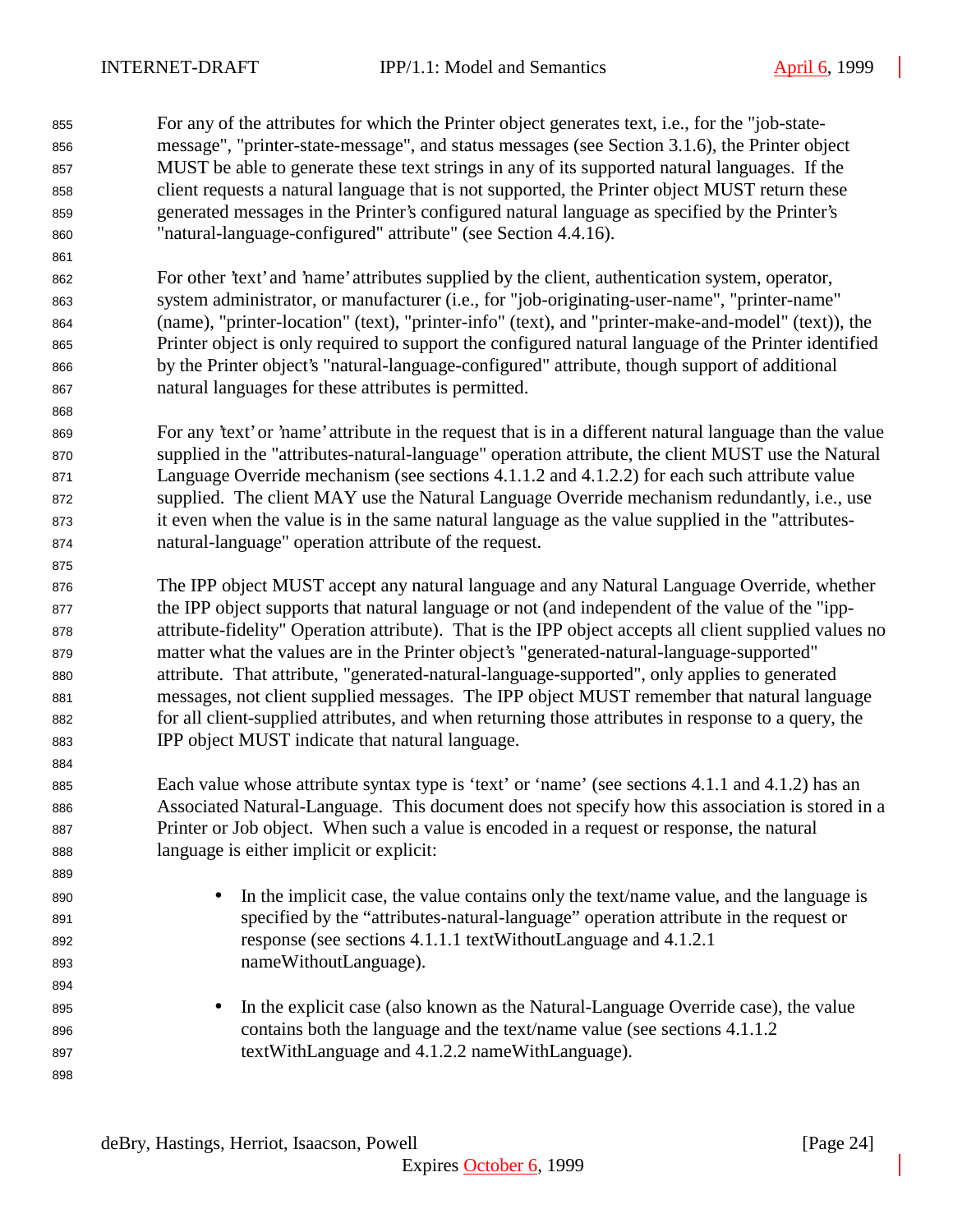For any of the attributes for which the Printer object generates text, i.e., for the "job-state-message", "printer-state-message", and status messages (see Section 3.1.6), the Printer object MUST be able to generate these text strings in any of its supported natural languages. If the client requests a natural language that is not supported, the Printer object MUST return these generated messages in the Printer's configured natural language as specified by the Printer's "natural-language-configured" attribute" (see Section 4.4.16).

For other 'text' and 'name' attributes supplied by the client, authentication system, operator, system administrator, or manufacturer (i.e., for "job-originating-user-name", "printer-name" (name), "printer-location" (text), "printer-info" (text), and "printer-make-and-model" (text)), the Printer object is only required to support the configured natural language of the Printer identified by the Printer object's "natural-language-configured" attribute, though support of additional natural languages for these attributes is permitted.

For any 'text' or 'name' attribute in the request that is in a different natural language than the value supplied in the "attributes-natural-language" operation attribute, the client MUST use the Natural Language Override mechanism (see sections 4.1.1.2 and 4.1.2.2) for each such attribute value supplied. The client MAY use the Natural Language Override mechanism redundantly, i.e., use it even when the value is in the same natural language as the value supplied in the "attributes-natural-language" operation attribute of the request.

The IPP object MUST accept any natural language and any Natural Language Override, whether the IPP object supports that natural language or not (and independent of the value of the "ipp-attribute-fidelity" Operation attribute). That is the IPP object accepts all client supplied values no matter what the values are in the Printer object's "generated-natural-language-supported" attribute. That attribute, "generated-natural-language-supported", only applies to generated messages, not client supplied messages. The IPP object MUST remember that natural language for all client-supplied attributes, and when returning those attributes in response to a query, the IPP object MUST indicate that natural language.

Each value whose attribute syntax type is 'text' or 'name' (see sections 4.1.1 and 4.1.2) has an Associated Natural-Language. This document does not specify how this association is stored in a Printer or Job object. When such a value is encoded in a request or response, the natural language is either implicit or explicit:

- In the implicit case, the value contains only the text/name value, and the language is specified by the "attributes-natural-language" operation attribute in the request or response (see sections 4.1.1.1 textWithoutLanguage and 4.1.2.1 nameWithoutLanguage).

- In the explicit case (also known as the Natural-Language Override case), the value contains both the language and the text/name value (see sections 4.1.1.2 textWithLanguage and 4.1.2.2 nameWithLanguage).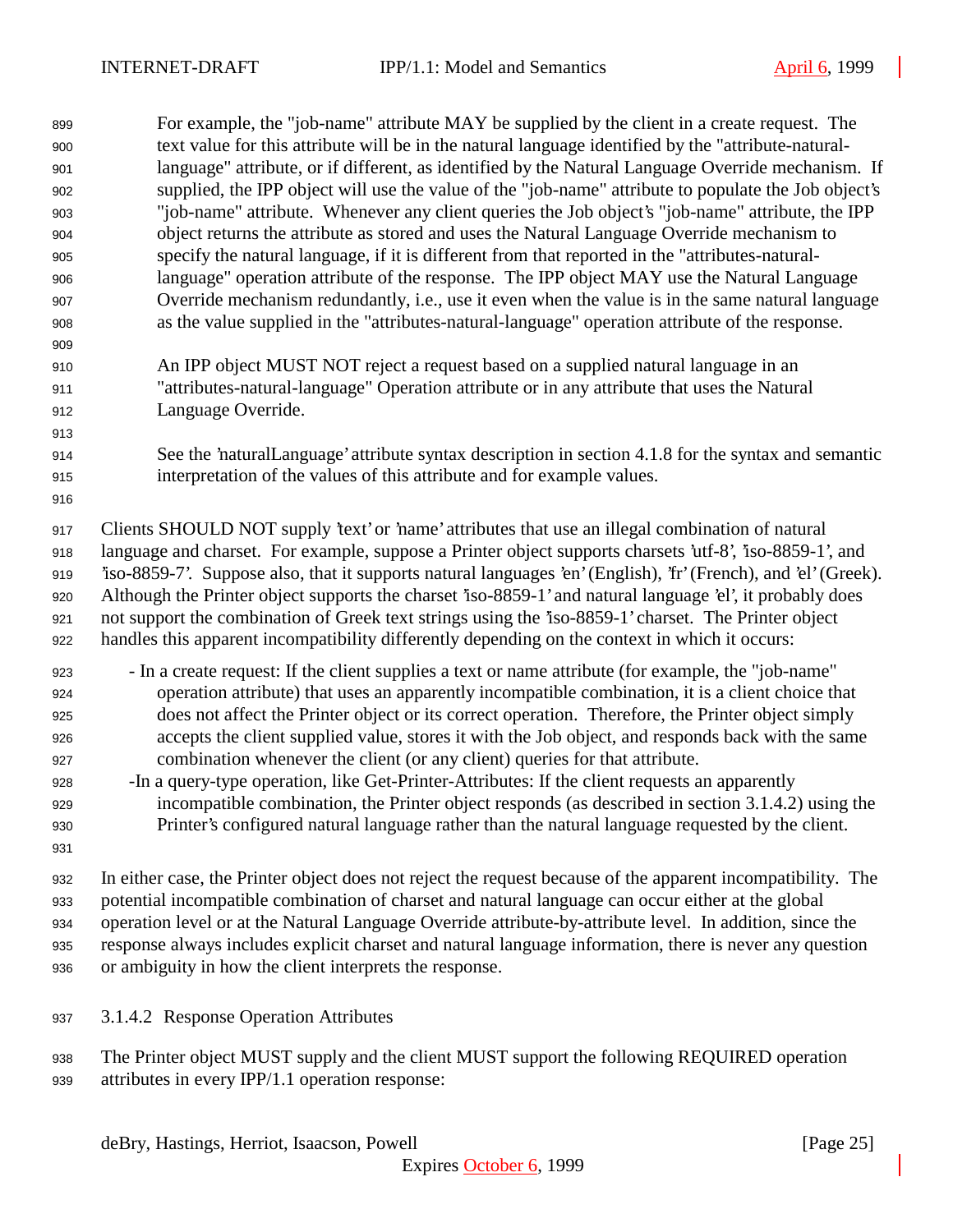For example, the "job-name" attribute MAY be supplied by the client in a create request. The text value for this attribute will be in the natural language identified by the "attribute-natural-language" attribute, or if different, as identified by the Natural Language Override mechanism. If supplied, the IPP object will use the value of the "job-name" attribute to populate the Job object's "job-name" attribute. Whenever any client queries the Job object's "job-name" attribute, the IPP object returns the attribute as stored and uses the Natural Language Override mechanism to specify the natural language, if it is different from that reported in the "attributes-natural-language" operation attribute of the response. The IPP object MAY use the Natural Language Override mechanism redundantly, i.e., use it even when the value is in the same natural language as the value supplied in the "attributes-natural-language" operation attribute of the response.

An IPP object MUST NOT reject a request based on a supplied natural language in an "attributes-natural-language" Operation attribute or in any attribute that uses the Natural Language Override.

See the 'naturalLanguage' attribute syntax description in section 4.1.8 for the syntax and semantic interpretation of the values of this attribute and for example values.

Clients SHOULD NOT supply 'text' or 'name' attributes that use an illegal combination of natural language and charset. For example, suppose a Printer object supports charsets 'utf-8', 'iso-8859-1', and 'iso-8859-7'. Suppose also, that it supports natural languages 'en' (English), 'fr' (French), and 'el' (Greek). Although the Printer object supports the charset 'iso-8859-1' and natural language 'el', it probably does not support the combination of Greek text strings using the 'iso-8859-1' charset. The Printer object handles this apparent incompatibility differently depending on the context in which it occurs:

- In a create request: If the client supplies a text or name attribute (for example, the "job-name" operation attribute) that uses an apparently incompatible combination, it is a client choice that does not affect the Printer object or its correct operation. Therefore, the Printer object simply accepts the client supplied value, stores it with the Job object, and responds back with the same combination whenever the client (or any client) queries for that attribute.
- In a query-type operation, like Get-Printer-Attributes: If the client requests an apparently incompatible combination, the Printer object responds (as described in section 3.1.4.2) using the Printer's configured natural language rather than the natural language requested by the client.

In either case, the Printer object does not reject the request because of the apparent incompatibility. The potential incompatible combination of charset and natural language can occur either at the global operation level or at the Natural Language Override attribute-by-attribute level. In addition, since the response always includes explicit charset and natural language information, there is never any question or ambiguity in how the client interprets the response.

#### 3.1.4.2 Response Operation Attributes

The Printer object MUST supply and the client MUST support the following REQUIRED operation attributes in every IPP/1.1 operation response: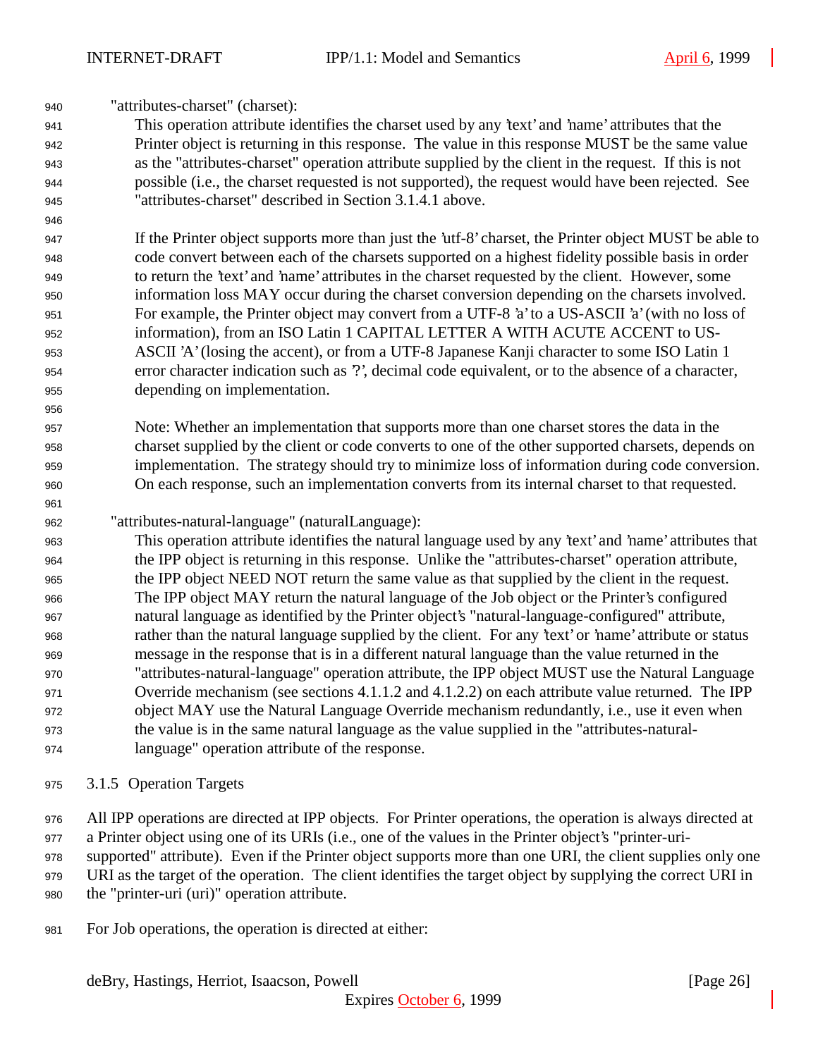"attributes-charset" (charset):

This operation attribute identifies the charset used by any 'text' and 'name' attributes that the Printer object is returning in this response. The value in this response MUST be the same value as the "attributes-charset" operation attribute supplied by the client in the request. If this is not possible (i.e., the charset requested is not supported), the request would have been rejected. See "attributes-charset" described in Section 3.1.4.1 above.

If the Printer object supports more than just the 'utf-8' charset, the Printer object MUST be able to code convert between each of the charsets supported on a highest fidelity possible basis in order to return the 'text' and 'name' attributes in the charset requested by the client. However, some information loss MAY occur during the charset conversion depending on the charsets involved. For example, the Printer object may convert from a UTF-8 'a' to a US-ASCII 'a' (with no loss of information), from an ISO Latin 1 CAPITAL LETTER A WITH ACUTE ACCENT to US-ASCII 'A' (losing the accent), or from a UTF-8 Japanese Kanji character to some ISO Latin 1 error character indication such as '?', decimal code equivalent, or to the absence of a character, depending on implementation.

Note: Whether an implementation that supports more than one charset stores the data in the charset supplied by the client or code converts to one of the other supported charsets, depends on implementation. The strategy should try to minimize loss of information during code conversion. On each response, such an implementation converts from its internal charset to that requested.

"attributes-natural-language" (naturalLanguage):

This operation attribute identifies the natural language used by any 'text' and 'name' attributes that the IPP object is returning in this response. Unlike the "attributes-charset" operation attribute, the IPP object NEED NOT return the same value as that supplied by the client in the request. The IPP object MAY return the natural language of the Job object or the Printer's configured natural language as identified by the Printer object's "natural-language-configured" attribute, rather than the natural language supplied by the client. For any 'text' or 'name' attribute or status message in the response that is in a different natural language than the value returned in the "attributes-natural-language" operation attribute, the IPP object MUST use the Natural Language Override mechanism (see sections 4.1.1.2 and 4.1.2.2) on each attribute value returned. The IPP object MAY use the Natural Language Override mechanism redundantly, i.e., use it even when the value is in the same natural language as the value supplied in the "attributes-natural-language" operation attribute of the response.

### 3.1.5 Operation Targets

All IPP operations are directed at IPP objects. For Printer operations, the operation is always directed at a Printer object using one of its URIs (i.e., one of the values in the Printer object's "printer-uri-supported" attribute). Even if the Printer object supports more than one URI, the client supplies only one URI as the target of the operation. The client identifies the target object by supplying the correct URI in the "printer-uri (uri)" operation attribute.

For Job operations, the operation is directed at either: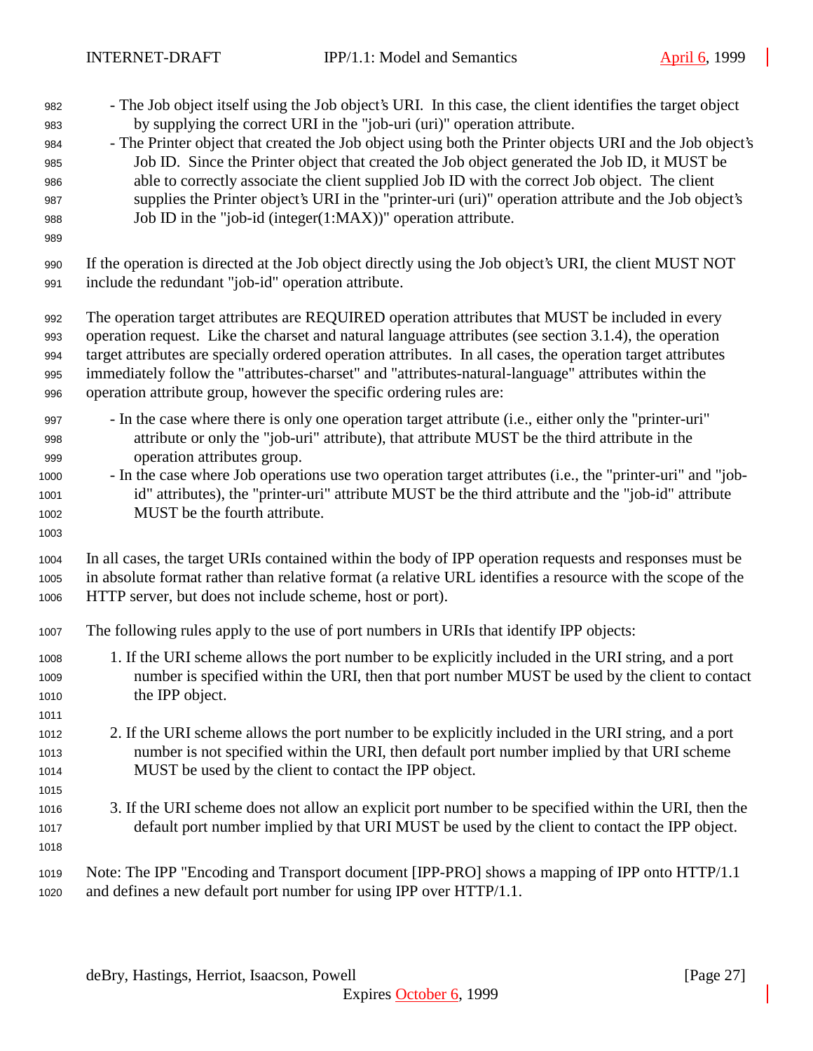- The Job object itself using the Job object's URI. In this case, the client identifies the target object by supplying the correct URI in the "job-uri (uri)" operation attribute.
- The Printer object that created the Job object using both the Printer objects URI and the Job object's Job ID. Since the Printer object that created the Job object generated the Job ID, it MUST be able to correctly associate the client supplied Job ID with the correct Job object. The client supplies the Printer object's URI in the "printer-uri (uri)" operation attribute and the Job object's Job ID in the "job-id (integer(1:MAX))" operation attribute.

If the operation is directed at the Job object directly using the Job object's URI, the client MUST NOT include the redundant "job-id" operation attribute.

The operation target attributes are REQUIRED operation attributes that MUST be included in every operation request. Like the charset and natural language attributes (see section 3.1.4), the operation target attributes are specially ordered operation attributes. In all cases, the operation target attributes immediately follow the "attributes-charset" and "attributes-natural-language" attributes within the operation attribute group, however the specific ordering rules are:

- In the case where there is only one operation target attribute (i.e., either only the "printer-uri" attribute or only the "job-uri" attribute), that attribute MUST be the third attribute in the operation attributes group.
- In the case where Job operations use two operation target attributes (i.e., the "printer-uri" and "job-id" attributes), the "printer-uri" attribute MUST be the third attribute and the "job-id" attribute MUST be the fourth attribute.

In all cases, the target URIs contained within the body of IPP operation requests and responses must be in absolute format rather than relative format (a relative URL identifies a resource with the scope of the HTTP server, but does not include scheme, host or port).

The following rules apply to the use of port numbers in URIs that identify IPP objects:

1. If the URI scheme allows the port number to be explicitly included in the URI string, and a port number is specified within the URI, then that port number MUST be used by the client to contact the IPP object.

2. If the URI scheme allows the port number to be explicitly included in the URI string, and a port number is not specified within the URI, then default port number implied by that URI scheme MUST be used by the client to contact the IPP object.

3. If the URI scheme does not allow an explicit port number to be specified within the URI, then the default port number implied by that URI MUST be used by the client to contact the IPP object.

Note: The IPP "Encoding and Transport document [IPP-PRO] shows a mapping of IPP onto HTTP/1.1 and defines a new default port number for using IPP over HTTP/1.1.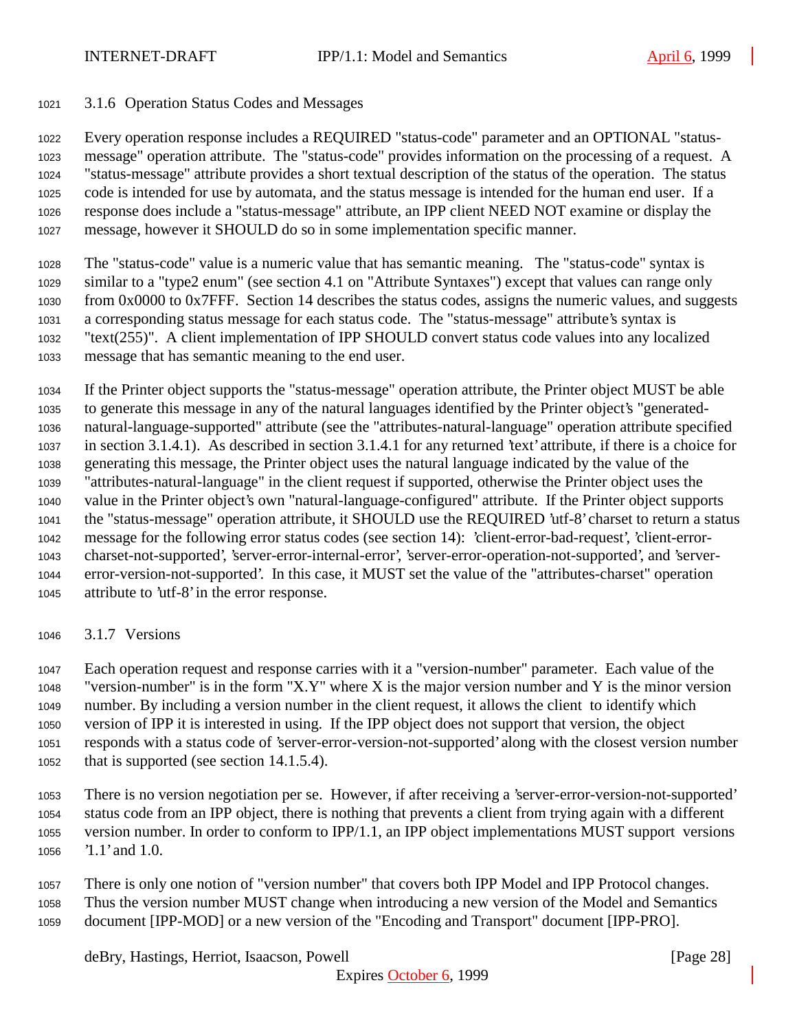### 3.1.6 Operation Status Codes and Messages

Every operation response includes a REQUIRED "status-code" parameter and an OPTIONAL "status-message" operation attribute. The "status-code" provides information on the processing of a request. A "status-message" attribute provides a short textual description of the status of the operation. The status code is intended for use by automata, and the status message is intended for the human end user. If a response does include a "status-message" attribute, an IPP client NEED NOT examine or display the message, however it SHOULD do so in some implementation specific manner.

The "status-code" value is a numeric value that has semantic meaning. The "status-code" syntax is similar to a "type2 enum" (see section 4.1 on "Attribute Syntaxes") except that values can range only from 0x0000 to 0x7FFF. Section 14 describes the status codes, assigns the numeric values, and suggests a corresponding status message for each status code. The "status-message" attribute's syntax is "text(255)". A client implementation of IPP SHOULD convert status code values into any localized message that has semantic meaning to the end user.

If the Printer object supports the "status-message" operation attribute, the Printer object MUST be able to generate this message in any of the natural languages identified by the Printer object's "generated-natural-language-supported" attribute (see the "attributes-natural-language" operation attribute specified in section 3.1.4.1). As described in section 3.1.4.1 for any returned 'text' attribute, if there is a choice for generating this message, the Printer object uses the natural language indicated by the value of the "attributes-natural-language" in the client request if supported, otherwise the Printer object uses the value in the Printer object's own "natural-language-configured" attribute. If the Printer object supports the "status-message" operation attribute, it SHOULD use the REQUIRED 'utf-8' charset to return a status message for the following error status codes (see section 14): 'client-error-bad-request', 'client-error-charset-not-supported', 'server-error-internal-error', 'server-error-operation-not-supported', and 'server-error-version-not-supported'. In this case, it MUST set the value of the "attributes-charset" operation attribute to 'utf-8' in the error response.

### 3.1.7 Versions

Each operation request and response carries with it a "version-number" parameter. Each value of the "version-number" is in the form "X.Y" where X is the major version number and Y is the minor version number. By including a version number in the client request, it allows the client to identify which version of IPP it is interested in using. If the IPP object does not support that version, the object responds with a status code of 'server-error-version-not-supported' along with the closest version number that is supported (see section 14.1.5.4).

There is no version negotiation per se. However, if after receiving a 'server-error-version-not-supported' status code from an IPP object, there is nothing that prevents a client from trying again with a different version number. In order to conform to IPP/1.1, an IPP object implementations MUST support versions '1.1' and 1.0.

There is only one notion of "version number" that covers both IPP Model and IPP Protocol changes. Thus the version number MUST change when introducing a new version of the Model and Semantics document [IPP-MOD] or a new version of the "Encoding and Transport" document [IPP-PRO].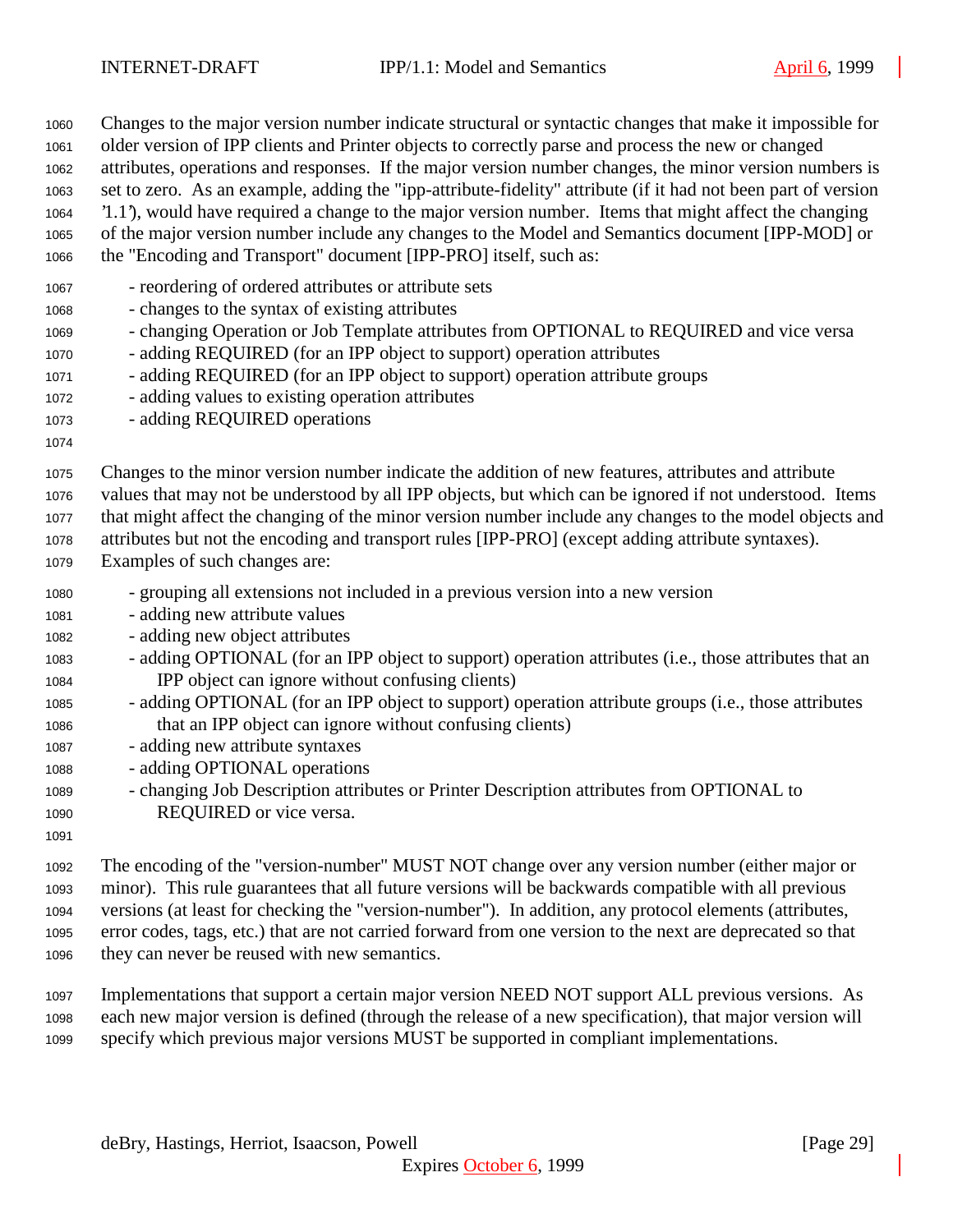Changes to the major version number indicate structural or syntactic changes that make it impossible for older version of IPP clients and Printer objects to correctly parse and process the new or changed attributes, operations and responses. If the major version number changes, the minor version numbers is set to zero. As an example, adding the "ipp-attribute-fidelity" attribute (if it had not been part of version '1.1'), would have required a change to the major version number. Items that might affect the changing of the major version number include any changes to the Model and Semantics document [IPP-MOD] or the "Encoding and Transport" document [IPP-PRO] itself, such as:

- reordering of ordered attributes or attribute sets
- changes to the syntax of existing attributes
- changing Operation or Job Template attributes from OPTIONAL to REQUIRED and vice versa
- adding REQUIRED (for an IPP object to support) operation attributes
- adding REQUIRED (for an IPP object to support) operation attribute groups
- adding values to existing operation attributes
- adding REQUIRED operations

Changes to the minor version number indicate the addition of new features, attributes and attribute values that may not be understood by all IPP objects, but which can be ignored if not understood. Items that might affect the changing of the minor version number include any changes to the model objects and attributes but not the encoding and transport rules [IPP-PRO] (except adding attribute syntaxes). Examples of such changes are:

- grouping all extensions not included in a previous version into a new version
- adding new attribute values
- adding new object attributes
- adding OPTIONAL (for an IPP object to support) operation attributes (i.e., those attributes that an IPP object can ignore without confusing clients)
- adding OPTIONAL (for an IPP object to support) operation attribute groups (i.e., those attributes that an IPP object can ignore without confusing clients)
- adding new attribute syntaxes
- adding OPTIONAL operations
- changing Job Description attributes or Printer Description attributes from OPTIONAL to REQUIRED or vice versa.

The encoding of the "version-number" MUST NOT change over any version number (either major or minor). This rule guarantees that all future versions will be backwards compatible with all previous versions (at least for checking the "version-number"). In addition, any protocol elements (attributes, error codes, tags, etc.) that are not carried forward from one version to the next are deprecated so that they can never be reused with new semantics.

Implementations that support a certain major version NEED NOT support ALL previous versions. As each new major version is defined (through the release of a new specification), that major version will specify which previous major versions MUST be supported in compliant implementations.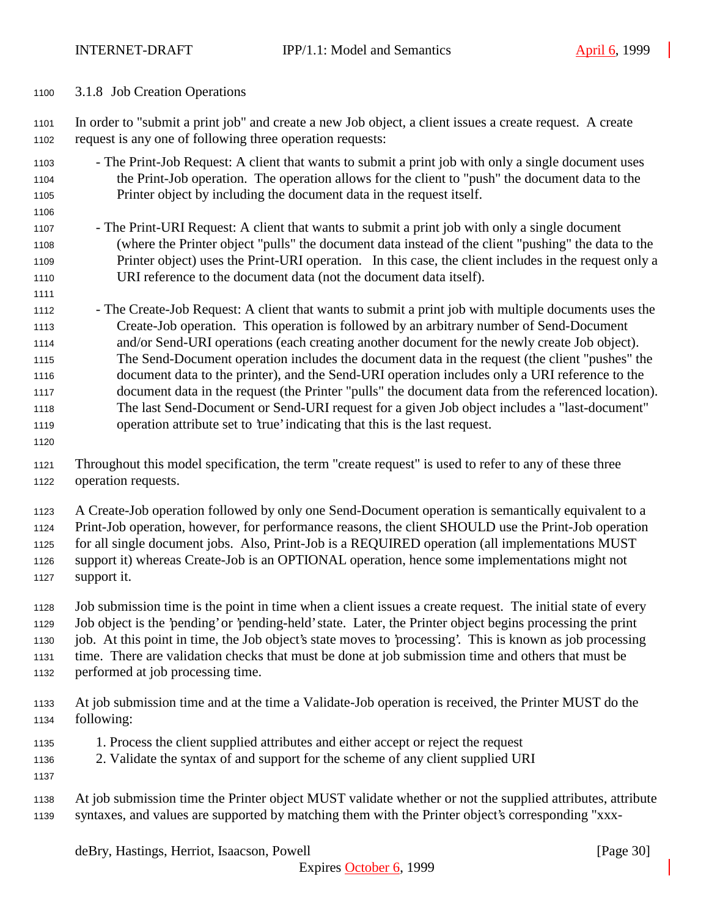### 3.1.8 Job Creation Operations

In order to "submit a print job" and create a new Job object, a client issues a create request. A create request is any one of following three operation requests:

- The Print-Job Request: A client that wants to submit a print job with only a single document uses the Print-Job operation. The operation allows for the client to "push" the document data to the Printer object by including the document data in the request itself.

- The Print-URI Request: A client that wants to submit a print job with only a single document (where the Printer object "pulls" the document data instead of the client "pushing" the data to the Printer object) uses the Print-URI operation. In this case, the client includes in the request only a URI reference to the document data (not the document data itself).

- The Create-Job Request: A client that wants to submit a print job with multiple documents uses the Create-Job operation. This operation is followed by an arbitrary number of Send-Document and/or Send-URI operations (each creating another document for the newly create Job object). The Send-Document operation includes the document data in the request (the client "pushes" the document data to the printer), and the Send-URI operation includes only a URI reference to the document data in the request (the Printer "pulls" the document data from the referenced location). The last Send-Document or Send-URI request for a given Job object includes a "last-document" operation attribute set to 'true' indicating that this is the last request.

Throughout this model specification, the term "create request" is used to refer to any of these three operation requests.

A Create-Job operation followed by only one Send-Document operation is semantically equivalent to a Print-Job operation, however, for performance reasons, the client SHOULD use the Print-Job operation for all single document jobs. Also, Print-Job is a REQUIRED operation (all implementations MUST support it) whereas Create-Job is an OPTIONAL operation, hence some implementations might not support it.

Job submission time is the point in time when a client issues a create request. The initial state of every Job object is the 'pending' or 'pending-held' state. Later, the Printer object begins processing the print job. At this point in time, the Job object's state moves to 'processing'. This is known as job processing time. There are validation checks that must be done at job submission time and others that must be performed at job processing time.

At job submission time and at the time a Validate-Job operation is received, the Printer MUST do the following:

1. Process the client supplied attributes and either accept or reject the request
2. Validate the syntax of and support for the scheme of any client supplied URI

At job submission time the Printer object MUST validate whether or not the supplied attributes, attribute syntaxes, and values are supported by matching them with the Printer object's corresponding "xxx-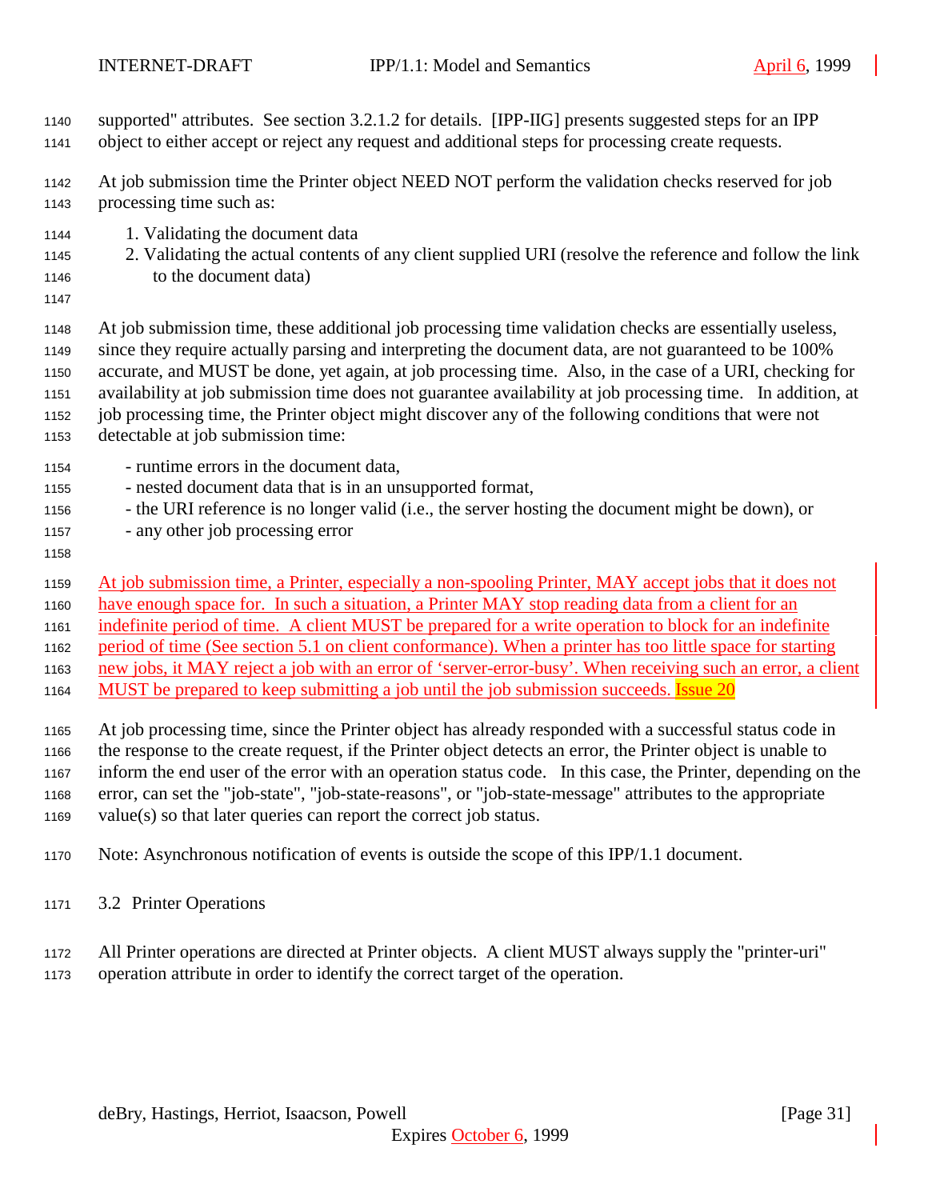supported" attributes. See section 3.2.1.2 for details. [IPP-IIG] presents suggested steps for an IPP object to either accept or reject any request and additional steps for processing create requests.

At job submission time the Printer object NEED NOT perform the validation checks reserved for job processing time such as:

1. Validating the document data
2. Validating the actual contents of any client supplied URI (resolve the reference and follow the link to the document data)

At job submission time, these additional job processing time validation checks are essentially useless, since they require actually parsing and interpreting the document data, are not guaranteed to be 100% accurate, and MUST be done, yet again, at job processing time. Also, in the case of a URI, checking for availability at job submission time does not guarantee availability at job processing time. In addition, at job processing time, the Printer object might discover any of the following conditions that were not detectable at job submission time:

- runtime errors in the document data,
- nested document data that is in an unsupported format,
- the URI reference is no longer valid (i.e., the server hosting the document might be down), or
- any other job processing error

At job submission time, a Printer, especially a non-spooling Printer, MAY accept jobs that it does not have enough space for. In such a situation, a Printer MAY stop reading data from a client for an indefinite period of time. A client MUST be prepared for a write operation to block for an indefinite period of time (See section 5.1 on client conformance). When a printer has too little space for starting new jobs, it MAY reject a job with an error of 'server-error-busy'. When receiving such an error, a client MUST be prepared to keep submitting a job until the job submission succeeds. Issue 20

At job processing time, since the Printer object has already responded with a successful status code in the response to the create request, if the Printer object detects an error, the Printer object is unable to inform the end user of the error with an operation status code. In this case, the Printer, depending on the error, can set the "job-state", "job-state-reasons", or "job-state-message" attributes to the appropriate value(s) so that later queries can report the correct job status.

Note: Asynchronous notification of events is outside the scope of this IPP/1.1 document.

## 3.2 Printer Operations

All Printer operations are directed at Printer objects. A client MUST always supply the "printer-uri" operation attribute in order to identify the correct target of the operation.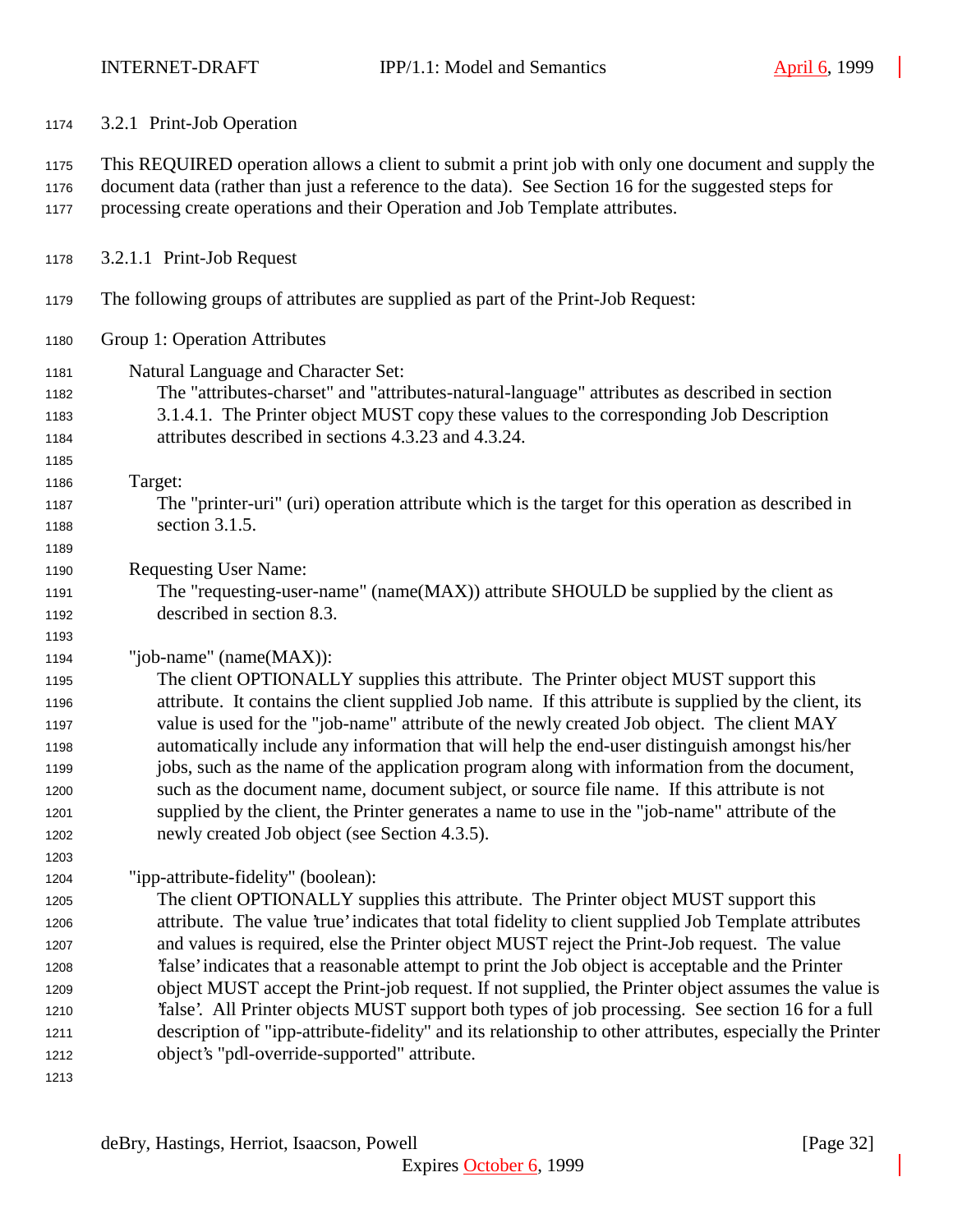### 3.2.1 Print-Job Operation

This REQUIRED operation allows a client to submit a print job with only one document and supply the document data (rather than just a reference to the data). See Section 16 for the suggested steps for processing create operations and their Operation and Job Template attributes.

#### 3.2.1.1 Print-Job Request

The following groups of attributes are supplied as part of the Print-Job Request:

Group 1: Operation Attributes

Natural Language and Character Set:
The "attributes-charset" and "attributes-natural-language" attributes as described in section 3.1.4.1. The Printer object MUST copy these values to the corresponding Job Description attributes described in sections 4.3.23 and 4.3.24.

Target:
The "printer-uri" (uri) operation attribute which is the target for this operation as described in section 3.1.5.

Requesting User Name:
The "requesting-user-name" (name(MAX)) attribute SHOULD be supplied by the client as described in section 8.3.

"job-name" (name(MAX)):
The client OPTIONALLY supplies this attribute. The Printer object MUST support this attribute. It contains the client supplied Job name. If this attribute is supplied by the client, its value is used for the "job-name" attribute of the newly created Job object. The client MAY automatically include any information that will help the end-user distinguish amongst his/her jobs, such as the name of the application program along with information from the document, such as the document name, document subject, or source file name. If this attribute is not supplied by the client, the Printer generates a name to use in the "job-name" attribute of the newly created Job object (see Section 4.3.5).

"ipp-attribute-fidelity" (boolean):
The client OPTIONALLY supplies this attribute. The Printer object MUST support this attribute. The value 'true' indicates that total fidelity to client supplied Job Template attributes and values is required, else the Printer object MUST reject the Print-Job request. The value 'false' indicates that a reasonable attempt to print the Job object is acceptable and the Printer object MUST accept the Print-job request. If not supplied, the Printer object assumes the value is 'false'. All Printer objects MUST support both types of job processing. See section 16 for a full description of "ipp-attribute-fidelity" and its relationship to other attributes, especially the Printer object's "pdl-override-supported" attribute.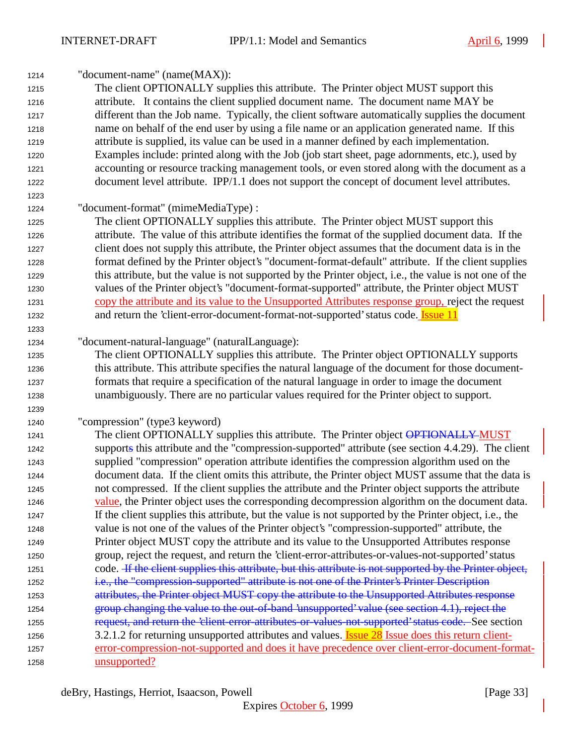"document-name" (name(MAX)):

The client OPTIONALLY supplies this attribute. The Printer object MUST support this attribute. It contains the client supplied document name. The document name MAY be different than the Job name. Typically, the client software automatically supplies the document name on behalf of the end user by using a file name or an application generated name. If this attribute is supplied, its value can be used in a manner defined by each implementation. Examples include: printed along with the Job (job start sheet, page adornments, etc.), used by accounting or resource tracking management tools, or even stored along with the document as a document level attribute. IPP/1.1 does not support the concept of document level attributes.

"document-format" (mimeMediaType) :

The client OPTIONALLY supplies this attribute. The Printer object MUST support this attribute. The value of this attribute identifies the format of the supplied document data. If the client does not supply this attribute, the Printer object assumes that the document data is in the format defined by the Printer object's "document-format-default" attribute. If the client supplies this attribute, but the value is not supported by the Printer object, i.e., the value is not one of the values of the Printer object's "document-format-supported" attribute, the Printer object MUST copy the attribute and its value to the Unsupported Attributes response group, reject the request and return the 'client-error-document-format-not-supported' status code. Issue 11

"document-natural-language" (naturalLanguage):

The client OPTIONALLY supplies this attribute. The Printer object OPTIONALLY supports this attribute. This attribute specifies the natural language of the document for those document-formats that require a specification of the natural language in order to image the document unambiguously. There are no particular values required for the Printer object to support.

"compression" (type3 keyword)

The client OPTIONALLY supplies this attribute. The Printer object ~~OPTIONALLY~~ MUST support~~s~~ this attribute and the "compression-supported" attribute (see section 4.4.29). The client supplied "compression" operation attribute identifies the compression algorithm used on the document data. If the client omits this attribute, the Printer object MUST assume that the data is not compressed. If the client supplies the attribute and the Printer object supports the attribute value, the Printer object uses the corresponding decompression algorithm on the document data. If the client supplies this attribute, but the value is not supported by the Printer object, i.e., the value is not one of the values of the Printer object's "compression-supported" attribute, the Printer object MUST copy the attribute and its value to the Unsupported Attributes response group, reject the request, and return the 'client-error-attributes-or-values-not-supported' status code. ~~If the client supplies this attribute, but this attribute is not supported by the Printer object, i.e., the "compression-supported" attribute is not one of the Printer's Printer Description attributes, the Printer object MUST copy the attribute to the Unsupported Attributes response group changing the value to the out-of-band 'unsupported' value (see section 4.1), reject the request, and return the 'client-error-attributes-or-values-not-supported' status code.~~ See section 3.2.1.2 for returning unsupported attributes and values. Issue 28 Issue does this return client-error-compression-not-supported and does it have precedence over client-error-document-format-unsupported?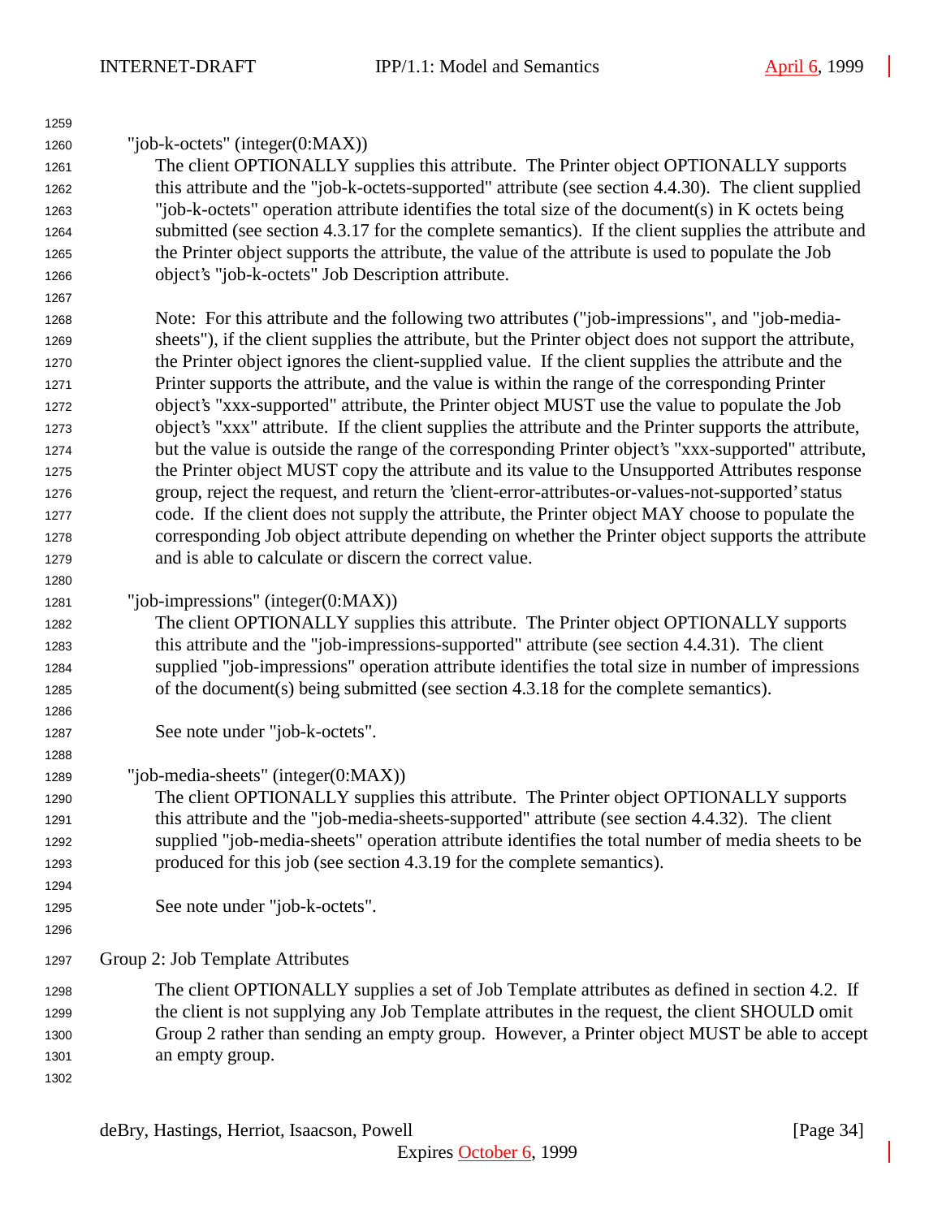"job-k-octets" (integer(0:MAX))

The client OPTIONALLY supplies this attribute. The Printer object OPTIONALLY supports this attribute and the "job-k-octets-supported" attribute (see section 4.4.30). The client supplied "job-k-octets" operation attribute identifies the total size of the document(s) in K octets being submitted (see section 4.3.17 for the complete semantics). If the client supplies the attribute and the Printer object supports the attribute, the value of the attribute is used to populate the Job object's "job-k-octets" Job Description attribute.

Note: For this attribute and the following two attributes ("job-impressions", and "job-media-sheets"), if the client supplies the attribute, but the Printer object does not support the attribute, the Printer object ignores the client-supplied value. If the client supplies the attribute and the Printer supports the attribute, and the value is within the range of the corresponding Printer object's "xxx-supported" attribute, the Printer object MUST use the value to populate the Job object's "xxx" attribute. If the client supplies the attribute and the Printer supports the attribute, but the value is outside the range of the corresponding Printer object's "xxx-supported" attribute, the Printer object MUST copy the attribute and its value to the Unsupported Attributes response group, reject the request, and return the 'client-error-attributes-or-values-not-supported' status code. If the client does not supply the attribute, the Printer object MAY choose to populate the corresponding Job object attribute depending on whether the Printer object supports the attribute and is able to calculate or discern the correct value.

"job-impressions" (integer(0:MAX))

The client OPTIONALLY supplies this attribute. The Printer object OPTIONALLY supports this attribute and the "job-impressions-supported" attribute (see section 4.4.31). The client supplied "job-impressions" operation attribute identifies the total size in number of impressions of the document(s) being submitted (see section 4.3.18 for the complete semantics).

See note under "job-k-octets".

"job-media-sheets" (integer(0:MAX))

The client OPTIONALLY supplies this attribute. The Printer object OPTIONALLY supports this attribute and the "job-media-sheets-supported" attribute (see section 4.4.32). The client supplied "job-media-sheets" operation attribute identifies the total number of media sheets to be produced for this job (see section 4.3.19 for the complete semantics).

See note under "job-k-octets".

Group 2: Job Template Attributes

The client OPTIONALLY supplies a set of Job Template attributes as defined in section 4.2. If the client is not supplying any Job Template attributes in the request, the client SHOULD omit Group 2 rather than sending an empty group. However, a Printer object MUST be able to accept an empty group.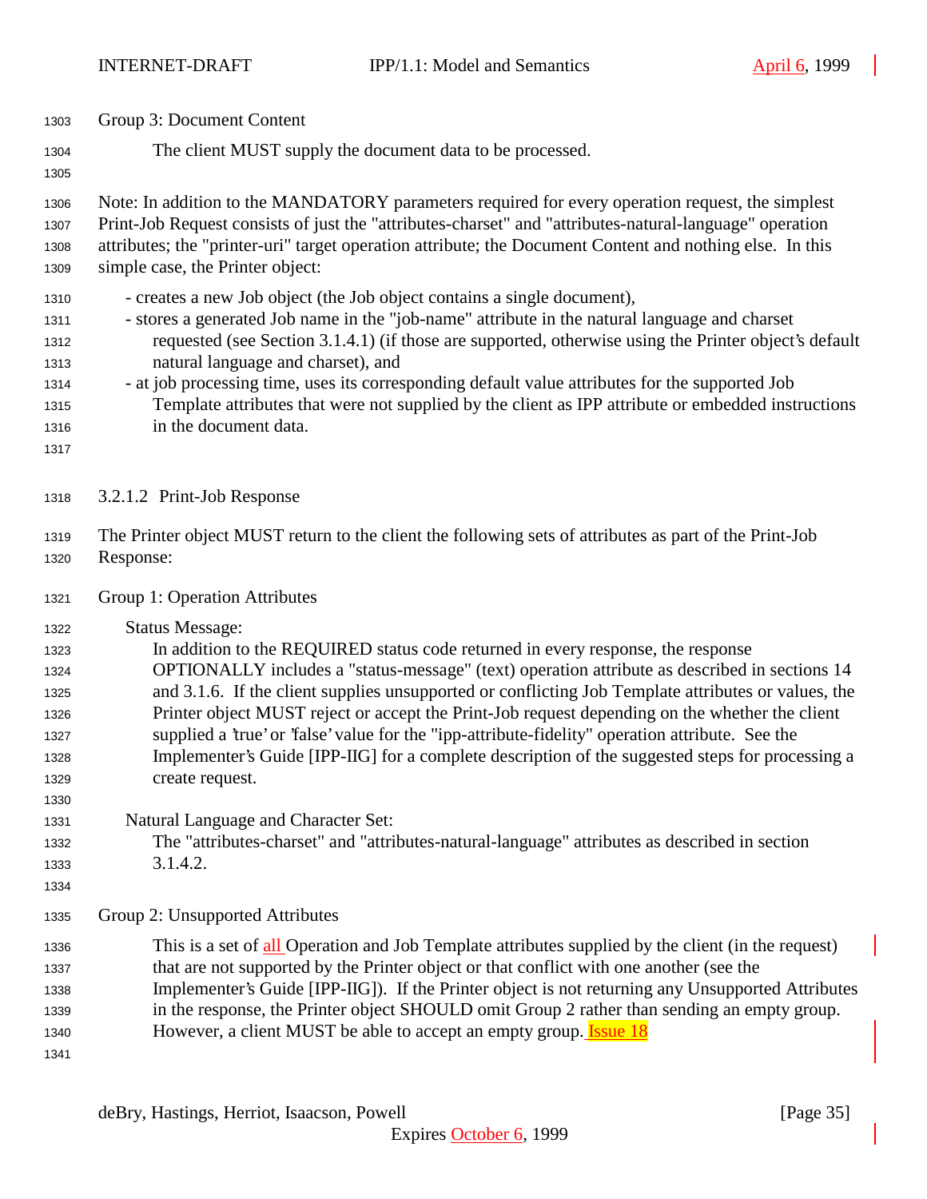Group 3: Document Content

The client MUST supply the document data to be processed.

Note: In addition to the MANDATORY parameters required for every operation request, the simplest Print-Job Request consists of just the "attributes-charset" and "attributes-natural-language" operation attributes; the "printer-uri" target operation attribute; the Document Content and nothing else. In this simple case, the Printer object:

- creates a new Job object (the Job object contains a single document),
- stores a generated Job name in the "job-name" attribute in the natural language and charset requested (see Section 3.1.4.1) (if those are supported, otherwise using the Printer object's default natural language and charset), and
- at job processing time, uses its corresponding default value attributes for the supported Job Template attributes that were not supplied by the client as IPP attribute or embedded instructions in the document data.

### 3.2.1.2 Print-Job Response

The Printer object MUST return to the client the following sets of attributes as part of the Print-Job Response:

Group 1: Operation Attributes

Status Message:
In addition to the REQUIRED status code returned in every response, the response OPTIONALLY includes a "status-message" (text) operation attribute as described in sections 14 and 3.1.6. If the client supplies unsupported or conflicting Job Template attributes or values, the Printer object MUST reject or accept the Print-Job request depending on the whether the client supplied a 'true' or 'false' value for the "ipp-attribute-fidelity" operation attribute. See the Implementer's Guide [IPP-IIG] for a complete description of the suggested steps for processing a create request.

Natural Language and Character Set:
The "attributes-charset" and "attributes-natural-language" attributes as described in section 3.1.4.2.

Group 2: Unsupported Attributes

This is a set of all Operation and Job Template attributes supplied by the client (in the request) that are not supported by the Printer object or that conflict with one another (see the Implementer's Guide [IPP-IIG]). If the Printer object is not returning any Unsupported Attributes in the response, the Printer object SHOULD omit Group 2 rather than sending an empty group. However, a client MUST be able to accept an empty group. Issue 18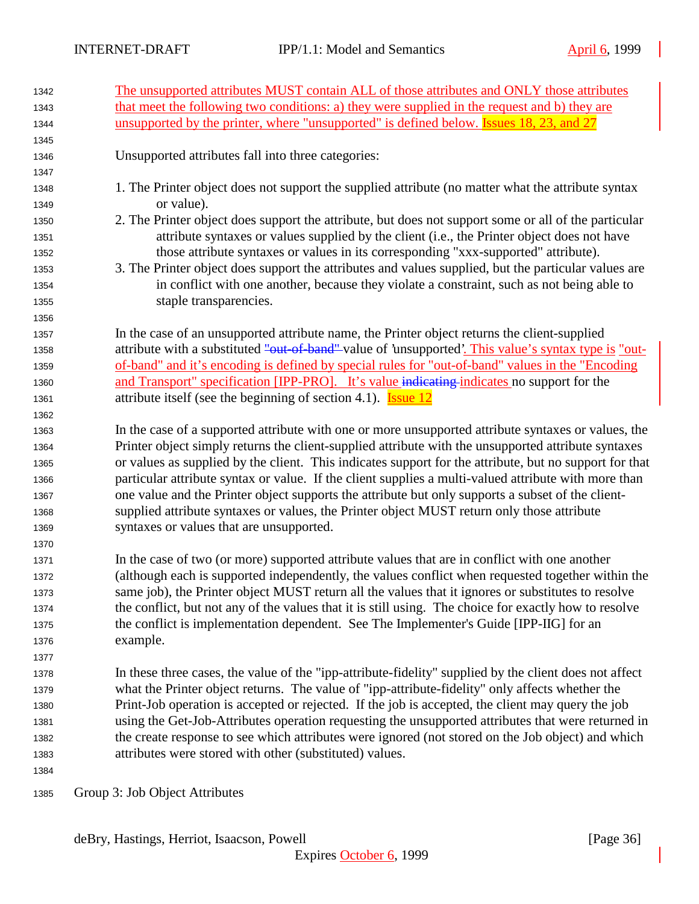The unsupported attributes MUST contain ALL of those attributes and ONLY those attributes that meet the following two conditions: a) they were supplied in the request and b) they are unsupported by the printer, where "unsupported" is defined below. Issues 18, 23, and 27

Unsupported attributes fall into three categories:

1. The Printer object does not support the supplied attribute (no matter what the attribute syntax or value).
2. The Printer object does support the attribute, but does not support some or all of the particular attribute syntaxes or values supplied by the client (i.e., the Printer object does not have those attribute syntaxes or values in its corresponding "xxx-supported" attribute).
3. The Printer object does support the attributes and values supplied, but the particular values are in conflict with one another, because they violate a constraint, such as not being able to staple transparencies.

In the case of an unsupported attribute name, the Printer object returns the client-supplied attribute with a substituted ~~"out-of-band"~~ value of 'unsupported'. This value's syntax type is "out-of-band" and it's encoding is defined by special rules for "out-of-band" values in the "Encoding and Transport" specification [IPP-PRO]. It's value ~~indicating~~ indicates no support for the attribute itself (see the beginning of section 4.1). Issue 12

In the case of a supported attribute with one or more unsupported attribute syntaxes or values, the Printer object simply returns the client-supplied attribute with the unsupported attribute syntaxes or values as supplied by the client. This indicates support for the attribute, but no support for that particular attribute syntax or value. If the client supplies a multi-valued attribute with more than one value and the Printer object supports the attribute but only supports a subset of the client-supplied attribute syntaxes or values, the Printer object MUST return only those attribute syntaxes or values that are unsupported.

In the case of two (or more) supported attribute values that are in conflict with one another (although each is supported independently, the values conflict when requested together within the same job), the Printer object MUST return all the values that it ignores or substitutes to resolve the conflict, but not any of the values that it is still using. The choice for exactly how to resolve the conflict is implementation dependent. See The Implementer's Guide [IPP-IIG] for an example.

In these three cases, the value of the "ipp-attribute-fidelity" supplied by the client does not affect what the Printer object returns. The value of "ipp-attribute-fidelity" only affects whether the Print-Job operation is accepted or rejected. If the job is accepted, the client may query the job using the Get-Job-Attributes operation requesting the unsupported attributes that were returned in the create response to see which attributes were ignored (not stored on the Job object) and which attributes were stored with other (substituted) values.

Group 3: Job Object Attributes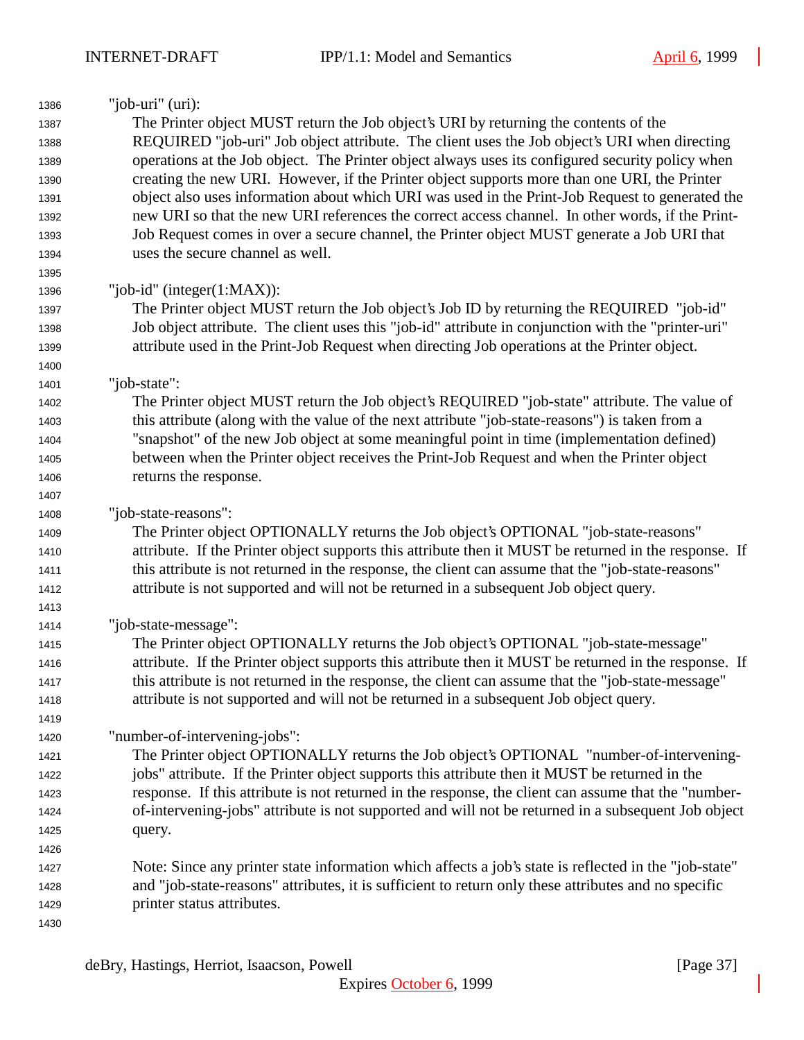"job-uri" (uri):
The Printer object MUST return the Job object's URI by returning the contents of the REQUIRED "job-uri" Job object attribute. The client uses the Job object's URI when directing operations at the Job object. The Printer object always uses its configured security policy when creating the new URI. However, if the Printer object supports more than one URI, the Printer object also uses information about which URI was used in the Print-Job Request to generated the new URI so that the new URI references the correct access channel. In other words, if the Print-Job Request comes in over a secure channel, the Printer object MUST generate a Job URI that uses the secure channel as well.

"job-id" (integer(1:MAX)):
The Printer object MUST return the Job object's Job ID by returning the REQUIRED "job-id" Job object attribute. The client uses this "job-id" attribute in conjunction with the "printer-uri" attribute used in the Print-Job Request when directing Job operations at the Printer object.

"job-state":
The Printer object MUST return the Job object's REQUIRED "job-state" attribute. The value of this attribute (along with the value of the next attribute "job-state-reasons") is taken from a "snapshot" of the new Job object at some meaningful point in time (implementation defined) between when the Printer object receives the Print-Job Request and when the Printer object returns the response.

"job-state-reasons":
The Printer object OPTIONALLY returns the Job object's OPTIONAL "job-state-reasons" attribute. If the Printer object supports this attribute then it MUST be returned in the response. If this attribute is not returned in the response, the client can assume that the "job-state-reasons" attribute is not supported and will not be returned in a subsequent Job object query.

"job-state-message":
The Printer object OPTIONALLY returns the Job object's OPTIONAL "job-state-message" attribute. If the Printer object supports this attribute then it MUST be returned in the response. If this attribute is not returned in the response, the client can assume that the "job-state-message" attribute is not supported and will not be returned in a subsequent Job object query.

"number-of-intervening-jobs":
The Printer object OPTIONALLY returns the Job object's OPTIONAL "number-of-intervening-jobs" attribute. If the Printer object supports this attribute then it MUST be returned in the response. If this attribute is not returned in the response, the client can assume that the "number-of-intervening-jobs" attribute is not supported and will not be returned in a subsequent Job object query.

Note: Since any printer state information which affects a job's state is reflected in the "job-state" and "job-state-reasons" attributes, it is sufficient to return only these attributes and no specific printer status attributes.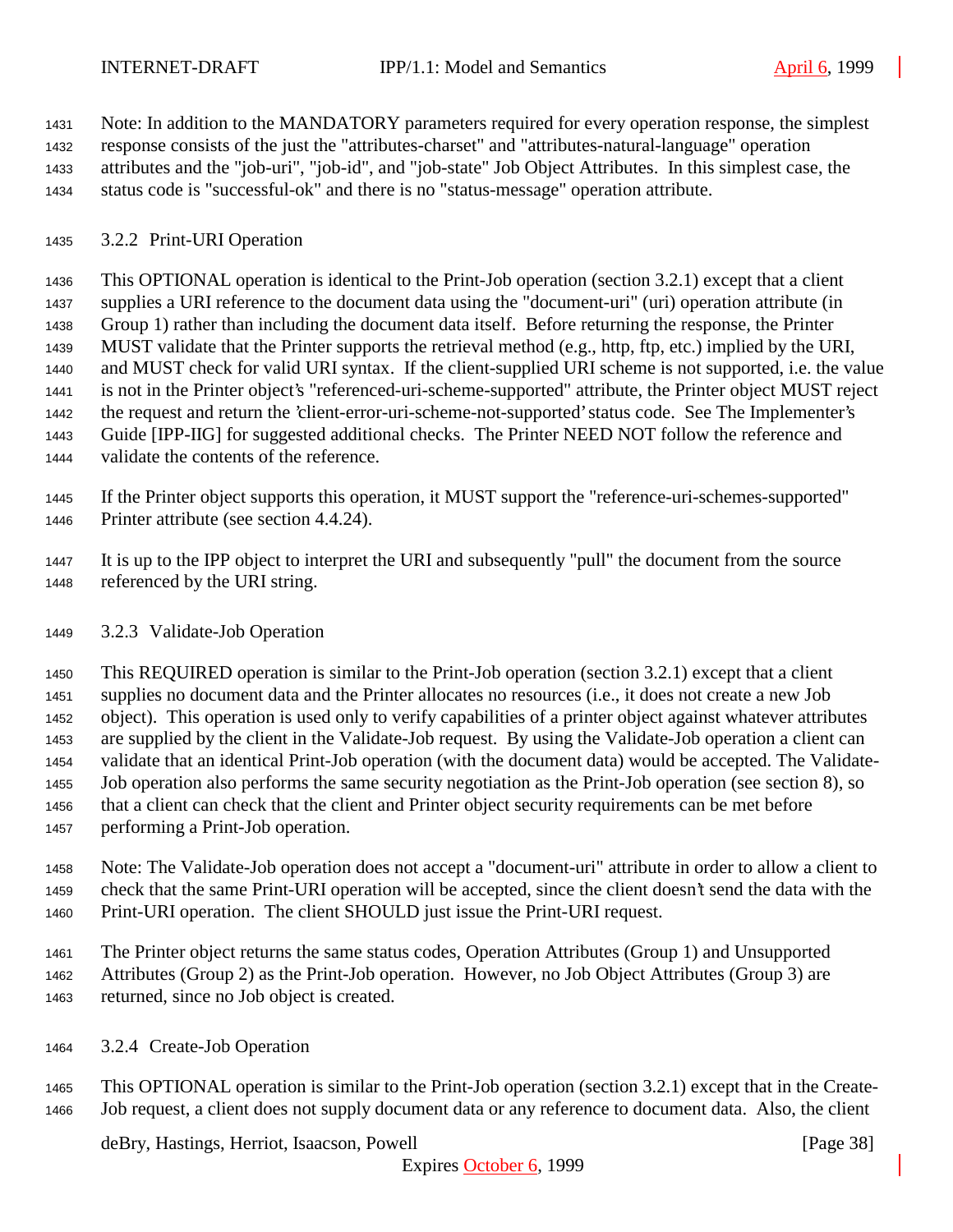Note: In addition to the MANDATORY parameters required for every operation response, the simplest response consists of the just the "attributes-charset" and "attributes-natural-language" operation attributes and the "job-uri", "job-id", and "job-state" Job Object Attributes. In this simplest case, the status code is "successful-ok" and there is no "status-message" operation attribute.

### 3.2.2 Print-URI Operation

This OPTIONAL operation is identical to the Print-Job operation (section 3.2.1) except that a client supplies a URI reference to the document data using the "document-uri" (uri) operation attribute (in Group 1) rather than including the document data itself. Before returning the response, the Printer MUST validate that the Printer supports the retrieval method (e.g., http, ftp, etc.) implied by the URI, and MUST check for valid URI syntax. If the client-supplied URI scheme is not supported, i.e. the value is not in the Printer object's "referenced-uri-scheme-supported" attribute, the Printer object MUST reject the request and return the 'client-error-uri-scheme-not-supported' status code. See The Implementer's Guide [IPP-IIG] for suggested additional checks. The Printer NEED NOT follow the reference and validate the contents of the reference.

If the Printer object supports this operation, it MUST support the "reference-uri-schemes-supported" Printer attribute (see section 4.4.24).

It is up to the IPP object to interpret the URI and subsequently "pull" the document from the source referenced by the URI string.

### 3.2.3 Validate-Job Operation

This REQUIRED operation is similar to the Print-Job operation (section 3.2.1) except that a client supplies no document data and the Printer allocates no resources (i.e., it does not create a new Job object). This operation is used only to verify capabilities of a printer object against whatever attributes are supplied by the client in the Validate-Job request. By using the Validate-Job operation a client can validate that an identical Print-Job operation (with the document data) would be accepted. The Validate-Job operation also performs the same security negotiation as the Print-Job operation (see section 8), so that a client can check that the client and Printer object security requirements can be met before performing a Print-Job operation.

Note: The Validate-Job operation does not accept a "document-uri" attribute in order to allow a client to check that the same Print-URI operation will be accepted, since the client doesn't send the data with the Print-URI operation. The client SHOULD just issue the Print-URI request.

The Printer object returns the same status codes, Operation Attributes (Group 1) and Unsupported Attributes (Group 2) as the Print-Job operation. However, no Job Object Attributes (Group 3) are returned, since no Job object is created.

### 3.2.4 Create-Job Operation

This OPTIONAL operation is similar to the Print-Job operation (section 3.2.1) except that in the Create-Job request, a client does not supply document data or any reference to document data. Also, the client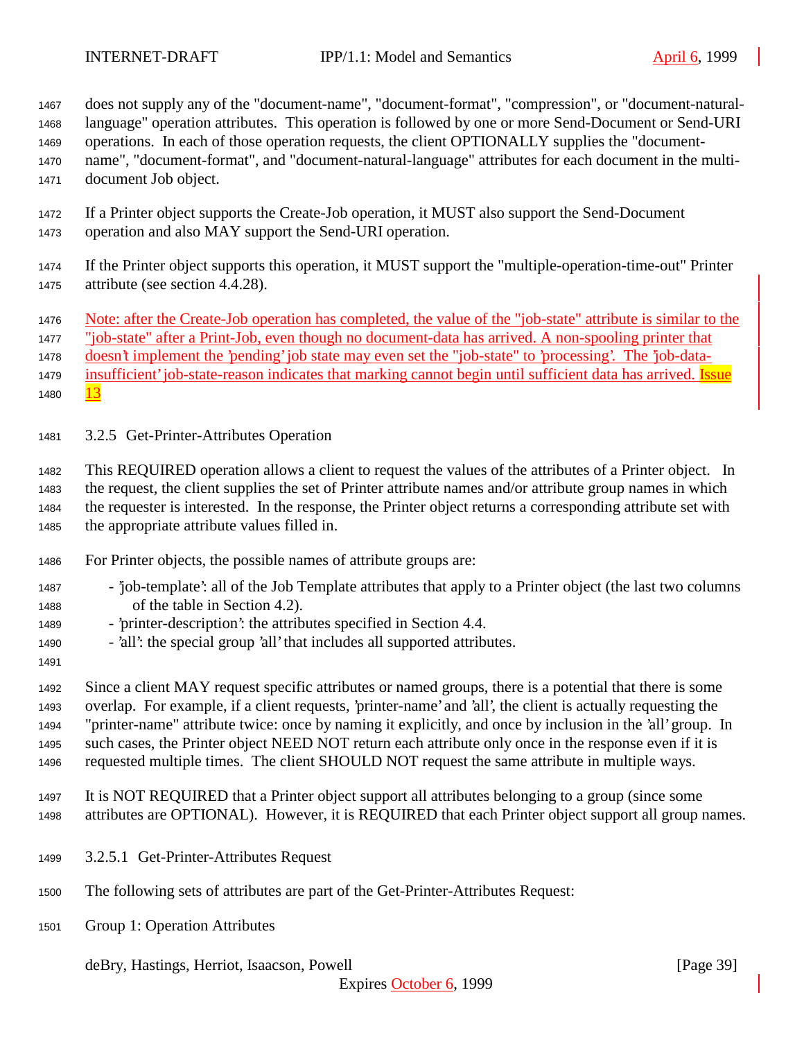does not supply any of the "document-name", "document-format", "compression", or "document-natural-language" operation attributes. This operation is followed by one or more Send-Document or Send-URI operations. In each of those operation requests, the client OPTIONALLY supplies the "document-name", "document-format", and "document-natural-language" attributes for each document in the multi-document Job object.

If a Printer object supports the Create-Job operation, it MUST also support the Send-Document operation and also MAY support the Send-URI operation.

If the Printer object supports this operation, it MUST support the "multiple-operation-time-out" Printer attribute (see section 4.4.28).

Note: after the Create-Job operation has completed, the value of the "job-state" attribute is similar to the "job-state" after a Print-Job, even though no document-data has arrived. A non-spooling printer that doesn't implement the 'pending' job state may even set the "job-state" to 'processing'. The 'job-data-insufficient' job-state-reason indicates that marking cannot begin until sufficient data has arrived. Issue 13

### 3.2.5 Get-Printer-Attributes Operation

This REQUIRED operation allows a client to request the values of the attributes of a Printer object. In the request, the client supplies the set of Printer attribute names and/or attribute group names in which the requester is interested. In the response, the Printer object returns a corresponding attribute set with the appropriate attribute values filled in.

For Printer objects, the possible names of attribute groups are:

- 'job-template': all of the Job Template attributes that apply to a Printer object (the last two columns of the table in Section 4.2).
- 'printer-description': the attributes specified in Section 4.4.
- 'all': the special group 'all' that includes all supported attributes.

Since a client MAY request specific attributes or named groups, there is a potential that there is some overlap. For example, if a client requests, 'printer-name' and 'all', the client is actually requesting the "printer-name" attribute twice: once by naming it explicitly, and once by inclusion in the 'all' group. In such cases, the Printer object NEED NOT return each attribute only once in the response even if it is requested multiple times. The client SHOULD NOT request the same attribute in multiple ways.

It is NOT REQUIRED that a Printer object support all attributes belonging to a group (since some attributes are OPTIONAL). However, it is REQUIRED that each Printer object support all group names.

#### 3.2.5.1 Get-Printer-Attributes Request

The following sets of attributes are part of the Get-Printer-Attributes Request:

Group 1: Operation Attributes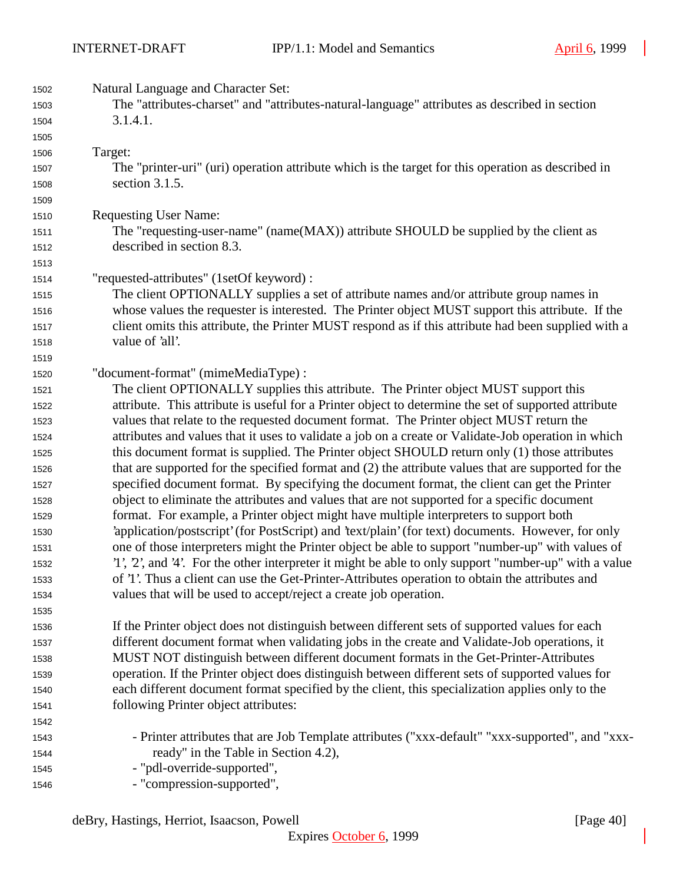Natural Language and Character Set:
The "attributes-charset" and "attributes-natural-language" attributes as described in section 3.1.4.1.

Target:
The "printer-uri" (uri) operation attribute which is the target for this operation as described in section 3.1.5.

Requesting User Name:
The "requesting-user-name" (name(MAX)) attribute SHOULD be supplied by the client as described in section 8.3.

"requested-attributes" (1setOf keyword) :
The client OPTIONALLY supplies a set of attribute names and/or attribute group names in whose values the requester is interested. The Printer object MUST support this attribute. If the client omits this attribute, the Printer MUST respond as if this attribute had been supplied with a value of 'all'.

"document-format" (mimeMediaType) :
The client OPTIONALLY supplies this attribute. The Printer object MUST support this attribute. This attribute is useful for a Printer object to determine the set of supported attribute values that relate to the requested document format. The Printer object MUST return the attributes and values that it uses to validate a job on a create or Validate-Job operation in which this document format is supplied. The Printer object SHOULD return only (1) those attributes that are supported for the specified format and (2) the attribute values that are supported for the specified document format. By specifying the document format, the client can get the Printer object to eliminate the attributes and values that are not supported for a specific document format. For example, a Printer object might have multiple interpreters to support both 'application/postscript' (for PostScript) and 'text/plain' (for text) documents. However, for only one of those interpreters might the Printer object be able to support "number-up" with values of '1', '2', and '4'. For the other interpreter it might be able to only support "number-up" with a value of '1'. Thus a client can use the Get-Printer-Attributes operation to obtain the attributes and values that will be used to accept/reject a create job operation.

If the Printer object does not distinguish between different sets of supported values for each different document format when validating jobs in the create and Validate-Job operations, it MUST NOT distinguish between different document formats in the Get-Printer-Attributes operation. If the Printer object does distinguish between different sets of supported values for each different document format specified by the client, this specialization applies only to the following Printer object attributes:

- Printer attributes that are Job Template attributes ("xxx-default" "xxx-supported", and "xxx-ready" in the Table in Section 4.2),
- "pdl-override-supported",
- "compression-supported",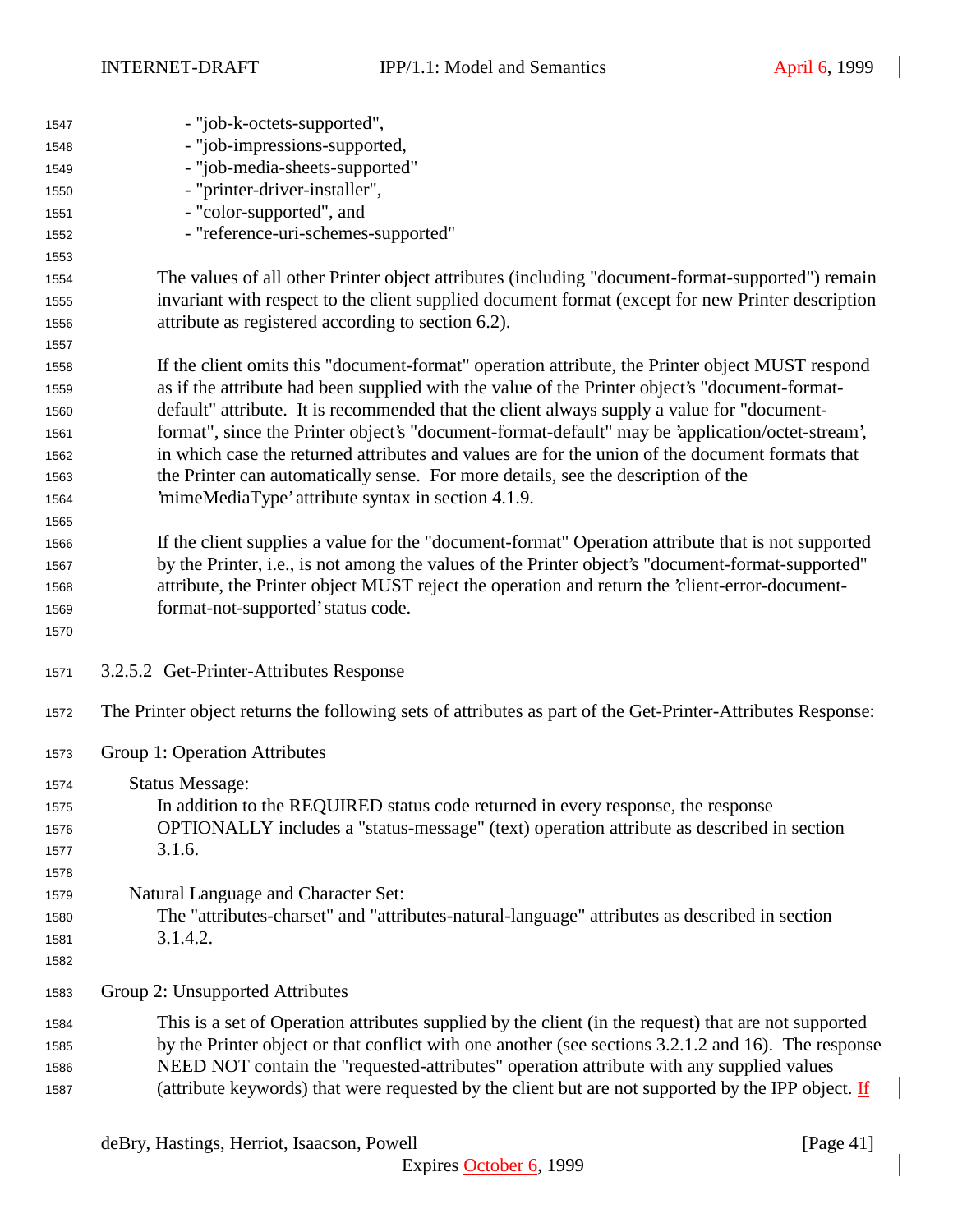- "job-k-octets-supported",
- "job-impressions-supported,
- "job-media-sheets-supported"
- "printer-driver-installer",
- "color-supported", and
- "reference-uri-schemes-supported"

The values of all other Printer object attributes (including "document-format-supported") remain invariant with respect to the client supplied document format (except for new Printer description attribute as registered according to section 6.2).

If the client omits this "document-format" operation attribute, the Printer object MUST respond as if the attribute had been supplied with the value of the Printer object's "document-format-default" attribute. It is recommended that the client always supply a value for "document-format", since the Printer object's "document-format-default" may be 'application/octet-stream', in which case the returned attributes and values are for the union of the document formats that the Printer can automatically sense. For more details, see the description of the 'mimeMediaType' attribute syntax in section 4.1.9.

If the client supplies a value for the "document-format" Operation attribute that is not supported by the Printer, i.e., is not among the values of the Printer object's "document-format-supported" attribute, the Printer object MUST reject the operation and return the 'client-error-document-format-not-supported' status code.

#### 3.2.5.2 Get-Printer-Attributes Response

The Printer object returns the following sets of attributes as part of the Get-Printer-Attributes Response:

Group 1: Operation Attributes

Status Message:
In addition to the REQUIRED status code returned in every response, the response OPTIONALLY includes a "status-message" (text) operation attribute as described in section 3.1.6.

Natural Language and Character Set:
The "attributes-charset" and "attributes-natural-language" attributes as described in section 3.1.4.2.

Group 2: Unsupported Attributes

This is a set of Operation attributes supplied by the client (in the request) that are not supported by the Printer object or that conflict with one another (see sections 3.2.1.2 and 16). The response NEED NOT contain the "requested-attributes" operation attribute with any supplied values (attribute keywords) that were requested by the client but are not supported by the IPP object. If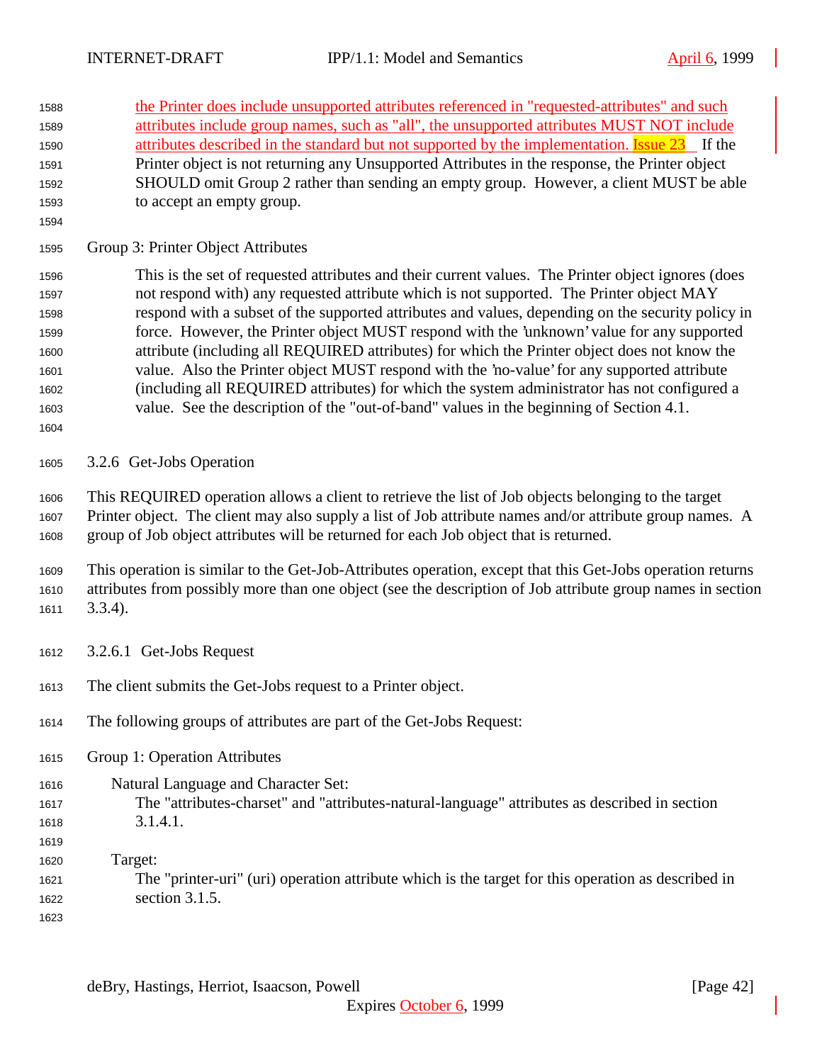the Printer does include unsupported attributes referenced in "requested-attributes" and such attributes include group names, such as "all", the unsupported attributes MUST NOT include attributes described in the standard but not supported by the implementation. Issue 23 If the Printer object is not returning any Unsupported Attributes in the response, the Printer object SHOULD omit Group 2 rather than sending an empty group. However, a client MUST be able to accept an empty group.

Group 3: Printer Object Attributes

This is the set of requested attributes and their current values. The Printer object ignores (does not respond with) any requested attribute which is not supported. The Printer object MAY respond with a subset of the supported attributes and values, depending on the security policy in force. However, the Printer object MUST respond with the 'unknown' value for any supported attribute (including all REQUIRED attributes) for which the Printer object does not know the value. Also the Printer object MUST respond with the 'no-value' for any supported attribute (including all REQUIRED attributes) for which the system administrator has not configured a value. See the description of the "out-of-band" values in the beginning of Section 4.1.

### 3.2.6 Get-Jobs Operation

This REQUIRED operation allows a client to retrieve the list of Job objects belonging to the target Printer object. The client may also supply a list of Job attribute names and/or attribute group names. A group of Job object attributes will be returned for each Job object that is returned.

This operation is similar to the Get-Job-Attributes operation, except that this Get-Jobs operation returns attributes from possibly more than one object (see the description of Job attribute group names in section 3.3.4).

#### 3.2.6.1 Get-Jobs Request

The client submits the Get-Jobs request to a Printer object.

The following groups of attributes are part of the Get-Jobs Request:

Group 1: Operation Attributes

Natural Language and Character Set:
The "attributes-charset" and "attributes-natural-language" attributes as described in section 3.1.4.1.

Target:
The "printer-uri" (uri) operation attribute which is the target for this operation as described in section 3.1.5.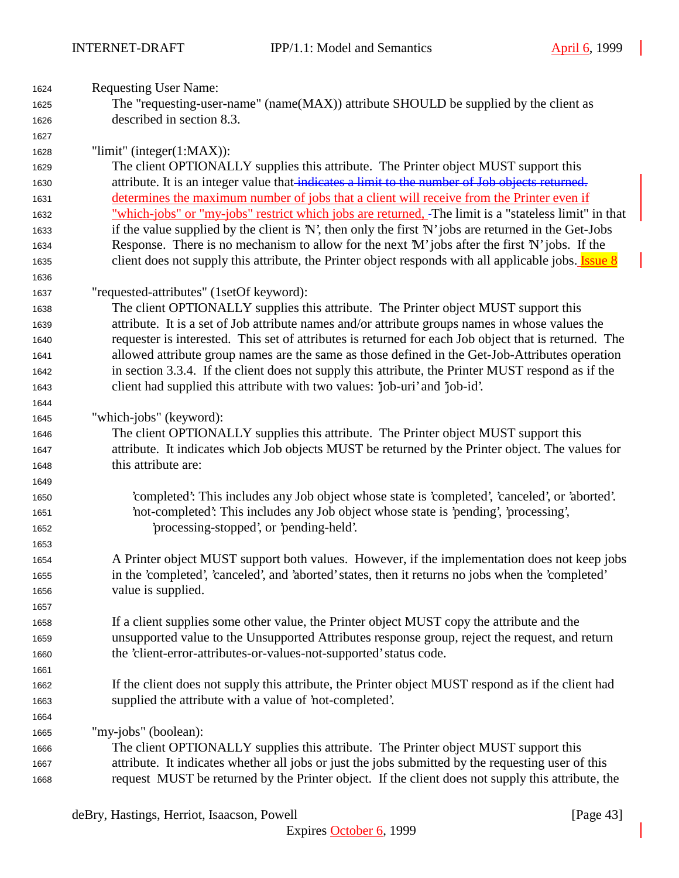Requesting User Name:

The "requesting-user-name" (name(MAX)) attribute SHOULD be supplied by the client as described in section 8.3.

"limit" (integer(1:MAX)):

The client OPTIONALLY supplies this attribute. The Printer object MUST support this attribute. It is an integer value that ~~indicates a limit to the number of Job objects returned.~~ determines the maximum number of jobs that a client will receive from the Printer even if "which-jobs" or "my-jobs" restrict which jobs are returned. The limit is a "stateless limit" in that if the value supplied by the client is 'N', then only the first 'N' jobs are returned in the Get-Jobs Response. There is no mechanism to allow for the next 'M' jobs after the first 'N' jobs. If the client does not supply this attribute, the Printer object responds with all applicable jobs. Issue 8

"requested-attributes" (1setOf keyword):

The client OPTIONALLY supplies this attribute. The Printer object MUST support this attribute. It is a set of Job attribute names and/or attribute groups names in whose values the requester is interested. This set of attributes is returned for each Job object that is returned. The allowed attribute group names are the same as those defined in the Get-Job-Attributes operation in section 3.3.4. If the client does not supply this attribute, the Printer MUST respond as if the client had supplied this attribute with two values: 'job-uri' and 'job-id'.

"which-jobs" (keyword):

The client OPTIONALLY supplies this attribute. The Printer object MUST support this attribute. It indicates which Job objects MUST be returned by the Printer object. The values for this attribute are:

'completed': This includes any Job object whose state is 'completed', 'canceled', or 'aborted'.
'not-completed': This includes any Job object whose state is 'pending', 'processing', 'processing-stopped', or 'pending-held'.

A Printer object MUST support both values. However, if the implementation does not keep jobs in the 'completed', 'canceled', and 'aborted' states, then it returns no jobs when the 'completed' value is supplied.

If a client supplies some other value, the Printer object MUST copy the attribute and the unsupported value to the Unsupported Attributes response group, reject the request, and return the 'client-error-attributes-or-values-not-supported' status code.

If the client does not supply this attribute, the Printer object MUST respond as if the client had supplied the attribute with a value of 'not-completed'.

"my-jobs" (boolean):

The client OPTIONALLY supplies this attribute. The Printer object MUST support this attribute. It indicates whether all jobs or just the jobs submitted by the requesting user of this request MUST be returned by the Printer object. If the client does not supply this attribute, the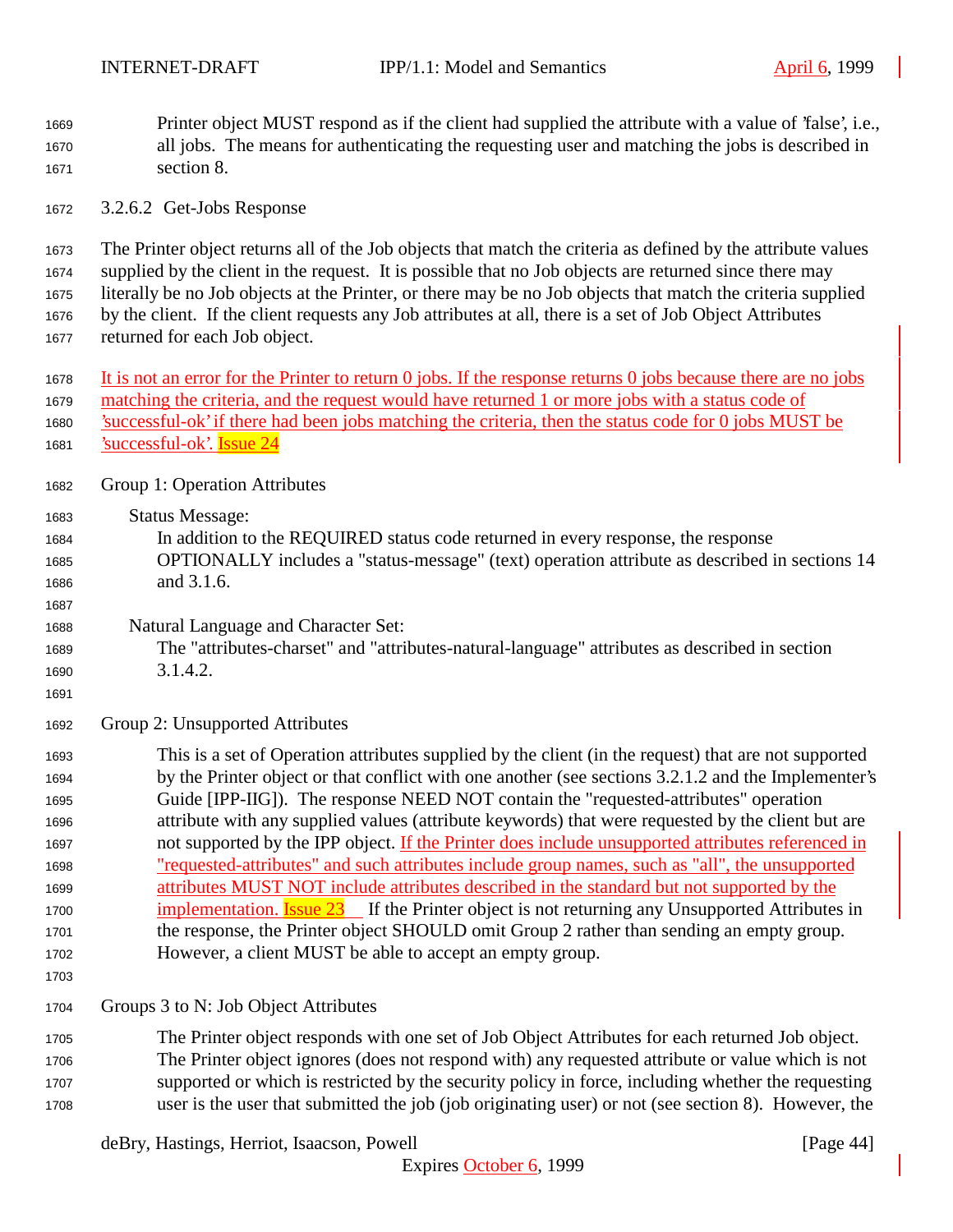Printer object MUST respond as if the client had supplied the attribute with a value of 'false', i.e., all jobs. The means for authenticating the requesting user and matching the jobs is described in section 8.

#### 3.2.6.2 Get-Jobs Response

The Printer object returns all of the Job objects that match the criteria as defined by the attribute values supplied by the client in the request. It is possible that no Job objects are returned since there may literally be no Job objects at the Printer, or there may be no Job objects that match the criteria supplied by the client. If the client requests any Job attributes at all, there is a set of Job Object Attributes returned for each Job object.

It is not an error for the Printer to return 0 jobs. If the response returns 0 jobs because there are no jobs matching the criteria, and the request would have returned 1 or more jobs with a status code of 'successful-ok' if there had been jobs matching the criteria, then the status code for 0 jobs MUST be 'successful-ok'. Issue 24

Group 1: Operation Attributes

Status Message:
In addition to the REQUIRED status code returned in every response, the response OPTIONALLY includes a "status-message" (text) operation attribute as described in sections 14 and 3.1.6.

Natural Language and Character Set:
The "attributes-charset" and "attributes-natural-language" attributes as described in section 3.1.4.2.

Group 2: Unsupported Attributes

This is a set of Operation attributes supplied by the client (in the request) that are not supported by the Printer object or that conflict with one another (see sections 3.2.1.2 and the Implementer's Guide [IPP-IIG]). The response NEED NOT contain the "requested-attributes" operation attribute with any supplied values (attribute keywords) that were requested by the client but are not supported by the IPP object. If the Printer does include unsupported attributes referenced in "requested-attributes" and such attributes include group names, such as "all", the unsupported attributes MUST NOT include attributes described in the standard but not supported by the implementation. Issue 23 If the Printer object is not returning any Unsupported Attributes in the response, the Printer object SHOULD omit Group 2 rather than sending an empty group. However, a client MUST be able to accept an empty group.

Groups 3 to N: Job Object Attributes

The Printer object responds with one set of Job Object Attributes for each returned Job object. The Printer object ignores (does not respond with) any requested attribute or value which is not supported or which is restricted by the security policy in force, including whether the requesting user is the user that submitted the job (job originating user) or not (see section 8). However, the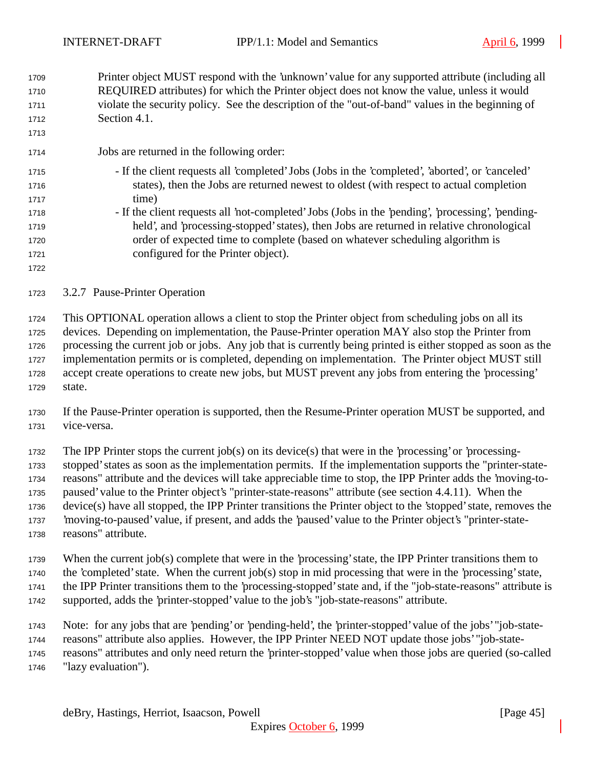Printer object MUST respond with the 'unknown' value for any supported attribute (including all REQUIRED attributes) for which the Printer object does not know the value, unless it would violate the security policy. See the description of the "out-of-band" values in the beginning of Section 4.1.

Jobs are returned in the following order:

- If the client requests all 'completed' Jobs (Jobs in the 'completed', 'aborted', or 'canceled' states), then the Jobs are returned newest to oldest (with respect to actual completion time)
- If the client requests all 'not-completed' Jobs (Jobs in the 'pending', 'processing', 'pending-held', and 'processing-stopped' states), then Jobs are returned in relative chronological order of expected time to complete (based on whatever scheduling algorithm is configured for the Printer object).

### 3.2.7 Pause-Printer Operation

This OPTIONAL operation allows a client to stop the Printer object from scheduling jobs on all its devices. Depending on implementation, the Pause-Printer operation MAY also stop the Printer from processing the current job or jobs. Any job that is currently being printed is either stopped as soon as the implementation permits or is completed, depending on implementation. The Printer object MUST still accept create operations to create new jobs, but MUST prevent any jobs from entering the 'processing' state.

If the Pause-Printer operation is supported, then the Resume-Printer operation MUST be supported, and vice-versa.

The IPP Printer stops the current job(s) on its device(s) that were in the 'processing' or 'processing-stopped' states as soon as the implementation permits. If the implementation supports the "printer-state-reasons" attribute and the devices will take appreciable time to stop, the IPP Printer adds the 'moving-to-paused' value to the Printer object's "printer-state-reasons" attribute (see section 4.4.11). When the device(s) have all stopped, the IPP Printer transitions the Printer object to the 'stopped' state, removes the 'moving-to-paused' value, if present, and adds the 'paused' value to the Printer object's "printer-state-reasons" attribute.

When the current job(s) complete that were in the 'processing' state, the IPP Printer transitions them to the 'completed' state. When the current job(s) stop in mid processing that were in the 'processing' state, the IPP Printer transitions them to the 'processing-stopped' state and, if the "job-state-reasons" attribute is supported, adds the 'printer-stopped' value to the job's "job-state-reasons" attribute.

Note: for any jobs that are 'pending' or 'pending-held', the 'printer-stopped' value of the jobs' "job-state-reasons" attribute also applies. However, the IPP Printer NEED NOT update those jobs' "job-state-reasons" attributes and only need return the 'printer-stopped' value when those jobs are queried (so-called "lazy evaluation").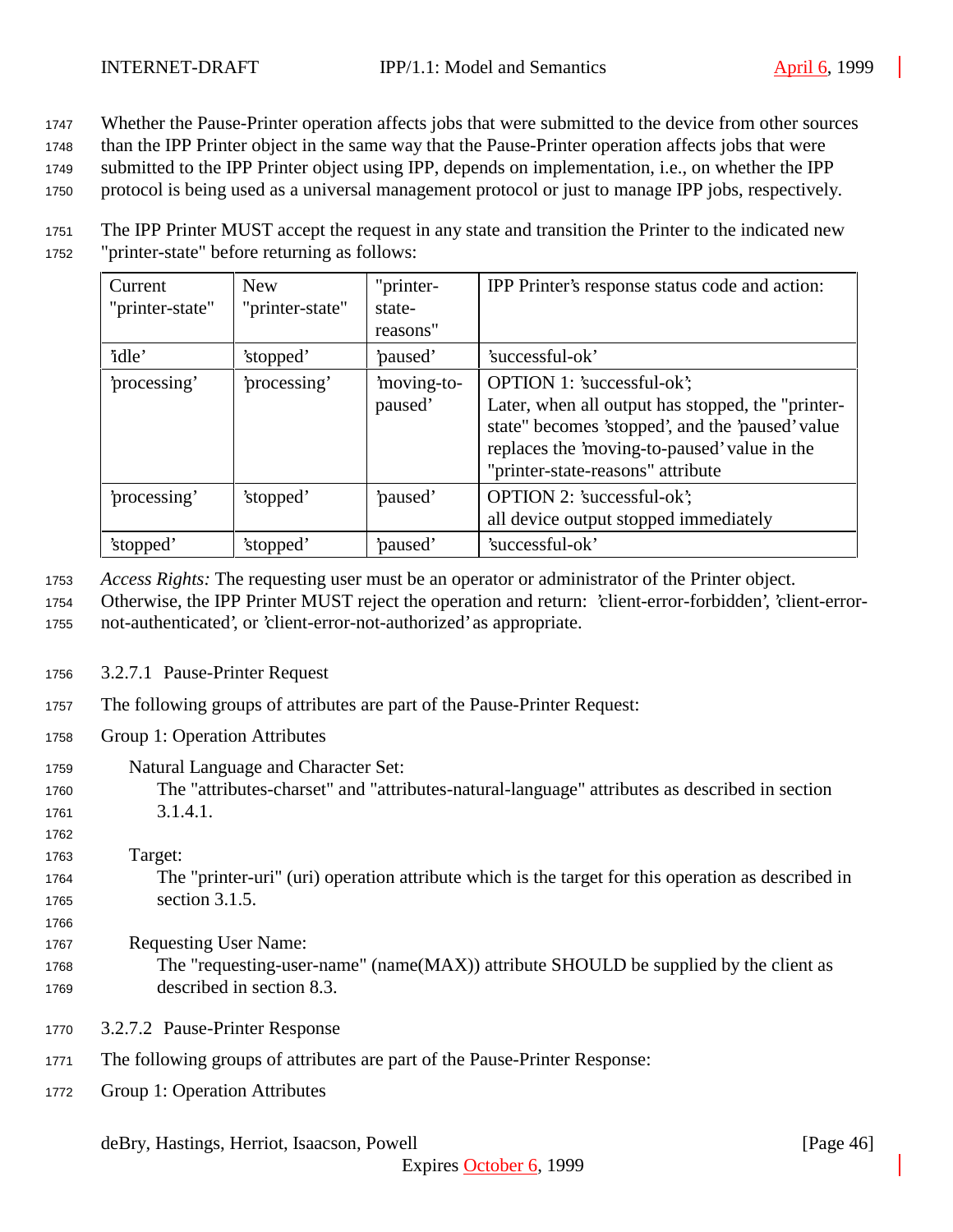Whether the Pause-Printer operation affects jobs that were submitted to the device from other sources than the IPP Printer object in the same way that the Pause-Printer operation affects jobs that were submitted to the IPP Printer object using IPP, depends on implementation, i.e., on whether the IPP protocol is being used as a universal management protocol or just to manage IPP jobs, respectively.

The IPP Printer MUST accept the request in any state and transition the Printer to the indicated new "printer-state" before returning as follows:

| Current "printer-state" | New "printer-state" | "printer-state-reasons" | IPP Printer's response status code and action: |
|---|---|---|---|
| 'idle' | 'stopped' | 'paused' | 'successful-ok' |
| 'processing' | 'processing' | 'moving-to-paused' | OPTION 1: 'successful-ok'; Later, when all output has stopped, the "printer-state" becomes 'stopped', and the 'paused' value replaces the 'moving-to-paused' value in the "printer-state-reasons" attribute |
| 'processing' | 'stopped' | 'paused' | OPTION 2: 'successful-ok'; all device output stopped immediately |
| 'stopped' | 'stopped' | 'paused' | 'successful-ok' |

*Access Rights:* The requesting user must be an operator or administrator of the Printer object. Otherwise, the IPP Printer MUST reject the operation and return: 'client-error-forbidden', 'client-error-not-authenticated', or 'client-error-not-authorized' as appropriate.

#### 3.2.7.1 Pause-Printer Request

The following groups of attributes are part of the Pause-Printer Request:

Group 1: Operation Attributes

Natural Language and Character Set:
The "attributes-charset" and "attributes-natural-language" attributes as described in section 3.1.4.1.

Target:
The "printer-uri" (uri) operation attribute which is the target for this operation as described in section 3.1.5.

Requesting User Name:
The "requesting-user-name" (name(MAX)) attribute SHOULD be supplied by the client as described in section 8.3.

#### 3.2.7.2 Pause-Printer Response

The following groups of attributes are part of the Pause-Printer Response:

Group 1: Operation Attributes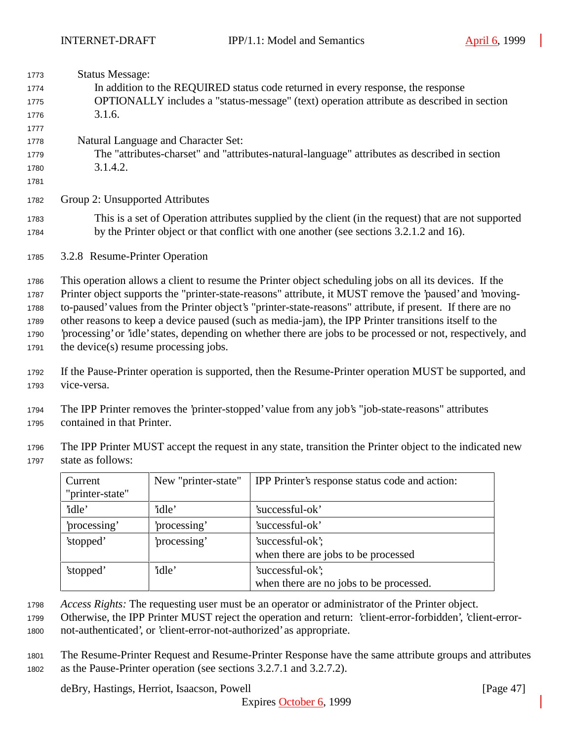Status Message:

In addition to the REQUIRED status code returned in every response, the response OPTIONALLY includes a "status-message" (text) operation attribute as described in section 3.1.6.

Natural Language and Character Set:

The "attributes-charset" and "attributes-natural-language" attributes as described in section 3.1.4.2.

Group 2: Unsupported Attributes

This is a set of Operation attributes supplied by the client (in the request) that are not supported by the Printer object or that conflict with one another (see sections 3.2.1.2 and 16).

### 3.2.8 Resume-Printer Operation

This operation allows a client to resume the Printer object scheduling jobs on all its devices. If the Printer object supports the "printer-state-reasons" attribute, it MUST remove the 'paused' and 'moving-to-paused' values from the Printer object's "printer-state-reasons" attribute, if present. If there are no other reasons to keep a device paused (such as media-jam), the IPP Printer transitions itself to the 'processing' or 'idle' states, depending on whether there are jobs to be processed or not, respectively, and the device(s) resume processing jobs.

If the Pause-Printer operation is supported, then the Resume-Printer operation MUST be supported, and vice-versa.

The IPP Printer removes the 'printer-stopped' value from any job's "job-state-reasons" attributes contained in that Printer.

The IPP Printer MUST accept the request in any state, transition the Printer object to the indicated new state as follows:

| Current "printer-state" | New "printer-state" | IPP Printer's response status code and action: |
|---|---|---|
| 'idle' | 'idle' | 'successful-ok' |
| 'processing' | 'processing' | 'successful-ok' |
| 'stopped' | 'processing' | 'successful-ok'; when there are jobs to be processed |
| 'stopped' | 'idle' | 'successful-ok'; when there are no jobs to be processed. |

*Access Rights:* The requesting user must be an operator or administrator of the Printer object. Otherwise, the IPP Printer MUST reject the operation and return: 'client-error-forbidden', 'client-error-not-authenticated', or 'client-error-not-authorized' as appropriate.

The Resume-Printer Request and Resume-Printer Response have the same attribute groups and attributes as the Pause-Printer operation (see sections 3.2.7.1 and 3.2.7.2).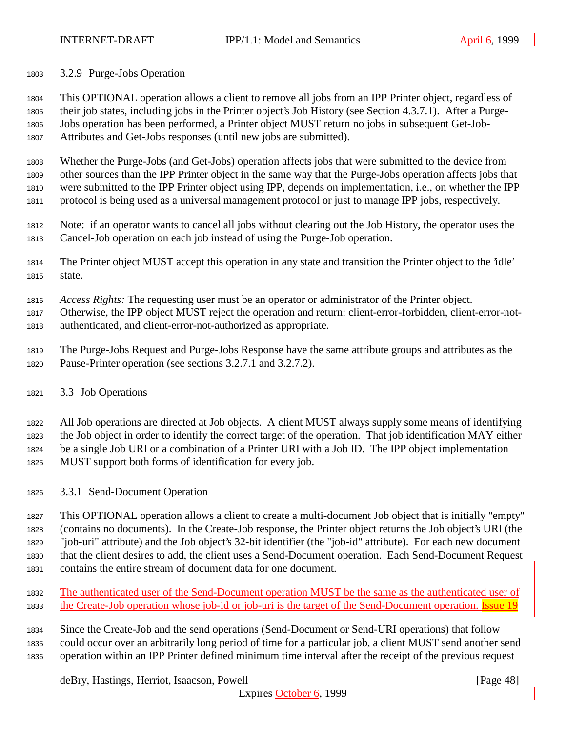### 3.2.9 Purge-Jobs Operation

This OPTIONAL operation allows a client to remove all jobs from an IPP Printer object, regardless of their job states, including jobs in the Printer object's Job History (see Section 4.3.7.1). After a Purge-Jobs operation has been performed, a Printer object MUST return no jobs in subsequent Get-Job-Attributes and Get-Jobs responses (until new jobs are submitted).

Whether the Purge-Jobs (and Get-Jobs) operation affects jobs that were submitted to the device from other sources than the IPP Printer object in the same way that the Purge-Jobs operation affects jobs that were submitted to the IPP Printer object using IPP, depends on implementation, i.e., on whether the IPP protocol is being used as a universal management protocol or just to manage IPP jobs, respectively.

Note: if an operator wants to cancel all jobs without clearing out the Job History, the operator uses the Cancel-Job operation on each job instead of using the Purge-Job operation.

The Printer object MUST accept this operation in any state and transition the Printer object to the 'idle' state.

*Access Rights:* The requesting user must be an operator or administrator of the Printer object. Otherwise, the IPP object MUST reject the operation and return: client-error-forbidden, client-error-not-authenticated, and client-error-not-authorized as appropriate.

The Purge-Jobs Request and Purge-Jobs Response have the same attribute groups and attributes as the Pause-Printer operation (see sections 3.2.7.1 and 3.2.7.2).

## 3.3 Job Operations

All Job operations are directed at Job objects. A client MUST always supply some means of identifying the Job object in order to identify the correct target of the operation. That job identification MAY either be a single Job URI or a combination of a Printer URI with a Job ID. The IPP object implementation MUST support both forms of identification for every job.

### 3.3.1 Send-Document Operation

This OPTIONAL operation allows a client to create a multi-document Job object that is initially "empty" (contains no documents). In the Create-Job response, the Printer object returns the Job object's URI (the "job-uri" attribute) and the Job object's 32-bit identifier (the "job-id" attribute). For each new document that the client desires to add, the client uses a Send-Document operation. Each Send-Document Request contains the entire stream of document data for one document.

The authenticated user of the Send-Document operation MUST be the same as the authenticated user of the Create-Job operation whose job-id or job-uri is the target of the Send-Document operation. Issue 19

Since the Create-Job and the send operations (Send-Document or Send-URI operations) that follow could occur over an arbitrarily long period of time for a particular job, a client MUST send another send operation within an IPP Printer defined minimum time interval after the receipt of the previous request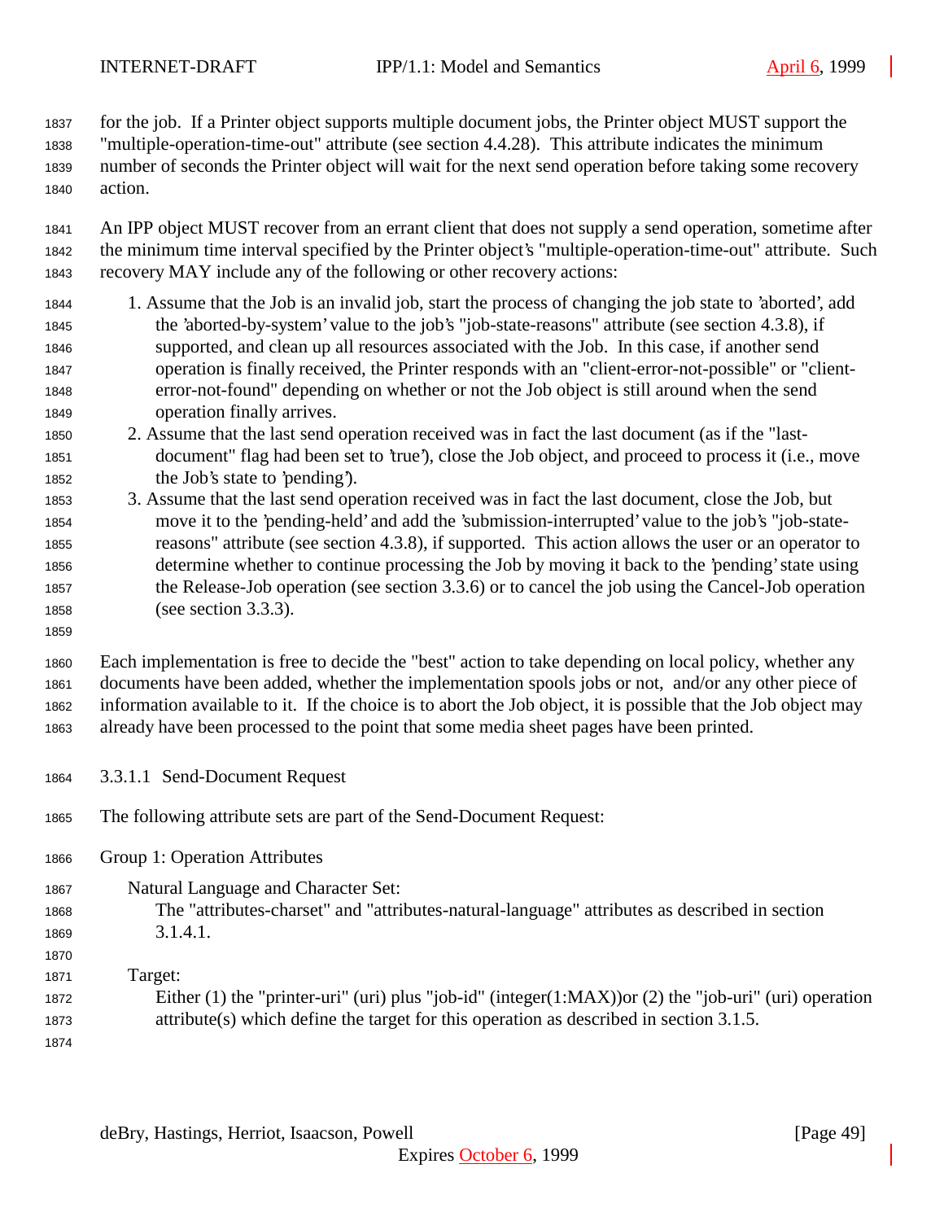for the job. If a Printer object supports multiple document jobs, the Printer object MUST support the "multiple-operation-time-out" attribute (see section 4.4.28). This attribute indicates the minimum number of seconds the Printer object will wait for the next send operation before taking some recovery action.

An IPP object MUST recover from an errant client that does not supply a send operation, sometime after the minimum time interval specified by the Printer object's "multiple-operation-time-out" attribute. Such recovery MAY include any of the following or other recovery actions:

1. Assume that the Job is an invalid job, start the process of changing the job state to 'aborted', add the 'aborted-by-system' value to the job's "job-state-reasons" attribute (see section 4.3.8), if supported, and clean up all resources associated with the Job. In this case, if another send operation is finally received, the Printer responds with an "client-error-not-possible" or "client-error-not-found" depending on whether or not the Job object is still around when the send operation finally arrives.
2. Assume that the last send operation received was in fact the last document (as if the "last-document" flag had been set to 'true'), close the Job object, and proceed to process it (i.e., move the Job's state to 'pending').
3. Assume that the last send operation received was in fact the last document, close the Job, but move it to the 'pending-held' and add the 'submission-interrupted' value to the job's "job-state-reasons" attribute (see section 4.3.8), if supported. This action allows the user or an operator to determine whether to continue processing the Job by moving it back to the 'pending' state using the Release-Job operation (see section 3.3.6) or to cancel the job using the Cancel-Job operation (see section 3.3.3).

Each implementation is free to decide the "best" action to take depending on local policy, whether any documents have been added, whether the implementation spools jobs or not, and/or any other piece of information available to it. If the choice is to abort the Job object, it is possible that the Job object may already have been processed to the point that some media sheet pages have been printed.

### 3.3.1.1 Send-Document Request

The following attribute sets are part of the Send-Document Request:

Group 1: Operation Attributes

Natural Language and Character Set:
The "attributes-charset" and "attributes-natural-language" attributes as described in section 3.1.4.1.

Target:
Either (1) the "printer-uri" (uri) plus "job-id" (integer(1:MAX))or (2) the "job-uri" (uri) operation attribute(s) which define the target for this operation as described in section 3.1.5.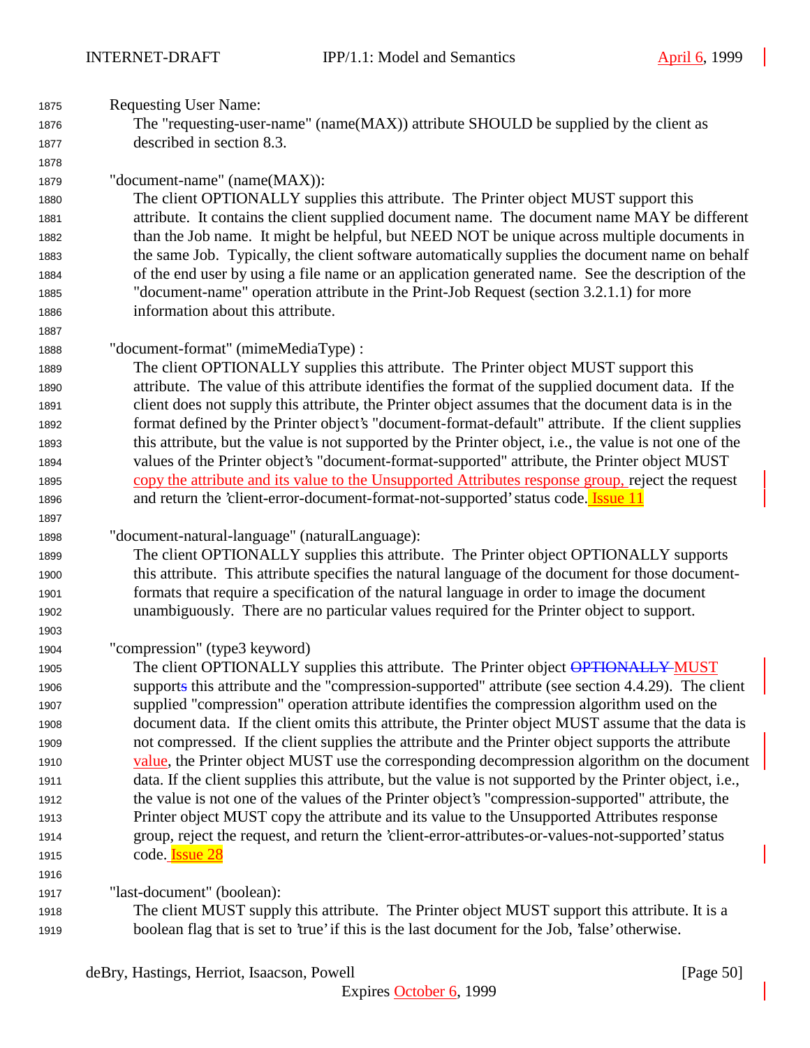Requesting User Name:

The "requesting-user-name" (name(MAX)) attribute SHOULD be supplied by the client as described in section 8.3.

"document-name" (name(MAX)):

The client OPTIONALLY supplies this attribute. The Printer object MUST support this attribute. It contains the client supplied document name. The document name MAY be different than the Job name. It might be helpful, but NEED NOT be unique across multiple documents in the same Job. Typically, the client software automatically supplies the document name on behalf of the end user by using a file name or an application generated name. See the description of the "document-name" operation attribute in the Print-Job Request (section 3.2.1.1) for more information about this attribute.

"document-format" (mimeMediaType) :

The client OPTIONALLY supplies this attribute. The Printer object MUST support this attribute. The value of this attribute identifies the format of the supplied document data. If the client does not supply this attribute, the Printer object assumes that the document data is in the format defined by the Printer object's "document-format-default" attribute. If the client supplies this attribute, but the value is not supported by the Printer object, i.e., the value is not one of the values of the Printer object's "document-format-supported" attribute, the Printer object MUST copy the attribute and its value to the Unsupported Attributes response group, reject the request and return the 'client-error-document-format-not-supported' status code. Issue 11

"document-natural-language" (naturalLanguage):

The client OPTIONALLY supplies this attribute. The Printer object OPTIONALLY supports this attribute. This attribute specifies the natural language of the document for those document-formats that require a specification of the natural language in order to image the document unambiguously. There are no particular values required for the Printer object to support.

"compression" (type3 keyword)

The client OPTIONALLY supplies this attribute. The Printer object ~~OPTIONALLY~~ MUST support~~s~~ this attribute and the "compression-supported" attribute (see section 4.4.29). The client supplied "compression" operation attribute identifies the compression algorithm used on the document data. If the client omits this attribute, the Printer object MUST assume that the data is not compressed. If the client supplies the attribute and the Printer object supports the attribute value, the Printer object MUST use the corresponding decompression algorithm on the document data. If the client supplies this attribute, but the value is not supported by the Printer object, i.e., the value is not one of the values of the Printer object's "compression-supported" attribute, the Printer object MUST copy the attribute and its value to the Unsupported Attributes response group, reject the request, and return the 'client-error-attributes-or-values-not-supported' status code. Issue 28

"last-document" (boolean):

The client MUST supply this attribute. The Printer object MUST support this attribute. It is a boolean flag that is set to 'true' if this is the last document for the Job, 'false' otherwise.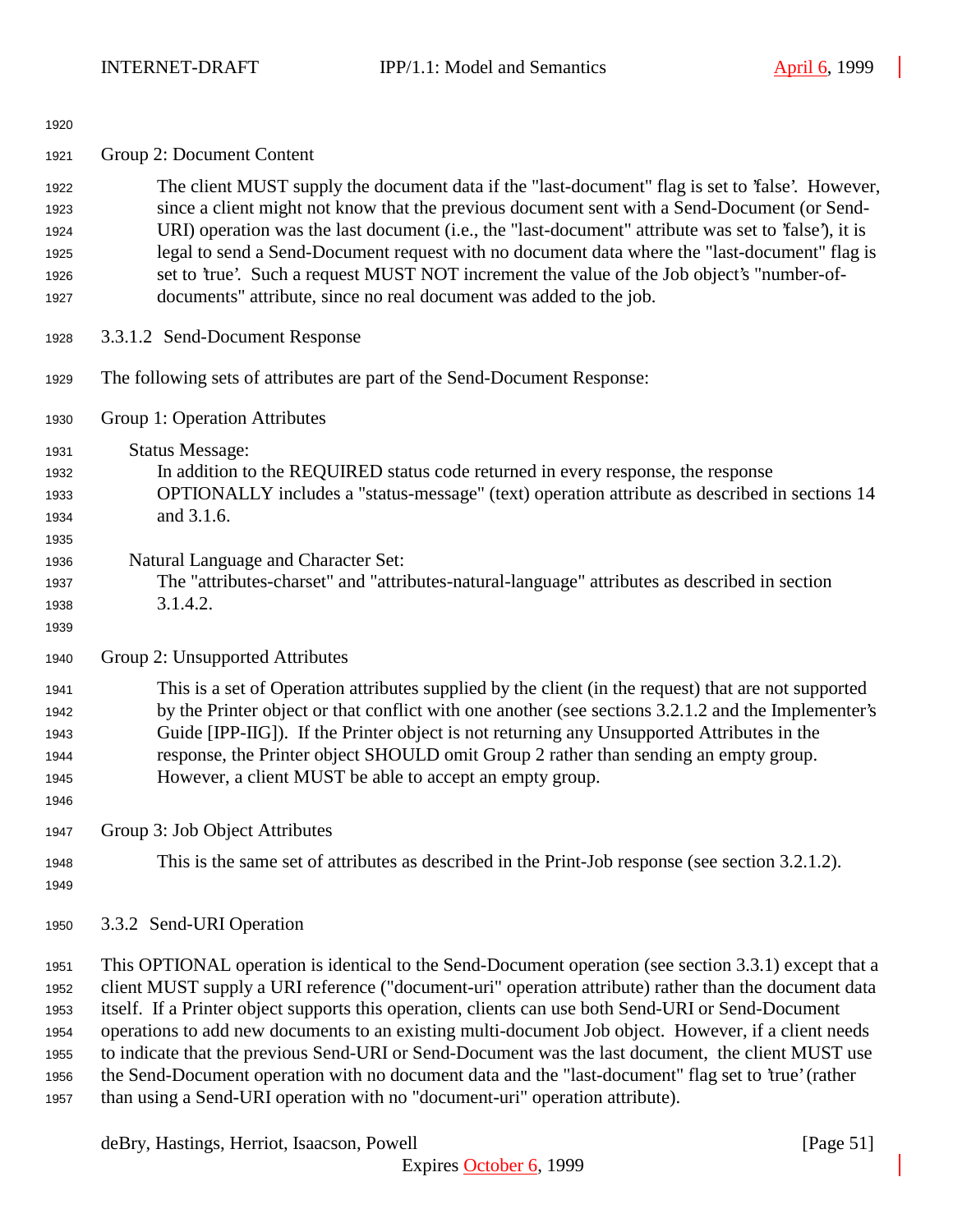Group 2: Document Content

The client MUST supply the document data if the "last-document" flag is set to 'false'. However, since a client might not know that the previous document sent with a Send-Document (or Send-URI) operation was the last document (i.e., the "last-document" attribute was set to 'false'), it is legal to send a Send-Document request with no document data where the "last-document" flag is set to 'true'. Such a request MUST NOT increment the value of the Job object's "number-of-documents" attribute, since no real document was added to the job.

#### 3.3.1.2 Send-Document Response

The following sets of attributes are part of the Send-Document Response:

Group 1: Operation Attributes

Status Message:
In addition to the REQUIRED status code returned in every response, the response OPTIONALLY includes a "status-message" (text) operation attribute as described in sections 14 and 3.1.6.

Natural Language and Character Set:
The "attributes-charset" and "attributes-natural-language" attributes as described in section 3.1.4.2.

Group 2: Unsupported Attributes

This is a set of Operation attributes supplied by the client (in the request) that are not supported by the Printer object or that conflict with one another (see sections 3.2.1.2 and the Implementer's Guide [IPP-IIG]). If the Printer object is not returning any Unsupported Attributes in the response, the Printer object SHOULD omit Group 2 rather than sending an empty group. However, a client MUST be able to accept an empty group.

Group 3: Job Object Attributes

This is the same set of attributes as described in the Print-Job response (see section 3.2.1.2).

### 3.3.2 Send-URI Operation

This OPTIONAL operation is identical to the Send-Document operation (see section 3.3.1) except that a client MUST supply a URI reference ("document-uri" operation attribute) rather than the document data itself. If a Printer object supports this operation, clients can use both Send-URI or Send-Document operations to add new documents to an existing multi-document Job object. However, if a client needs to indicate that the previous Send-URI or Send-Document was the last document, the client MUST use the Send-Document operation with no document data and the "last-document" flag set to 'true' (rather than using a Send-URI operation with no "document-uri" operation attribute).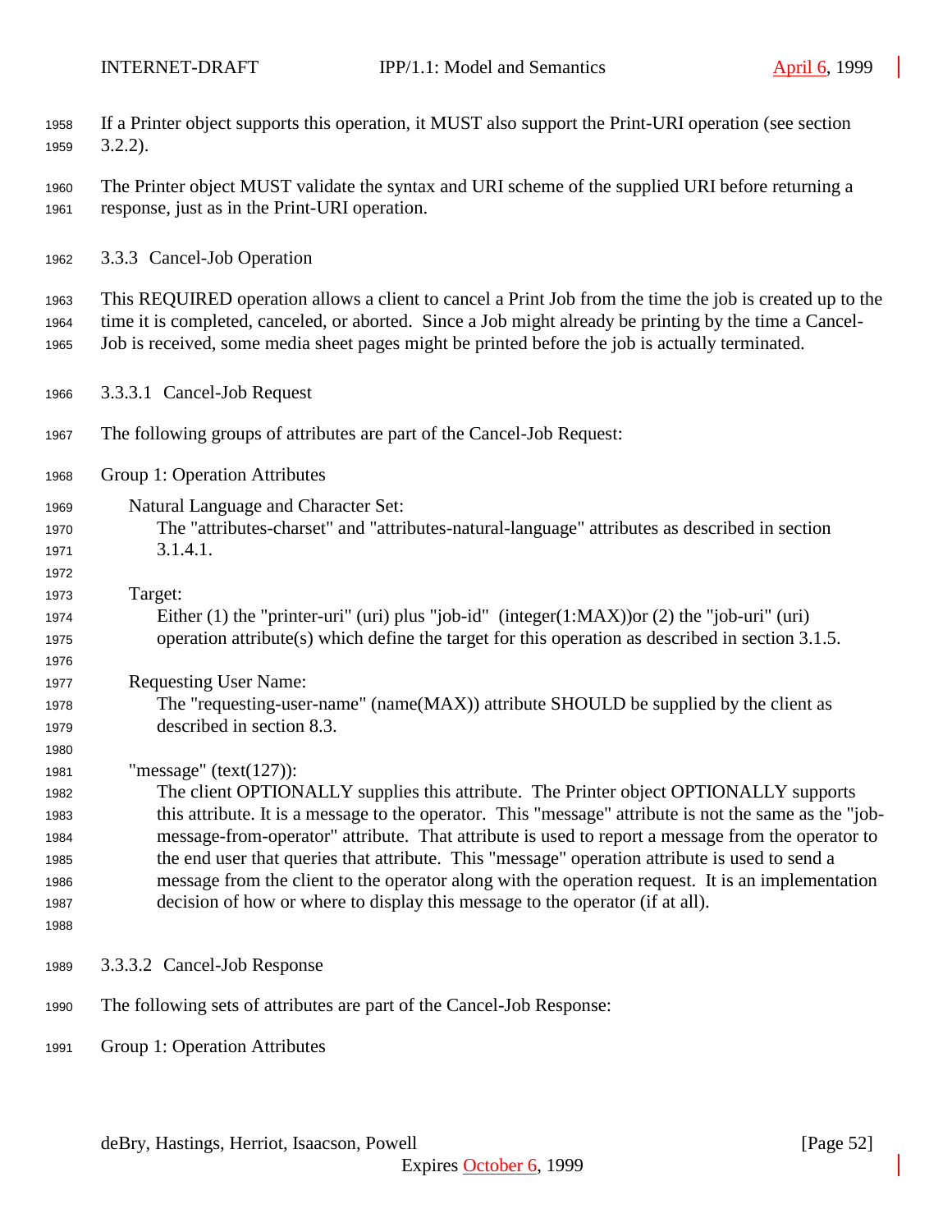If a Printer object supports this operation, it MUST also support the Print-URI operation (see section 3.2.2).

The Printer object MUST validate the syntax and URI scheme of the supplied URI before returning a response, just as in the Print-URI operation.

### 3.3.3 Cancel-Job Operation

This REQUIRED operation allows a client to cancel a Print Job from the time the job is created up to the time it is completed, canceled, or aborted. Since a Job might already be printing by the time a Cancel-Job is received, some media sheet pages might be printed before the job is actually terminated.

#### 3.3.3.1 Cancel-Job Request

The following groups of attributes are part of the Cancel-Job Request:

Group 1: Operation Attributes

Natural Language and Character Set:
The "attributes-charset" and "attributes-natural-language" attributes as described in section 3.1.4.1.

Target:
Either (1) the "printer-uri" (uri) plus "job-id" (integer(1:MAX))or (2) the "job-uri" (uri) operation attribute(s) which define the target for this operation as described in section 3.1.5.

Requesting User Name:
The "requesting-user-name" (name(MAX)) attribute SHOULD be supplied by the client as described in section 8.3.

"message" (text(127)):
The client OPTIONALLY supplies this attribute. The Printer object OPTIONALLY supports this attribute. It is a message to the operator. This "message" attribute is not the same as the "job-message-from-operator" attribute. That attribute is used to report a message from the operator to the end user that queries that attribute. This "message" operation attribute is used to send a message from the client to the operator along with the operation request. It is an implementation decision of how or where to display this message to the operator (if at all).

#### 3.3.3.2 Cancel-Job Response

The following sets of attributes are part of the Cancel-Job Response:

Group 1: Operation Attributes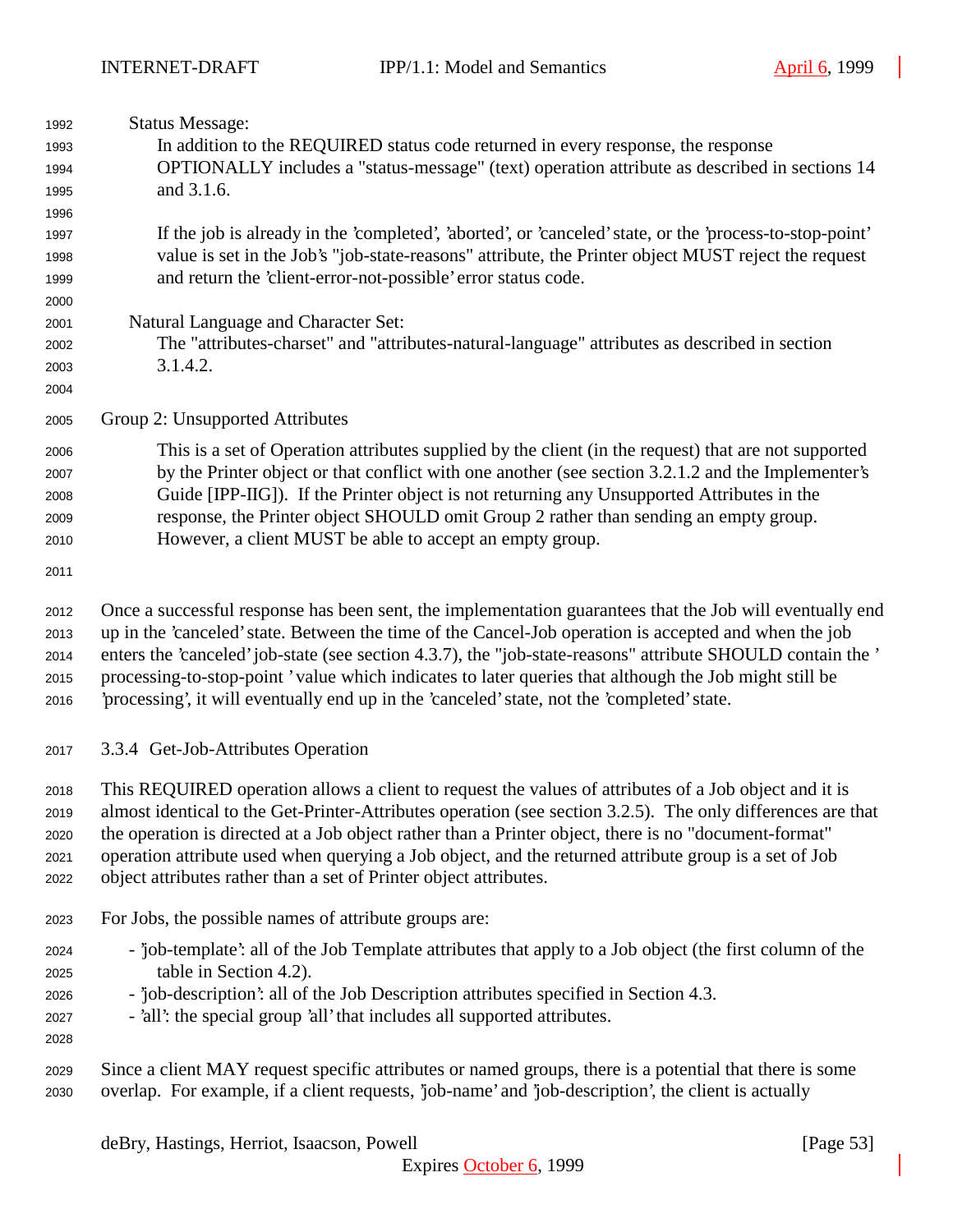Status Message:

In addition to the REQUIRED status code returned in every response, the response OPTIONALLY includes a "status-message" (text) operation attribute as described in sections 14 and 3.1.6.

If the job is already in the 'completed', 'aborted', or 'canceled' state, or the 'process-to-stop-point' value is set in the Job's "job-state-reasons" attribute, the Printer object MUST reject the request and return the 'client-error-not-possible' error status code.

Natural Language and Character Set:

The "attributes-charset" and "attributes-natural-language" attributes as described in section 3.1.4.2.

Group 2: Unsupported Attributes

This is a set of Operation attributes supplied by the client (in the request) that are not supported by the Printer object or that conflict with one another (see section 3.2.1.2 and the Implementer's Guide [IPP-IIG]). If the Printer object is not returning any Unsupported Attributes in the response, the Printer object SHOULD omit Group 2 rather than sending an empty group. However, a client MUST be able to accept an empty group.

Once a successful response has been sent, the implementation guarantees that the Job will eventually end up in the 'canceled' state. Between the time of the Cancel-Job operation is accepted and when the job enters the 'canceled' job-state (see section 4.3.7), the "job-state-reasons" attribute SHOULD contain the ' processing-to-stop-point ' value which indicates to later queries that although the Job might still be 'processing', it will eventually end up in the 'canceled' state, not the 'completed' state.

### 3.3.4 Get-Job-Attributes Operation

This REQUIRED operation allows a client to request the values of attributes of a Job object and it is almost identical to the Get-Printer-Attributes operation (see section 3.2.5). The only differences are that the operation is directed at a Job object rather than a Printer object, there is no "document-format" operation attribute used when querying a Job object, and the returned attribute group is a set of Job object attributes rather than a set of Printer object attributes.

For Jobs, the possible names of attribute groups are:

- 'job-template': all of the Job Template attributes that apply to a Job object (the first column of the table in Section 4.2).
- 'job-description': all of the Job Description attributes specified in Section 4.3.
- 'all': the special group 'all' that includes all supported attributes.

Since a client MAY request specific attributes or named groups, there is a potential that there is some overlap. For example, if a client requests, 'job-name' and 'job-description', the client is actually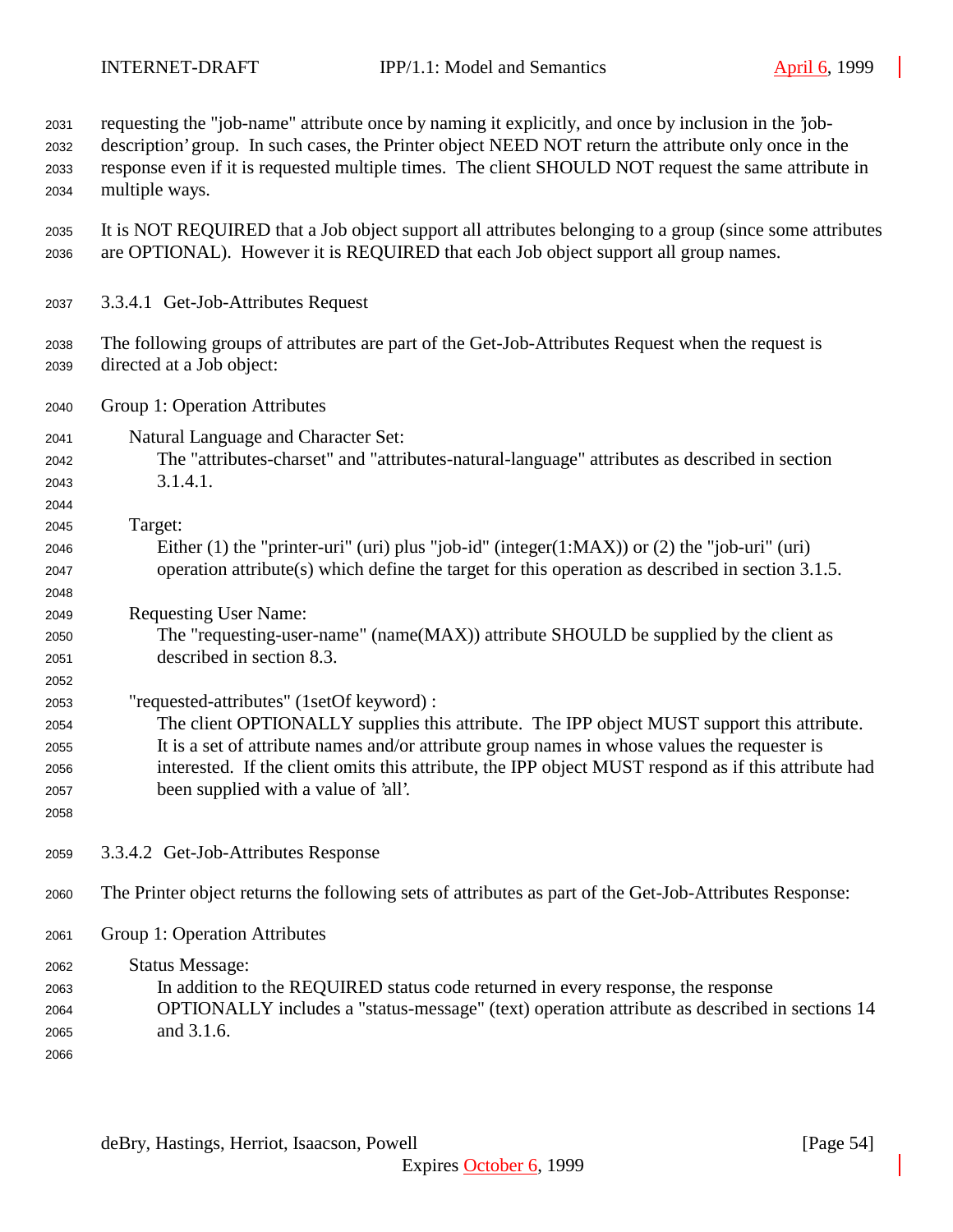requesting the "job-name" attribute once by naming it explicitly, and once by inclusion in the 'job-description' group. In such cases, the Printer object NEED NOT return the attribute only once in the response even if it is requested multiple times. The client SHOULD NOT request the same attribute in multiple ways.

It is NOT REQUIRED that a Job object support all attributes belonging to a group (since some attributes are OPTIONAL). However it is REQUIRED that each Job object support all group names.

#### 3.3.4.1 Get-Job-Attributes Request

The following groups of attributes are part of the Get-Job-Attributes Request when the request is directed at a Job object:

Group 1: Operation Attributes

Natural Language and Character Set:
The "attributes-charset" and "attributes-natural-language" attributes as described in section 3.1.4.1.

Target:
Either (1) the "printer-uri" (uri) plus "job-id" (integer(1:MAX)) or (2) the "job-uri" (uri) operation attribute(s) which define the target for this operation as described in section 3.1.5.

Requesting User Name:
The "requesting-user-name" (name(MAX)) attribute SHOULD be supplied by the client as described in section 8.3.

"requested-attributes" (1setOf keyword) :
The client OPTIONALLY supplies this attribute. The IPP object MUST support this attribute. It is a set of attribute names and/or attribute group names in whose values the requester is interested. If the client omits this attribute, the IPP object MUST respond as if this attribute had been supplied with a value of 'all'.

#### 3.3.4.2 Get-Job-Attributes Response

The Printer object returns the following sets of attributes as part of the Get-Job-Attributes Response:

Group 1: Operation Attributes

Status Message:
In addition to the REQUIRED status code returned in every response, the response OPTIONALLY includes a "status-message" (text) operation attribute as described in sections 14 and 3.1.6.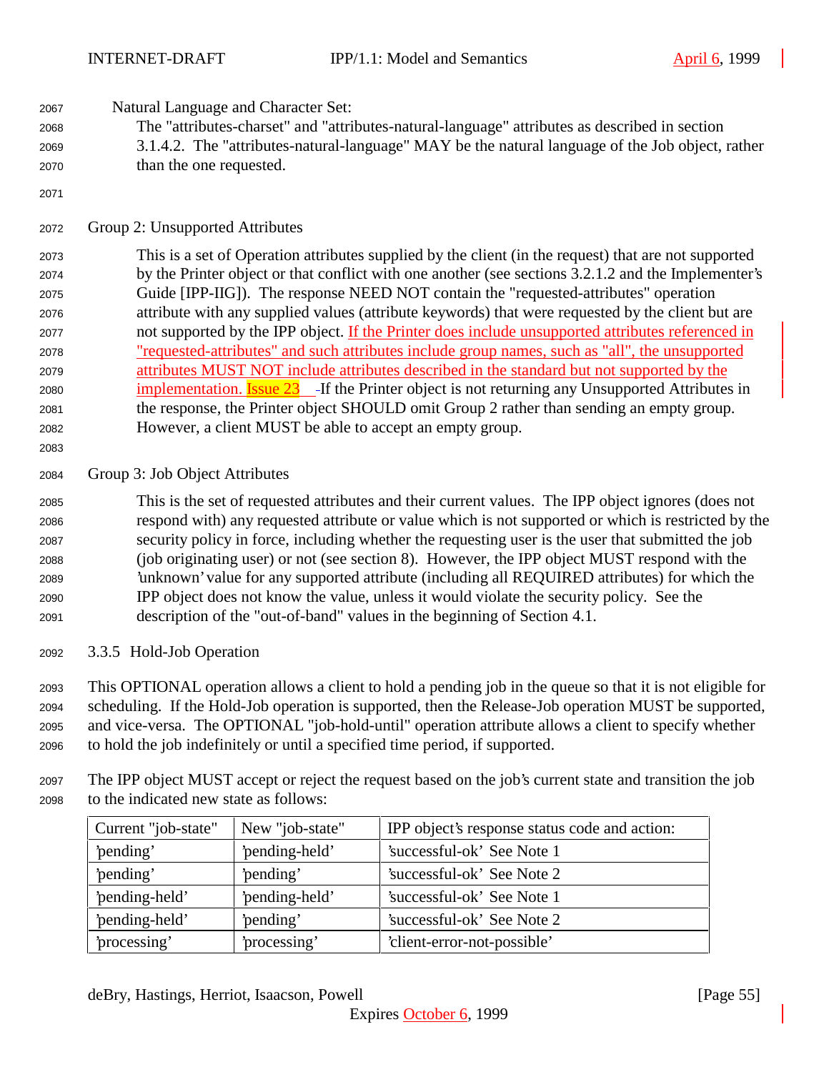Natural Language and Character Set:

The "attributes-charset" and "attributes-natural-language" attributes as described in section 3.1.4.2. The "attributes-natural-language" MAY be the natural language of the Job object, rather than the one requested.

Group 2: Unsupported Attributes

This is a set of Operation attributes supplied by the client (in the request) that are not supported by the Printer object or that conflict with one another (see sections 3.2.1.2 and the Implementer's Guide [IPP-IIG]). The response NEED NOT contain the "requested-attributes" operation attribute with any supplied values (attribute keywords) that were requested by the client but are not supported by the IPP object. If the Printer does include unsupported attributes referenced in "requested-attributes" and such attributes include group names, such as "all", the unsupported attributes MUST NOT include attributes described in the standard but not supported by the implementation. Issue 23 If the Printer object is not returning any Unsupported Attributes in the response, the Printer object SHOULD omit Group 2 rather than sending an empty group. However, a client MUST be able to accept an empty group.

Group 3: Job Object Attributes

This is the set of requested attributes and their current values. The IPP object ignores (does not respond with) any requested attribute or value which is not supported or which is restricted by the security policy in force, including whether the requesting user is the user that submitted the job (job originating user) or not (see section 8). However, the IPP object MUST respond with the 'unknown' value for any supported attribute (including all REQUIRED attributes) for which the IPP object does not know the value, unless it would violate the security policy. See the description of the "out-of-band" values in the beginning of Section 4.1.

### 3.3.5 Hold-Job Operation

This OPTIONAL operation allows a client to hold a pending job in the queue so that it is not eligible for scheduling. If the Hold-Job operation is supported, then the Release-Job operation MUST be supported, and vice-versa. The OPTIONAL "job-hold-until" operation attribute allows a client to specify whether to hold the job indefinitely or until a specified time period, if supported.

The IPP object MUST accept or reject the request based on the job's current state and transition the job to the indicated new state as follows:

| Current "job-state" | New "job-state" | IPP object's response status code and action: |
|---|---|---|
| 'pending' | 'pending-held' | 'successful-ok' See Note 1 |
| 'pending' | 'pending' | 'successful-ok' See Note 2 |
| 'pending-held' | 'pending-held' | 'successful-ok' See Note 1 |
| 'pending-held' | 'pending' | 'successful-ok' See Note 2 |
| 'processing' | 'processing' | 'client-error-not-possible' |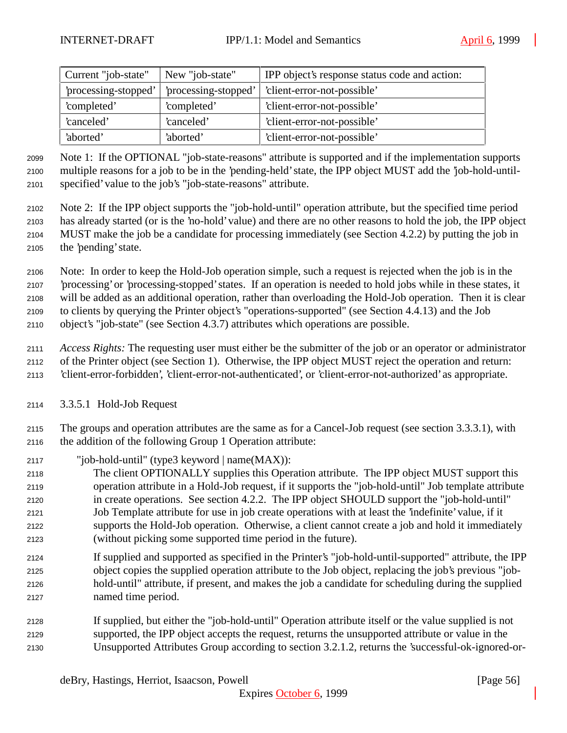| Current "job-state" | New "job-state" | IPP object's response status code and action: |
|---|---|---|
| 'processing-stopped' | 'processing-stopped' | 'client-error-not-possible' |
| 'completed' | 'completed' | 'client-error-not-possible' |
| 'canceled' | 'canceled' | 'client-error-not-possible' |
| 'aborted' | 'aborted' | 'client-error-not-possible' |

Note 1: If the OPTIONAL "job-state-reasons" attribute is supported and if the implementation supports multiple reasons for a job to be in the 'pending-held' state, the IPP object MUST add the 'job-hold-until-specified' value to the job's "job-state-reasons" attribute.

Note 2: If the IPP object supports the "job-hold-until" operation attribute, but the specified time period has already started (or is the 'no-hold' value) and there are no other reasons to hold the job, the IPP object MUST make the job be a candidate for processing immediately (see Section 4.2.2) by putting the job in the 'pending' state.

Note: In order to keep the Hold-Job operation simple, such a request is rejected when the job is in the 'processing' or 'processing-stopped' states. If an operation is needed to hold jobs while in these states, it will be added as an additional operation, rather than overloading the Hold-Job operation. Then it is clear to clients by querying the Printer object's "operations-supported" (see Section 4.4.13) and the Job object's "job-state" (see Section 4.3.7) attributes which operations are possible.

*Access Rights:* The requesting user must either be the submitter of the job or an operator or administrator of the Printer object (see Section 1). Otherwise, the IPP object MUST reject the operation and return: 'client-error-forbidden', 'client-error-not-authenticated', or 'client-error-not-authorized' as appropriate.

### 3.3.5.1 Hold-Job Request

The groups and operation attributes are the same as for a Cancel-Job request (see section 3.3.3.1), with the addition of the following Group 1 Operation attribute:

"job-hold-until" (type3 keyword | name(MAX)):

The client OPTIONALLY supplies this Operation attribute. The IPP object MUST support this operation attribute in a Hold-Job request, if it supports the "job-hold-until" Job template attribute in create operations. See section 4.2.2. The IPP object SHOULD support the "job-hold-until" Job Template attribute for use in job create operations with at least the 'indefinite' value, if it supports the Hold-Job operation. Otherwise, a client cannot create a job and hold it immediately (without picking some supported time period in the future).

If supplied and supported as specified in the Printer's "job-hold-until-supported" attribute, the IPP object copies the supplied operation attribute to the Job object, replacing the job's previous "job-hold-until" attribute, if present, and makes the job a candidate for scheduling during the supplied named time period.

If supplied, but either the "job-hold-until" Operation attribute itself or the value supplied is not supported, the IPP object accepts the request, returns the unsupported attribute or value in the Unsupported Attributes Group according to section 3.2.1.2, returns the 'successful-ok-ignored-or-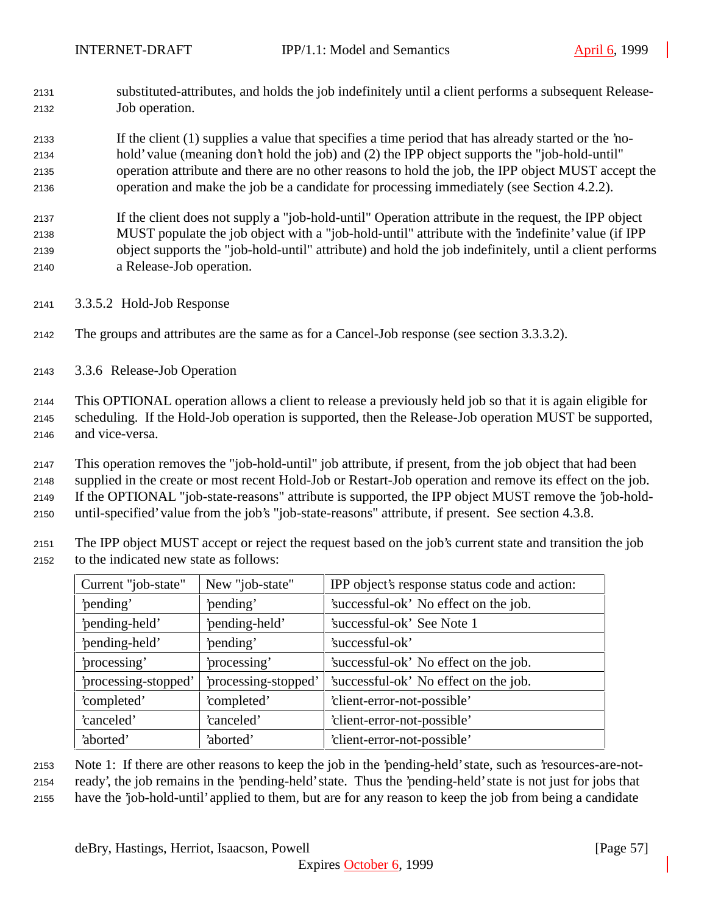substituted-attributes, and holds the job indefinitely until a client performs a subsequent Release-Job operation.

If the client (1) supplies a value that specifies a time period that has already started or the 'no-hold' value (meaning don't hold the job) and (2) the IPP object supports the "job-hold-until" operation attribute and there are no other reasons to hold the job, the IPP object MUST accept the operation and make the job be a candidate for processing immediately (see Section 4.2.2).

If the client does not supply a "job-hold-until" Operation attribute in the request, the IPP object MUST populate the job object with a "job-hold-until" attribute with the 'indefinite' value (if IPP object supports the "job-hold-until" attribute) and hold the job indefinitely, until a client performs a Release-Job operation.

#### 3.3.5.2 Hold-Job Response

The groups and attributes are the same as for a Cancel-Job response (see section 3.3.3.2).

### 3.3.6 Release-Job Operation

This OPTIONAL operation allows a client to release a previously held job so that it is again eligible for scheduling. If the Hold-Job operation is supported, then the Release-Job operation MUST be supported, and vice-versa.

This operation removes the "job-hold-until" job attribute, if present, from the job object that had been supplied in the create or most recent Hold-Job or Restart-Job operation and remove its effect on the job. If the OPTIONAL "job-state-reasons" attribute is supported, the IPP object MUST remove the 'job-hold-until-specified' value from the job's "job-state-reasons" attribute, if present. See section 4.3.8.

The IPP object MUST accept or reject the request based on the job's current state and transition the job to the indicated new state as follows:

| Current "job-state" | New "job-state" | IPP object's response status code and action: |
|---|---|---|
| 'pending' | 'pending' | 'successful-ok' No effect on the job. |
| 'pending-held' | 'pending-held' | 'successful-ok' See Note 1 |
| 'pending-held' | 'pending' | 'successful-ok' |
| 'processing' | 'processing' | 'successful-ok' No effect on the job. |
| 'processing-stopped' | 'processing-stopped' | 'successful-ok' No effect on the job. |
| 'completed' | 'completed' | 'client-error-not-possible' |
| 'canceled' | 'canceled' | 'client-error-not-possible' |
| 'aborted' | 'aborted' | 'client-error-not-possible' |

Note 1: If there are other reasons to keep the job in the 'pending-held' state, such as 'resources-are-not-ready', the job remains in the 'pending-held' state. Thus the 'pending-held' state is not just for jobs that have the 'job-hold-until' applied to them, but are for any reason to keep the job from being a candidate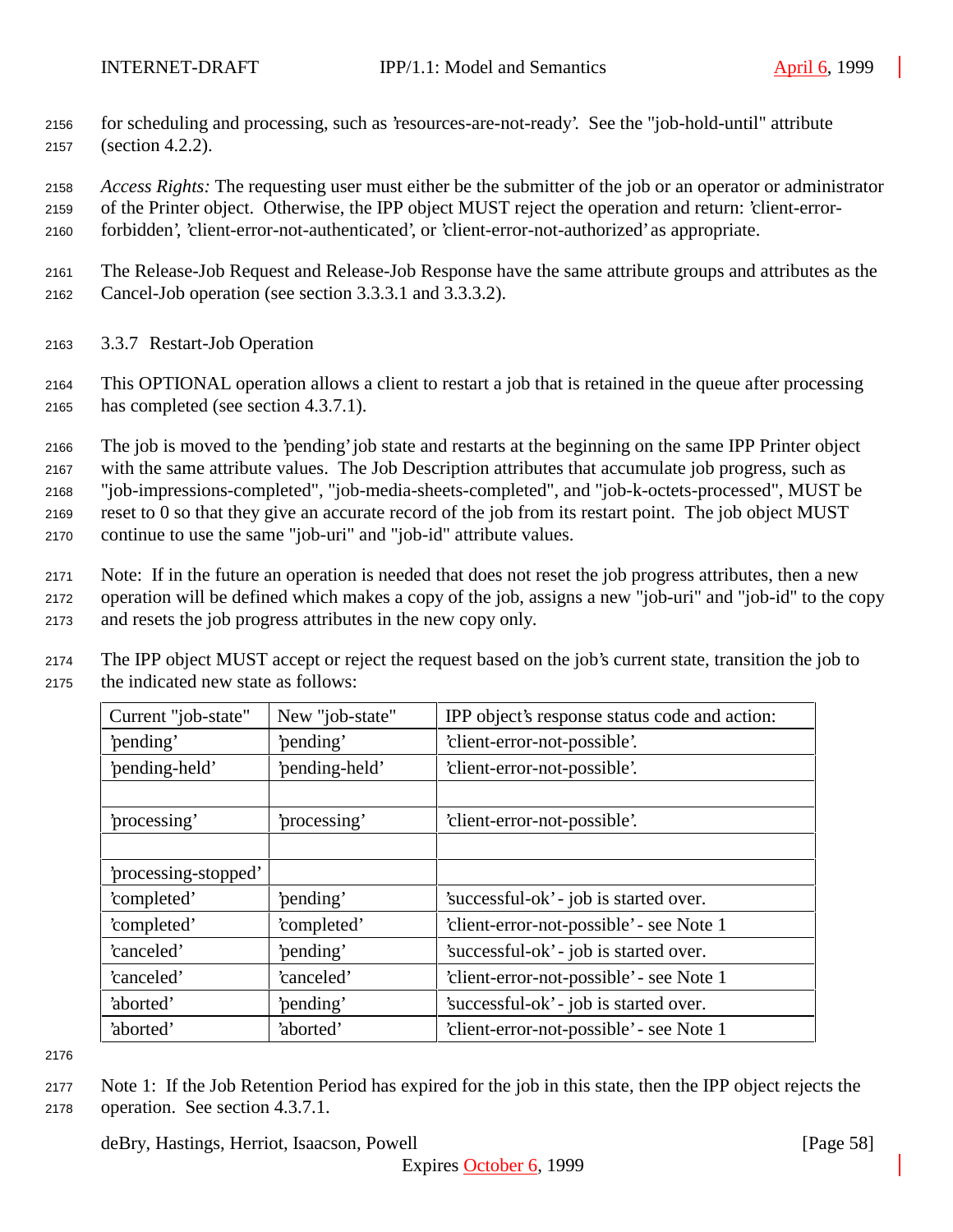for scheduling and processing, such as 'resources-are-not-ready'. See the "job-hold-until" attribute (section 4.2.2).

*Access Rights:* The requesting user must either be the submitter of the job or an operator or administrator of the Printer object. Otherwise, the IPP object MUST reject the operation and return: 'client-error-forbidden', 'client-error-not-authenticated', or 'client-error-not-authorized' as appropriate.

The Release-Job Request and Release-Job Response have the same attribute groups and attributes as the Cancel-Job operation (see section 3.3.3.1 and 3.3.3.2).

### 3.3.7 Restart-Job Operation

This OPTIONAL operation allows a client to restart a job that is retained in the queue after processing has completed (see section 4.3.7.1).

The job is moved to the 'pending' job state and restarts at the beginning on the same IPP Printer object with the same attribute values. The Job Description attributes that accumulate job progress, such as "job-impressions-completed", "job-media-sheets-completed", and "job-k-octets-processed", MUST be reset to 0 so that they give an accurate record of the job from its restart point. The job object MUST continue to use the same "job-uri" and "job-id" attribute values.

Note: If in the future an operation is needed that does not reset the job progress attributes, then a new operation will be defined which makes a copy of the job, assigns a new "job-uri" and "job-id" to the copy and resets the job progress attributes in the new copy only.

The IPP object MUST accept or reject the request based on the job's current state, transition the job to the indicated new state as follows:

| Current "job-state" | New "job-state" | IPP object's response status code and action: |
|---|---|---|
| 'pending' | 'pending' | 'client-error-not-possible'. |
| 'pending-held' | 'pending-held' | 'client-error-not-possible'. |
| | | |
| 'processing' | 'processing' | 'client-error-not-possible'. |
| | | |
| 'processing-stopped' | | |
| 'completed' | 'pending' | 'successful-ok' - job is started over. |
| 'completed' | 'completed' | 'client-error-not-possible' - see Note 1 |
| 'canceled' | 'pending' | 'successful-ok' - job is started over. |
| 'canceled' | 'canceled' | 'client-error-not-possible' - see Note 1 |
| 'aborted' | 'pending' | 'successful-ok' - job is started over. |
| 'aborted' | 'aborted' | 'client-error-not-possible' - see Note 1 |

Note 1: If the Job Retention Period has expired for the job in this state, then the IPP object rejects the operation. See section 4.3.7.1.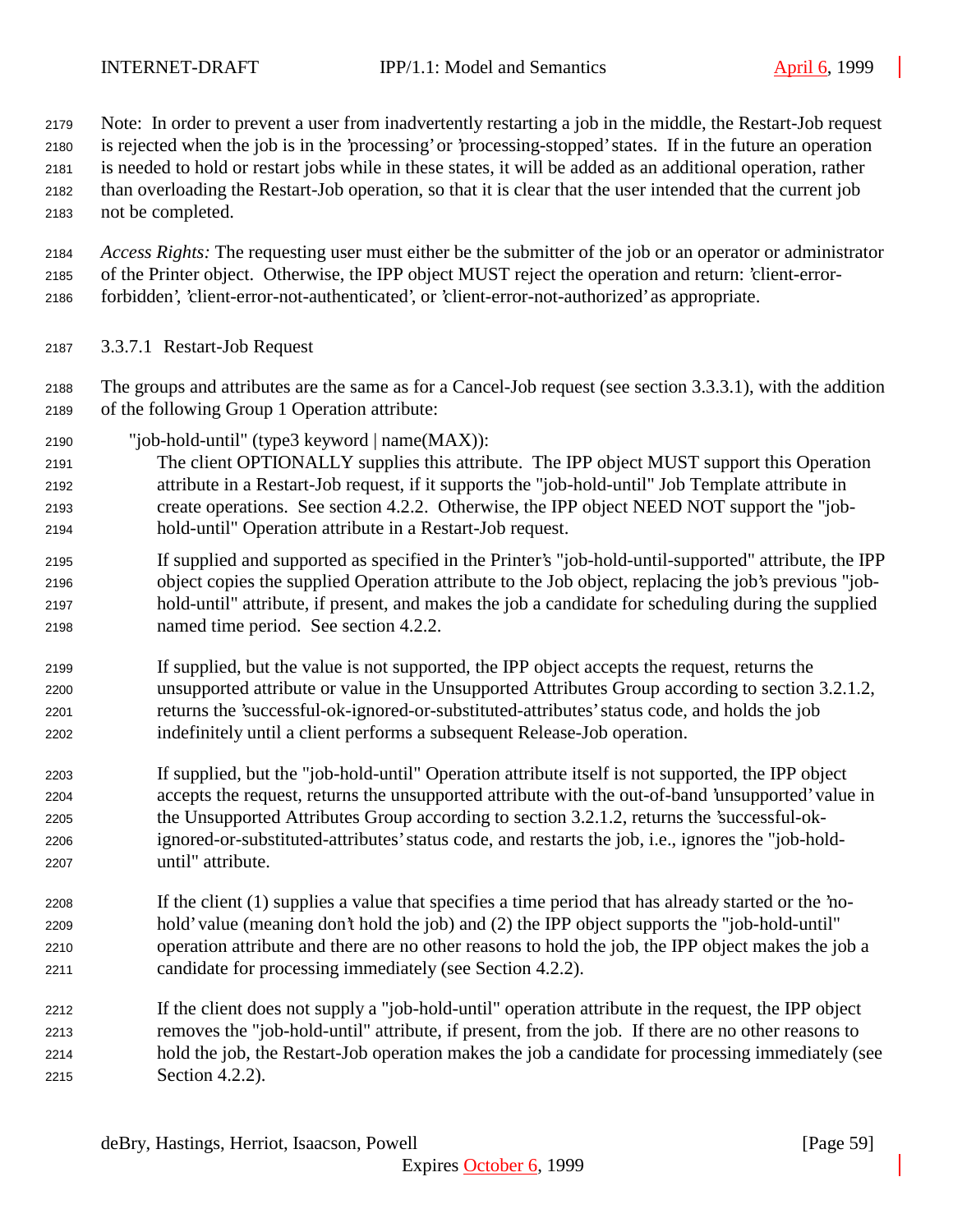Note: In order to prevent a user from inadvertently restarting a job in the middle, the Restart-Job request is rejected when the job is in the 'processing' or 'processing-stopped' states. If in the future an operation is needed to hold or restart jobs while in these states, it will be added as an additional operation, rather than overloading the Restart-Job operation, so that it is clear that the user intended that the current job not be completed.

*Access Rights:* The requesting user must either be the submitter of the job or an operator or administrator of the Printer object. Otherwise, the IPP object MUST reject the operation and return: 'client-error-forbidden', 'client-error-not-authenticated', or 'client-error-not-authorized' as appropriate.

#### 3.3.7.1 Restart-Job Request

The groups and attributes are the same as for a Cancel-Job request (see section 3.3.3.1), with the addition of the following Group 1 Operation attribute:

"job-hold-until" (type3 keyword | name(MAX)):

The client OPTIONALLY supplies this attribute. The IPP object MUST support this Operation attribute in a Restart-Job request, if it supports the "job-hold-until" Job Template attribute in create operations. See section 4.2.2. Otherwise, the IPP object NEED NOT support the "job-hold-until" Operation attribute in a Restart-Job request.

If supplied and supported as specified in the Printer's "job-hold-until-supported" attribute, the IPP object copies the supplied Operation attribute to the Job object, replacing the job's previous "job-hold-until" attribute, if present, and makes the job a candidate for scheduling during the supplied named time period. See section 4.2.2.

If supplied, but the value is not supported, the IPP object accepts the request, returns the unsupported attribute or value in the Unsupported Attributes Group according to section 3.2.1.2, returns the 'successful-ok-ignored-or-substituted-attributes' status code, and holds the job indefinitely until a client performs a subsequent Release-Job operation.

If supplied, but the "job-hold-until" Operation attribute itself is not supported, the IPP object accepts the request, returns the unsupported attribute with the out-of-band 'unsupported' value in the Unsupported Attributes Group according to section 3.2.1.2, returns the 'successful-ok-ignored-or-substituted-attributes' status code, and restarts the job, i.e., ignores the "job-hold-until" attribute.

If the client (1) supplies a value that specifies a time period that has already started or the 'no-hold' value (meaning don't hold the job) and (2) the IPP object supports the "job-hold-until" operation attribute and there are no other reasons to hold the job, the IPP object makes the job a candidate for processing immediately (see Section 4.2.2).

If the client does not supply a "job-hold-until" operation attribute in the request, the IPP object removes the "job-hold-until" attribute, if present, from the job. If there are no other reasons to hold the job, the Restart-Job operation makes the job a candidate for processing immediately (see Section 4.2.2).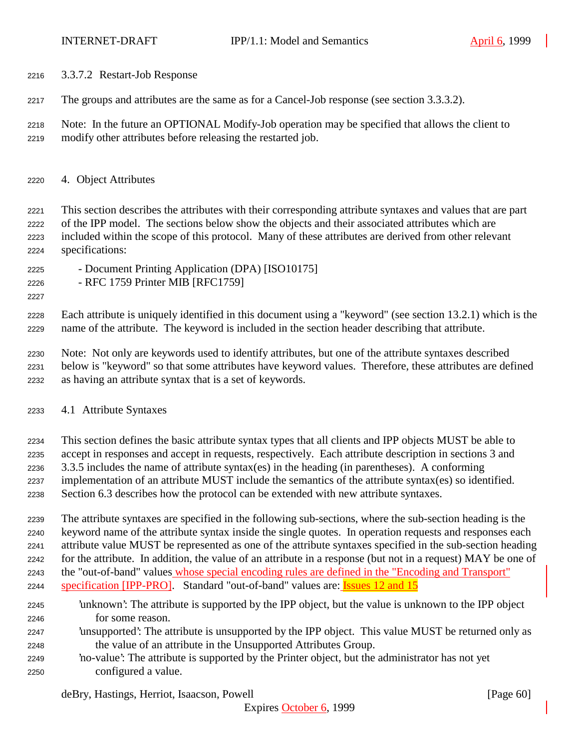### 3.3.7.2 Restart-Job Response

The groups and attributes are the same as for a Cancel-Job response (see section 3.3.3.2).

Note: In the future an OPTIONAL Modify-Job operation may be specified that allows the client to modify other attributes before releasing the restarted job.

# 4. Object Attributes

This section describes the attributes with their corresponding attribute syntaxes and values that are part of the IPP model. The sections below show the objects and their associated attributes which are included within the scope of this protocol. Many of these attributes are derived from other relevant specifications:

- Document Printing Application (DPA) [ISO10175]
- RFC 1759 Printer MIB [RFC1759]

Each attribute is uniquely identified in this document using a "keyword" (see section 13.2.1) which is the name of the attribute. The keyword is included in the section header describing that attribute.

Note: Not only are keywords used to identify attributes, but one of the attribute syntaxes described below is "keyword" so that some attributes have keyword values. Therefore, these attributes are defined as having an attribute syntax that is a set of keywords.

## 4.1 Attribute Syntaxes

This section defines the basic attribute syntax types that all clients and IPP objects MUST be able to accept in responses and accept in requests, respectively. Each attribute description in sections 3 and 3.3.5 includes the name of attribute syntax(es) in the heading (in parentheses). A conforming implementation of an attribute MUST include the semantics of the attribute syntax(es) so identified. Section 6.3 describes how the protocol can be extended with new attribute syntaxes.

The attribute syntaxes are specified in the following sub-sections, where the sub-section heading is the keyword name of the attribute syntax inside the single quotes. In operation requests and responses each attribute value MUST be represented as one of the attribute syntaxes specified in the sub-section heading for the attribute. In addition, the value of an attribute in a response (but not in a request) MAY be one of the "out-of-band" values whose special encoding rules are defined in the "Encoding and Transport" specification [IPP-PRO]. Standard "out-of-band" values are: Issues 12 and 15

'unknown': The attribute is supported by the IPP object, but the value is unknown to the IPP object for some reason.
'unsupported': The attribute is unsupported by the IPP object. This value MUST be returned only as the value of an attribute in the Unsupported Attributes Group.
'no-value': The attribute is supported by the Printer object, but the administrator has not yet configured a value.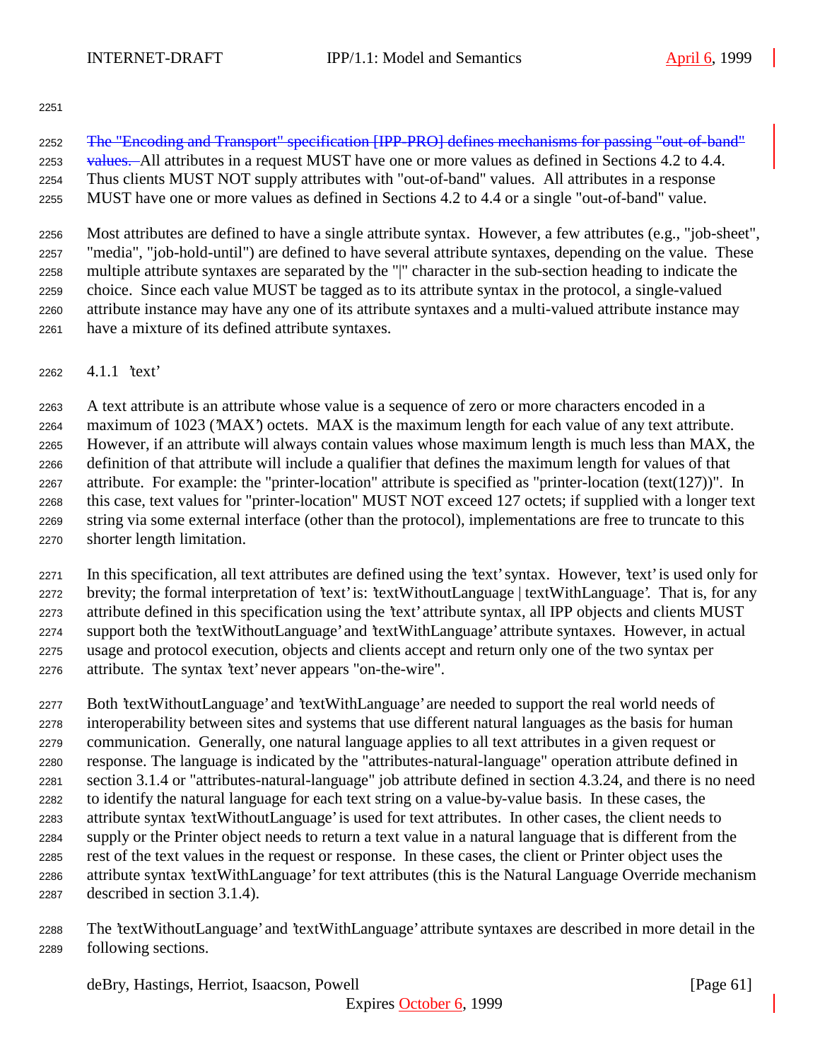~~The "Encoding and Transport" specification [IPP-PRO] defines mechanisms for passing "out-of-band" values.~~ All attributes in a request MUST have one or more values as defined in Sections 4.2 to 4.4. Thus clients MUST NOT supply attributes with "out-of-band" values. All attributes in a response MUST have one or more values as defined in Sections 4.2 to 4.4 or a single "out-of-band" value.

Most attributes are defined to have a single attribute syntax. However, a few attributes (e.g., "job-sheet", "media", "job-hold-until") are defined to have several attribute syntaxes, depending on the value. These multiple attribute syntaxes are separated by the "|" character in the sub-section heading to indicate the choice. Since each value MUST be tagged as to its attribute syntax in the protocol, a single-valued attribute instance may have any one of its attribute syntaxes and a multi-valued attribute instance may have a mixture of its defined attribute syntaxes.

### 4.1.1 'text'

A text attribute is an attribute whose value is a sequence of zero or more characters encoded in a maximum of 1023 ('MAX') octets. MAX is the maximum length for each value of any text attribute. However, if an attribute will always contain values whose maximum length is much less than MAX, the definition of that attribute will include a qualifier that defines the maximum length for values of that attribute. For example: the "printer-location" attribute is specified as "printer-location (text(127))". In this case, text values for "printer-location" MUST NOT exceed 127 octets; if supplied with a longer text string via some external interface (other than the protocol), implementations are free to truncate to this shorter length limitation.

In this specification, all text attributes are defined using the 'text' syntax. However, 'text' is used only for brevity; the formal interpretation of 'text' is: 'textWithoutLanguage | textWithLanguage'. That is, for any attribute defined in this specification using the 'text' attribute syntax, all IPP objects and clients MUST support both the 'textWithoutLanguage' and 'textWithLanguage' attribute syntaxes. However, in actual usage and protocol execution, objects and clients accept and return only one of the two syntax per attribute. The syntax 'text' never appears "on-the-wire".

Both 'textWithoutLanguage' and 'textWithLanguage' are needed to support the real world needs of interoperability between sites and systems that use different natural languages as the basis for human communication. Generally, one natural language applies to all text attributes in a given request or response. The language is indicated by the "attributes-natural-language" operation attribute defined in section 3.1.4 or "attributes-natural-language" job attribute defined in section 4.3.24, and there is no need to identify the natural language for each text string on a value-by-value basis. In these cases, the attribute syntax 'textWithoutLanguage' is used for text attributes. In other cases, the client needs to supply or the Printer object needs to return a text value in a natural language that is different from the rest of the text values in the request or response. In these cases, the client or Printer object uses the attribute syntax 'textWithLanguage' for text attributes (this is the Natural Language Override mechanism described in section 3.1.4).

The 'textWithoutLanguage' and 'textWithLanguage' attribute syntaxes are described in more detail in the following sections.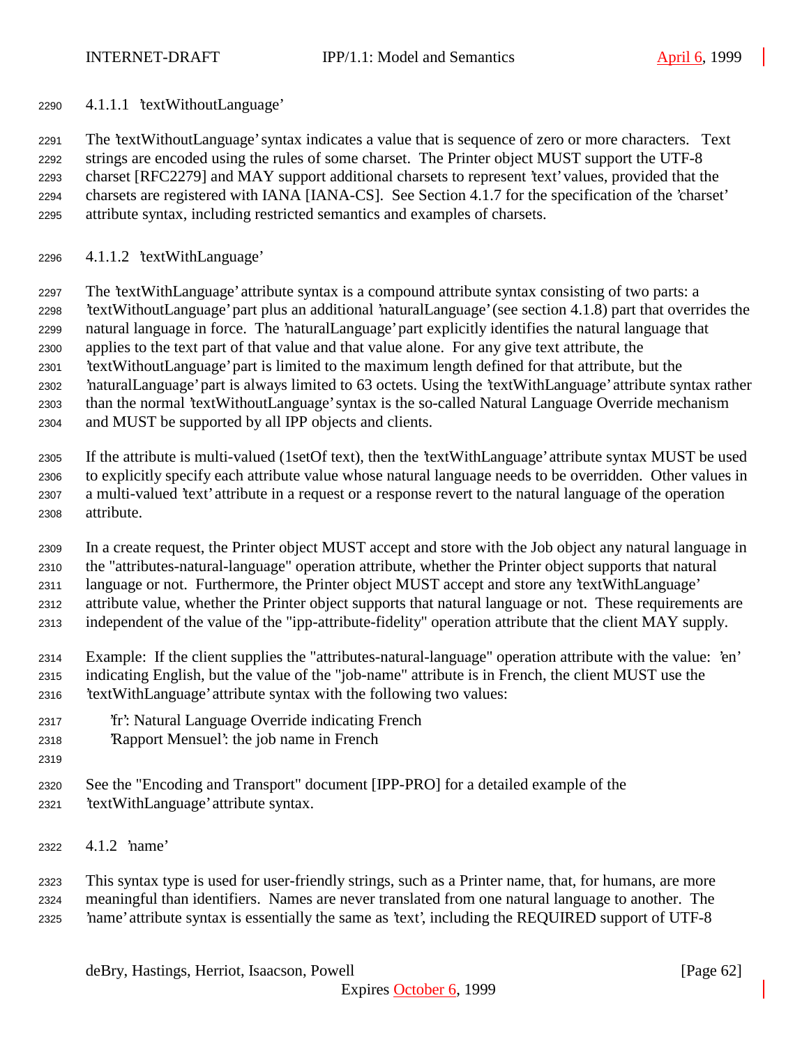#### 4.1.1.1 'textWithoutLanguage'

The 'textWithoutLanguage' syntax indicates a value that is sequence of zero or more characters. Text strings are encoded using the rules of some charset. The Printer object MUST support the UTF-8 charset [RFC2279] and MAY support additional charsets to represent 'text' values, provided that the charsets are registered with IANA [IANA-CS]. See Section 4.1.7 for the specification of the 'charset' attribute syntax, including restricted semantics and examples of charsets.

#### 4.1.1.2 'textWithLanguage'

The 'textWithLanguage' attribute syntax is a compound attribute syntax consisting of two parts: a 'textWithoutLanguage' part plus an additional 'naturalLanguage' (see section 4.1.8) part that overrides the natural language in force. The 'naturalLanguage' part explicitly identifies the natural language that applies to the text part of that value and that value alone. For any give text attribute, the 'textWithoutLanguage' part is limited to the maximum length defined for that attribute, but the 'naturalLanguage' part is always limited to 63 octets. Using the 'textWithLanguage' attribute syntax rather than the normal 'textWithoutLanguage' syntax is the so-called Natural Language Override mechanism and MUST be supported by all IPP objects and clients.

If the attribute is multi-valued (1setOf text), then the 'textWithLanguage' attribute syntax MUST be used to explicitly specify each attribute value whose natural language needs to be overridden. Other values in a multi-valued 'text' attribute in a request or a response revert to the natural language of the operation attribute.

In a create request, the Printer object MUST accept and store with the Job object any natural language in the "attributes-natural-language" operation attribute, whether the Printer object supports that natural language or not. Furthermore, the Printer object MUST accept and store any 'textWithLanguage' attribute value, whether the Printer object supports that natural language or not. These requirements are independent of the value of the "ipp-attribute-fidelity" operation attribute that the client MAY supply.

Example: If the client supplies the "attributes-natural-language" operation attribute with the value: 'en' indicating English, but the value of the "job-name" attribute is in French, the client MUST use the 'textWithLanguage' attribute syntax with the following two values:

    'fr': Natural Language Override indicating French
    'Rapport Mensuel': the job name in French

See the "Encoding and Transport" document [IPP-PRO] for a detailed example of the 'textWithLanguage' attribute syntax.

### 4.1.2 'name'

This syntax type is used for user-friendly strings, such as a Printer name, that, for humans, are more meaningful than identifiers. Names are never translated from one natural language to another. The 'name' attribute syntax is essentially the same as 'text', including the REQUIRED support of UTF-8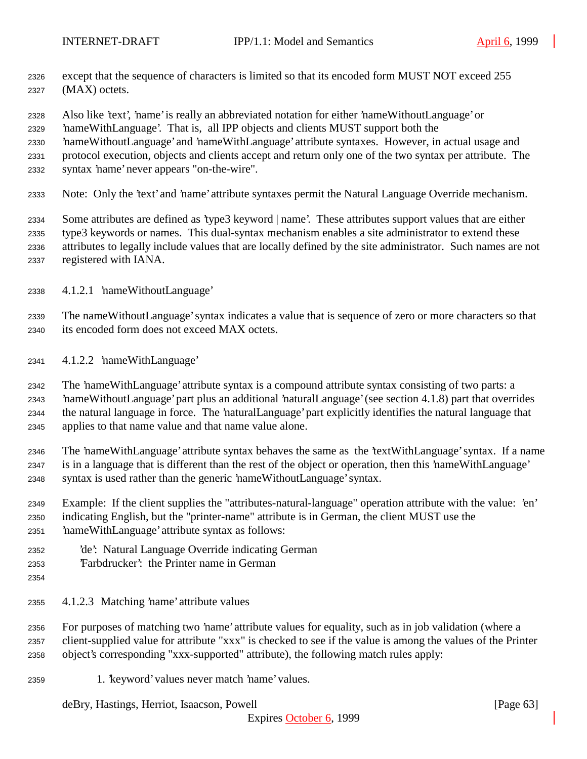except that the sequence of characters is limited so that its encoded form MUST NOT exceed 255 (MAX) octets.

Also like 'text', 'name' is really an abbreviated notation for either 'nameWithoutLanguage' or 'nameWithLanguage'. That is, all IPP objects and clients MUST support both the 'nameWithoutLanguage' and 'nameWithLanguage' attribute syntaxes. However, in actual usage and protocol execution, objects and clients accept and return only one of the two syntax per attribute. The syntax 'name' never appears "on-the-wire".

Note: Only the 'text' and 'name' attribute syntaxes permit the Natural Language Override mechanism.

Some attributes are defined as 'type3 keyword | name'. These attributes support values that are either type3 keywords or names. This dual-syntax mechanism enables a site administrator to extend these attributes to legally include values that are locally defined by the site administrator. Such names are not registered with IANA.

#### 4.1.2.1 'nameWithoutLanguage'

The nameWithoutLanguage' syntax indicates a value that is sequence of zero or more characters so that its encoded form does not exceed MAX octets.

#### 4.1.2.2 'nameWithLanguage'

The 'nameWithLanguage' attribute syntax is a compound attribute syntax consisting of two parts: a 'nameWithoutLanguage' part plus an additional 'naturalLanguage' (see section 4.1.8) part that overrides the natural language in force. The 'naturalLanguage' part explicitly identifies the natural language that applies to that name value and that name value alone.

The 'nameWithLanguage' attribute syntax behaves the same as the 'textWithLanguage' syntax. If a name is in a language that is different than the rest of the object or operation, then this 'nameWithLanguage' syntax is used rather than the generic 'nameWithoutLanguage' syntax.

Example: If the client supplies the "attributes-natural-language" operation attribute with the value: 'en' indicating English, but the "printer-name" attribute is in German, the client MUST use the 'nameWithLanguage' attribute syntax as follows:

  'de': Natural Language Override indicating German
  'Farbdrucker': the Printer name in German

#### 4.1.2.3 Matching 'name' attribute values

For purposes of matching two 'name' attribute values for equality, such as in job validation (where a client-supplied value for attribute "xxx" is checked to see if the value is among the values of the Printer object's corresponding "xxx-supported" attribute), the following match rules apply:

1. 'keyword' values never match 'name' values.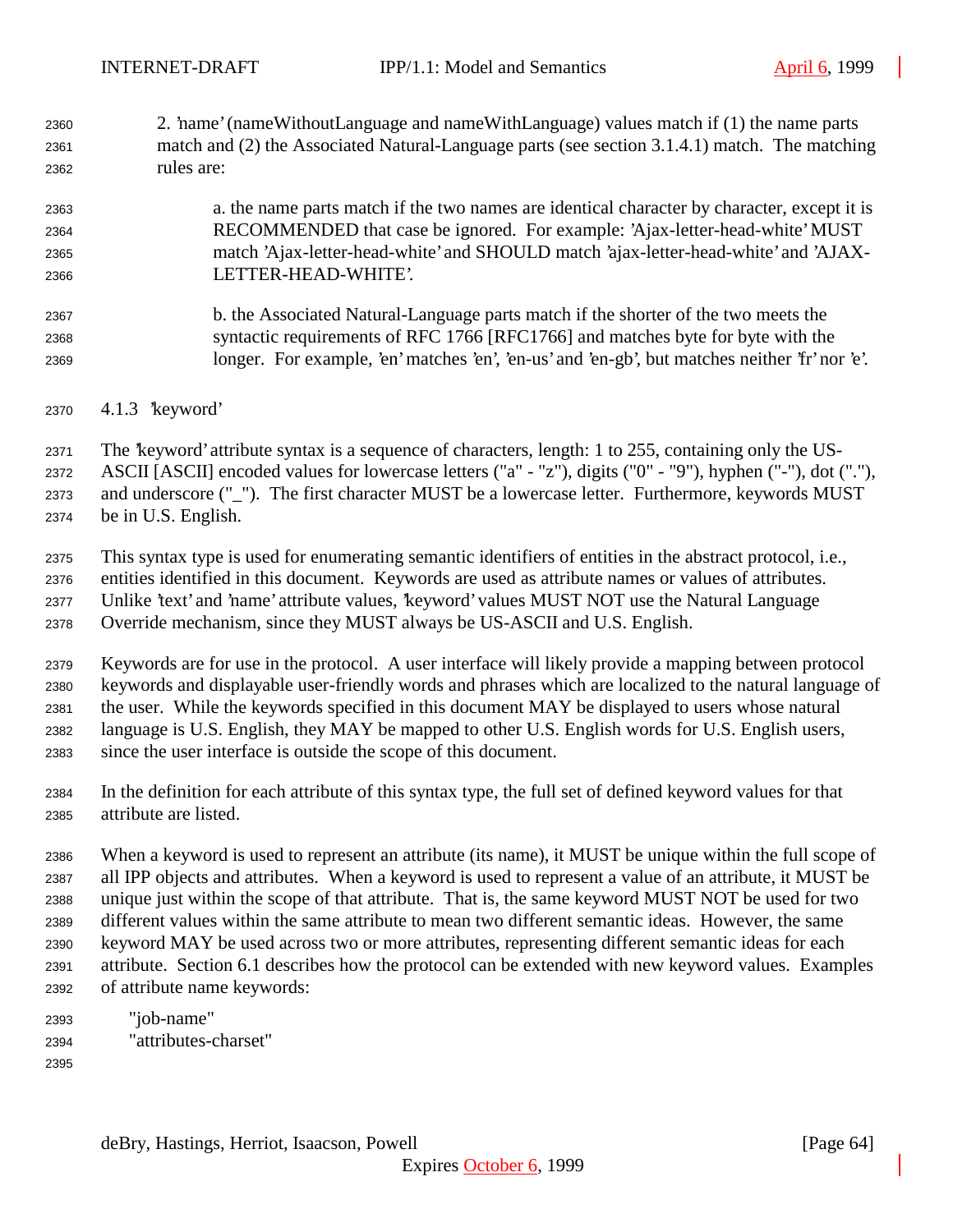2. 'name' (nameWithoutLanguage and nameWithLanguage) values match if (1) the name parts match and (2) the Associated Natural-Language parts (see section 3.1.4.1) match. The matching rules are:

   a. the name parts match if the two names are identical character by character, except it is RECOMMENDED that case be ignored. For example: 'Ajax-letter-head-white' MUST match 'Ajax-letter-head-white' and SHOULD match 'ajax-letter-head-white' and 'AJAX-LETTER-HEAD-WHITE'.

   b. the Associated Natural-Language parts match if the shorter of the two meets the syntactic requirements of RFC 1766 [RFC1766] and matches byte for byte with the longer. For example, 'en' matches 'en', 'en-us' and 'en-gb', but matches neither 'fr' nor 'e'.

### 4.1.3 'keyword'

The 'keyword' attribute syntax is a sequence of characters, length: 1 to 255, containing only the US-ASCII [ASCII] encoded values for lowercase letters ("a" - "z"), digits ("0" - "9"), hyphen ("-"), dot ("."), and underscore ("_"). The first character MUST be a lowercase letter. Furthermore, keywords MUST be in U.S. English.

This syntax type is used for enumerating semantic identifiers of entities in the abstract protocol, i.e., entities identified in this document. Keywords are used as attribute names or values of attributes. Unlike 'text' and 'name' attribute values, 'keyword' values MUST NOT use the Natural Language Override mechanism, since they MUST always be US-ASCII and U.S. English.

Keywords are for use in the protocol. A user interface will likely provide a mapping between protocol keywords and displayable user-friendly words and phrases which are localized to the natural language of the user. While the keywords specified in this document MAY be displayed to users whose natural language is U.S. English, they MAY be mapped to other U.S. English words for U.S. English users, since the user interface is outside the scope of this document.

In the definition for each attribute of this syntax type, the full set of defined keyword values for that attribute are listed.

When a keyword is used to represent an attribute (its name), it MUST be unique within the full scope of all IPP objects and attributes. When a keyword is used to represent a value of an attribute, it MUST be unique just within the scope of that attribute. That is, the same keyword MUST NOT be used for two different values within the same attribute to mean two different semantic ideas. However, the same keyword MAY be used across two or more attributes, representing different semantic ideas for each attribute. Section 6.1 describes how the protocol can be extended with new keyword values. Examples of attribute name keywords:

```
"job-name"
"attributes-charset"
```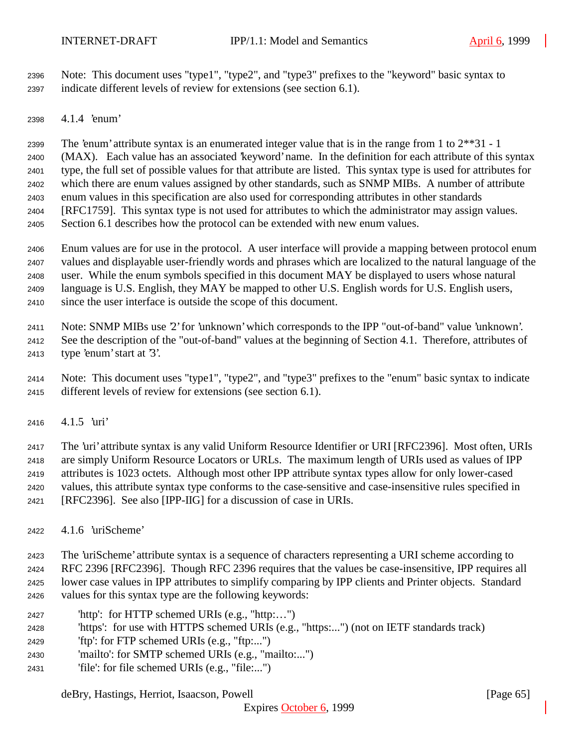Note: This document uses "type1", "type2", and "type3" prefixes to the "keyword" basic syntax to indicate different levels of review for extensions (see section 6.1).

### 4.1.4 'enum'

The 'enum' attribute syntax is an enumerated integer value that is in the range from 1 to 2**31 - 1 (MAX). Each value has an associated 'keyword' name. In the definition for each attribute of this syntax type, the full set of possible values for that attribute are listed. This syntax type is used for attributes for which there are enum values assigned by other standards, such as SNMP MIBs. A number of attribute enum values in this specification are also used for corresponding attributes in other standards [RFC1759]. This syntax type is not used for attributes to which the administrator may assign values. Section 6.1 describes how the protocol can be extended with new enum values.

Enum values are for use in the protocol. A user interface will provide a mapping between protocol enum values and displayable user-friendly words and phrases which are localized to the natural language of the user. While the enum symbols specified in this document MAY be displayed to users whose natural language is U.S. English, they MAY be mapped to other U.S. English words for U.S. English users, since the user interface is outside the scope of this document.

Note: SNMP MIBs use '2' for 'unknown' which corresponds to the IPP "out-of-band" value 'unknown'. See the description of the "out-of-band" values at the beginning of Section 4.1. Therefore, attributes of type 'enum' start at '3'.

Note: This document uses "type1", "type2", and "type3" prefixes to the "enum" basic syntax to indicate different levels of review for extensions (see section 6.1).

### 4.1.5 'uri'

The 'uri' attribute syntax is any valid Uniform Resource Identifier or URI [RFC2396]. Most often, URIs are simply Uniform Resource Locators or URLs. The maximum length of URIs used as values of IPP attributes is 1023 octets. Although most other IPP attribute syntax types allow for only lower-cased values, this attribute syntax type conforms to the case-sensitive and case-insensitive rules specified in [RFC2396]. See also [IPP-IIG] for a discussion of case in URIs.

### 4.1.6 'uriScheme'

The 'uriScheme' attribute syntax is a sequence of characters representing a URI scheme according to RFC 2396 [RFC2396]. Though RFC 2396 requires that the values be case-insensitive, IPP requires all lower case values in IPP attributes to simplify comparing by IPP clients and Printer objects. Standard values for this syntax type are the following keywords:

- 'http': for HTTP schemed URIs (e.g., "http:…")
- 'https': for use with HTTPS schemed URIs (e.g., "https:...") (not on IETF standards track)
- 'ftp': for FTP schemed URIs (e.g., "ftp:...")
- 'mailto': for SMTP schemed URIs (e.g., "mailto:...")
- 'file': for file schemed URIs (e.g., "file:...")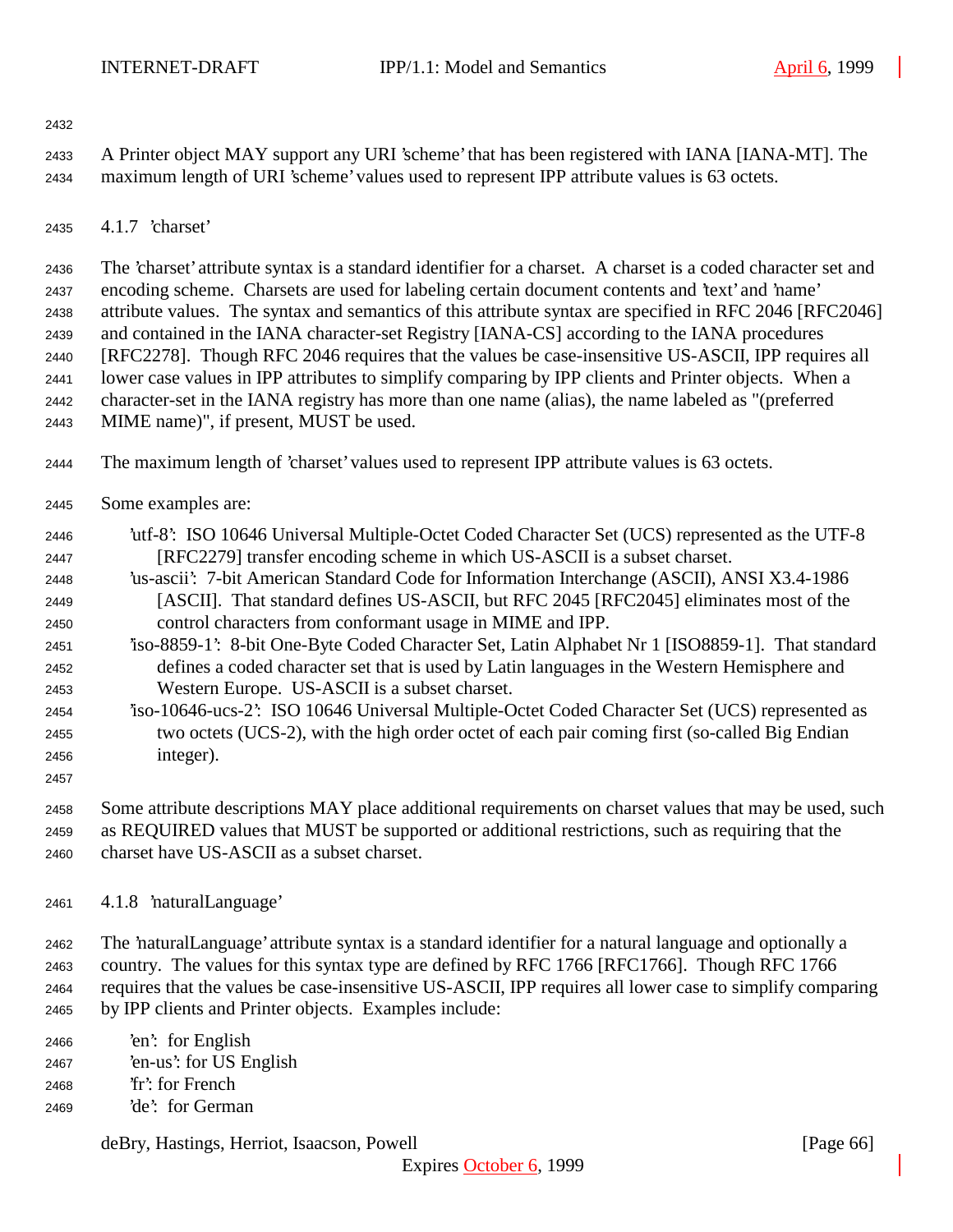A Printer object MAY support any URI 'scheme' that has been registered with IANA [IANA-MT]. The maximum length of URI 'scheme' values used to represent IPP attribute values is 63 octets.

### 4.1.7 'charset'

The 'charset' attribute syntax is a standard identifier for a charset. A charset is a coded character set and encoding scheme. Charsets are used for labeling certain document contents and 'text' and 'name' attribute values. The syntax and semantics of this attribute syntax are specified in RFC 2046 [RFC2046] and contained in the IANA character-set Registry [IANA-CS] according to the IANA procedures [RFC2278]. Though RFC 2046 requires that the values be case-insensitive US-ASCII, IPP requires all lower case values in IPP attributes to simplify comparing by IPP clients and Printer objects. When a character-set in the IANA registry has more than one name (alias), the name labeled as "(preferred MIME name)", if present, MUST be used.

The maximum length of 'charset' values used to represent IPP attribute values is 63 octets.

Some examples are:

- 'utf-8': ISO 10646 Universal Multiple-Octet Coded Character Set (UCS) represented as the UTF-8 [RFC2279] transfer encoding scheme in which US-ASCII is a subset charset.
- 'us-ascii': 7-bit American Standard Code for Information Interchange (ASCII), ANSI X3.4-1986 [ASCII]. That standard defines US-ASCII, but RFC 2045 [RFC2045] eliminates most of the control characters from conformant usage in MIME and IPP.
- 'iso-8859-1': 8-bit One-Byte Coded Character Set, Latin Alphabet Nr 1 [ISO8859-1]. That standard defines a coded character set that is used by Latin languages in the Western Hemisphere and Western Europe. US-ASCII is a subset charset.
- 'iso-10646-ucs-2': ISO 10646 Universal Multiple-Octet Coded Character Set (UCS) represented as two octets (UCS-2), with the high order octet of each pair coming first (so-called Big Endian integer).

Some attribute descriptions MAY place additional requirements on charset values that may be used, such as REQUIRED values that MUST be supported or additional restrictions, such as requiring that the charset have US-ASCII as a subset charset.

### 4.1.8 'naturalLanguage'

The 'naturalLanguage' attribute syntax is a standard identifier for a natural language and optionally a country. The values for this syntax type are defined by RFC 1766 [RFC1766]. Though RFC 1766 requires that the values be case-insensitive US-ASCII, IPP requires all lower case to simplify comparing by IPP clients and Printer objects. Examples include:

- 'en': for English
- 'en-us': for US English
- 'fr': for French
- 'de': for German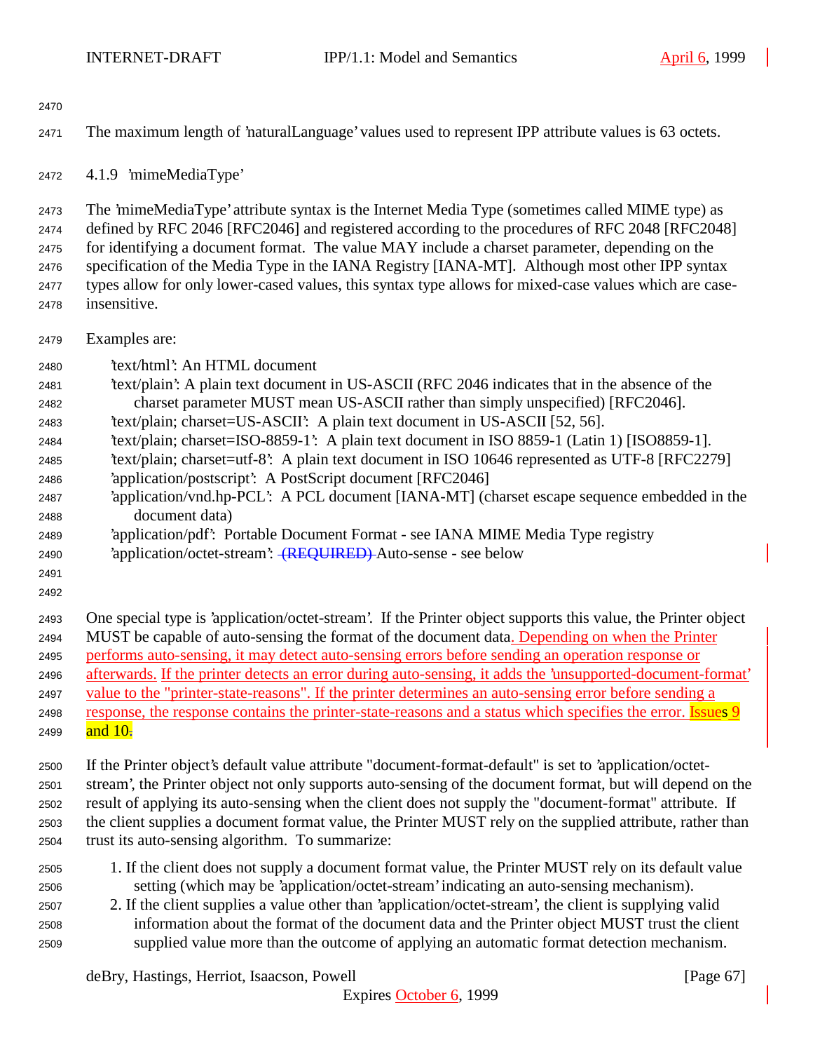The maximum length of 'naturalLanguage' values used to represent IPP attribute values is 63 octets.

#### 4.1.9 'mimeMediaType'

The 'mimeMediaType' attribute syntax is the Internet Media Type (sometimes called MIME type) as defined by RFC 2046 [RFC2046] and registered according to the procedures of RFC 2048 [RFC2048] for identifying a document format. The value MAY include a charset parameter, depending on the specification of the Media Type in the IANA Registry [IANA-MT]. Although most other IPP syntax types allow for only lower-cased values, this syntax type allows for mixed-case values which are case-insensitive.

Examples are:

- 'text/html': An HTML document
- 'text/plain': A plain text document in US-ASCII (RFC 2046 indicates that in the absence of the charset parameter MUST mean US-ASCII rather than simply unspecified) [RFC2046].
- 'text/plain; charset=US-ASCII': A plain text document in US-ASCII [52, 56].
- 'text/plain; charset=ISO-8859-1': A plain text document in ISO 8859-1 (Latin 1) [ISO8859-1].
- 'text/plain; charset=utf-8': A plain text document in ISO 10646 represented as UTF-8 [RFC2279]
- 'application/postscript': A PostScript document [RFC2046]
- 'application/vnd.hp-PCL': A PCL document [IANA-MT] (charset escape sequence embedded in the document data)
- 'application/pdf': Portable Document Format - see IANA MIME Media Type registry
- 'application/octet-stream': ~~(REQUIRED)~~ Auto-sense - see below

One special type is 'application/octet-stream'. If the Printer object supports this value, the Printer object MUST be capable of auto-sensing the format of the document data. Depending on when the Printer performs auto-sensing, it may detect auto-sensing errors before sending an operation response or afterwards. If the printer detects an error during auto-sensing, it adds the 'unsupported-document-format' value to the "printer-state-reasons". If the printer determines an auto-sensing error before sending a response, the response contains the printer-state-reasons and a status which specifies the error. Issues 9 and 10~~.~~

If the Printer object's default value attribute "document-format-default" is set to 'application/octet-stream', the Printer object not only supports auto-sensing of the document format, but will depend on the result of applying its auto-sensing when the client does not supply the "document-format" attribute. If the client supplies a document format value, the Printer MUST rely on the supplied attribute, rather than trust its auto-sensing algorithm. To summarize:

1. If the client does not supply a document format value, the Printer MUST rely on its default value setting (which may be 'application/octet-stream' indicating an auto-sensing mechanism).
2. If the client supplies a value other than 'application/octet-stream', the client is supplying valid information about the format of the document data and the Printer object MUST trust the client supplied value more than the outcome of applying an automatic format detection mechanism.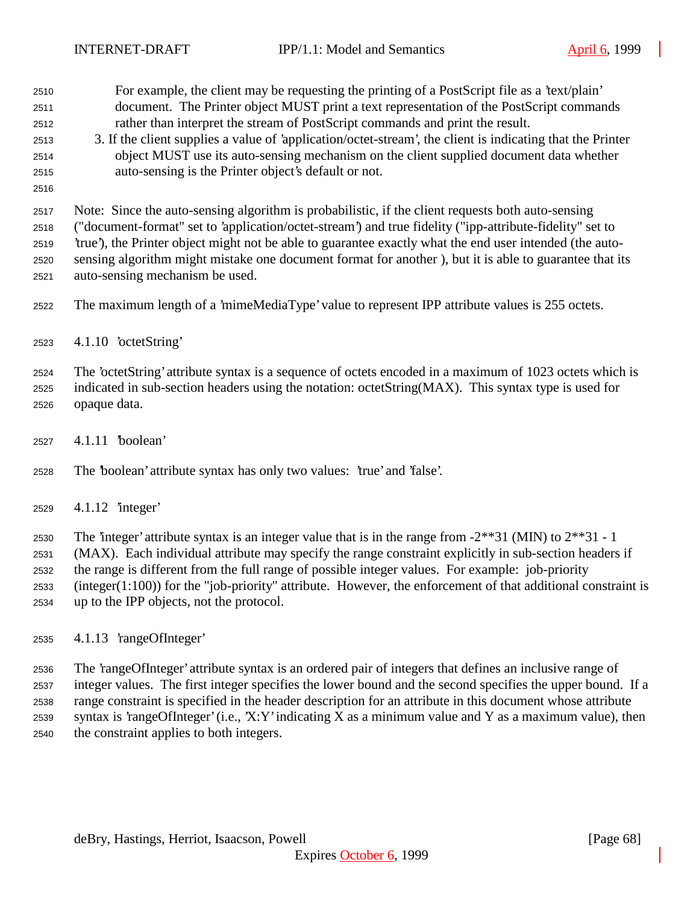For example, the client may be requesting the printing of a PostScript file as a 'text/plain' document. The Printer object MUST print a text representation of the PostScript commands rather than interpret the stream of PostScript commands and print the result.

3. If the client supplies a value of 'application/octet-stream', the client is indicating that the Printer object MUST use its auto-sensing mechanism on the client supplied document data whether auto-sensing is the Printer object's default or not.

Note: Since the auto-sensing algorithm is probabilistic, if the client requests both auto-sensing ("document-format" set to 'application/octet-stream') and true fidelity ("ipp-attribute-fidelity" set to 'true'), the Printer object might not be able to guarantee exactly what the end user intended (the auto-sensing algorithm might mistake one document format for another ), but it is able to guarantee that its auto-sensing mechanism be used.

The maximum length of a 'mimeMediaType' value to represent IPP attribute values is 255 octets.

#### 4.1.10 'octetString'

The 'octetString' attribute syntax is a sequence of octets encoded in a maximum of 1023 octets which is indicated in sub-section headers using the notation: octetString(MAX). This syntax type is used for opaque data.

#### 4.1.11 'boolean'

The 'boolean' attribute syntax has only two values: 'true' and 'false'.

#### 4.1.12 'integer'

The 'integer' attribute syntax is an integer value that is in the range from -2**31 (MIN) to 2**31 - 1 (MAX). Each individual attribute may specify the range constraint explicitly in sub-section headers if the range is different from the full range of possible integer values. For example: job-priority (integer(1:100)) for the "job-priority" attribute. However, the enforcement of that additional constraint is up to the IPP objects, not the protocol.

#### 4.1.13 'rangeOfInteger'

The 'rangeOfInteger' attribute syntax is an ordered pair of integers that defines an inclusive range of integer values. The first integer specifies the lower bound and the second specifies the upper bound. If a range constraint is specified in the header description for an attribute in this document whose attribute syntax is 'rangeOfInteger' (i.e., 'X:Y' indicating X as a minimum value and Y as a maximum value), then the constraint applies to both integers.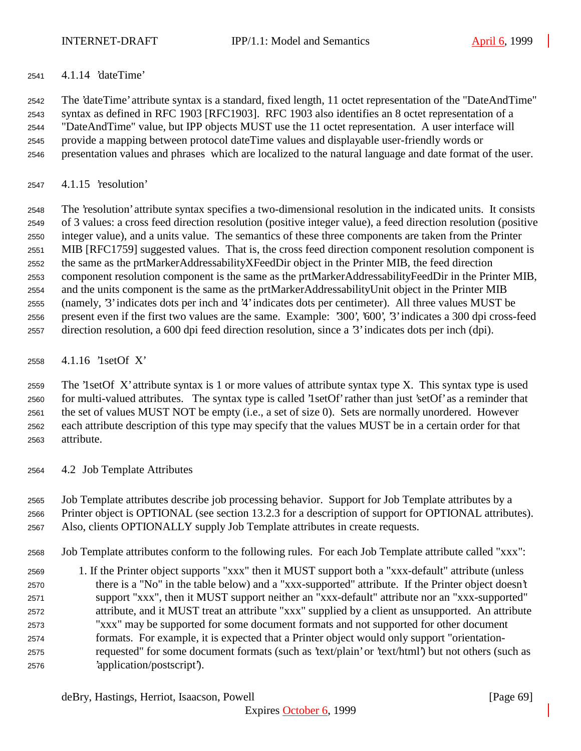### 4.1.14 'dateTime'

The 'dateTime' attribute syntax is a standard, fixed length, 11 octet representation of the "DateAndTime" syntax as defined in RFC 1903 [RFC1903]. RFC 1903 also identifies an 8 octet representation of a "DateAndTime" value, but IPP objects MUST use the 11 octet representation. A user interface will provide a mapping between protocol dateTime values and displayable user-friendly words or presentation values and phrases which are localized to the natural language and date format of the user.

### 4.1.15 'resolution'

The 'resolution' attribute syntax specifies a two-dimensional resolution in the indicated units. It consists of 3 values: a cross feed direction resolution (positive integer value), a feed direction resolution (positive integer value), and a units value. The semantics of these three components are taken from the Printer MIB [RFC1759] suggested values. That is, the cross feed direction component resolution component is the same as the prtMarkerAddressabilityXFeedDir object in the Printer MIB, the feed direction component resolution component is the same as the prtMarkerAddressabilityFeedDir in the Printer MIB, and the units component is the same as the prtMarkerAddressabilityUnit object in the Printer MIB (namely, '3' indicates dots per inch and '4' indicates dots per centimeter). All three values MUST be present even if the first two values are the same. Example: '300', '600', '3' indicates a 300 dpi cross-feed direction resolution, a 600 dpi feed direction resolution, since a '3' indicates dots per inch (dpi).

### 4.1.16 '1setOf X'

The '1setOf X' attribute syntax is 1 or more values of attribute syntax type X. This syntax type is used for multi-valued attributes. The syntax type is called '1setOf' rather than just 'setOf' as a reminder that the set of values MUST NOT be empty (i.e., a set of size 0). Sets are normally unordered. However each attribute description of this type may specify that the values MUST be in a certain order for that attribute.

## 4.2 Job Template Attributes

Job Template attributes describe job processing behavior. Support for Job Template attributes by a Printer object is OPTIONAL (see section 13.2.3 for a description of support for OPTIONAL attributes). Also, clients OPTIONALLY supply Job Template attributes in create requests.

Job Template attributes conform to the following rules. For each Job Template attribute called "xxx":

1. If the Printer object supports "xxx" then it MUST support both a "xxx-default" attribute (unless there is a "No" in the table below) and a "xxx-supported" attribute. If the Printer object doesn't support "xxx", then it MUST support neither an "xxx-default" attribute nor an "xxx-supported" attribute, and it MUST treat an attribute "xxx" supplied by a client as unsupported. An attribute "xxx" may be supported for some document formats and not supported for other document formats. For example, it is expected that a Printer object would only support "orientation-requested" for some document formats (such as 'text/plain' or 'text/html') but not others (such as 'application/postscript').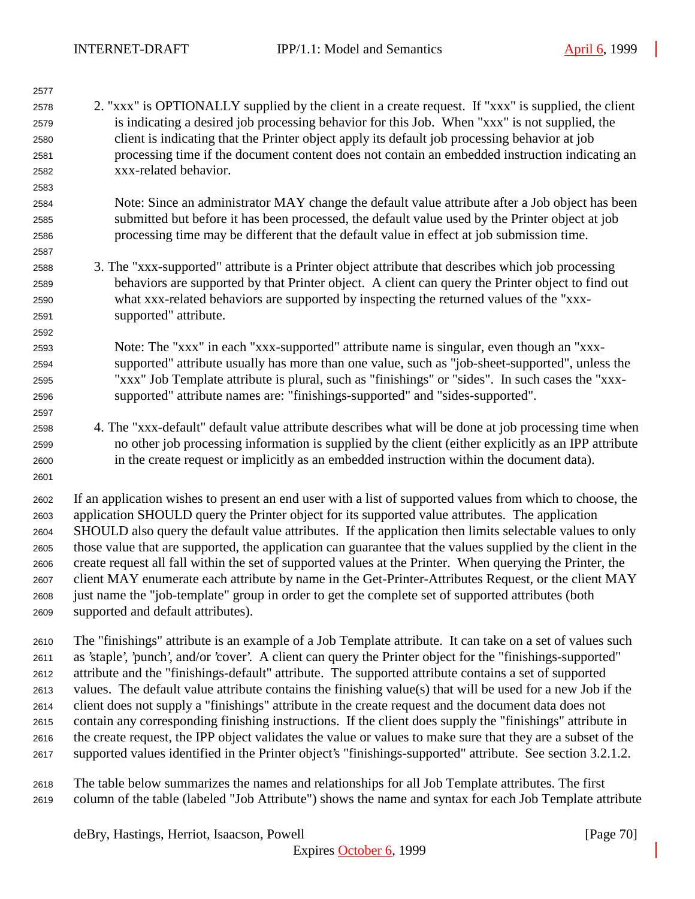2. "xxx" is OPTIONALLY supplied by the client in a create request. If "xxx" is supplied, the client is indicating a desired job processing behavior for this Job. When "xxx" is not supplied, the client is indicating that the Printer object apply its default job processing behavior at job processing time if the document content does not contain an embedded instruction indicating an xxx-related behavior.

   Note: Since an administrator MAY change the default value attribute after a Job object has been submitted but before it has been processed, the default value used by the Printer object at job processing time may be different that the default value in effect at job submission time.

3. The "xxx-supported" attribute is a Printer object attribute that describes which job processing behaviors are supported by that Printer object. A client can query the Printer object to find out what xxx-related behaviors are supported by inspecting the returned values of the "xxx-supported" attribute.

   Note: The "xxx" in each "xxx-supported" attribute name is singular, even though an "xxx-supported" attribute usually has more than one value, such as "job-sheet-supported", unless the "xxx" Job Template attribute is plural, such as "finishings" or "sides". In such cases the "xxx-supported" attribute names are: "finishings-supported" and "sides-supported".

4. The "xxx-default" default value attribute describes what will be done at job processing time when no other job processing information is supplied by the client (either explicitly as an IPP attribute in the create request or implicitly as an embedded instruction within the document data).

If an application wishes to present an end user with a list of supported values from which to choose, the application SHOULD query the Printer object for its supported value attributes. The application SHOULD also query the default value attributes. If the application then limits selectable values to only those value that are supported, the application can guarantee that the values supplied by the client in the create request all fall within the set of supported values at the Printer. When querying the Printer, the client MAY enumerate each attribute by name in the Get-Printer-Attributes Request, or the client MAY just name the "job-template" group in order to get the complete set of supported attributes (both supported and default attributes).

The "finishings" attribute is an example of a Job Template attribute. It can take on a set of values such as 'staple', 'punch', and/or 'cover'. A client can query the Printer object for the "finishings-supported" attribute and the "finishings-default" attribute. The supported attribute contains a set of supported values. The default value attribute contains the finishing value(s) that will be used for a new Job if the client does not supply a "finishings" attribute in the create request and the document data does not contain any corresponding finishing instructions. If the client does supply the "finishings" attribute in the create request, the IPP object validates the value or values to make sure that they are a subset of the supported values identified in the Printer object's "finishings-supported" attribute. See section 3.2.1.2.

The table below summarizes the names and relationships for all Job Template attributes. The first column of the table (labeled "Job Attribute") shows the name and syntax for each Job Template attribute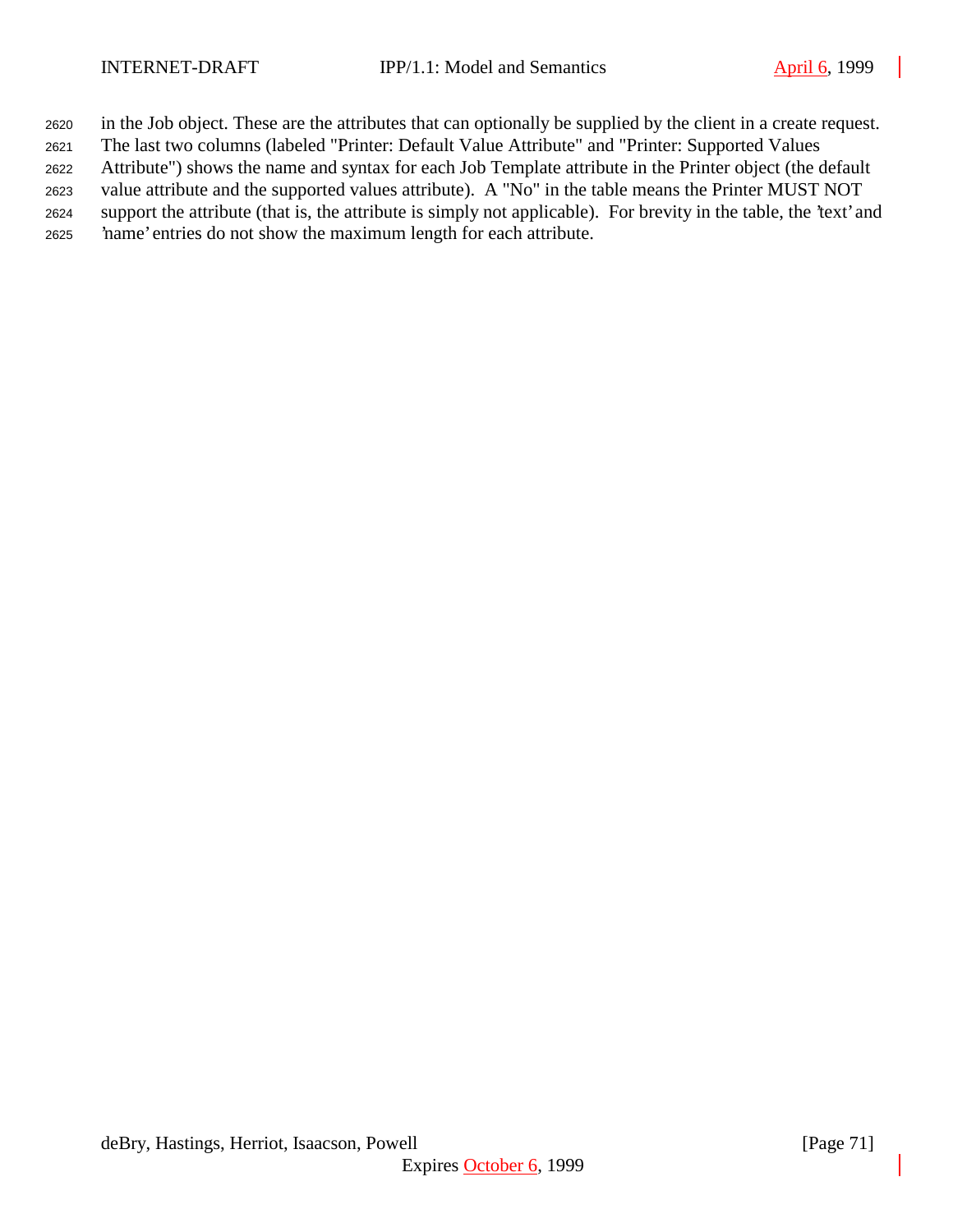in the Job object. These are the attributes that can optionally be supplied by the client in a create request. The last two columns (labeled "Printer: Default Value Attribute" and "Printer: Supported Values Attribute") shows the name and syntax for each Job Template attribute in the Printer object (the default value attribute and the supported values attribute). A "No" in the table means the Printer MUST NOT support the attribute (that is, the attribute is simply not applicable). For brevity in the table, the 'text' and 'name' entries do not show the maximum length for each attribute.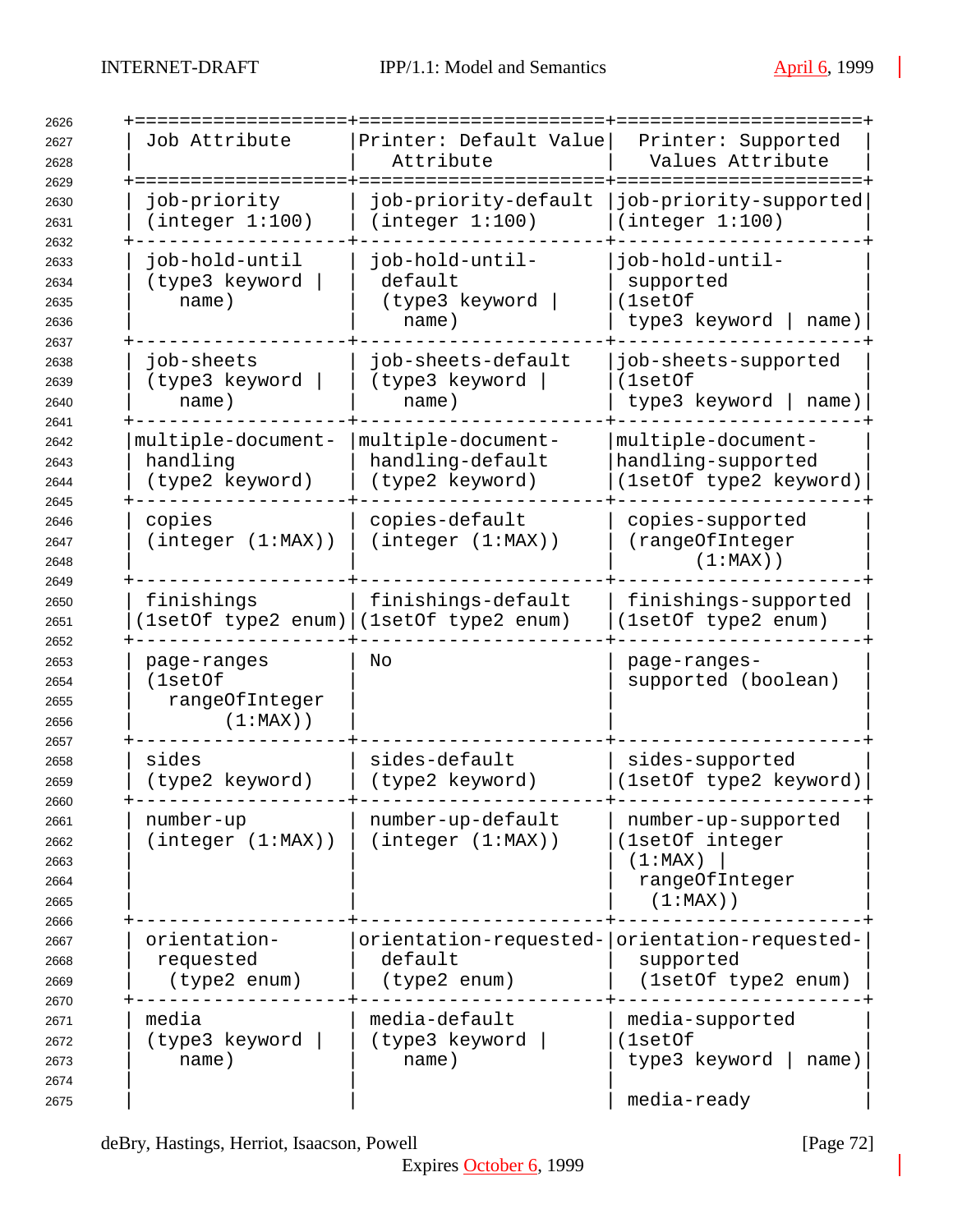| Job Attribute | Printer: Default Value Attribute | Printer: Supported Values Attribute |
|---|---|---|
| job-priority (integer 1:100) | job-priority-default (integer 1:100) | job-priority-supported (integer 1:100) |
| job-hold-until (type3 keyword \| name) | job-hold-until-default (type3 keyword \| name) | job-hold-until-supported (1setOf type3 keyword \| name) |
| job-sheets (type3 keyword \| name) | job-sheets-default (type3 keyword \| name) | job-sheets-supported (1setOf type3 keyword \| name) |
| multiple-document-handling (type2 keyword) | multiple-document-handling-default (type2 keyword) | multiple-document-handling-supported (1setOf type2 keyword) |
| copies (integer (1:MAX)) | copies-default (integer (1:MAX)) | copies-supported (rangeOfInteger (1:MAX)) |
| finishings (1setOf type2 enum) | finishings-default (1setOf type2 enum) | finishings-supported (1setOf type2 enum) |
| page-ranges (1setOf rangeOfInteger (1:MAX)) | No | page-ranges-supported (boolean) |
| sides (type2 keyword) | sides-default (type2 keyword) | sides-supported (1setOf type2 keyword) |
| number-up (integer (1:MAX)) | number-up-default (integer (1:MAX)) | number-up-supported (1setOf integer (1:MAX) \| rangeOfInteger (1:MAX)) |
| orientation-requested (type2 enum) | orientation-requested-default (type2 enum) | orientation-requested-supported (1setOf type2 enum) |
| media (type3 keyword \| name) | media-default (type3 keyword \| name) | media-supported (1setOf type3 keyword \| name)<br><br>media-ready |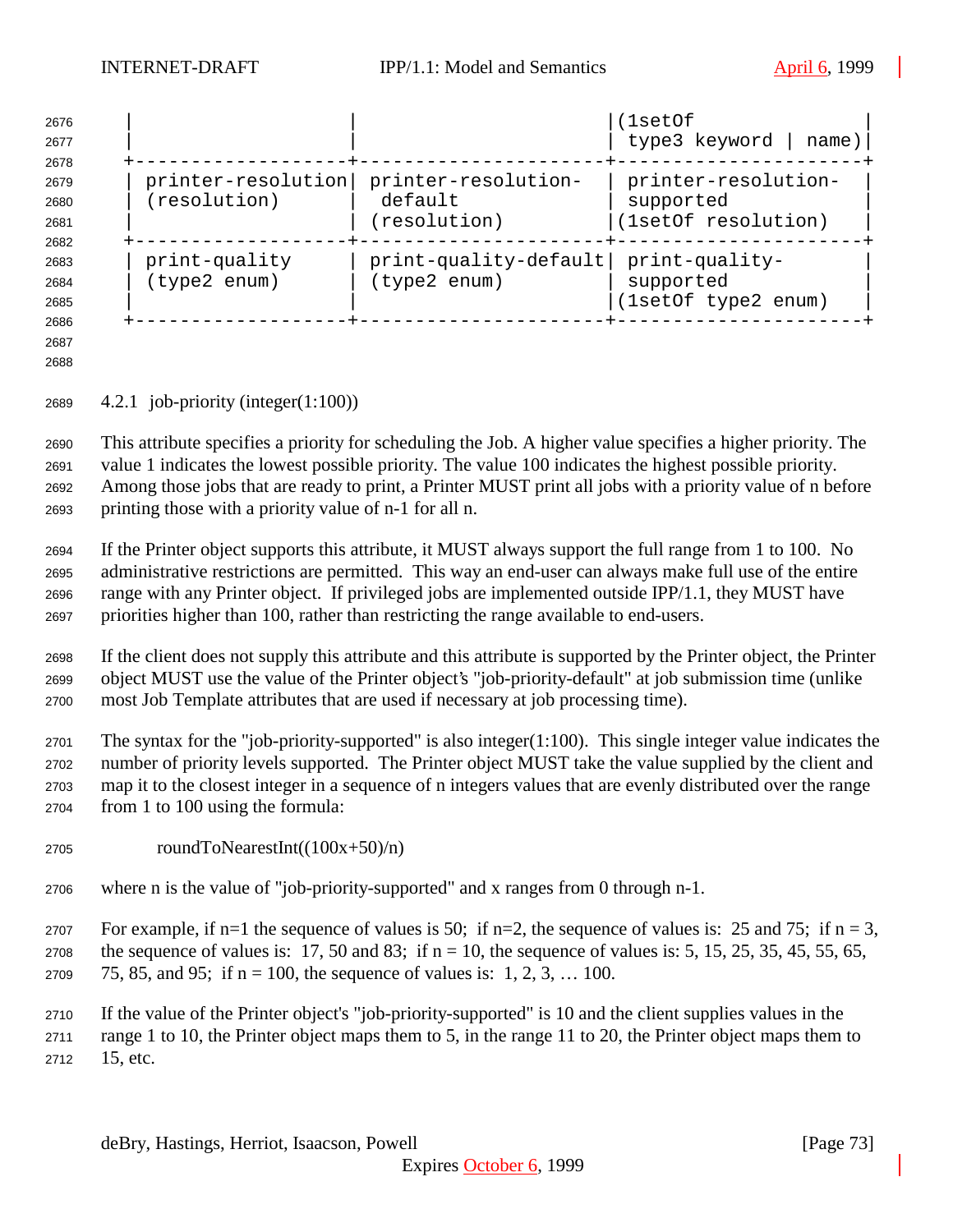| | | (1setOf type3 keyword \| name) |
|---|---|---|
| printer-resolution (resolution) | printer-resolution-default (resolution) | printer-resolution-supported (1setOf resolution) |
| print-quality (type2 enum) | print-quality-default (type2 enum) | print-quality-supported (1setOf type2 enum) |

### 4.2.1 job-priority (integer(1:100))

This attribute specifies a priority for scheduling the Job. A higher value specifies a higher priority. The value 1 indicates the lowest possible priority. The value 100 indicates the highest possible priority. Among those jobs that are ready to print, a Printer MUST print all jobs with a priority value of n before printing those with a priority value of n-1 for all n.

If the Printer object supports this attribute, it MUST always support the full range from 1 to 100. No administrative restrictions are permitted. This way an end-user can always make full use of the entire range with any Printer object. If privileged jobs are implemented outside IPP/1.1, they MUST have priorities higher than 100, rather than restricting the range available to end-users.

If the client does not supply this attribute and this attribute is supported by the Printer object, the Printer object MUST use the value of the Printer object's "job-priority-default" at job submission time (unlike most Job Template attributes that are used if necessary at job processing time).

The syntax for the "job-priority-supported" is also integer(1:100). This single integer value indicates the number of priority levels supported. The Printer object MUST take the value supplied by the client and map it to the closest integer in a sequence of n integers values that are evenly distributed over the range from 1 to 100 using the formula:

roundToNearestInt((100x+50)/n)

where n is the value of "job-priority-supported" and x ranges from 0 through n-1.

For example, if n=1 the sequence of values is 50; if n=2, the sequence of values is: 25 and 75; if n = 3, the sequence of values is: 17, 50 and 83; if n = 10, the sequence of values is: 5, 15, 25, 35, 45, 55, 65, 75, 85, and 95; if n = 100, the sequence of values is: 1, 2, 3, … 100.

If the value of the Printer object's "job-priority-supported" is 10 and the client supplies values in the range 1 to 10, the Printer object maps them to 5, in the range 11 to 20, the Printer object maps them to 15, etc.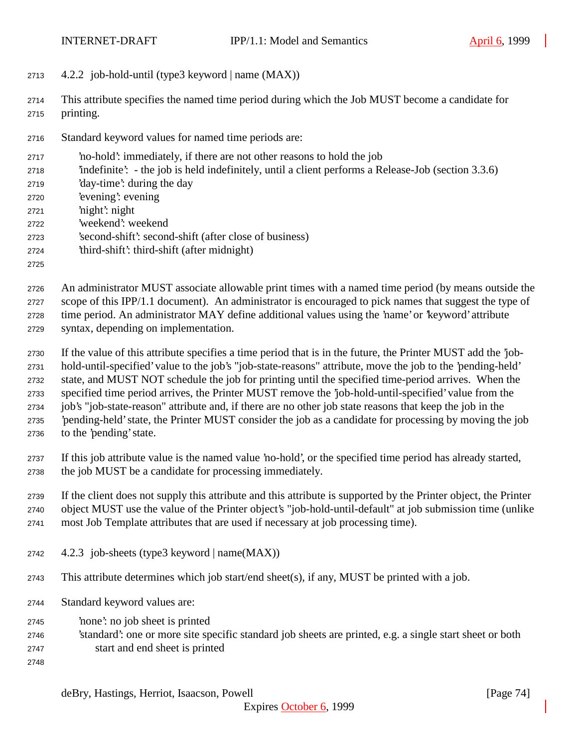### 4.2.2 job-hold-until (type3 keyword | name (MAX))

This attribute specifies the named time period during which the Job MUST become a candidate for printing.

Standard keyword values for named time periods are:

- 'no-hold': immediately, if there are not other reasons to hold the job
- 'indefinite': - the job is held indefinitely, until a client performs a Release-Job (section 3.3.6)
- 'day-time': during the day
- 'evening': evening
- 'night': night
- 'weekend': weekend
- 'second-shift': second-shift (after close of business)
- 'third-shift': third-shift (after midnight)

An administrator MUST associate allowable print times with a named time period (by means outside the scope of this IPP/1.1 document). An administrator is encouraged to pick names that suggest the type of time period. An administrator MAY define additional values using the 'name' or 'keyword' attribute syntax, depending on implementation.

If the value of this attribute specifies a time period that is in the future, the Printer MUST add the 'job-hold-until-specified' value to the job's "job-state-reasons" attribute, move the job to the 'pending-held' state, and MUST NOT schedule the job for printing until the specified time-period arrives. When the specified time period arrives, the Printer MUST remove the 'job-hold-until-specified' value from the job's "job-state-reason" attribute and, if there are no other job state reasons that keep the job in the 'pending-held' state, the Printer MUST consider the job as a candidate for processing by moving the job to the 'pending' state.

If this job attribute value is the named value 'no-hold', or the specified time period has already started, the job MUST be a candidate for processing immediately.

If the client does not supply this attribute and this attribute is supported by the Printer object, the Printer object MUST use the value of the Printer object's "job-hold-until-default" at job submission time (unlike most Job Template attributes that are used if necessary at job processing time).

### 4.2.3 job-sheets (type3 keyword | name(MAX))

This attribute determines which job start/end sheet(s), if any, MUST be printed with a job.

Standard keyword values are:

- 'none': no job sheet is printed
- 'standard': one or more site specific standard job sheets are printed, e.g. a single start sheet or both start and end sheet is printed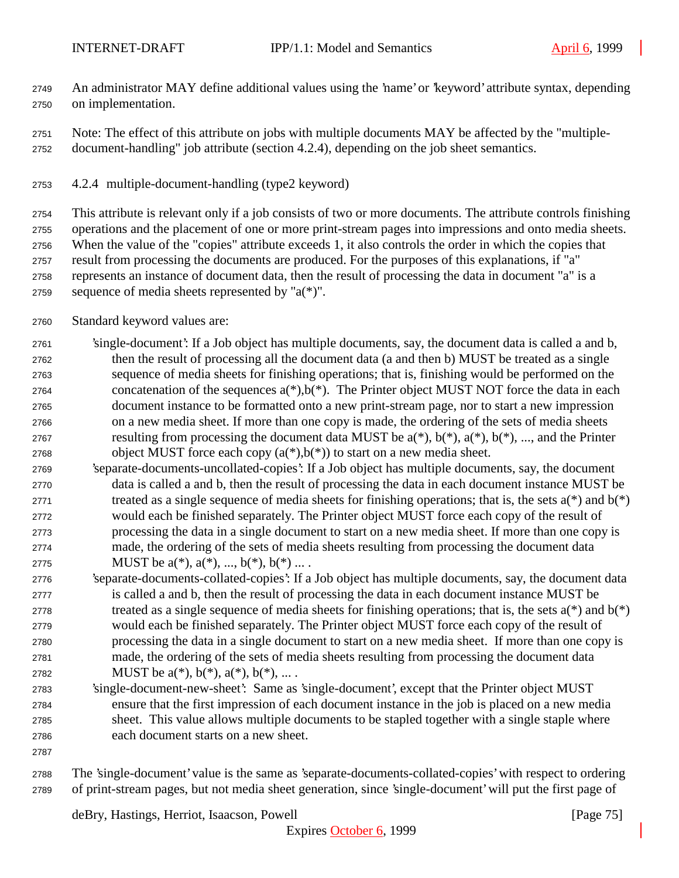An administrator MAY define additional values using the 'name' or 'keyword' attribute syntax, depending on implementation.

Note: The effect of this attribute on jobs with multiple documents MAY be affected by the "multiple-document-handling" job attribute (section 4.2.4), depending on the job sheet semantics.

### 4.2.4 multiple-document-handling (type2 keyword)

This attribute is relevant only if a job consists of two or more documents. The attribute controls finishing operations and the placement of one or more print-stream pages into impressions and onto media sheets. When the value of the "copies" attribute exceeds 1, it also controls the order in which the copies that result from processing the documents are produced. For the purposes of this explanations, if "a" represents an instance of document data, then the result of processing the data in document "a" is a sequence of media sheets represented by "a(*)".

Standard keyword values are:

'single-document': If a Job object has multiple documents, say, the document data is called a and b, then the result of processing all the document data (a and then b) MUST be treated as a single sequence of media sheets for finishing operations; that is, finishing would be performed on the concatenation of the sequences a(*),b(*). The Printer object MUST NOT force the data in each document instance to be formatted onto a new print-stream page, nor to start a new impression on a new media sheet. If more than one copy is made, the ordering of the sets of media sheets resulting from processing the document data MUST be a(*), b(*), a(*), b(*), ..., and the Printer object MUST force each copy (a(*),b(*)) to start on a new media sheet.

'separate-documents-uncollated-copies': If a Job object has multiple documents, say, the document data is called a and b, then the result of processing the data in each document instance MUST be treated as a single sequence of media sheets for finishing operations; that is, the sets a(*) and b(*) would each be finished separately. The Printer object MUST force each copy of the result of processing the data in a single document to start on a new media sheet. If more than one copy is made, the ordering of the sets of media sheets resulting from processing the document data MUST be a(*), a(*), ..., b(*), b(*) ... .

'separate-documents-collated-copies': If a Job object has multiple documents, say, the document data is called a and b, then the result of processing the data in each document instance MUST be treated as a single sequence of media sheets for finishing operations; that is, the sets a(*) and b(*) would each be finished separately. The Printer object MUST force each copy of the result of processing the data in a single document to start on a new media sheet. If more than one copy is made, the ordering of the sets of media sheets resulting from processing the document data MUST be a(*), b(*), a(*), b(*), ... .

'single-document-new-sheet': Same as 'single-document', except that the Printer object MUST ensure that the first impression of each document instance in the job is placed on a new media sheet. This value allows multiple documents to be stapled together with a single staple where each document starts on a new sheet.

The 'single-document' value is the same as 'separate-documents-collated-copies' with respect to ordering of print-stream pages, but not media sheet generation, since 'single-document' will put the first page of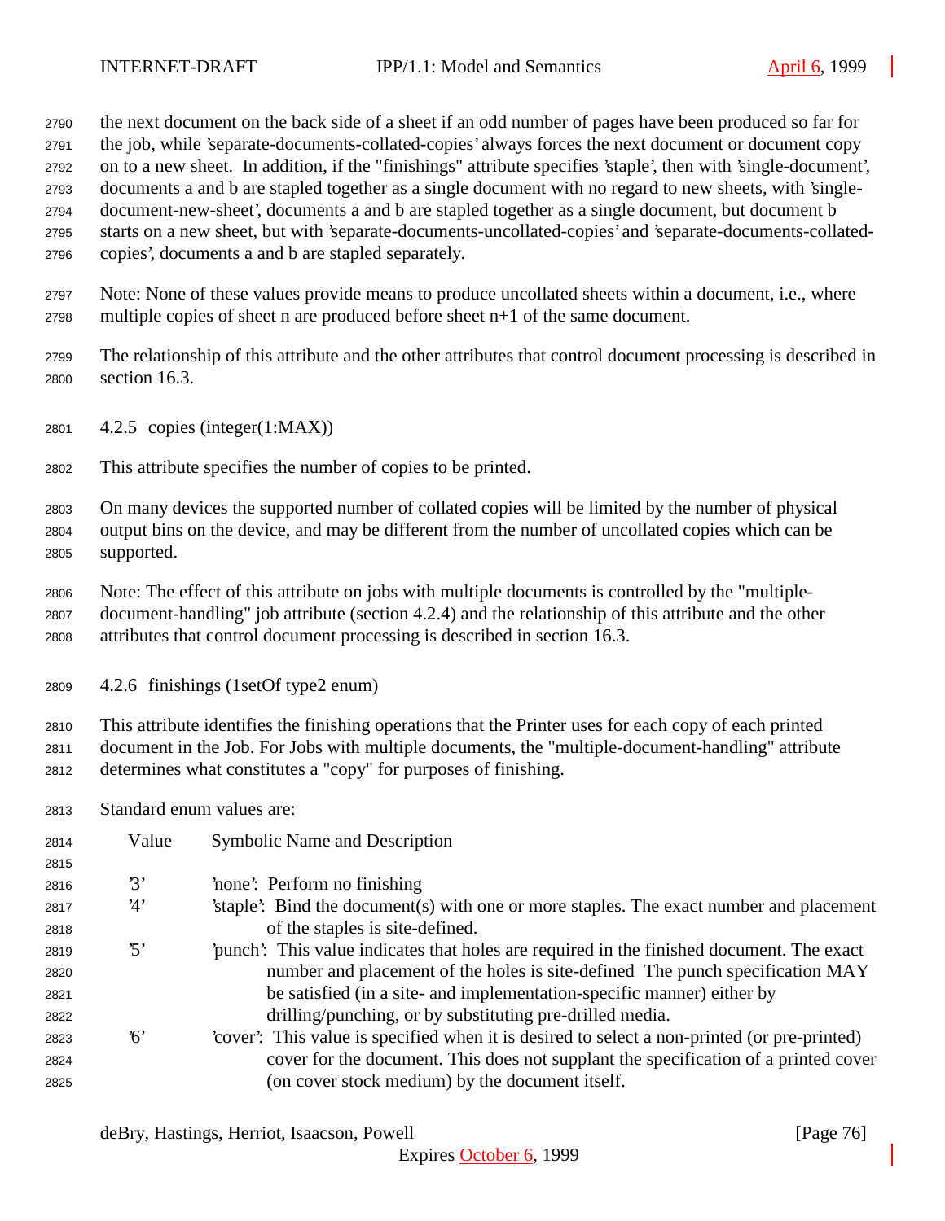the next document on the back side of a sheet if an odd number of pages have been produced so far for the job, while 'separate-documents-collated-copies' always forces the next document or document copy on to a new sheet. In addition, if the "finishings" attribute specifies 'staple', then with 'single-document', documents a and b are stapled together as a single document with no regard to new sheets, with 'single-document-new-sheet', documents a and b are stapled together as a single document, but document b starts on a new sheet, but with 'separate-documents-uncollated-copies' and 'separate-documents-collated-copies', documents a and b are stapled separately.

Note: None of these values provide means to produce uncollated sheets within a document, i.e., where multiple copies of sheet n are produced before sheet n+1 of the same document.

The relationship of this attribute and the other attributes that control document processing is described in section 16.3.

### 4.2.5 copies (integer(1:MAX))

This attribute specifies the number of copies to be printed.

On many devices the supported number of collated copies will be limited by the number of physical output bins on the device, and may be different from the number of uncollated copies which can be supported.

Note: The effect of this attribute on jobs with multiple documents is controlled by the "multiple-document-handling" job attribute (section 4.2.4) and the relationship of this attribute and the other attributes that control document processing is described in section 16.3.

### 4.2.6 finishings (1setOf type2 enum)

This attribute identifies the finishing operations that the Printer uses for each copy of each printed document in the Job. For Jobs with multiple documents, the "multiple-document-handling" attribute determines what constitutes a "copy" for purposes of finishing.

Standard enum values are:

| Value | Symbolic Name and Description |
|---|---|
| '3' | 'none': Perform no finishing |
| '4' | 'staple': Bind the document(s) with one or more staples. The exact number and placement of the staples is site-defined. |
| '5' | 'punch': This value indicates that holes are required in the finished document. The exact number and placement of the holes is site-defined The punch specification MAY be satisfied (in a site- and implementation-specific manner) either by drilling/punching, or by substituting pre-drilled media. |
| '6' | 'cover': This value is specified when it is desired to select a non-printed (or pre-printed) cover for the document. This does not supplant the specification of a printed cover (on cover stock medium) by the document itself. |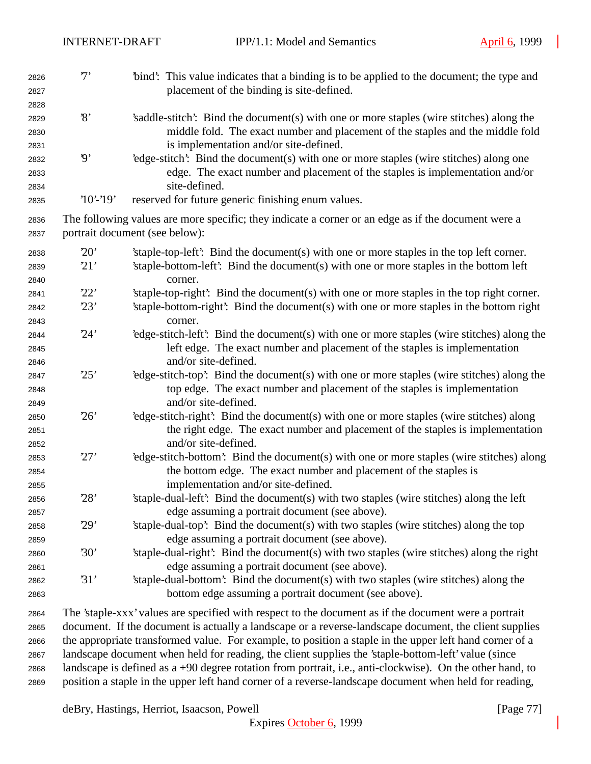'7' 'bind': This value indicates that a binding is to be applied to the document; the type and placement of the binding is site-defined.

'8' 'saddle-stitch': Bind the document(s) with one or more staples (wire stitches) along the middle fold. The exact number and placement of the staples and the middle fold is implementation and/or site-defined.

'9' 'edge-stitch': Bind the document(s) with one or more staples (wire stitches) along one edge. The exact number and placement of the staples is implementation and/or site-defined.

'10'-'19' reserved for future generic finishing enum values.

The following values are more specific; they indicate a corner or an edge as if the document were a portrait document (see below):

'20' 'staple-top-left': Bind the document(s) with one or more staples in the top left corner.

'21' 'staple-bottom-left': Bind the document(s) with one or more staples in the bottom left corner.

'22' 'staple-top-right': Bind the document(s) with one or more staples in the top right corner.

'23' 'staple-bottom-right': Bind the document(s) with one or more staples in the bottom right corner.

'24' 'edge-stitch-left': Bind the document(s) with one or more staples (wire stitches) along the left edge. The exact number and placement of the staples is implementation and/or site-defined.

'25' 'edge-stitch-top': Bind the document(s) with one or more staples (wire stitches) along the top edge. The exact number and placement of the staples is implementation and/or site-defined.

'26' 'edge-stitch-right': Bind the document(s) with one or more staples (wire stitches) along the right edge. The exact number and placement of the staples is implementation and/or site-defined.

'27' 'edge-stitch-bottom': Bind the document(s) with one or more staples (wire stitches) along the bottom edge. The exact number and placement of the staples is implementation and/or site-defined.

'28' 'staple-dual-left': Bind the document(s) with two staples (wire stitches) along the left edge assuming a portrait document (see above).

'29' 'staple-dual-top': Bind the document(s) with two staples (wire stitches) along the top edge assuming a portrait document (see above).

'30' 'staple-dual-right': Bind the document(s) with two staples (wire stitches) along the right edge assuming a portrait document (see above).

'31' 'staple-dual-bottom': Bind the document(s) with two staples (wire stitches) along the bottom edge assuming a portrait document (see above).

The 'staple-xxx' values are specified with respect to the document as if the document were a portrait document. If the document is actually a landscape or a reverse-landscape document, the client supplies the appropriate transformed value. For example, to position a staple in the upper left hand corner of a landscape document when held for reading, the client supplies the 'staple-bottom-left' value (since landscape is defined as a +90 degree rotation from portrait, i.e., anti-clockwise). On the other hand, to position a staple in the upper left hand corner of a reverse-landscape document when held for reading,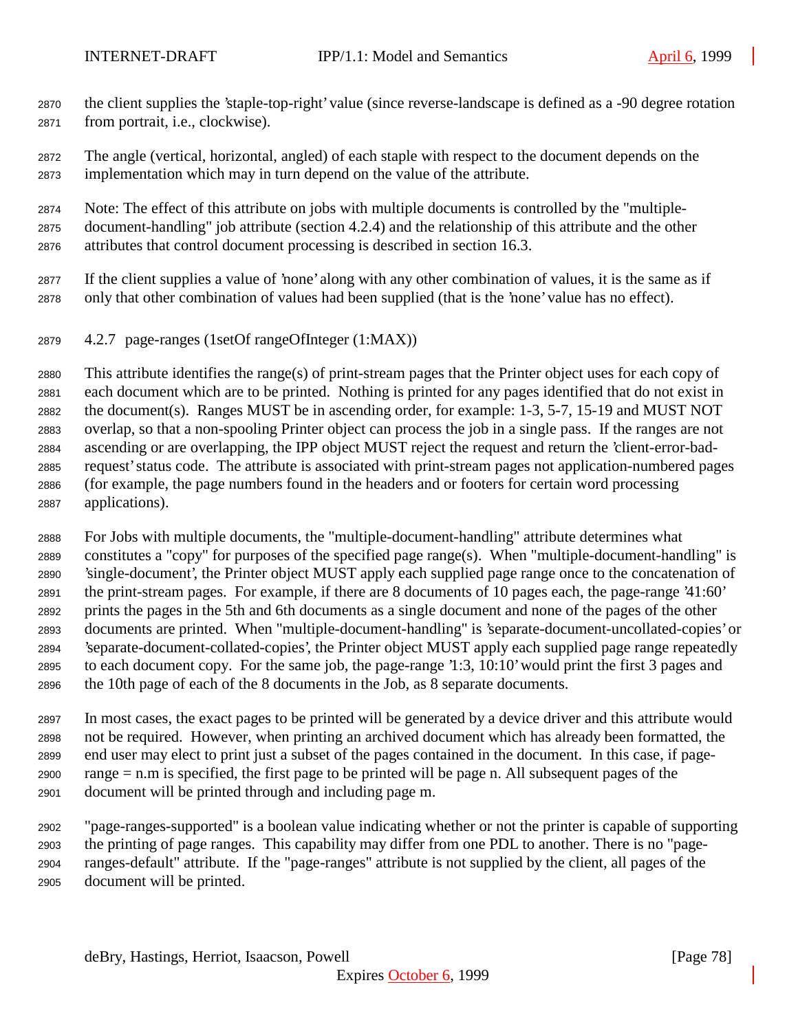the client supplies the 'staple-top-right' value (since reverse-landscape is defined as a -90 degree rotation from portrait, i.e., clockwise).

The angle (vertical, horizontal, angled) of each staple with respect to the document depends on the implementation which may in turn depend on the value of the attribute.

Note: The effect of this attribute on jobs with multiple documents is controlled by the "multiple-document-handling" job attribute (section 4.2.4) and the relationship of this attribute and the other attributes that control document processing is described in section 16.3.

If the client supplies a value of 'none' along with any other combination of values, it is the same as if only that other combination of values had been supplied (that is the 'none' value has no effect).

### 4.2.7 page-ranges (1setOf rangeOfInteger (1:MAX))

This attribute identifies the range(s) of print-stream pages that the Printer object uses for each copy of each document which are to be printed. Nothing is printed for any pages identified that do not exist in the document(s). Ranges MUST be in ascending order, for example: 1-3, 5-7, 15-19 and MUST NOT overlap, so that a non-spooling Printer object can process the job in a single pass. If the ranges are not ascending or are overlapping, the IPP object MUST reject the request and return the 'client-error-bad-request' status code. The attribute is associated with print-stream pages not application-numbered pages (for example, the page numbers found in the headers and or footers for certain word processing applications).

For Jobs with multiple documents, the "multiple-document-handling" attribute determines what constitutes a "copy" for purposes of the specified page range(s). When "multiple-document-handling" is 'single-document', the Printer object MUST apply each supplied page range once to the concatenation of the print-stream pages. For example, if there are 8 documents of 10 pages each, the page-range '41:60' prints the pages in the 5th and 6th documents as a single document and none of the pages of the other documents are printed. When "multiple-document-handling" is 'separate-document-uncollated-copies' or 'separate-document-collated-copies', the Printer object MUST apply each supplied page range repeatedly to each document copy. For the same job, the page-range '1:3, 10:10' would print the first 3 pages and the 10th page of each of the 8 documents in the Job, as 8 separate documents.

In most cases, the exact pages to be printed will be generated by a device driver and this attribute would not be required. However, when printing an archived document which has already been formatted, the end user may elect to print just a subset of the pages contained in the document. In this case, if page-range = n.m is specified, the first page to be printed will be page n. All subsequent pages of the document will be printed through and including page m.

"page-ranges-supported" is a boolean value indicating whether or not the printer is capable of supporting the printing of page ranges. This capability may differ from one PDL to another. There is no "page-ranges-default" attribute. If the "page-ranges" attribute is not supplied by the client, all pages of the document will be printed.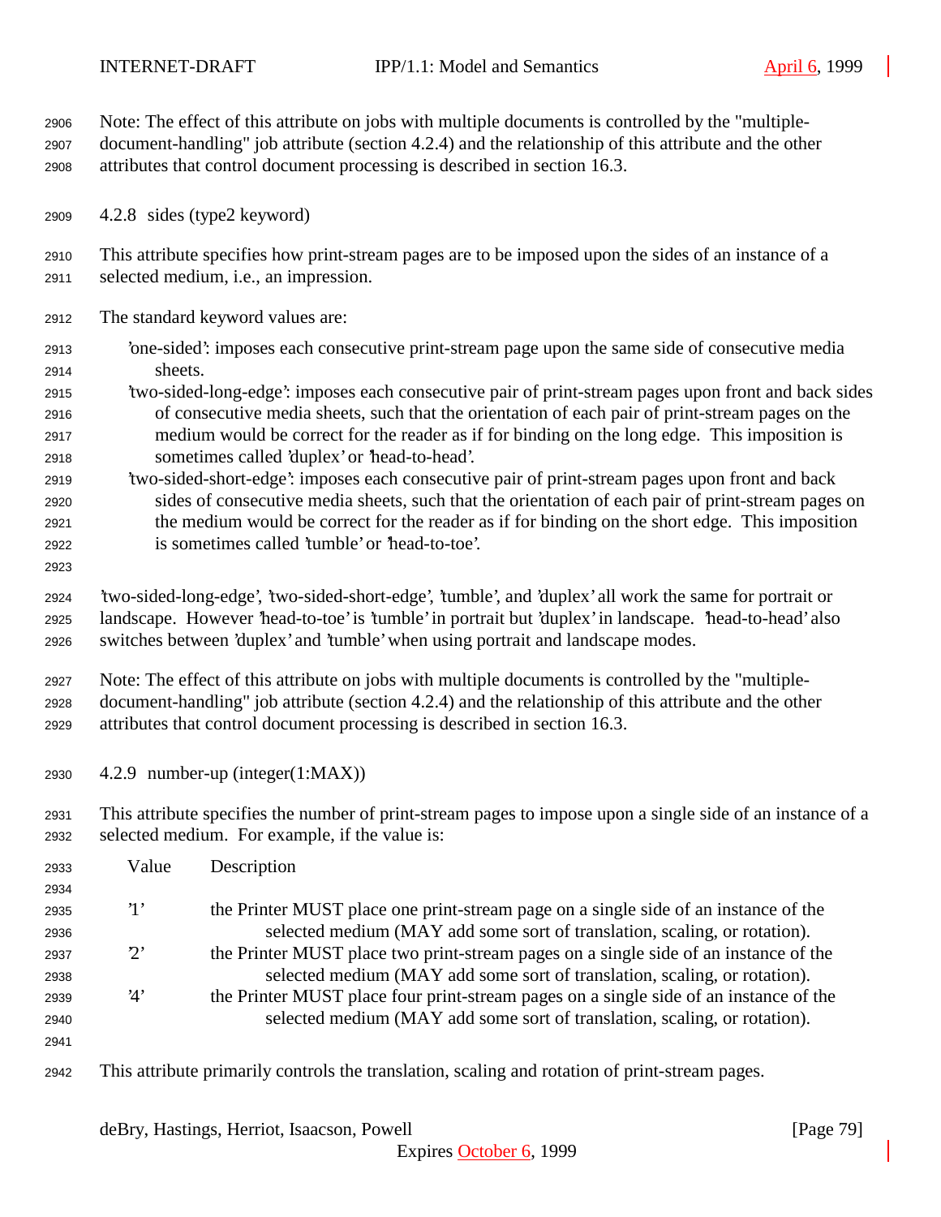Note: The effect of this attribute on jobs with multiple documents is controlled by the "multiple-document-handling" job attribute (section 4.2.4) and the relationship of this attribute and the other attributes that control document processing is described in section 16.3.

### 4.2.8 sides (type2 keyword)

This attribute specifies how print-stream pages are to be imposed upon the sides of an instance of a selected medium, i.e., an impression.

The standard keyword values are:

- 'one-sided': imposes each consecutive print-stream page upon the same side of consecutive media sheets.
- 'two-sided-long-edge': imposes each consecutive pair of print-stream pages upon front and back sides of consecutive media sheets, such that the orientation of each pair of print-stream pages on the medium would be correct for the reader as if for binding on the long edge. This imposition is sometimes called 'duplex' or 'head-to-head'.
- 'two-sided-short-edge': imposes each consecutive pair of print-stream pages upon front and back sides of consecutive media sheets, such that the orientation of each pair of print-stream pages on the medium would be correct for the reader as if for binding on the short edge. This imposition is sometimes called 'tumble' or 'head-to-toe'.

'two-sided-long-edge', 'two-sided-short-edge', 'tumble', and 'duplex' all work the same for portrait or landscape. However 'head-to-toe' is 'tumble' in portrait but 'duplex' in landscape. 'head-to-head' also switches between 'duplex' and 'tumble' when using portrait and landscape modes.

Note: The effect of this attribute on jobs with multiple documents is controlled by the "multiple-document-handling" job attribute (section 4.2.4) and the relationship of this attribute and the other attributes that control document processing is described in section 16.3.

### 4.2.9 number-up (integer(1:MAX))

This attribute specifies the number of print-stream pages to impose upon a single side of an instance of a selected medium. For example, if the value is:

| Value | Description |
|---|---|
| '1' | the Printer MUST place one print-stream page on a single side of an instance of the selected medium (MAY add some sort of translation, scaling, or rotation). |
| '2' | the Printer MUST place two print-stream pages on a single side of an instance of the selected medium (MAY add some sort of translation, scaling, or rotation). |
| '4' | the Printer MUST place four print-stream pages on a single side of an instance of the selected medium (MAY add some sort of translation, scaling, or rotation). |

This attribute primarily controls the translation, scaling and rotation of print-stream pages.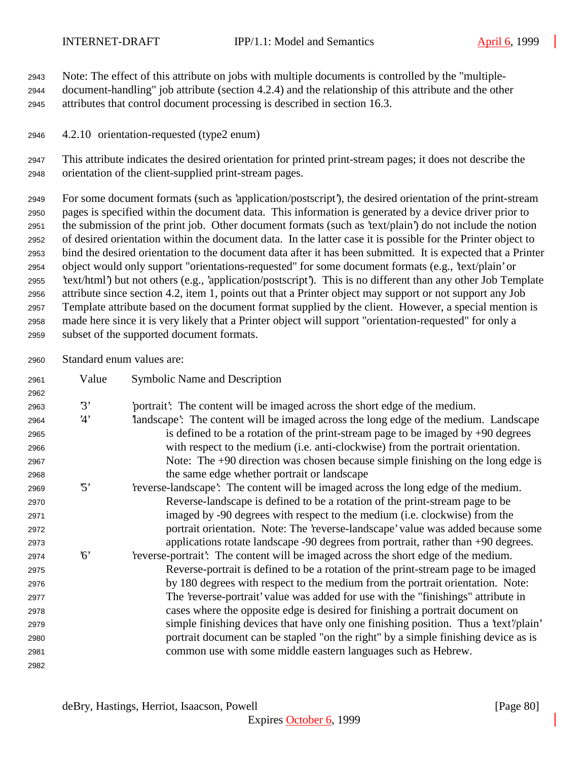Note: The effect of this attribute on jobs with multiple documents is controlled by the "multiple-document-handling" job attribute (section 4.2.4) and the relationship of this attribute and the other attributes that control document processing is described in section 16.3.

### 4.2.10 orientation-requested (type2 enum)

This attribute indicates the desired orientation for printed print-stream pages; it does not describe the orientation of the client-supplied print-stream pages.

For some document formats (such as 'application/postscript'), the desired orientation of the print-stream pages is specified within the document data. This information is generated by a device driver prior to the submission of the print job. Other document formats (such as 'text/plain') do not include the notion of desired orientation within the document data. In the latter case it is possible for the Printer object to bind the desired orientation to the document data after it has been submitted. It is expected that a Printer object would only support "orientations-requested" for some document formats (e.g., 'text/plain' or 'text/html') but not others (e.g., 'application/postscript'). This is no different than any other Job Template attribute since section 4.2, item 1, points out that a Printer object may support or not support any Job Template attribute based on the document format supplied by the client. However, a special mention is made here since it is very likely that a Printer object will support "orientation-requested" for only a subset of the supported document formats.

Standard enum values are:

| Value | Symbolic Name and Description |
|---|---|
| '3' | 'portrait': The content will be imaged across the short edge of the medium. |
| '4' | 'landscape': The content will be imaged across the long edge of the medium. Landscape is defined to be a rotation of the print-stream page to be imaged by +90 degrees with respect to the medium (i.e. anti-clockwise) from the portrait orientation. Note: The +90 direction was chosen because simple finishing on the long edge is the same edge whether portrait or landscape |
| '5' | 'reverse-landscape': The content will be imaged across the long edge of the medium. Reverse-landscape is defined to be a rotation of the print-stream page to be imaged by -90 degrees with respect to the medium (i.e. clockwise) from the portrait orientation. Note: The 'reverse-landscape' value was added because some applications rotate landscape -90 degrees from portrait, rather than +90 degrees. |
| '6' | 'reverse-portrait': The content will be imaged across the short edge of the medium. Reverse-portrait is defined to be a rotation of the print-stream page to be imaged by 180 degrees with respect to the medium from the portrait orientation. Note: The 'reverse-portrait' value was added for use with the "finishings" attribute in cases where the opposite edge is desired for finishing a portrait document on simple finishing devices that have only one finishing position. Thus a 'text'/plain' portrait document can be stapled "on the right" by a simple finishing device as is common use with some middle eastern languages such as Hebrew. |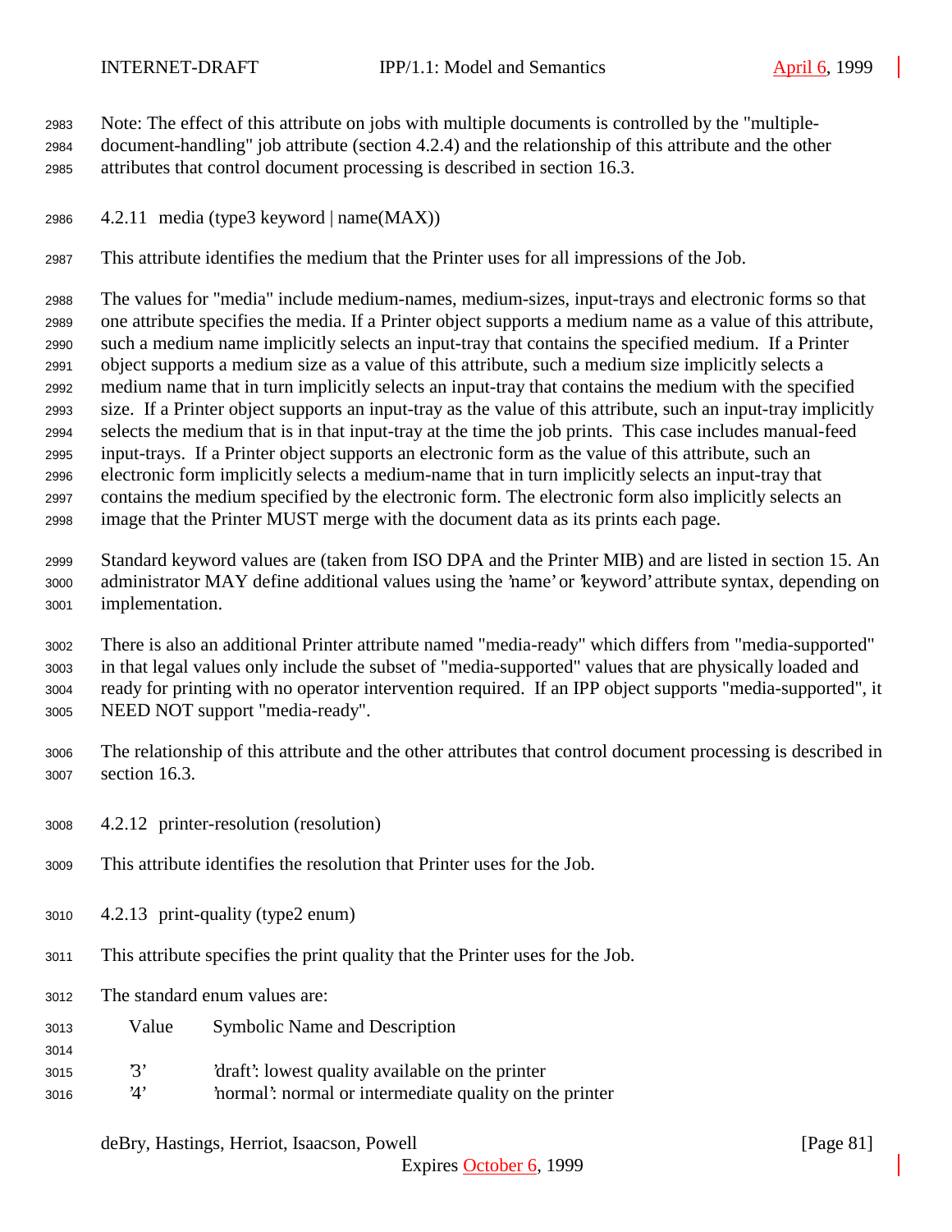Note: The effect of this attribute on jobs with multiple documents is controlled by the "multiple-document-handling" job attribute (section 4.2.4) and the relationship of this attribute and the other attributes that control document processing is described in section 16.3.

#### 4.2.11 media (type3 keyword | name(MAX))

This attribute identifies the medium that the Printer uses for all impressions of the Job.

The values for "media" include medium-names, medium-sizes, input-trays and electronic forms so that one attribute specifies the media. If a Printer object supports a medium name as a value of this attribute, such a medium name implicitly selects an input-tray that contains the specified medium. If a Printer object supports a medium size as a value of this attribute, such a medium size implicitly selects a medium name that in turn implicitly selects an input-tray that contains the medium with the specified size. If a Printer object supports an input-tray as the value of this attribute, such an input-tray implicitly selects the medium that is in that input-tray at the time the job prints. This case includes manual-feed input-trays. If a Printer object supports an electronic form as the value of this attribute, such an electronic form implicitly selects a medium-name that in turn implicitly selects an input-tray that contains the medium specified by the electronic form. The electronic form also implicitly selects an image that the Printer MUST merge with the document data as its prints each page.

Standard keyword values are (taken from ISO DPA and the Printer MIB) and are listed in section 15. An administrator MAY define additional values using the 'name' or 'keyword' attribute syntax, depending on implementation.

There is also an additional Printer attribute named "media-ready" which differs from "media-supported" in that legal values only include the subset of "media-supported" values that are physically loaded and ready for printing with no operator intervention required. If an IPP object supports "media-supported", it NEED NOT support "media-ready".

The relationship of this attribute and the other attributes that control document processing is described in section 16.3.

#### 4.2.12 printer-resolution (resolution)

This attribute identifies the resolution that Printer uses for the Job.

#### 4.2.13 print-quality (type2 enum)

This attribute specifies the print quality that the Printer uses for the Job.

The standard enum values are:

| Value | Symbolic Name and Description |
|---|---|
| '3' | 'draft': lowest quality available on the printer |
| '4' | 'normal': normal or intermediate quality on the printer |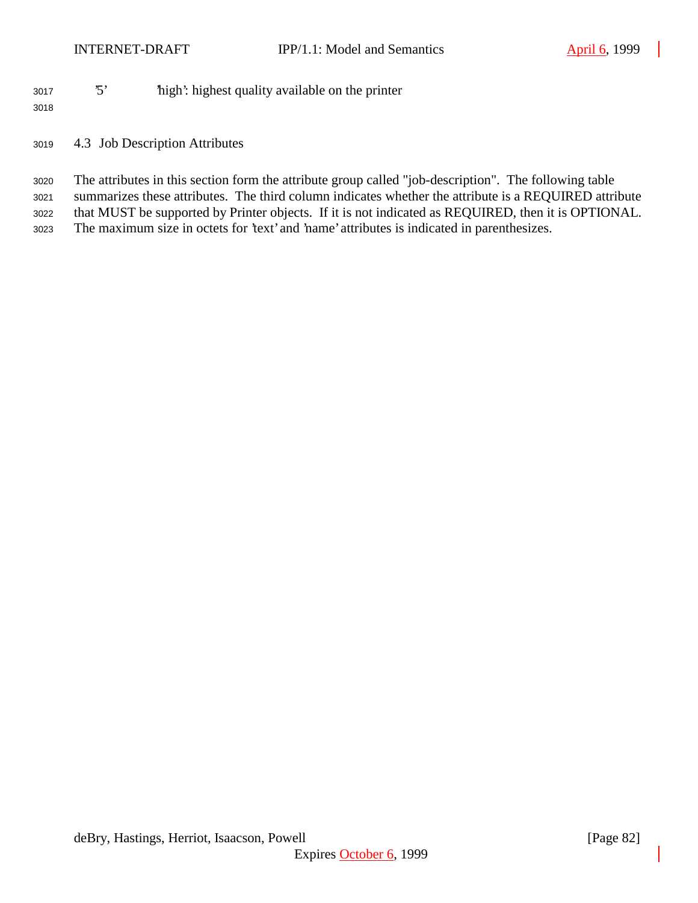'5'    'high': highest quality available on the printer

### 4.3 Job Description Attributes

The attributes in this section form the attribute group called "job-description". The following table summarizes these attributes. The third column indicates whether the attribute is a REQUIRED attribute that MUST be supported by Printer objects. If it is not indicated as REQUIRED, then it is OPTIONAL. The maximum size in octets for 'text' and 'name' attributes is indicated in parenthesizes.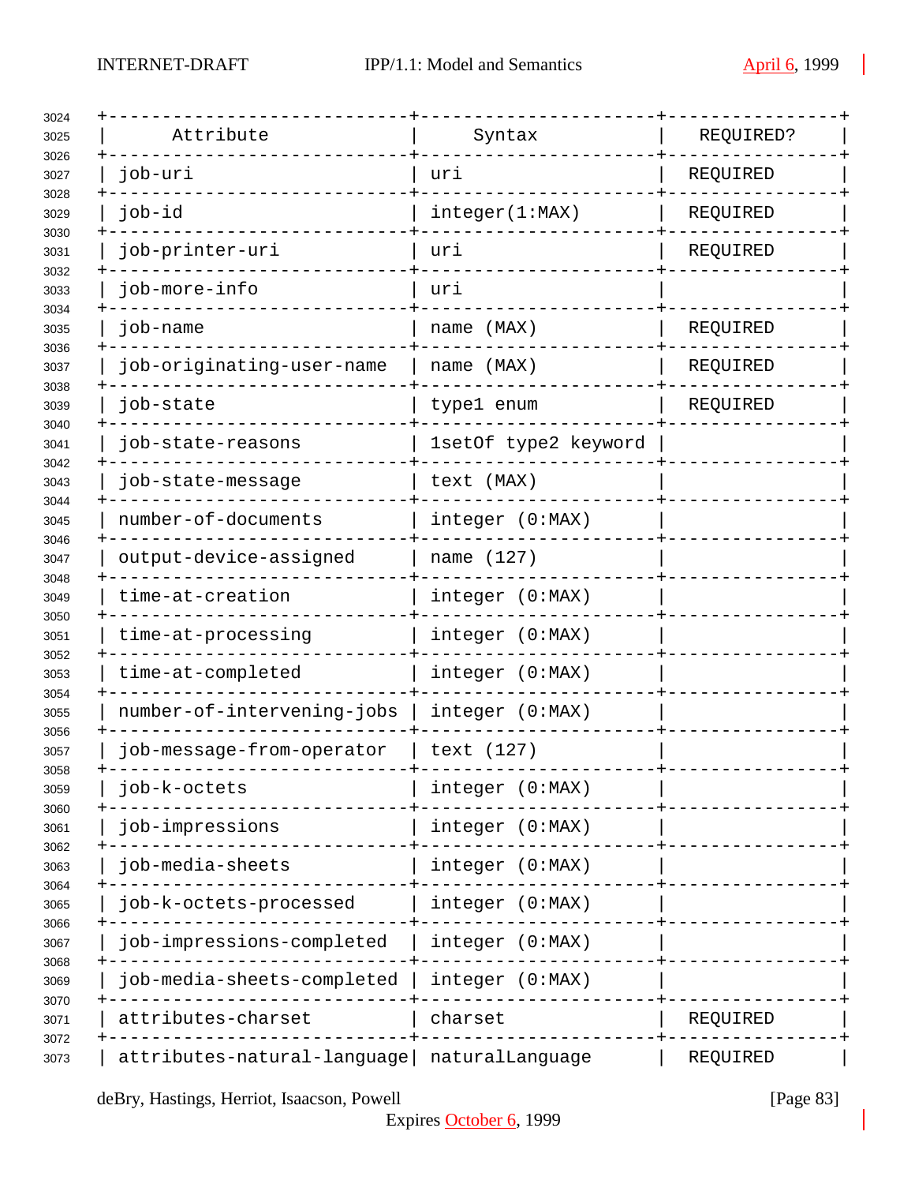| Attribute | Syntax | REQUIRED? |
|---|---|---|
| job-uri | uri | REQUIRED |
| job-id | integer(1:MAX) | REQUIRED |
| job-printer-uri | uri | REQUIRED |
| job-more-info | uri | |
| job-name | name (MAX) | REQUIRED |
| job-originating-user-name | name (MAX) | REQUIRED |
| job-state | type1 enum | REQUIRED |
| job-state-reasons | 1setOf type2 keyword | |
| job-state-message | text (MAX) | |
| number-of-documents | integer (0:MAX) | |
| output-device-assigned | name (127) | |
| time-at-creation | integer (0:MAX) | |
| time-at-processing | integer (0:MAX) | |
| time-at-completed | integer (0:MAX) | |
| number-of-intervening-jobs | integer (0:MAX) | |
| job-message-from-operator | text (127) | |
| job-k-octets | integer (0:MAX) | |
| job-impressions | integer (0:MAX) | |
| job-media-sheets | integer (0:MAX) | |
| job-k-octets-processed | integer (0:MAX) | |
| job-impressions-completed | integer (0:MAX) | |
| job-media-sheets-completed | integer (0:MAX) | |
| attributes-charset | charset | REQUIRED |
| attributes-natural-language | naturalLanguage | REQUIRED |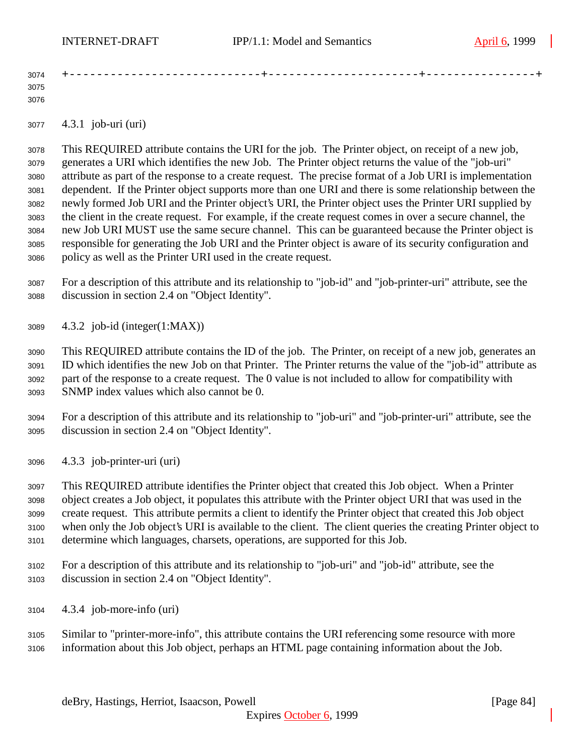#### 4.3.1 job-uri (uri)

This REQUIRED attribute contains the URI for the job. The Printer object, on receipt of a new job, generates a URI which identifies the new Job. The Printer object returns the value of the "job-uri" attribute as part of the response to a create request. The precise format of a Job URI is implementation dependent. If the Printer object supports more than one URI and there is some relationship between the newly formed Job URI and the Printer object's URI, the Printer object uses the Printer URI supplied by the client in the create request. For example, if the create request comes in over a secure channel, the new Job URI MUST use the same secure channel. This can be guaranteed because the Printer object is responsible for generating the Job URI and the Printer object is aware of its security configuration and policy as well as the Printer URI used in the create request.

For a description of this attribute and its relationship to "job-id" and "job-printer-uri" attribute, see the discussion in section 2.4 on "Object Identity".

#### 4.3.2 job-id (integer(1:MAX))

This REQUIRED attribute contains the ID of the job. The Printer, on receipt of a new job, generates an ID which identifies the new Job on that Printer. The Printer returns the value of the "job-id" attribute as part of the response to a create request. The 0 value is not included to allow for compatibility with SNMP index values which also cannot be 0.

For a description of this attribute and its relationship to "job-uri" and "job-printer-uri" attribute, see the discussion in section 2.4 on "Object Identity".

#### 4.3.3 job-printer-uri (uri)

This REQUIRED attribute identifies the Printer object that created this Job object. When a Printer object creates a Job object, it populates this attribute with the Printer object URI that was used in the create request. This attribute permits a client to identify the Printer object that created this Job object when only the Job object's URI is available to the client. The client queries the creating Printer object to determine which languages, charsets, operations, are supported for this Job.

For a description of this attribute and its relationship to "job-uri" and "job-id" attribute, see the discussion in section 2.4 on "Object Identity".

#### 4.3.4 job-more-info (uri)

Similar to "printer-more-info", this attribute contains the URI referencing some resource with more information about this Job object, perhaps an HTML page containing information about the Job.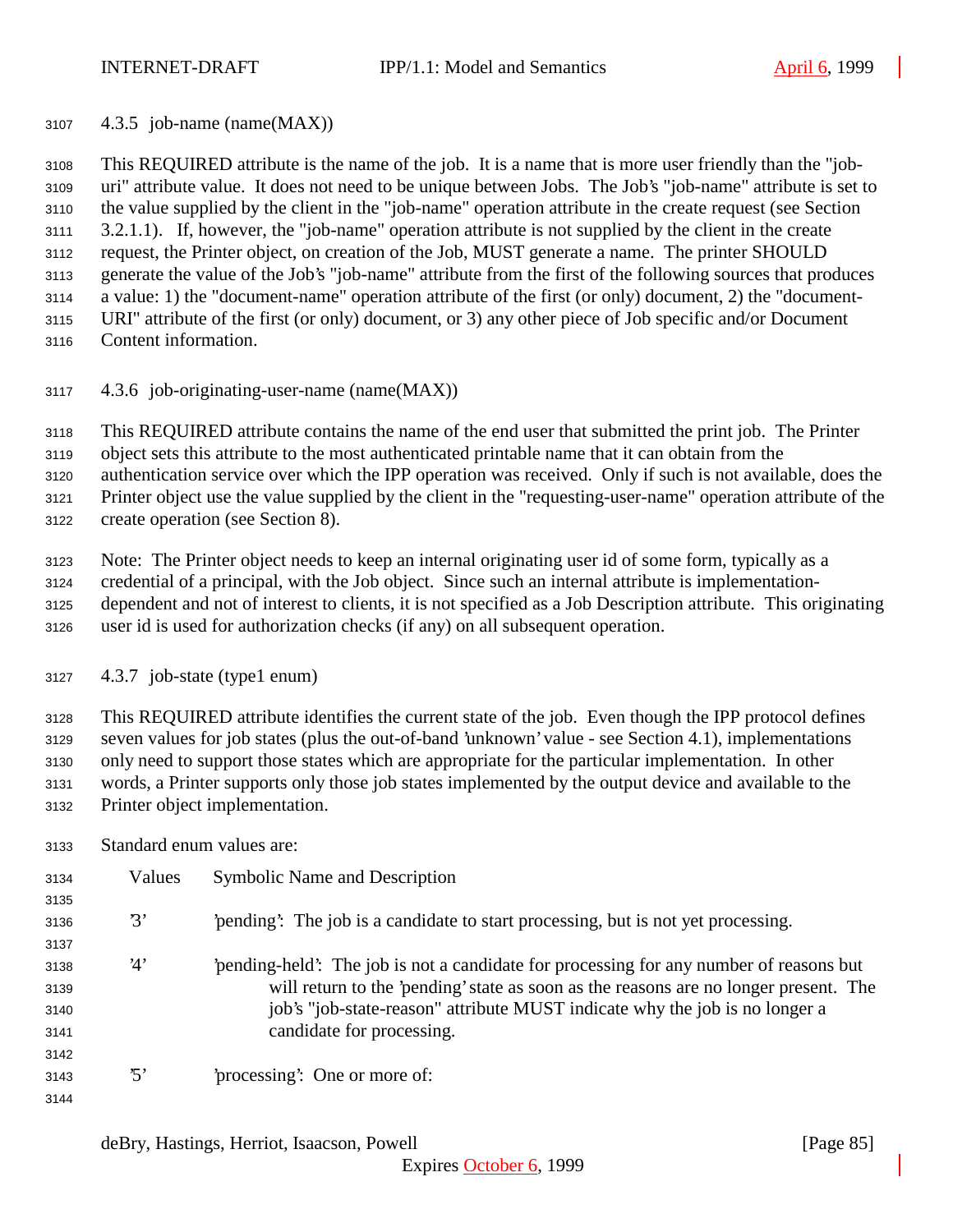#### 4.3.5 job-name (name(MAX))

This REQUIRED attribute is the name of the job. It is a name that is more user friendly than the "job-uri" attribute value. It does not need to be unique between Jobs. The Job's "job-name" attribute is set to the value supplied by the client in the "job-name" operation attribute in the create request (see Section 3.2.1.1). If, however, the "job-name" operation attribute is not supplied by the client in the create request, the Printer object, on creation of the Job, MUST generate a name. The printer SHOULD generate the value of the Job's "job-name" attribute from the first of the following sources that produces a value: 1) the "document-name" operation attribute of the first (or only) document, 2) the "document-URI" attribute of the first (or only) document, or 3) any other piece of Job specific and/or Document Content information.

#### 4.3.6 job-originating-user-name (name(MAX))

This REQUIRED attribute contains the name of the end user that submitted the print job. The Printer object sets this attribute to the most authenticated printable name that it can obtain from the authentication service over which the IPP operation was received. Only if such is not available, does the Printer object use the value supplied by the client in the "requesting-user-name" operation attribute of the create operation (see Section 8).

Note: The Printer object needs to keep an internal originating user id of some form, typically as a credential of a principal, with the Job object. Since such an internal attribute is implementation-dependent and not of interest to clients, it is not specified as a Job Description attribute. This originating user id is used for authorization checks (if any) on all subsequent operation.

#### 4.3.7 job-state (type1 enum)

This REQUIRED attribute identifies the current state of the job. Even though the IPP protocol defines seven values for job states (plus the out-of-band 'unknown' value - see Section 4.1), implementations only need to support those states which are appropriate for the particular implementation. In other words, a Printer supports only those job states implemented by the output device and available to the Printer object implementation.

Standard enum values are:

| Values | Symbolic Name and Description |
| --- | --- |
| '3' | 'pending': The job is a candidate to start processing, but is not yet processing. |
| '4' | 'pending-held': The job is not a candidate for processing for any number of reasons but will return to the 'pending' state as soon as the reasons are no longer present. The job's "job-state-reason" attribute MUST indicate why the job is no longer a candidate for processing. |
| '5' | 'processing': One or more of: |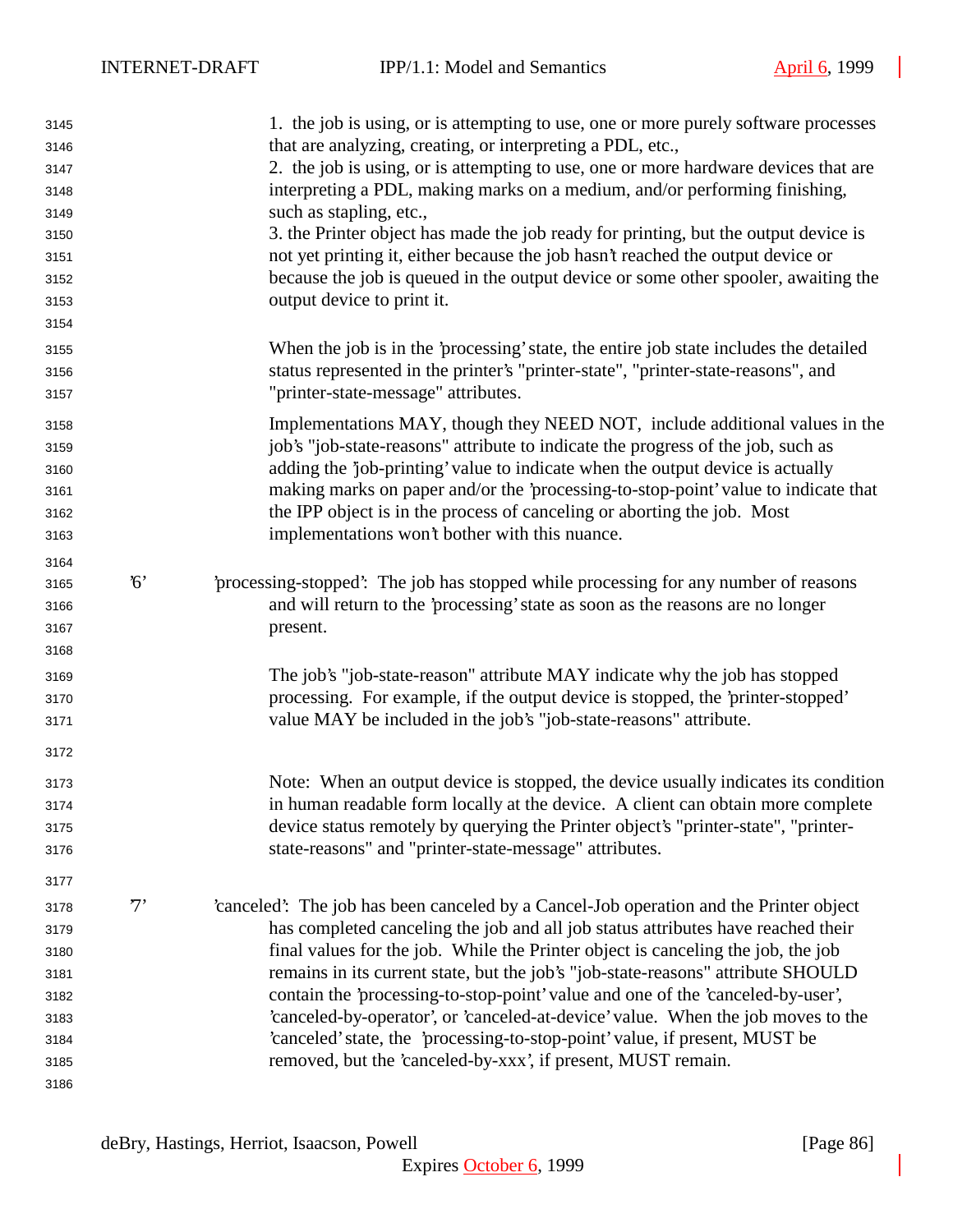1. the job is using, or is attempting to use, one or more purely software processes that are analyzing, creating, or interpreting a PDL, etc.,
2. the job is using, or is attempting to use, one or more hardware devices that are interpreting a PDL, making marks on a medium, and/or performing finishing, such as stapling, etc.,
3. the Printer object has made the job ready for printing, but the output device is not yet printing it, either because the job hasn't reached the output device or because the job is queued in the output device or some other spooler, awaiting the output device to print it.

When the job is in the 'processing' state, the entire job state includes the detailed status represented in the printer's "printer-state", "printer-state-reasons", and "printer-state-message" attributes.

Implementations MAY, though they NEED NOT, include additional values in the job's "job-state-reasons" attribute to indicate the progress of the job, such as adding the 'job-printing' value to indicate when the output device is actually making marks on paper and/or the 'processing-to-stop-point' value to indicate that the IPP object is in the process of canceling or aborting the job. Most implementations won't bother with this nuance.

'6' 'processing-stopped': The job has stopped while processing for any number of reasons and will return to the 'processing' state as soon as the reasons are no longer present.

The job's "job-state-reason" attribute MAY indicate why the job has stopped processing. For example, if the output device is stopped, the 'printer-stopped' value MAY be included in the job's "job-state-reasons" attribute.

Note: When an output device is stopped, the device usually indicates its condition in human readable form locally at the device. A client can obtain more complete device status remotely by querying the Printer object's "printer-state", "printer-state-reasons" and "printer-state-message" attributes.

'7' 'canceled': The job has been canceled by a Cancel-Job operation and the Printer object has completed canceling the job and all job status attributes have reached their final values for the job. While the Printer object is canceling the job, the job remains in its current state, but the job's "job-state-reasons" attribute SHOULD contain the 'processing-to-stop-point' value and one of the 'canceled-by-user', 'canceled-by-operator', or 'canceled-at-device' value. When the job moves to the 'canceled' state, the 'processing-to-stop-point' value, if present, MUST be removed, but the 'canceled-by-xxx', if present, MUST remain.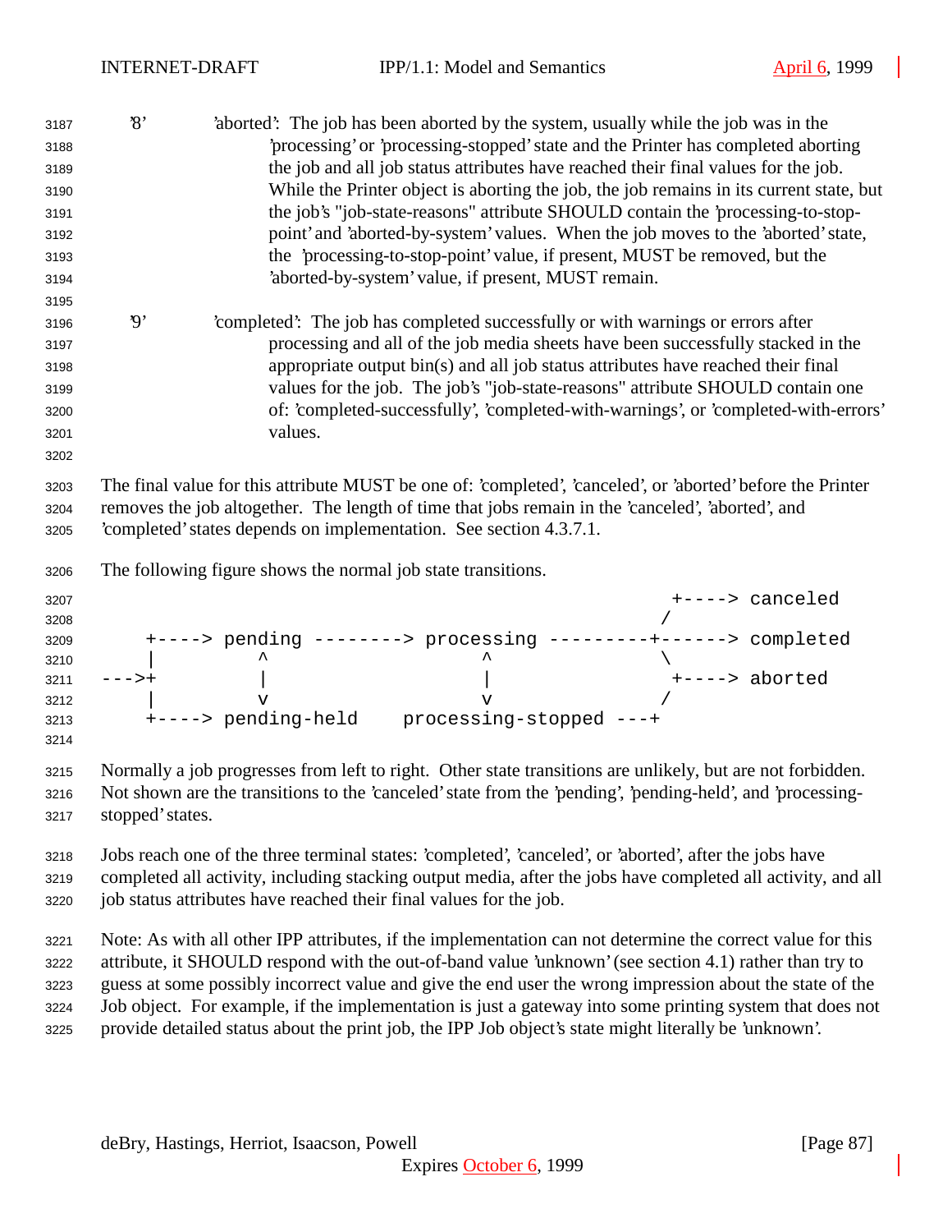'8' 'aborted': The job has been aborted by the system, usually while the job was in the 'processing' or 'processing-stopped' state and the Printer has completed aborting the job and all job status attributes have reached their final values for the job. While the Printer object is aborting the job, the job remains in its current state, but the job's "job-state-reasons" attribute SHOULD contain the 'processing-to-stop-point' and 'aborted-by-system' values. When the job moves to the 'aborted' state, the 'processing-to-stop-point' value, if present, MUST be removed, but the 'aborted-by-system' value, if present, MUST remain.

'9' 'completed': The job has completed successfully or with warnings or errors after processing and all of the job media sheets have been successfully stacked in the appropriate output bin(s) and all job status attributes have reached their final values for the job. The job's "job-state-reasons" attribute SHOULD contain one of: 'completed-successfully', 'completed-with-warnings', or 'completed-with-errors' values.

The final value for this attribute MUST be one of: 'completed', 'canceled', or 'aborted' before the Printer removes the job altogether. The length of time that jobs remain in the 'canceled', 'aborted', and 'completed' states depends on implementation. See section 4.3.7.1.

The following figure shows the normal job state transitions.

```
                                                          +----> canceled
                                                         /
    +----> pending --------> processing ---------+------> completed
    |         ^                   ^               \
--->+         |                   |                +----> aborted
    |         v                   v               /
    +----> pending-held    processing-stopped ---+
```

Normally a job progresses from left to right. Other state transitions are unlikely, but are not forbidden. Not shown are the transitions to the 'canceled' state from the 'pending', 'pending-held', and 'processing-stopped' states.

Jobs reach one of the three terminal states: 'completed', 'canceled', or 'aborted', after the jobs have completed all activity, including stacking output media, after the jobs have completed all activity, and all job status attributes have reached their final values for the job.

Note: As with all other IPP attributes, if the implementation can not determine the correct value for this attribute, it SHOULD respond with the out-of-band value 'unknown' (see section 4.1) rather than try to guess at some possibly incorrect value and give the end user the wrong impression about the state of the Job object. For example, if the implementation is just a gateway into some printing system that does not provide detailed status about the print job, the IPP Job object's state might literally be 'unknown'.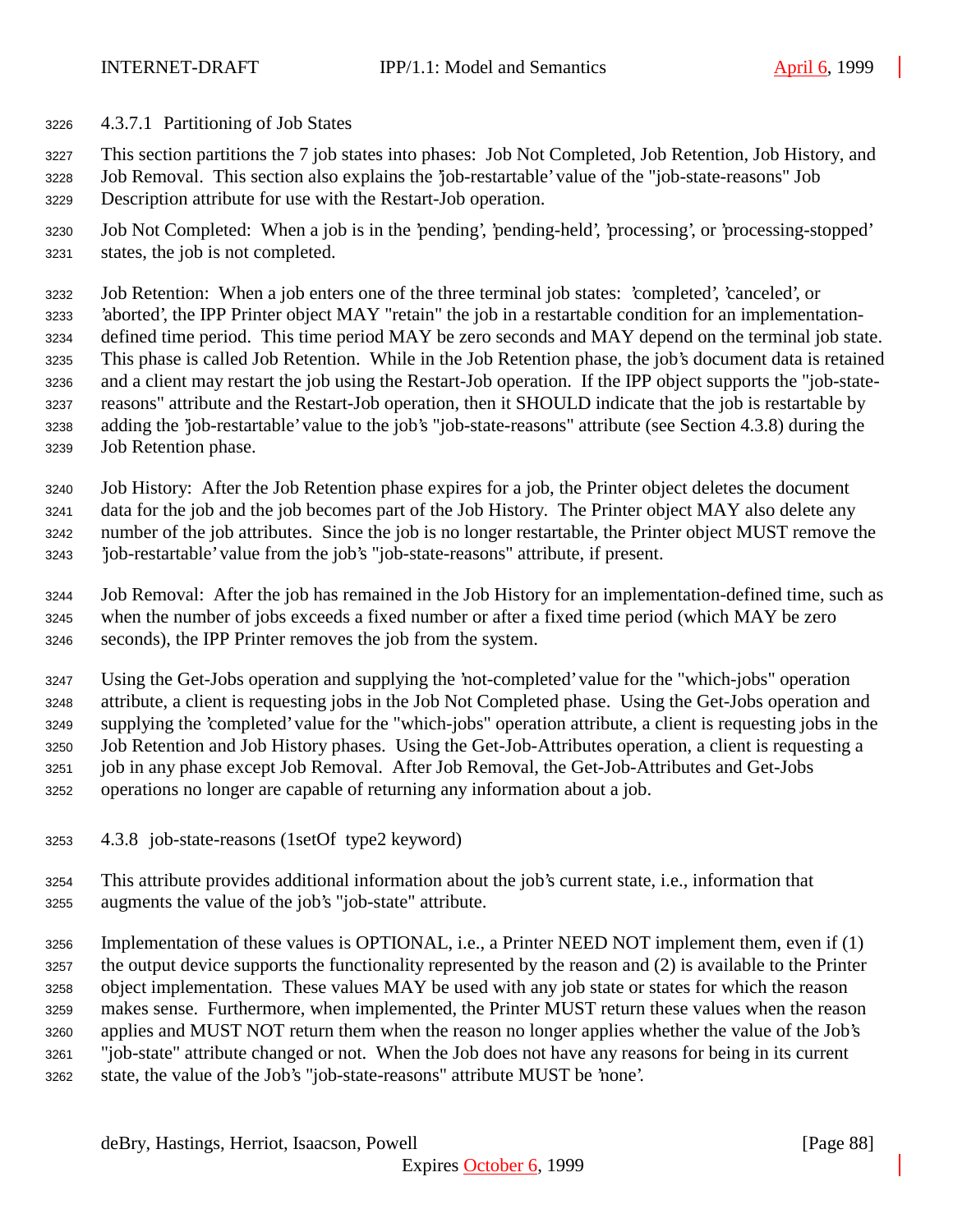#### 4.3.7.1 Partitioning of Job States

This section partitions the 7 job states into phases: Job Not Completed, Job Retention, Job History, and Job Removal. This section also explains the 'job-restartable' value of the "job-state-reasons" Job Description attribute for use with the Restart-Job operation.

Job Not Completed: When a job is in the 'pending', 'pending-held', 'processing', or 'processing-stopped' states, the job is not completed.

Job Retention: When a job enters one of the three terminal job states: 'completed', 'canceled', or 'aborted', the IPP Printer object MAY "retain" the job in a restartable condition for an implementation-defined time period. This time period MAY be zero seconds and MAY depend on the terminal job state. This phase is called Job Retention. While in the Job Retention phase, the job's document data is retained and a client may restart the job using the Restart-Job operation. If the IPP object supports the "job-state-reasons" attribute and the Restart-Job operation, then it SHOULD indicate that the job is restartable by adding the 'job-restartable' value to the job's "job-state-reasons" attribute (see Section 4.3.8) during the Job Retention phase.

Job History: After the Job Retention phase expires for a job, the Printer object deletes the document data for the job and the job becomes part of the Job History. The Printer object MAY also delete any number of the job attributes. Since the job is no longer restartable, the Printer object MUST remove the 'job-restartable' value from the job's "job-state-reasons" attribute, if present.

Job Removal: After the job has remained in the Job History for an implementation-defined time, such as when the number of jobs exceeds a fixed number or after a fixed time period (which MAY be zero seconds), the IPP Printer removes the job from the system.

Using the Get-Jobs operation and supplying the 'not-completed' value for the "which-jobs" operation attribute, a client is requesting jobs in the Job Not Completed phase. Using the Get-Jobs operation and supplying the 'completed' value for the "which-jobs" operation attribute, a client is requesting jobs in the Job Retention and Job History phases. Using the Get-Job-Attributes operation, a client is requesting a job in any phase except Job Removal. After Job Removal, the Get-Job-Attributes and Get-Jobs operations no longer are capable of returning any information about a job.

### 4.3.8 job-state-reasons (1setOf type2 keyword)

This attribute provides additional information about the job's current state, i.e., information that augments the value of the job's "job-state" attribute.

Implementation of these values is OPTIONAL, i.e., a Printer NEED NOT implement them, even if (1) the output device supports the functionality represented by the reason and (2) is available to the Printer object implementation. These values MAY be used with any job state or states for which the reason makes sense. Furthermore, when implemented, the Printer MUST return these values when the reason applies and MUST NOT return them when the reason no longer applies whether the value of the Job's "job-state" attribute changed or not. When the Job does not have any reasons for being in its current state, the value of the Job's "job-state-reasons" attribute MUST be 'none'.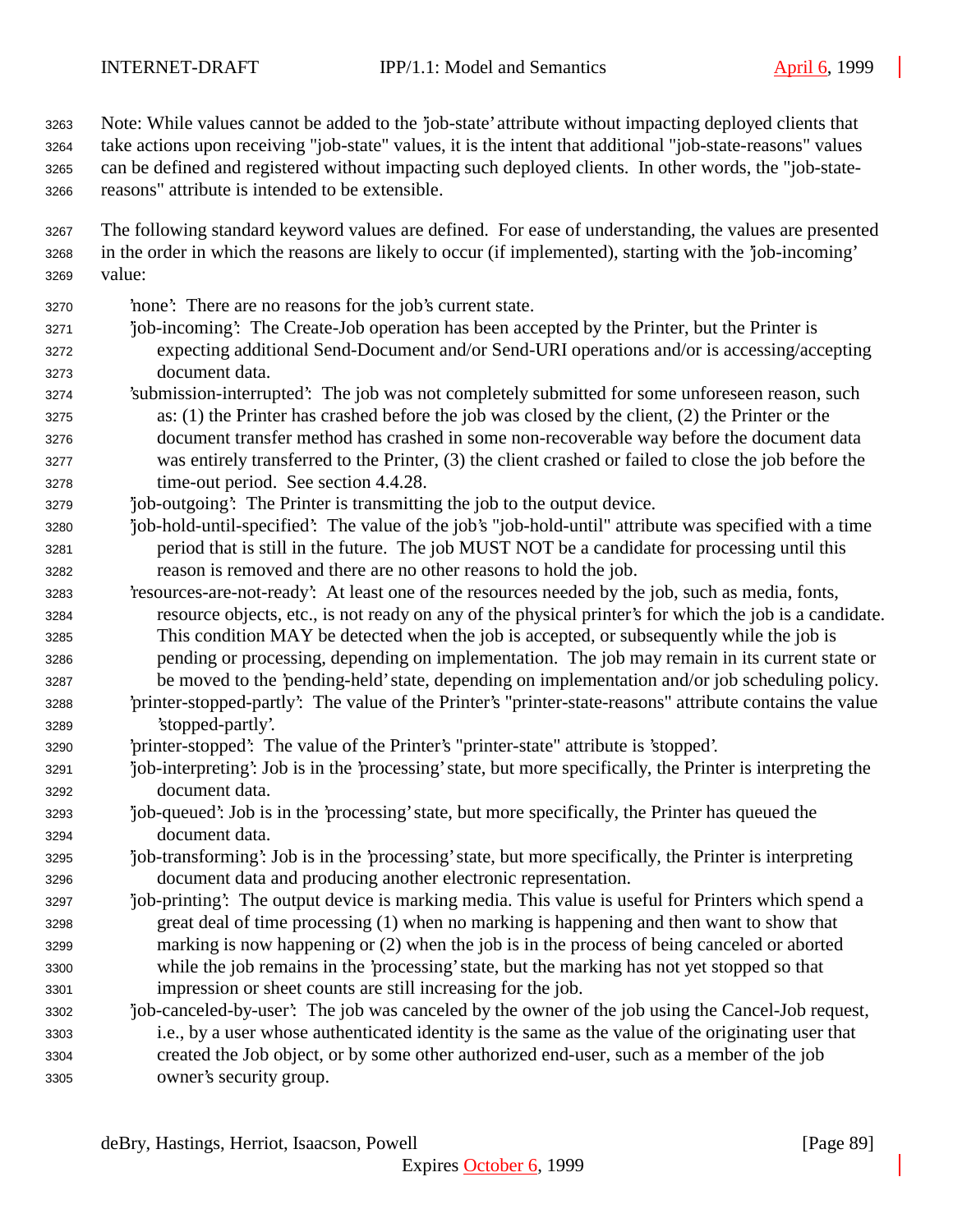Note: While values cannot be added to the 'job-state' attribute without impacting deployed clients that take actions upon receiving "job-state" values, it is the intent that additional "job-state-reasons" values can be defined and registered without impacting such deployed clients. In other words, the "job-state-reasons" attribute is intended to be extensible.

The following standard keyword values are defined. For ease of understanding, the values are presented in the order in which the reasons are likely to occur (if implemented), starting with the 'job-incoming' value:

'none': There are no reasons for the job's current state.

'job-incoming': The Create-Job operation has been accepted by the Printer, but the Printer is expecting additional Send-Document and/or Send-URI operations and/or is accessing/accepting document data.

'submission-interrupted': The job was not completely submitted for some unforeseen reason, such as: (1) the Printer has crashed before the job was closed by the client, (2) the Printer or the document transfer method has crashed in some non-recoverable way before the document data was entirely transferred to the Printer, (3) the client crashed or failed to close the job before the time-out period. See section 4.4.28.

'job-outgoing': The Printer is transmitting the job to the output device.

'job-hold-until-specified': The value of the job's "job-hold-until" attribute was specified with a time period that is still in the future. The job MUST NOT be a candidate for processing until this reason is removed and there are no other reasons to hold the job.

'resources-are-not-ready': At least one of the resources needed by the job, such as media, fonts, resource objects, etc., is not ready on any of the physical printer's for which the job is a candidate. This condition MAY be detected when the job is accepted, or subsequently while the job is pending or processing, depending on implementation. The job may remain in its current state or be moved to the 'pending-held' state, depending on implementation and/or job scheduling policy.

'printer-stopped-partly': The value of the Printer's "printer-state-reasons" attribute contains the value 'stopped-partly'.

'printer-stopped': The value of the Printer's "printer-state" attribute is 'stopped'.

'job-interpreting': Job is in the 'processing' state, but more specifically, the Printer is interpreting the document data.

'job-queued': Job is in the 'processing' state, but more specifically, the Printer has queued the document data.

'job-transforming': Job is in the 'processing' state, but more specifically, the Printer is interpreting document data and producing another electronic representation.

'job-printing': The output device is marking media. This value is useful for Printers which spend a great deal of time processing (1) when no marking is happening and then want to show that marking is now happening or (2) when the job is in the process of being canceled or aborted while the job remains in the 'processing' state, but the marking has not yet stopped so that impression or sheet counts are still increasing for the job.

'job-canceled-by-user': The job was canceled by the owner of the job using the Cancel-Job request, i.e., by a user whose authenticated identity is the same as the value of the originating user that created the Job object, or by some other authorized end-user, such as a member of the job owner's security group.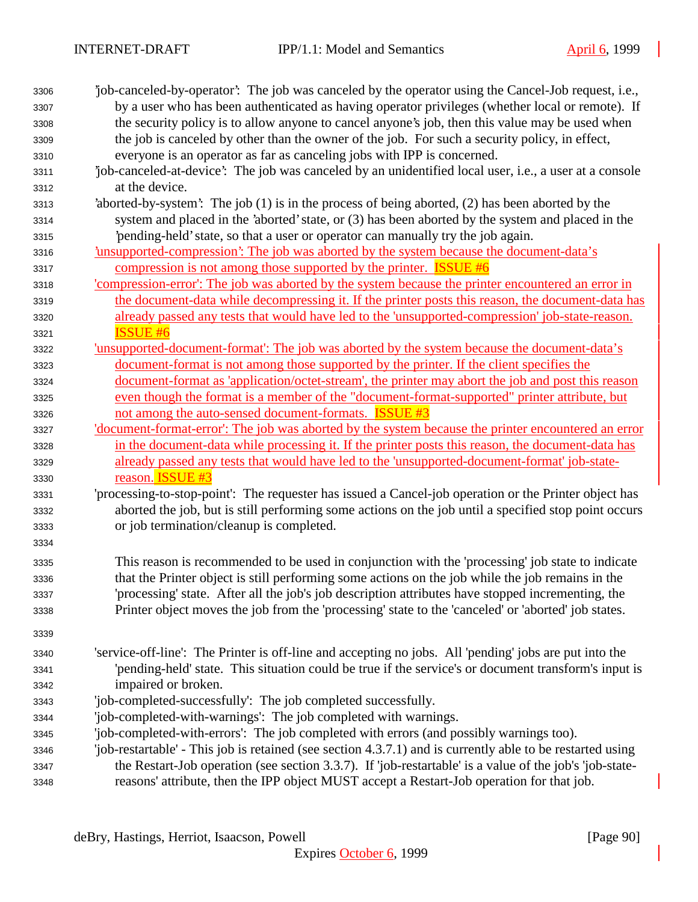'job-canceled-by-operator': The job was canceled by the operator using the Cancel-Job request, i.e., by a user who has been authenticated as having operator privileges (whether local or remote). If the security policy is to allow anyone to cancel anyone's job, then this value may be used when the job is canceled by other than the owner of the job. For such a security policy, in effect, everyone is an operator as far as canceling jobs with IPP is concerned.

'job-canceled-at-device': The job was canceled by an unidentified local user, i.e., a user at a console at the device.

'aborted-by-system': The job (1) is in the process of being aborted, (2) has been aborted by the system and placed in the 'aborted' state, or (3) has been aborted by the system and placed in the 'pending-held' state, so that a user or operator can manually try the job again.

'unsupported-compression': The job was aborted by the system because the document-data's compression is not among those supported by the printer. ISSUE #6

'compression-error': The job was aborted by the system because the printer encountered an error in the document-data while decompressing it. If the printer posts this reason, the document-data has already passed any tests that would have led to the 'unsupported-compression' job-state-reason. ISSUE #6

'unsupported-document-format': The job was aborted by the system because the document-data's document-format is not among those supported by the printer. If the client specifies the document-format as 'application/octet-stream', the printer may abort the job and post this reason even though the format is a member of the "document-format-supported" printer attribute, but not among the auto-sensed document-formats. ISSUE #3

'document-format-error': The job was aborted by the system because the printer encountered an error in the document-data while processing it. If the printer posts this reason, the document-data has already passed any tests that would have led to the 'unsupported-document-format' job-state-reason. ISSUE #3

'processing-to-stop-point': The requester has issued a Cancel-job operation or the Printer object has aborted the job, but is still performing some actions on the job until a specified stop point occurs or job termination/cleanup is completed.

This reason is recommended to be used in conjunction with the 'processing' job state to indicate that the Printer object is still performing some actions on the job while the job remains in the 'processing' state. After all the job's job description attributes have stopped incrementing, the Printer object moves the job from the 'processing' state to the 'canceled' or 'aborted' job states.

'service-off-line': The Printer is off-line and accepting no jobs. All 'pending' jobs are put into the 'pending-held' state. This situation could be true if the service's or document transform's input is impaired or broken.

'job-completed-successfully': The job completed successfully.

'job-completed-with-warnings': The job completed with warnings.

'job-completed-with-errors': The job completed with errors (and possibly warnings too).

'job-restartable' - This job is retained (see section 4.3.7.1) and is currently able to be restarted using the Restart-Job operation (see section 3.3.7). If 'job-restartable' is a value of the job's 'job-state-reasons' attribute, then the IPP object MUST accept a Restart-Job operation for that job.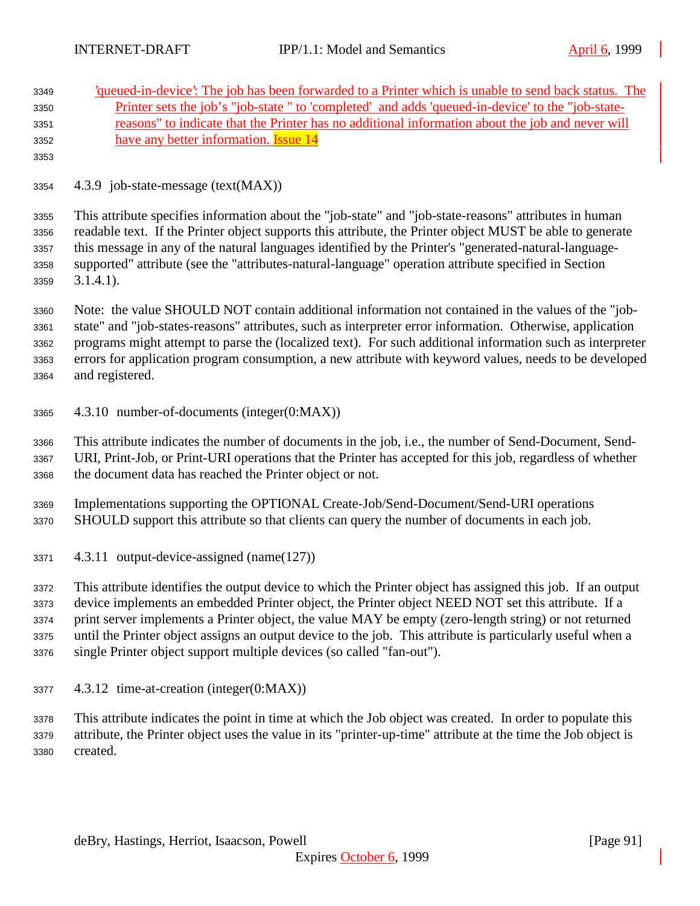'queued-in-device': The job has been forwarded to a Printer which is unable to send back status. The Printer sets the job's "job-state " to 'completed' and adds 'queued-in-device' to the "job-state-reasons" to indicate that the Printer has no additional information about the job and never will have any better information. Issue 14

### 4.3.9 job-state-message (text(MAX))

This attribute specifies information about the "job-state" and "job-state-reasons" attributes in human readable text. If the Printer object supports this attribute, the Printer object MUST be able to generate this message in any of the natural languages identified by the Printer's "generated-natural-language-supported" attribute (see the "attributes-natural-language" operation attribute specified in Section 3.1.4.1).

Note: the value SHOULD NOT contain additional information not contained in the values of the "job-state" and "job-states-reasons" attributes, such as interpreter error information. Otherwise, application programs might attempt to parse the (localized text). For such additional information such as interpreter errors for application program consumption, a new attribute with keyword values, needs to be developed and registered.

### 4.3.10 number-of-documents (integer(0:MAX))

This attribute indicates the number of documents in the job, i.e., the number of Send-Document, Send-URI, Print-Job, or Print-URI operations that the Printer has accepted for this job, regardless of whether the document data has reached the Printer object or not.

Implementations supporting the OPTIONAL Create-Job/Send-Document/Send-URI operations SHOULD support this attribute so that clients can query the number of documents in each job.

### 4.3.11 output-device-assigned (name(127))

This attribute identifies the output device to which the Printer object has assigned this job. If an output device implements an embedded Printer object, the Printer object NEED NOT set this attribute. If a print server implements a Printer object, the value MAY be empty (zero-length string) or not returned until the Printer object assigns an output device to the job. This attribute is particularly useful when a single Printer object support multiple devices (so called "fan-out").

### 4.3.12 time-at-creation (integer(0:MAX))

This attribute indicates the point in time at which the Job object was created. In order to populate this attribute, the Printer object uses the value in its "printer-up-time" attribute at the time the Job object is created.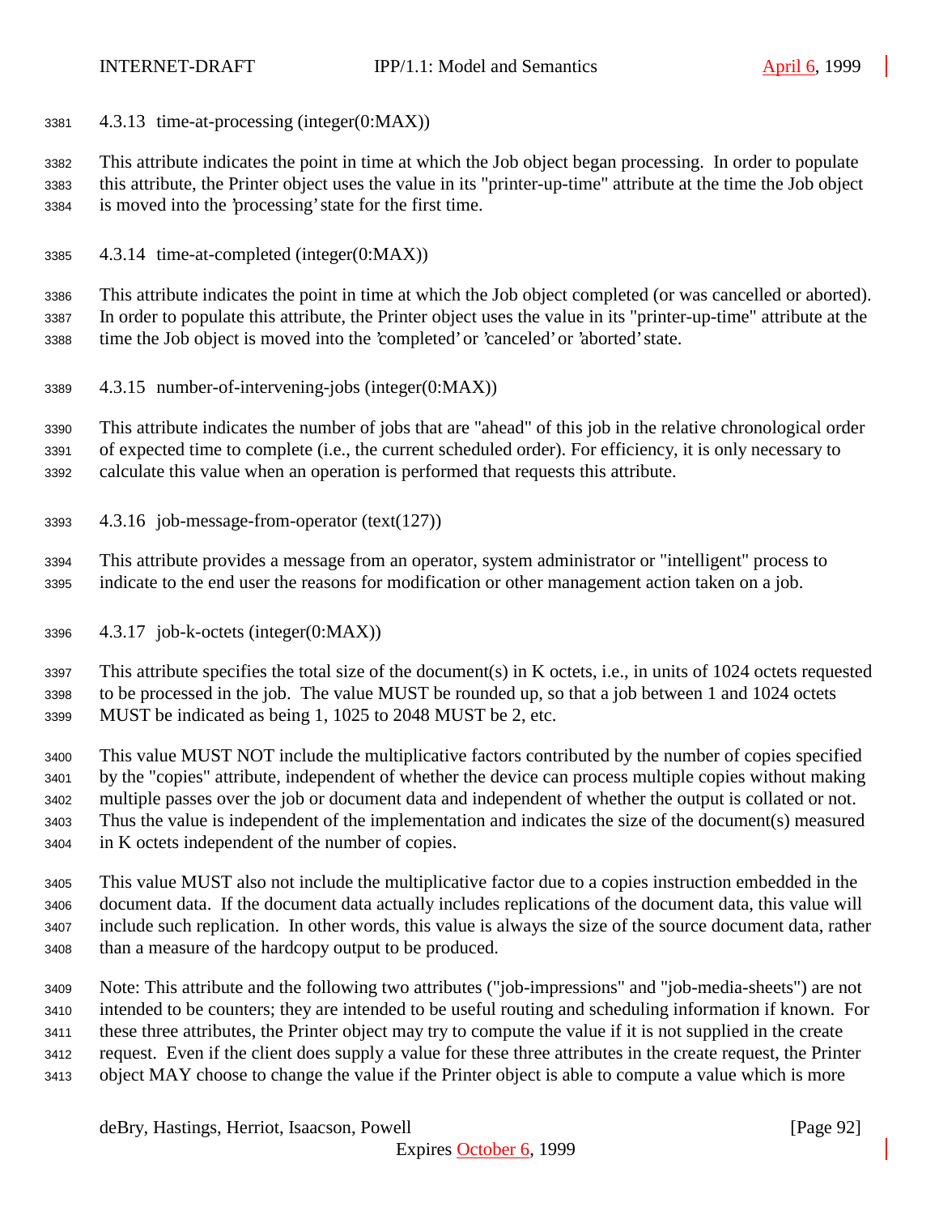#### 4.3.13 time-at-processing (integer(0:MAX))

This attribute indicates the point in time at which the Job object began processing. In order to populate this attribute, the Printer object uses the value in its "printer-up-time" attribute at the time the Job object is moved into the 'processing' state for the first time.

#### 4.3.14 time-at-completed (integer(0:MAX))

This attribute indicates the point in time at which the Job object completed (or was cancelled or aborted). In order to populate this attribute, the Printer object uses the value in its "printer-up-time" attribute at the time the Job object is moved into the 'completed' or 'canceled' or 'aborted' state.

#### 4.3.15 number-of-intervening-jobs (integer(0:MAX))

This attribute indicates the number of jobs that are "ahead" of this job in the relative chronological order of expected time to complete (i.e., the current scheduled order). For efficiency, it is only necessary to calculate this value when an operation is performed that requests this attribute.

#### 4.3.16 job-message-from-operator (text(127))

This attribute provides a message from an operator, system administrator or "intelligent" process to indicate to the end user the reasons for modification or other management action taken on a job.

#### 4.3.17 job-k-octets (integer(0:MAX))

This attribute specifies the total size of the document(s) in K octets, i.e., in units of 1024 octets requested to be processed in the job. The value MUST be rounded up, so that a job between 1 and 1024 octets MUST be indicated as being 1, 1025 to 2048 MUST be 2, etc.

This value MUST NOT include the multiplicative factors contributed by the number of copies specified by the "copies" attribute, independent of whether the device can process multiple copies without making multiple passes over the job or document data and independent of whether the output is collated or not. Thus the value is independent of the implementation and indicates the size of the document(s) measured in K octets independent of the number of copies.

This value MUST also not include the multiplicative factor due to a copies instruction embedded in the document data. If the document data actually includes replications of the document data, this value will include such replication. In other words, this value is always the size of the source document data, rather than a measure of the hardcopy output to be produced.

Note: This attribute and the following two attributes ("job-impressions" and "job-media-sheets") are not intended to be counters; they are intended to be useful routing and scheduling information if known. For these three attributes, the Printer object may try to compute the value if it is not supplied in the create request. Even if the client does supply a value for these three attributes in the create request, the Printer object MAY choose to change the value if the Printer object is able to compute a value which is more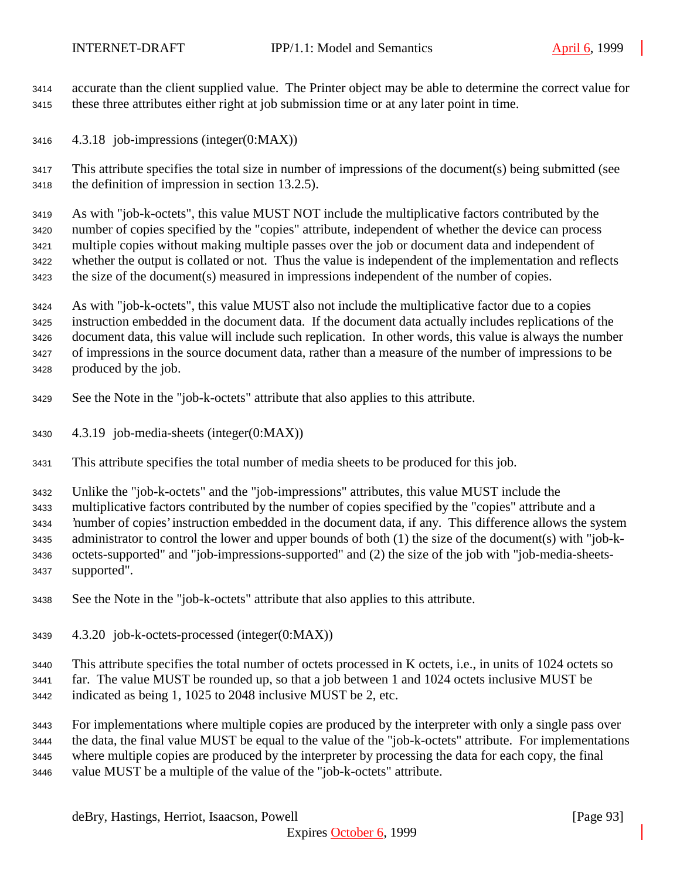accurate than the client supplied value. The Printer object may be able to determine the correct value for these three attributes either right at job submission time or at any later point in time.

#### 4.3.18 job-impressions (integer(0:MAX))

This attribute specifies the total size in number of impressions of the document(s) being submitted (see the definition of impression in section 13.2.5).

As with "job-k-octets", this value MUST NOT include the multiplicative factors contributed by the number of copies specified by the "copies" attribute, independent of whether the device can process multiple copies without making multiple passes over the job or document data and independent of whether the output is collated or not. Thus the value is independent of the implementation and reflects the size of the document(s) measured in impressions independent of the number of copies.

As with "job-k-octets", this value MUST also not include the multiplicative factor due to a copies instruction embedded in the document data. If the document data actually includes replications of the document data, this value will include such replication. In other words, this value is always the number of impressions in the source document data, rather than a measure of the number of impressions to be produced by the job.

See the Note in the "job-k-octets" attribute that also applies to this attribute.

#### 4.3.19 job-media-sheets (integer(0:MAX))

This attribute specifies the total number of media sheets to be produced for this job.

Unlike the "job-k-octets" and the "job-impressions" attributes, this value MUST include the multiplicative factors contributed by the number of copies specified by the "copies" attribute and a 'number of copies' instruction embedded in the document data, if any. This difference allows the system administrator to control the lower and upper bounds of both (1) the size of the document(s) with "job-k-octets-supported" and "job-impressions-supported" and (2) the size of the job with "job-media-sheets-supported".

See the Note in the "job-k-octets" attribute that also applies to this attribute.

#### 4.3.20 job-k-octets-processed (integer(0:MAX))

This attribute specifies the total number of octets processed in K octets, i.e., in units of 1024 octets so far. The value MUST be rounded up, so that a job between 1 and 1024 octets inclusive MUST be indicated as being 1, 1025 to 2048 inclusive MUST be 2, etc.

For implementations where multiple copies are produced by the interpreter with only a single pass over the data, the final value MUST be equal to the value of the "job-k-octets" attribute. For implementations where multiple copies are produced by the interpreter by processing the data for each copy, the final value MUST be a multiple of the value of the "job-k-octets" attribute.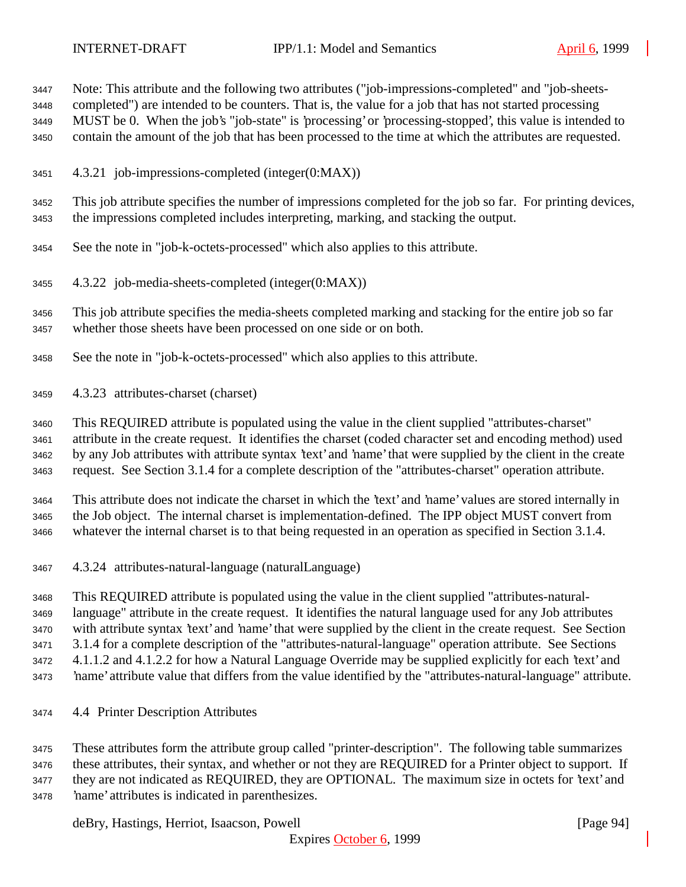Note: This attribute and the following two attributes ("job-impressions-completed" and "job-sheets-completed") are intended to be counters. That is, the value for a job that has not started processing MUST be 0. When the job's "job-state" is 'processing' or 'processing-stopped', this value is intended to contain the amount of the job that has been processed to the time at which the attributes are requested.

#### 4.3.21 job-impressions-completed (integer(0:MAX))

This job attribute specifies the number of impressions completed for the job so far. For printing devices, the impressions completed includes interpreting, marking, and stacking the output.

See the note in "job-k-octets-processed" which also applies to this attribute.

#### 4.3.22 job-media-sheets-completed (integer(0:MAX))

This job attribute specifies the media-sheets completed marking and stacking for the entire job so far whether those sheets have been processed on one side or on both.

See the note in "job-k-octets-processed" which also applies to this attribute.

#### 4.3.23 attributes-charset (charset)

This REQUIRED attribute is populated using the value in the client supplied "attributes-charset" attribute in the create request. It identifies the charset (coded character set and encoding method) used by any Job attributes with attribute syntax 'text' and 'name' that were supplied by the client in the create request. See Section 3.1.4 for a complete description of the "attributes-charset" operation attribute.

This attribute does not indicate the charset in which the 'text' and 'name' values are stored internally in the Job object. The internal charset is implementation-defined. The IPP object MUST convert from whatever the internal charset is to that being requested in an operation as specified in Section 3.1.4.

#### 4.3.24 attributes-natural-language (naturalLanguage)

This REQUIRED attribute is populated using the value in the client supplied "attributes-natural-language" attribute in the create request. It identifies the natural language used for any Job attributes with attribute syntax 'text' and 'name' that were supplied by the client in the create request. See Section 3.1.4 for a complete description of the "attributes-natural-language" operation attribute. See Sections 4.1.1.2 and 4.1.2.2 for how a Natural Language Override may be supplied explicitly for each 'text' and 'name' attribute value that differs from the value identified by the "attributes-natural-language" attribute.

### 4.4 Printer Description Attributes

These attributes form the attribute group called "printer-description". The following table summarizes these attributes, their syntax, and whether or not they are REQUIRED for a Printer object to support. If they are not indicated as REQUIRED, they are OPTIONAL. The maximum size in octets for 'text' and 'name' attributes is indicated in parenthesizes.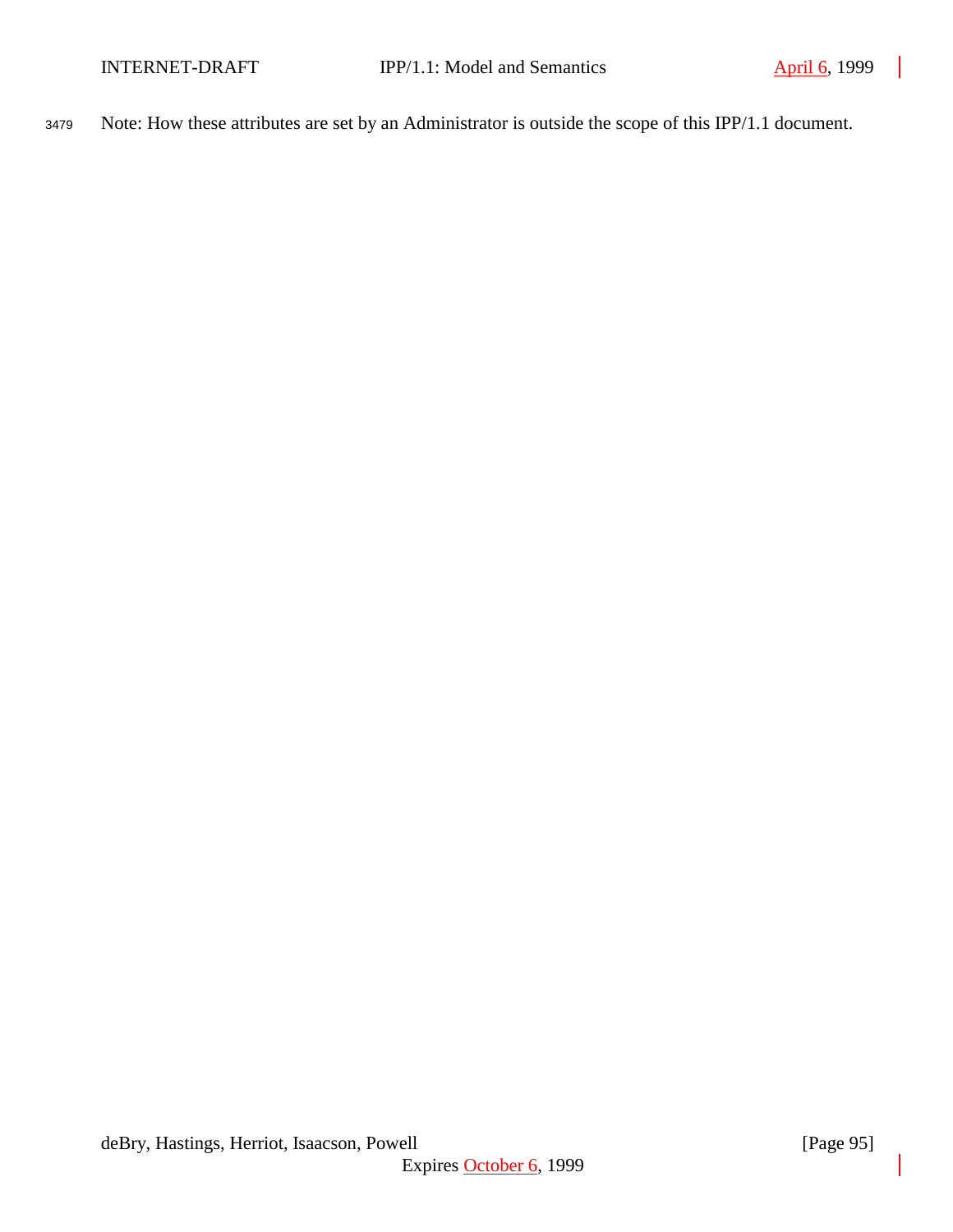Note: How these attributes are set by an Administrator is outside the scope of this IPP/1.1 document.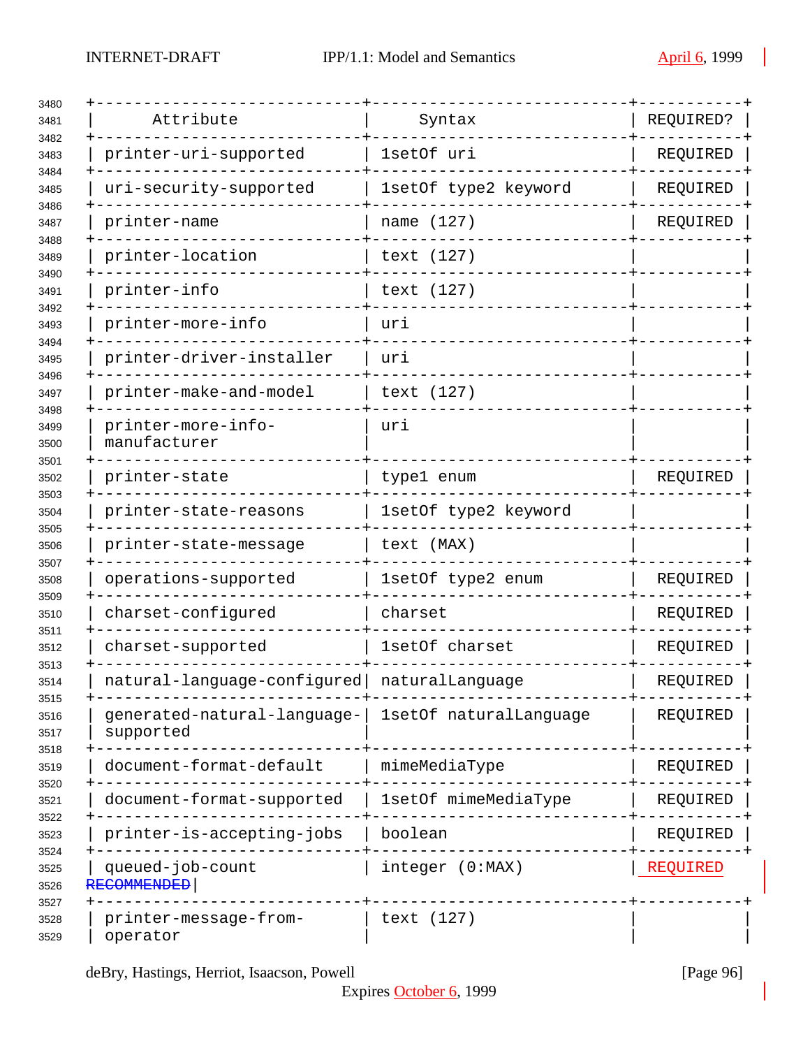| Attribute | Syntax | REQUIRED? |
| --- | --- | --- |
| printer-uri-supported | 1setOf uri | REQUIRED |
| uri-security-supported | 1setOf type2 keyword | REQUIRED |
| printer-name | name (127) | REQUIRED |
| printer-location | text (127) | |
| printer-info | text (127) | |
| printer-more-info | uri | |
| printer-driver-installer | uri | |
| printer-make-and-model | text (127) | |
| printer-more-info-manufacturer | uri | |
| printer-state | type1 enum | REQUIRED |
| printer-state-reasons | 1setOf type2 keyword | |
| printer-state-message | text (MAX) | |
| operations-supported | 1setOf type2 enum | REQUIRED |
| charset-configured | charset | REQUIRED |
| charset-supported | 1setOf charset | REQUIRED |
| natural-language-configured | naturalLanguage | REQUIRED |
| generated-natural-language-supported | 1setOf naturalLanguage | REQUIRED |
| document-format-default | mimeMediaType | REQUIRED |
| document-format-supported | 1setOf mimeMediaType | REQUIRED |
| printer-is-accepting-jobs | boolean | REQUIRED |
| queued-job-count | integer (0:MAX) | REQUIRED ~~RECOMMENDED~~ |
| printer-message-from-operator | text (127) | |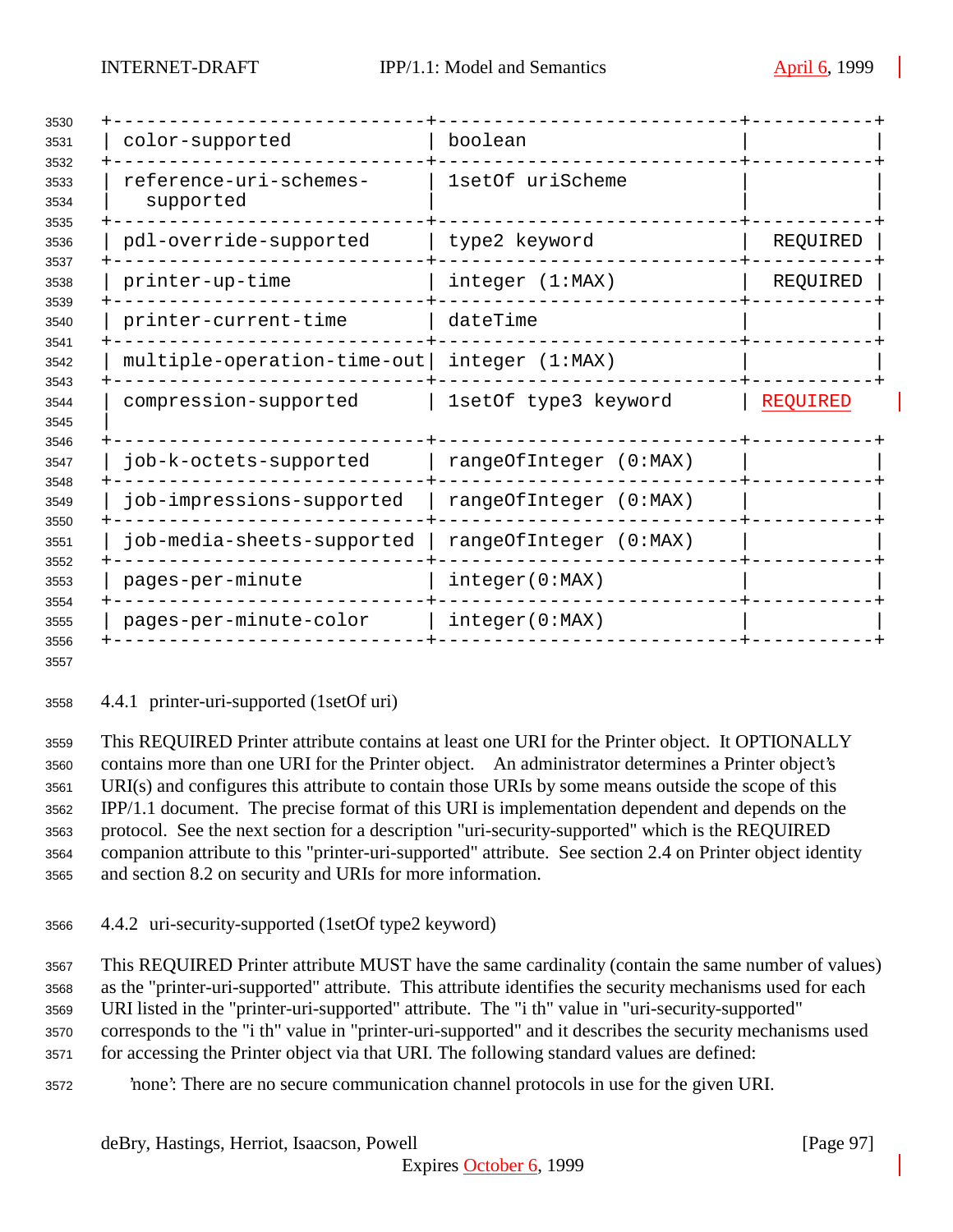| | | |
|---|---|---|
| color-supported | boolean | |
| reference-uri-schemes-supported | 1setOf uriScheme | |
| pdl-override-supported | type2 keyword | REQUIRED |
| printer-up-time | integer (1:MAX) | REQUIRED |
| printer-current-time | dateTime | |
| multiple-operation-time-out | integer (1:MAX) | |
| compression-supported | 1setOf type3 keyword | REQUIRED |
| job-k-octets-supported | rangeOfInteger (0:MAX) | |
| job-impressions-supported | rangeOfInteger (0:MAX) | |
| job-media-sheets-supported | rangeOfInteger (0:MAX) | |
| pages-per-minute | integer(0:MAX) | |
| pages-per-minute-color | integer(0:MAX) | |

### 4.4.1 printer-uri-supported (1setOf uri)

This REQUIRED Printer attribute contains at least one URI for the Printer object. It OPTIONALLY contains more than one URI for the Printer object. An administrator determines a Printer object's URI(s) and configures this attribute to contain those URIs by some means outside the scope of this IPP/1.1 document. The precise format of this URI is implementation dependent and depends on the protocol. See the next section for a description "uri-security-supported" which is the REQUIRED companion attribute to this "printer-uri-supported" attribute. See section 2.4 on Printer object identity and section 8.2 on security and URIs for more information.

### 4.4.2 uri-security-supported (1setOf type2 keyword)

This REQUIRED Printer attribute MUST have the same cardinality (contain the same number of values) as the "printer-uri-supported" attribute. This attribute identifies the security mechanisms used for each URI listed in the "printer-uri-supported" attribute. The "i th" value in "uri-security-supported" corresponds to the "i th" value in "printer-uri-supported" and it describes the security mechanisms used for accessing the Printer object via that URI. The following standard values are defined:

'none': There are no secure communication channel protocols in use for the given URI.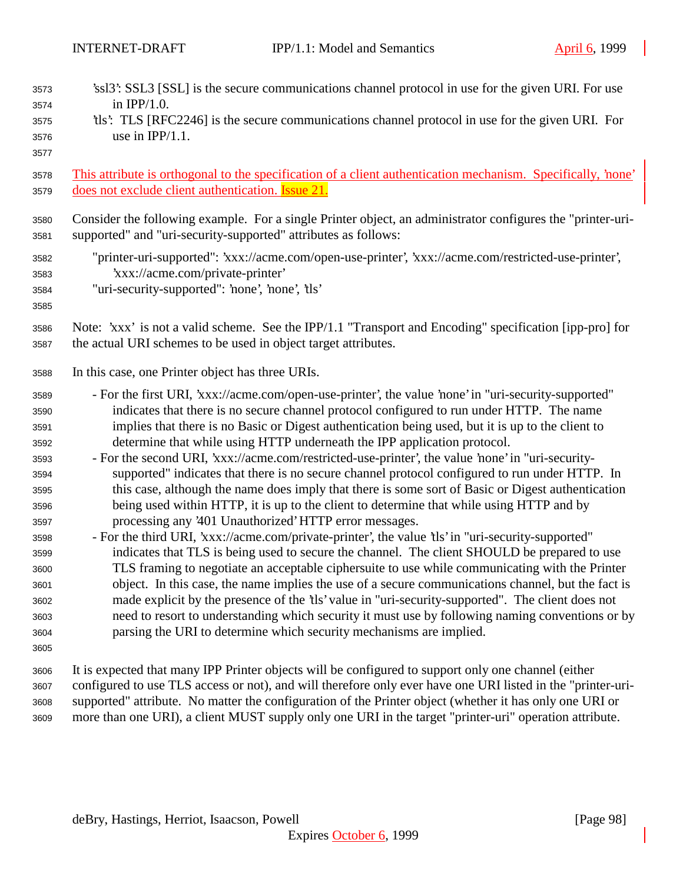'ssl3': SSL3 [SSL] is the secure communications channel protocol in use for the given URI. For use in IPP/1.0.

'tls': TLS [RFC2246] is the secure communications channel protocol in use for the given URI. For use in IPP/1.1.

This attribute is orthogonal to the specification of a client authentication mechanism. Specifically, 'none' does not exclude client authentication. Issue 21.

Consider the following example. For a single Printer object, an administrator configures the "printer-uri-supported" and "uri-security-supported" attributes as follows:

"printer-uri-supported": 'xxx://acme.com/open-use-printer', 'xxx://acme.com/restricted-use-printer', 'xxx://acme.com/private-printer'
"uri-security-supported": 'none', 'none', 'tls'

Note: 'xxx' is not a valid scheme. See the IPP/1.1 "Transport and Encoding" specification [ipp-pro] for the actual URI schemes to be used in object target attributes.

In this case, one Printer object has three URIs.

- For the first URI, 'xxx://acme.com/open-use-printer', the value 'none' in "uri-security-supported" indicates that there is no secure channel protocol configured to run under HTTP. The name implies that there is no Basic or Digest authentication being used, but it is up to the client to determine that while using HTTP underneath the IPP application protocol.
- For the second URI, 'xxx://acme.com/restricted-use-printer', the value 'none' in "uri-security-supported" indicates that there is no secure channel protocol configured to run under HTTP. In this case, although the name does imply that there is some sort of Basic or Digest authentication being used within HTTP, it is up to the client to determine that while using HTTP and by processing any '401 Unauthorized' HTTP error messages.
- For the third URI, 'xxx://acme.com/private-printer', the value 'tls' in "uri-security-supported" indicates that TLS is being used to secure the channel. The client SHOULD be prepared to use TLS framing to negotiate an acceptable ciphersuite to use while communicating with the Printer object. In this case, the name implies the use of a secure communications channel, but the fact is made explicit by the presence of the 'tls' value in "uri-security-supported". The client does not need to resort to understanding which security it must use by following naming conventions or by parsing the URI to determine which security mechanisms are implied.

It is expected that many IPP Printer objects will be configured to support only one channel (either configured to use TLS access or not), and will therefore only ever have one URI listed in the "printer-uri-supported" attribute. No matter the configuration of the Printer object (whether it has only one URI or more than one URI), a client MUST supply only one URI in the target "printer-uri" operation attribute.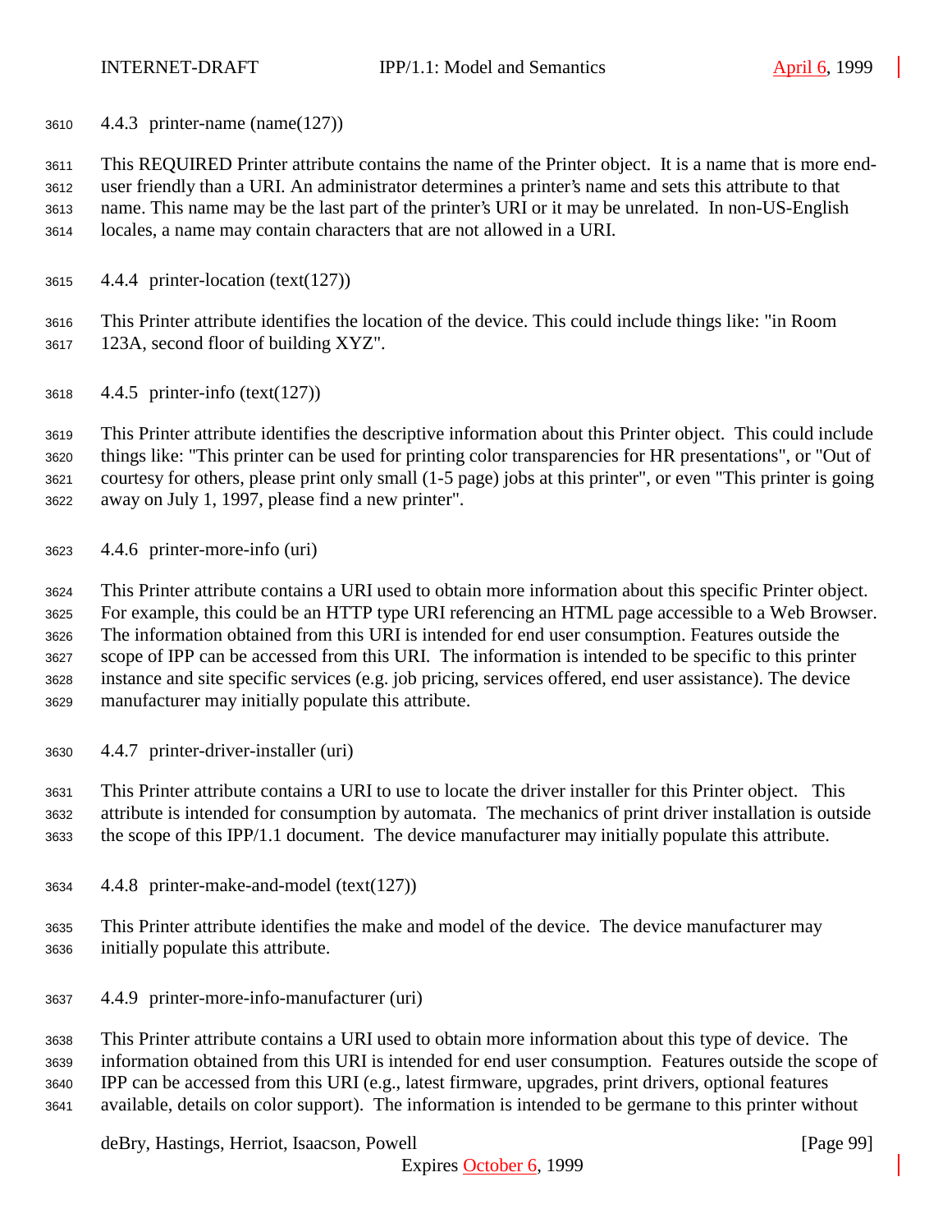#### 4.4.3 printer-name (name(127))

This REQUIRED Printer attribute contains the name of the Printer object. It is a name that is more end-user friendly than a URI. An administrator determines a printer's name and sets this attribute to that name. This name may be the last part of the printer's URI or it may be unrelated. In non-US-English locales, a name may contain characters that are not allowed in a URI.

#### 4.4.4 printer-location (text(127))

This Printer attribute identifies the location of the device. This could include things like: "in Room 123A, second floor of building XYZ".

#### 4.4.5 printer-info (text(127))

This Printer attribute identifies the descriptive information about this Printer object. This could include things like: "This printer can be used for printing color transparencies for HR presentations", or "Out of courtesy for others, please print only small (1-5 page) jobs at this printer", or even "This printer is going away on July 1, 1997, please find a new printer".

#### 4.4.6 printer-more-info (uri)

This Printer attribute contains a URI used to obtain more information about this specific Printer object. For example, this could be an HTTP type URI referencing an HTML page accessible to a Web Browser. The information obtained from this URI is intended for end user consumption. Features outside the scope of IPP can be accessed from this URI. The information is intended to be specific to this printer instance and site specific services (e.g. job pricing, services offered, end user assistance). The device manufacturer may initially populate this attribute.

#### 4.4.7 printer-driver-installer (uri)

This Printer attribute contains a URI to use to locate the driver installer for this Printer object. This attribute is intended for consumption by automata. The mechanics of print driver installation is outside the scope of this IPP/1.1 document. The device manufacturer may initially populate this attribute.

#### 4.4.8 printer-make-and-model (text(127))

This Printer attribute identifies the make and model of the device. The device manufacturer may initially populate this attribute.

#### 4.4.9 printer-more-info-manufacturer (uri)

This Printer attribute contains a URI used to obtain more information about this type of device. The information obtained from this URI is intended for end user consumption. Features outside the scope of IPP can be accessed from this URI (e.g., latest firmware, upgrades, print drivers, optional features available, details on color support). The information is intended to be germane to this printer without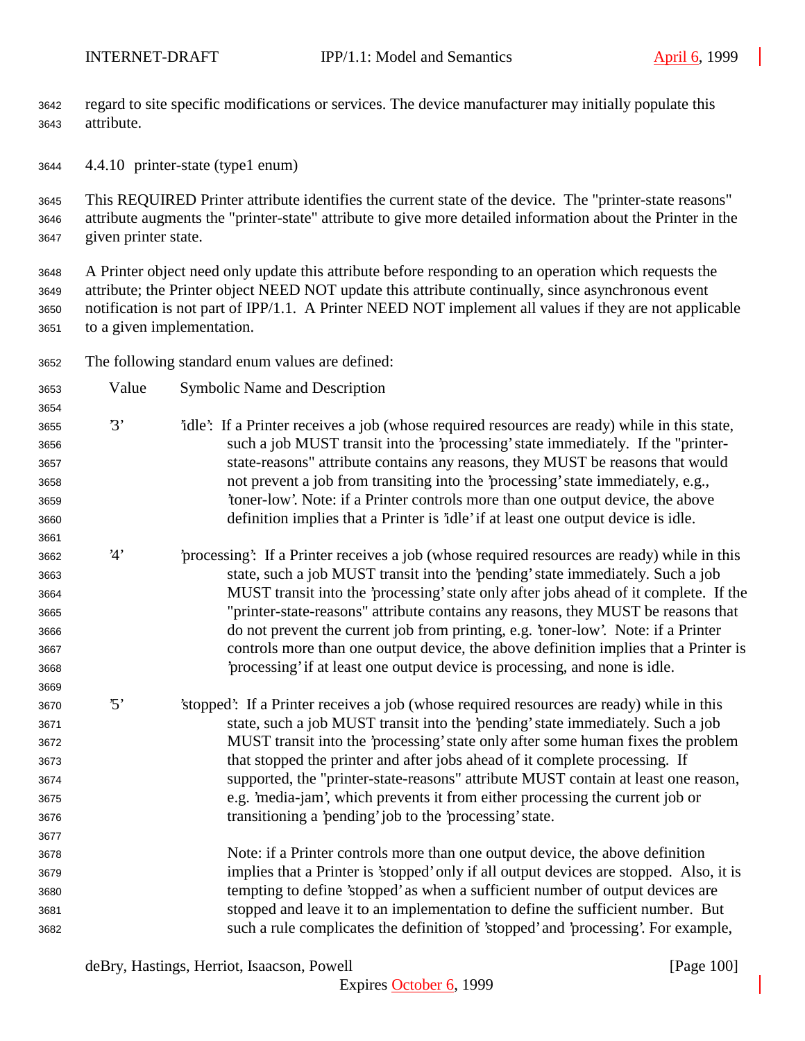regard to site specific modifications or services. The device manufacturer may initially populate this attribute.

#### 4.4.10 printer-state (type1 enum)

This REQUIRED Printer attribute identifies the current state of the device. The "printer-state reasons" attribute augments the "printer-state" attribute to give more detailed information about the Printer in the given printer state.

A Printer object need only update this attribute before responding to an operation which requests the attribute; the Printer object NEED NOT update this attribute continually, since asynchronous event notification is not part of IPP/1.1. A Printer NEED NOT implement all values if they are not applicable to a given implementation.

The following standard enum values are defined:

| Value | Symbolic Name and Description |
| --- | --- |
| '3' | 'idle': If a Printer receives a job (whose required resources are ready) while in this state, such a job MUST transit into the 'processing' state immediately. If the "printer-state-reasons" attribute contains any reasons, they MUST be reasons that would not prevent a job from transiting into the 'processing' state immediately, e.g., 'toner-low'. Note: if a Printer controls more than one output device, the above definition implies that a Printer is 'idle' if at least one output device is idle. |
| '4' | 'processing': If a Printer receives a job (whose required resources are ready) while in this state, such a job MUST transit into the 'pending' state immediately. Such a job MUST transit into the 'processing' state only after jobs ahead of it complete. If the "printer-state-reasons" attribute contains any reasons, they MUST be reasons that do not prevent the current job from printing, e.g. 'toner-low'. Note: if a Printer controls more than one output device, the above definition implies that a Printer is 'processing' if at least one output device is processing, and none is idle. |
| '5' | 'stopped': If a Printer receives a job (whose required resources are ready) while in this state, such a job MUST transit into the 'pending' state immediately. Such a job MUST transit into the 'processing' state only after some human fixes the problem that stopped the printer and after jobs ahead of it complete processing. If supported, the "printer-state-reasons" attribute MUST contain at least one reason, e.g. 'media-jam', which prevents it from either processing the current job or transitioning a 'pending' job to the 'processing' state.<br><br>Note: if a Printer controls more than one output device, the above definition implies that a Printer is 'stopped' only if all output devices are stopped. Also, it is tempting to define 'stopped' as when a sufficient number of output devices are stopped and leave it to an implementation to define the sufficient number. But such a rule complicates the definition of 'stopped' and 'processing'. For example, |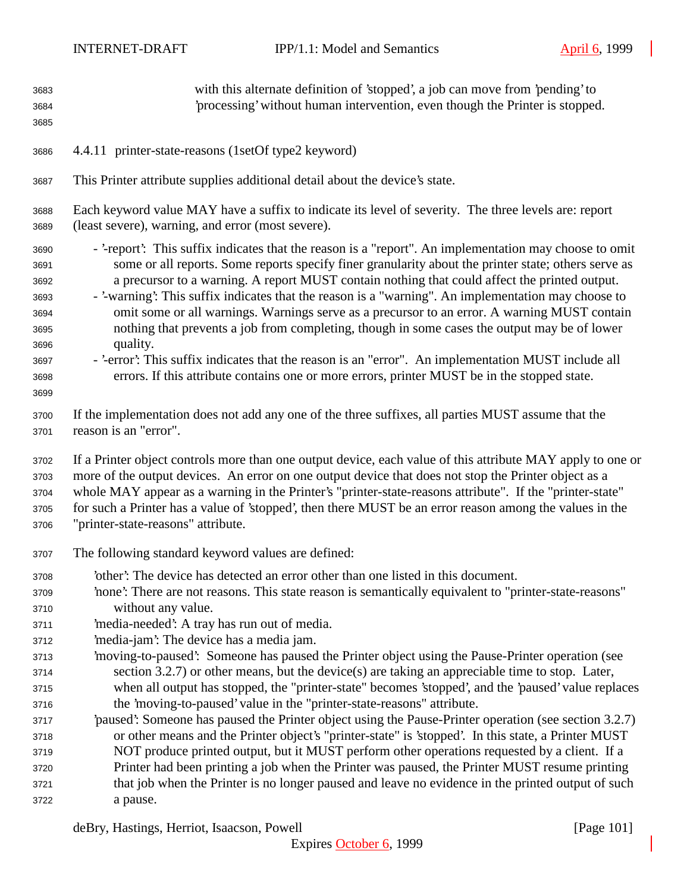with this alternate definition of 'stopped', a job can move from 'pending' to 'processing' without human intervention, even though the Printer is stopped.

#### 4.4.11 printer-state-reasons (1setOf type2 keyword)

This Printer attribute supplies additional detail about the device's state.

Each keyword value MAY have a suffix to indicate its level of severity. The three levels are: report (least severe), warning, and error (most severe).

- '-report': This suffix indicates that the reason is a "report". An implementation may choose to omit some or all reports. Some reports specify finer granularity about the printer state; others serve as a precursor to a warning. A report MUST contain nothing that could affect the printed output.
- '-warning': This suffix indicates that the reason is a "warning". An implementation may choose to omit some or all warnings. Warnings serve as a precursor to an error. A warning MUST contain nothing that prevents a job from completing, though in some cases the output may be of lower quality.
- '-error': This suffix indicates that the reason is an "error". An implementation MUST include all errors. If this attribute contains one or more errors, printer MUST be in the stopped state.

If the implementation does not add any one of the three suffixes, all parties MUST assume that the reason is an "error".

If a Printer object controls more than one output device, each value of this attribute MAY apply to one or more of the output devices. An error on one output device that does not stop the Printer object as a whole MAY appear as a warning in the Printer's "printer-state-reasons attribute". If the "printer-state" for such a Printer has a value of 'stopped', then there MUST be an error reason among the values in the "printer-state-reasons" attribute.

The following standard keyword values are defined:

'other': The device has detected an error other than one listed in this document.
'none': There are not reasons. This state reason is semantically equivalent to "printer-state-reasons" without any value.
'media-needed': A tray has run out of media.
'media-jam': The device has a media jam.
'moving-to-paused': Someone has paused the Printer object using the Pause-Printer operation (see section 3.2.7) or other means, but the device(s) are taking an appreciable time to stop. Later, when all output has stopped, the "printer-state" becomes 'stopped', and the 'paused' value replaces the 'moving-to-paused' value in the "printer-state-reasons" attribute.
'paused': Someone has paused the Printer object using the Pause-Printer operation (see section 3.2.7) or other means and the Printer object's "printer-state" is 'stopped'. In this state, a Printer MUST NOT produce printed output, but it MUST perform other operations requested by a client. If a Printer had been printing a job when the Printer was paused, the Printer MUST resume printing that job when the Printer is no longer paused and leave no evidence in the printed output of such a pause.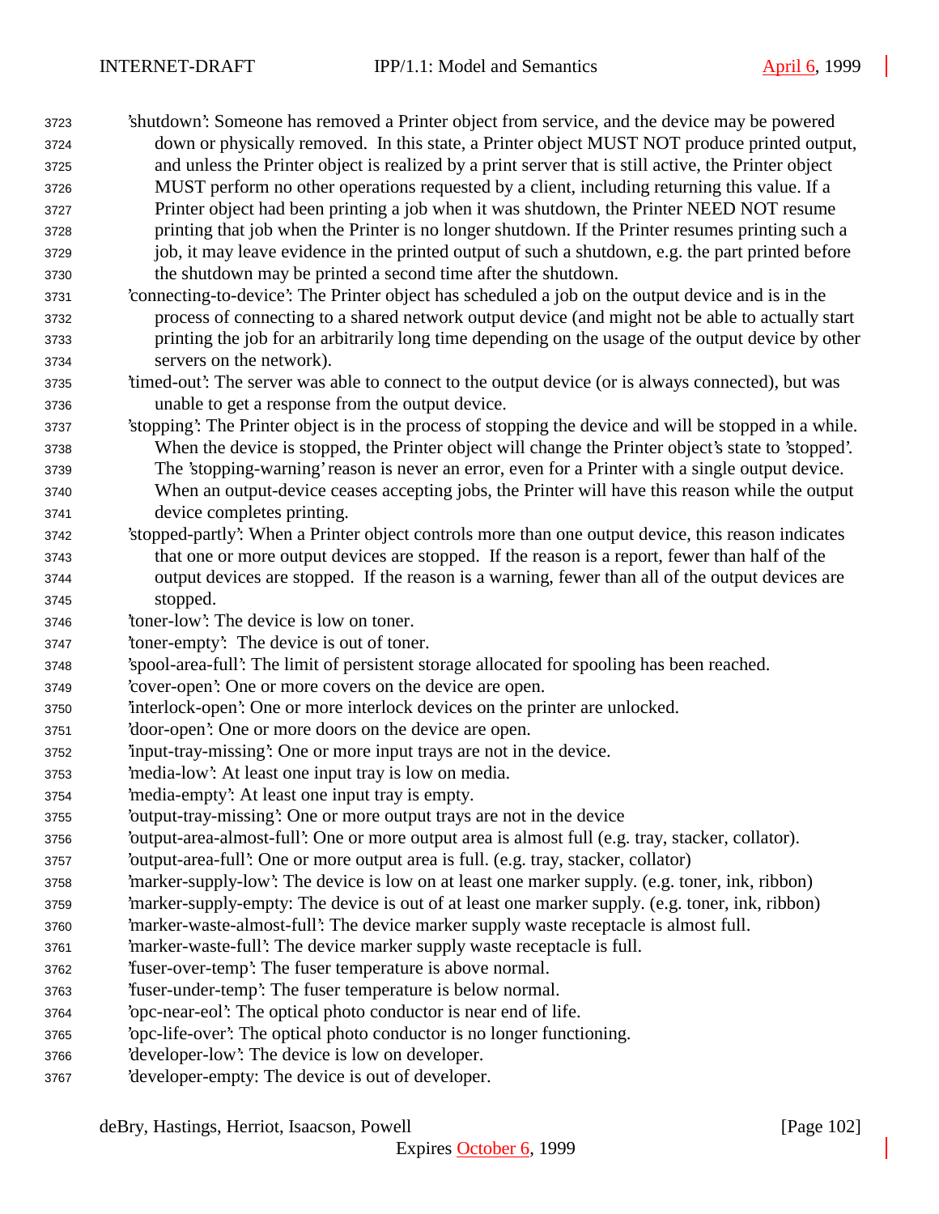'shutdown': Someone has removed a Printer object from service, and the device may be powered down or physically removed. In this state, a Printer object MUST NOT produce printed output, and unless the Printer object is realized by a print server that is still active, the Printer object MUST perform no other operations requested by a client, including returning this value. If a Printer object had been printing a job when it was shutdown, the Printer NEED NOT resume printing that job when the Printer is no longer shutdown. If the Printer resumes printing such a job, it may leave evidence in the printed output of such a shutdown, e.g. the part printed before the shutdown may be printed a second time after the shutdown.

'connecting-to-device': The Printer object has scheduled a job on the output device and is in the process of connecting to a shared network output device (and might not be able to actually start printing the job for an arbitrarily long time depending on the usage of the output device by other servers on the network).

'timed-out': The server was able to connect to the output device (or is always connected), but was unable to get a response from the output device.

'stopping': The Printer object is in the process of stopping the device and will be stopped in a while. When the device is stopped, the Printer object will change the Printer object's state to 'stopped'. The 'stopping-warning' reason is never an error, even for a Printer with a single output device. When an output-device ceases accepting jobs, the Printer will have this reason while the output device completes printing.

'stopped-partly': When a Printer object controls more than one output device, this reason indicates that one or more output devices are stopped. If the reason is a report, fewer than half of the output devices are stopped. If the reason is a warning, fewer than all of the output devices are stopped.

'toner-low': The device is low on toner.

'toner-empty': The device is out of toner.

'spool-area-full': The limit of persistent storage allocated for spooling has been reached.

'cover-open': One or more covers on the device are open.

'interlock-open': One or more interlock devices on the printer are unlocked.

'door-open': One or more doors on the device are open.

'input-tray-missing': One or more input trays are not in the device.

'media-low': At least one input tray is low on media.

'media-empty': At least one input tray is empty.

'output-tray-missing': One or more output trays are not in the device

'output-area-almost-full': One or more output area is almost full (e.g. tray, stacker, collator).

'output-area-full': One or more output area is full. (e.g. tray, stacker, collator)

'marker-supply-low': The device is low on at least one marker supply. (e.g. toner, ink, ribbon)

'marker-supply-empty: The device is out of at least one marker supply. (e.g. toner, ink, ribbon)

'marker-waste-almost-full': The device marker supply waste receptacle is almost full.

'marker-waste-full': The device marker supply waste receptacle is full.

'fuser-over-temp': The fuser temperature is above normal.

'fuser-under-temp': The fuser temperature is below normal.

'opc-near-eol': The optical photo conductor is near end of life.

'opc-life-over': The optical photo conductor is no longer functioning.

'developer-low': The device is low on developer.

'developer-empty: The device is out of developer.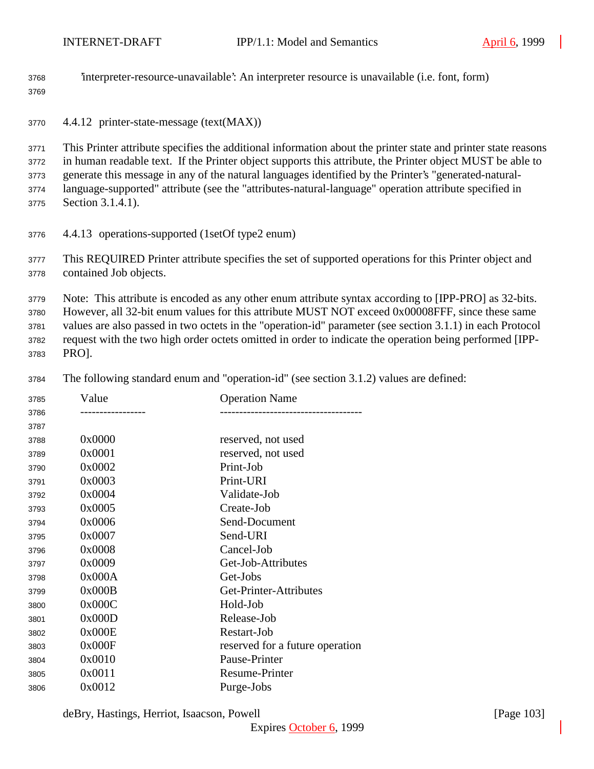'interpreter-resource-unavailable': An interpreter resource is unavailable (i.e. font, form)

### 4.4.12 printer-state-message (text(MAX))

This Printer attribute specifies the additional information about the printer state and printer state reasons in human readable text. If the Printer object supports this attribute, the Printer object MUST be able to generate this message in any of the natural languages identified by the Printer's "generated-natural-language-supported" attribute (see the "attributes-natural-language" operation attribute specified in Section 3.1.4.1).

### 4.4.13 operations-supported (1setOf type2 enum)

This REQUIRED Printer attribute specifies the set of supported operations for this Printer object and contained Job objects.

Note: This attribute is encoded as any other enum attribute syntax according to [IPP-PRO] as 32-bits. However, all 32-bit enum values for this attribute MUST NOT exceed 0x00008FFF, since these same values are also passed in two octets in the "operation-id" parameter (see section 3.1.1) in each Protocol request with the two high order octets omitted in order to indicate the operation being performed [IPP-PRO].

The following standard enum and "operation-id" (see section 3.1.2) values are defined:

| Value | Operation Name |
|---|---|
| 0x0000 | reserved, not used |
| 0x0001 | reserved, not used |
| 0x0002 | Print-Job |
| 0x0003 | Print-URI |
| 0x0004 | Validate-Job |
| 0x0005 | Create-Job |
| 0x0006 | Send-Document |
| 0x0007 | Send-URI |
| 0x0008 | Cancel-Job |
| 0x0009 | Get-Job-Attributes |
| 0x000A | Get-Jobs |
| 0x000B | Get-Printer-Attributes |
| 0x000C | Hold-Job |
| 0x000D | Release-Job |
| 0x000E | Restart-Job |
| 0x000F | reserved for a future operation |
| 0x0010 | Pause-Printer |
| 0x0011 | Resume-Printer |
| 0x0012 | Purge-Jobs |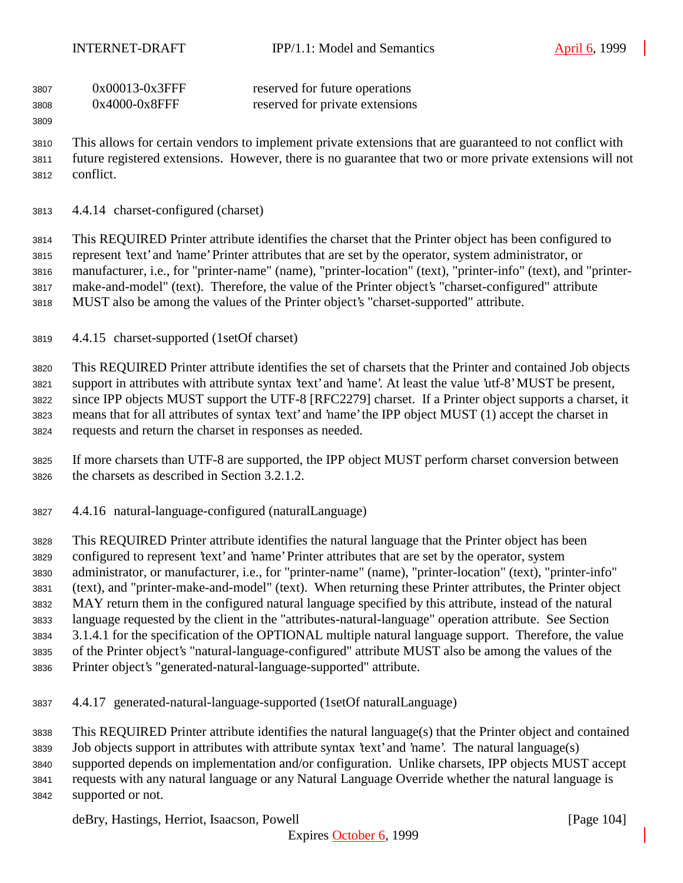| | |
|---|---|
| 0x00013-0x3FFF | reserved for future operations |
| 0x4000-0x8FFF | reserved for private extensions |

This allows for certain vendors to implement private extensions that are guaranteed to not conflict with future registered extensions. However, there is no guarantee that two or more private extensions will not conflict.

### 4.4.14 charset-configured (charset)

This REQUIRED Printer attribute identifies the charset that the Printer object has been configured to represent 'text' and 'name' Printer attributes that are set by the operator, system administrator, or manufacturer, i.e., for "printer-name" (name), "printer-location" (text), "printer-info" (text), and "printer-make-and-model" (text). Therefore, the value of the Printer object's "charset-configured" attribute MUST also be among the values of the Printer object's "charset-supported" attribute.

### 4.4.15 charset-supported (1setOf charset)

This REQUIRED Printer attribute identifies the set of charsets that the Printer and contained Job objects support in attributes with attribute syntax 'text' and 'name'. At least the value 'utf-8' MUST be present, since IPP objects MUST support the UTF-8 [RFC2279] charset. If a Printer object supports a charset, it means that for all attributes of syntax 'text' and 'name' the IPP object MUST (1) accept the charset in requests and return the charset in responses as needed.

If more charsets than UTF-8 are supported, the IPP object MUST perform charset conversion between the charsets as described in Section 3.2.1.2.

### 4.4.16 natural-language-configured (naturalLanguage)

This REQUIRED Printer attribute identifies the natural language that the Printer object has been configured to represent 'text' and 'name' Printer attributes that are set by the operator, system administrator, or manufacturer, i.e., for "printer-name" (name), "printer-location" (text), "printer-info" (text), and "printer-make-and-model" (text). When returning these Printer attributes, the Printer object MAY return them in the configured natural language specified by this attribute, instead of the natural language requested by the client in the "attributes-natural-language" operation attribute. See Section 3.1.4.1 for the specification of the OPTIONAL multiple natural language support. Therefore, the value of the Printer object's "natural-language-configured" attribute MUST also be among the values of the Printer object's "generated-natural-language-supported" attribute.

### 4.4.17 generated-natural-language-supported (1setOf naturalLanguage)

This REQUIRED Printer attribute identifies the natural language(s) that the Printer object and contained Job objects support in attributes with attribute syntax 'text' and 'name'. The natural language(s) supported depends on implementation and/or configuration. Unlike charsets, IPP objects MUST accept requests with any natural language or any Natural Language Override whether the natural language is supported or not.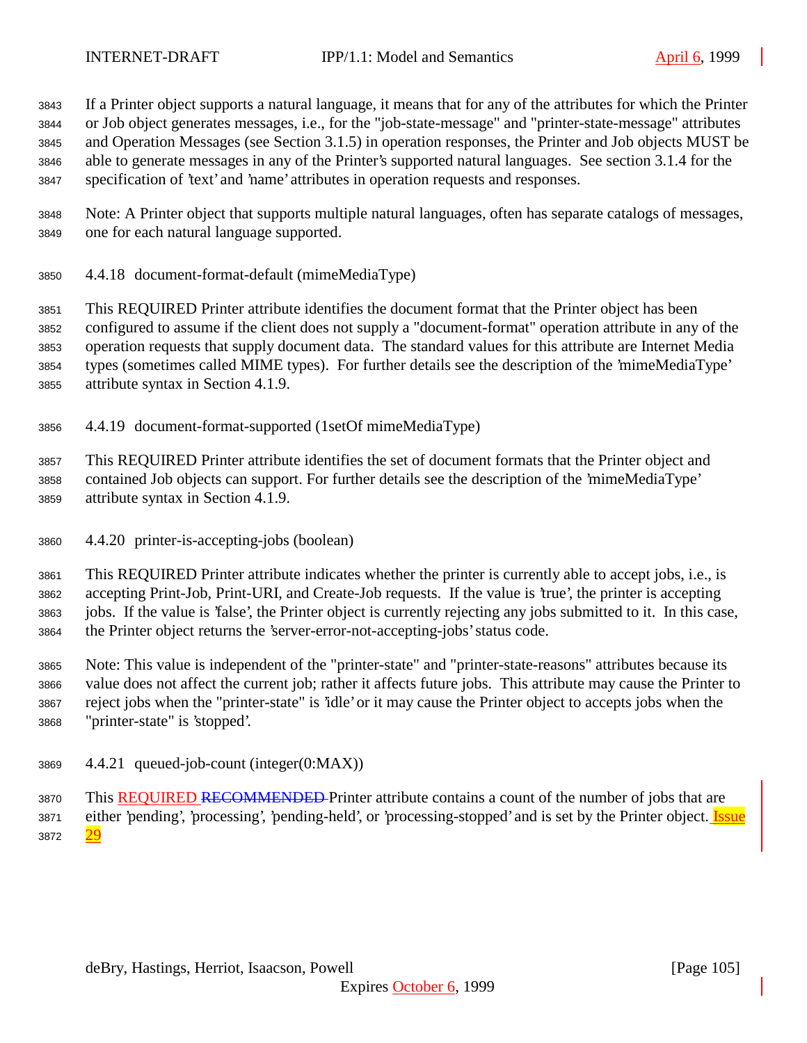If a Printer object supports a natural language, it means that for any of the attributes for which the Printer or Job object generates messages, i.e., for the "job-state-message" and "printer-state-message" attributes and Operation Messages (see Section 3.1.5) in operation responses, the Printer and Job objects MUST be able to generate messages in any of the Printer's supported natural languages. See section 3.1.4 for the specification of 'text' and 'name' attributes in operation requests and responses.

Note: A Printer object that supports multiple natural languages, often has separate catalogs of messages, one for each natural language supported.

#### 4.4.18 document-format-default (mimeMediaType)

This REQUIRED Printer attribute identifies the document format that the Printer object has been configured to assume if the client does not supply a "document-format" operation attribute in any of the operation requests that supply document data. The standard values for this attribute are Internet Media types (sometimes called MIME types). For further details see the description of the 'mimeMediaType' attribute syntax in Section 4.1.9.

#### 4.4.19 document-format-supported (1setOf mimeMediaType)

This REQUIRED Printer attribute identifies the set of document formats that the Printer object and contained Job objects can support. For further details see the description of the 'mimeMediaType' attribute syntax in Section 4.1.9.

#### 4.4.20 printer-is-accepting-jobs (boolean)

This REQUIRED Printer attribute indicates whether the printer is currently able to accept jobs, i.e., is accepting Print-Job, Print-URI, and Create-Job requests. If the value is 'true', the printer is accepting jobs. If the value is 'false', the Printer object is currently rejecting any jobs submitted to it. In this case, the Printer object returns the 'server-error-not-accepting-jobs' status code.

Note: This value is independent of the "printer-state" and "printer-state-reasons" attributes because its value does not affect the current job; rather it affects future jobs. This attribute may cause the Printer to reject jobs when the "printer-state" is 'idle' or it may cause the Printer object to accepts jobs when the "printer-state" is 'stopped'.

#### 4.4.21 queued-job-count (integer(0:MAX))

This REQUIRED ~~RECOMMENDED~~ Printer attribute contains a count of the number of jobs that are either 'pending', 'processing', 'pending-held', or 'processing-stopped' and is set by the Printer object. Issue 29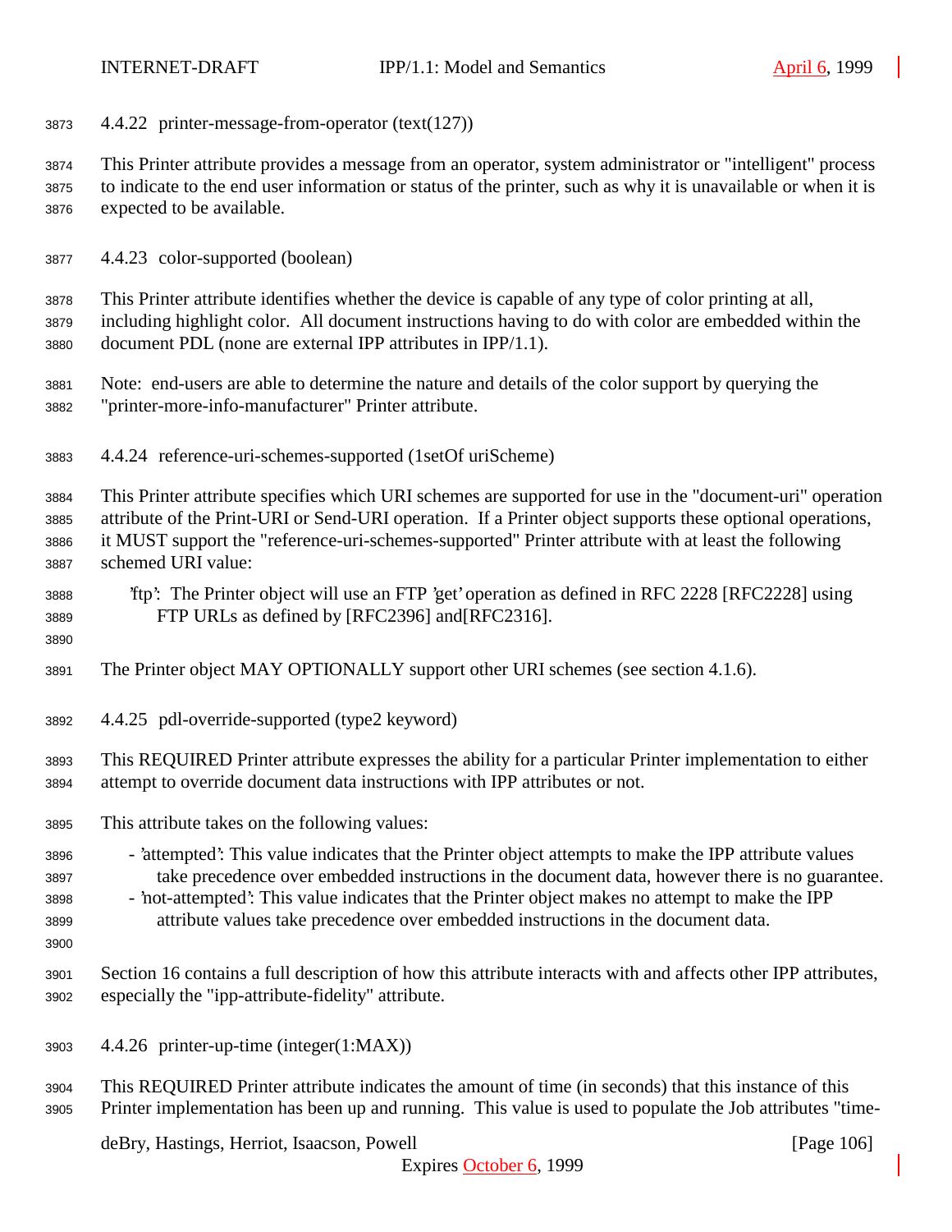### 4.4.22 printer-message-from-operator (text(127))

This Printer attribute provides a message from an operator, system administrator or "intelligent" process to indicate to the end user information or status of the printer, such as why it is unavailable or when it is expected to be available.

### 4.4.23 color-supported (boolean)

This Printer attribute identifies whether the device is capable of any type of color printing at all, including highlight color. All document instructions having to do with color are embedded within the document PDL (none are external IPP attributes in IPP/1.1).

Note: end-users are able to determine the nature and details of the color support by querying the "printer-more-info-manufacturer" Printer attribute.

### 4.4.24 reference-uri-schemes-supported (1setOf uriScheme)

This Printer attribute specifies which URI schemes are supported for use in the "document-uri" operation attribute of the Print-URI or Send-URI operation. If a Printer object supports these optional operations, it MUST support the "reference-uri-schemes-supported" Printer attribute with at least the following schemed URI value:

'ftp': The Printer object will use an FTP 'get' operation as defined in RFC 2228 [RFC2228] using FTP URLs as defined by [RFC2396] and[RFC2316].

The Printer object MAY OPTIONALLY support other URI schemes (see section 4.1.6).

### 4.4.25 pdl-override-supported (type2 keyword)

This REQUIRED Printer attribute expresses the ability for a particular Printer implementation to either attempt to override document data instructions with IPP attributes or not.

This attribute takes on the following values:

- 'attempted': This value indicates that the Printer object attempts to make the IPP attribute values take precedence over embedded instructions in the document data, however there is no guarantee.
- 'not-attempted': This value indicates that the Printer object makes no attempt to make the IPP attribute values take precedence over embedded instructions in the document data.

Section 16 contains a full description of how this attribute interacts with and affects other IPP attributes, especially the "ipp-attribute-fidelity" attribute.

### 4.4.26 printer-up-time (integer(1:MAX))

This REQUIRED Printer attribute indicates the amount of time (in seconds) that this instance of this Printer implementation has been up and running. This value is used to populate the Job attributes "time-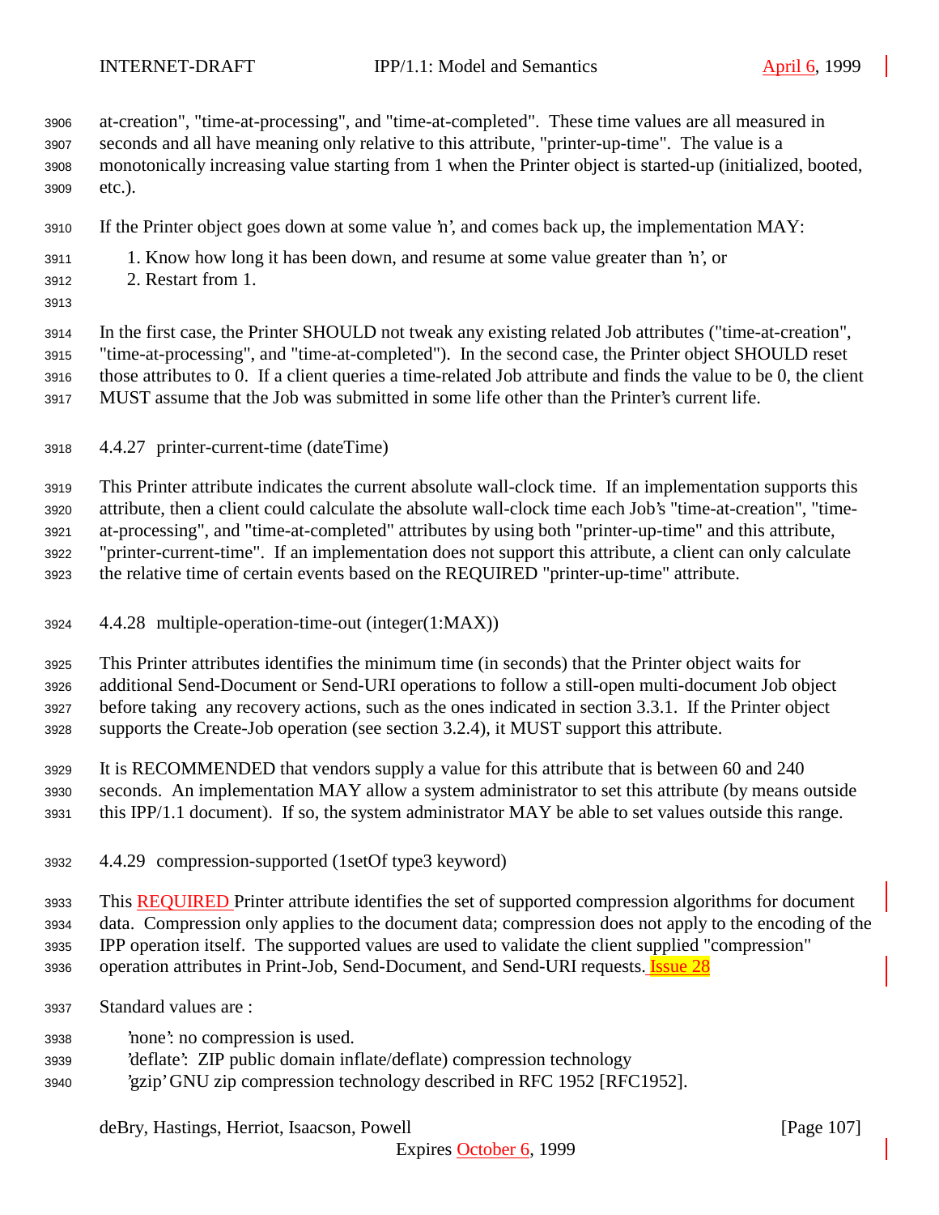at-creation", "time-at-processing", and "time-at-completed". These time values are all measured in seconds and all have meaning only relative to this attribute, "printer-up-time". The value is a monotonically increasing value starting from 1 when the Printer object is started-up (initialized, booted, etc.).

If the Printer object goes down at some value 'n', and comes back up, the implementation MAY:

1. Know how long it has been down, and resume at some value greater than 'n', or
2. Restart from 1.

In the first case, the Printer SHOULD not tweak any existing related Job attributes ("time-at-creation", "time-at-processing", and "time-at-completed"). In the second case, the Printer object SHOULD reset those attributes to 0. If a client queries a time-related Job attribute and finds the value to be 0, the client MUST assume that the Job was submitted in some life other than the Printer's current life.

#### 4.4.27 printer-current-time (dateTime)

This Printer attribute indicates the current absolute wall-clock time. If an implementation supports this attribute, then a client could calculate the absolute wall-clock time each Job's "time-at-creation", "time-at-processing", and "time-at-completed" attributes by using both "printer-up-time" and this attribute, "printer-current-time". If an implementation does not support this attribute, a client can only calculate the relative time of certain events based on the REQUIRED "printer-up-time" attribute.

#### 4.4.28 multiple-operation-time-out (integer(1:MAX))

This Printer attributes identifies the minimum time (in seconds) that the Printer object waits for additional Send-Document or Send-URI operations to follow a still-open multi-document Job object before taking any recovery actions, such as the ones indicated in section 3.3.1. If the Printer object supports the Create-Job operation (see section 3.2.4), it MUST support this attribute.

It is RECOMMENDED that vendors supply a value for this attribute that is between 60 and 240 seconds. An implementation MAY allow a system administrator to set this attribute (by means outside this IPP/1.1 document). If so, the system administrator MAY be able to set values outside this range.

#### 4.4.29 compression-supported (1setOf type3 keyword)

This REQUIRED Printer attribute identifies the set of supported compression algorithms for document data. Compression only applies to the document data; compression does not apply to the encoding of the IPP operation itself. The supported values are used to validate the client supplied "compression" operation attributes in Print-Job, Send-Document, and Send-URI requests. Issue 28

Standard values are :

'none': no compression is used.
'deflate': ZIP public domain inflate/deflate) compression technology
'gzip' GNU zip compression technology described in RFC 1952 [RFC1952].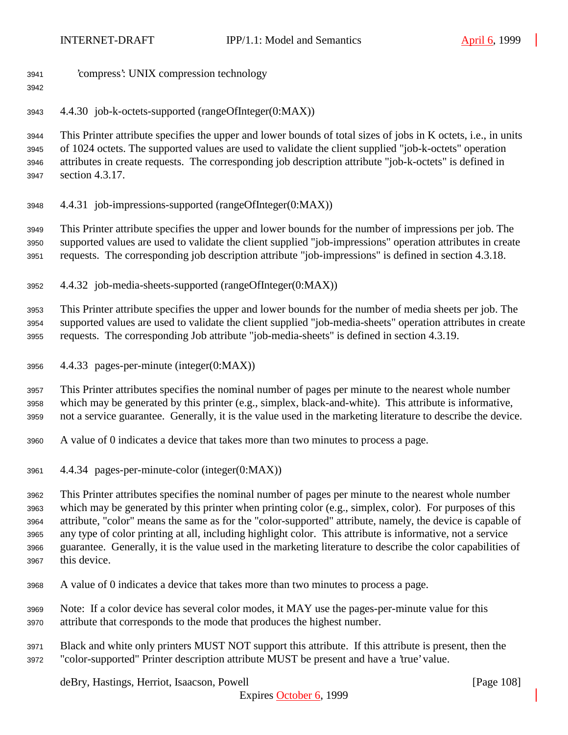'compress': UNIX compression technology

#### 4.4.30 job-k-octets-supported (rangeOfInteger(0:MAX))

This Printer attribute specifies the upper and lower bounds of total sizes of jobs in K octets, i.e., in units of 1024 octets. The supported values are used to validate the client supplied "job-k-octets" operation attributes in create requests. The corresponding job description attribute "job-k-octets" is defined in section 4.3.17.

#### 4.4.31 job-impressions-supported (rangeOfInteger(0:MAX))

This Printer attribute specifies the upper and lower bounds for the number of impressions per job. The supported values are used to validate the client supplied "job-impressions" operation attributes in create requests. The corresponding job description attribute "job-impressions" is defined in section 4.3.18.

#### 4.4.32 job-media-sheets-supported (rangeOfInteger(0:MAX))

This Printer attribute specifies the upper and lower bounds for the number of media sheets per job. The supported values are used to validate the client supplied "job-media-sheets" operation attributes in create requests. The corresponding Job attribute "job-media-sheets" is defined in section 4.3.19.

#### 4.4.33 pages-per-minute (integer(0:MAX))

This Printer attributes specifies the nominal number of pages per minute to the nearest whole number which may be generated by this printer (e.g., simplex, black-and-white). This attribute is informative, not a service guarantee. Generally, it is the value used in the marketing literature to describe the device.

A value of 0 indicates a device that takes more than two minutes to process a page.

#### 4.4.34 pages-per-minute-color (integer(0:MAX))

This Printer attributes specifies the nominal number of pages per minute to the nearest whole number which may be generated by this printer when printing color (e.g., simplex, color). For purposes of this attribute, "color" means the same as for the "color-supported" attribute, namely, the device is capable of any type of color printing at all, including highlight color. This attribute is informative, not a service guarantee. Generally, it is the value used in the marketing literature to describe the color capabilities of this device.

A value of 0 indicates a device that takes more than two minutes to process a page.

Note: If a color device has several color modes, it MAY use the pages-per-minute value for this attribute that corresponds to the mode that produces the highest number.

Black and white only printers MUST NOT support this attribute. If this attribute is present, then the "color-supported" Printer description attribute MUST be present and have a 'true' value.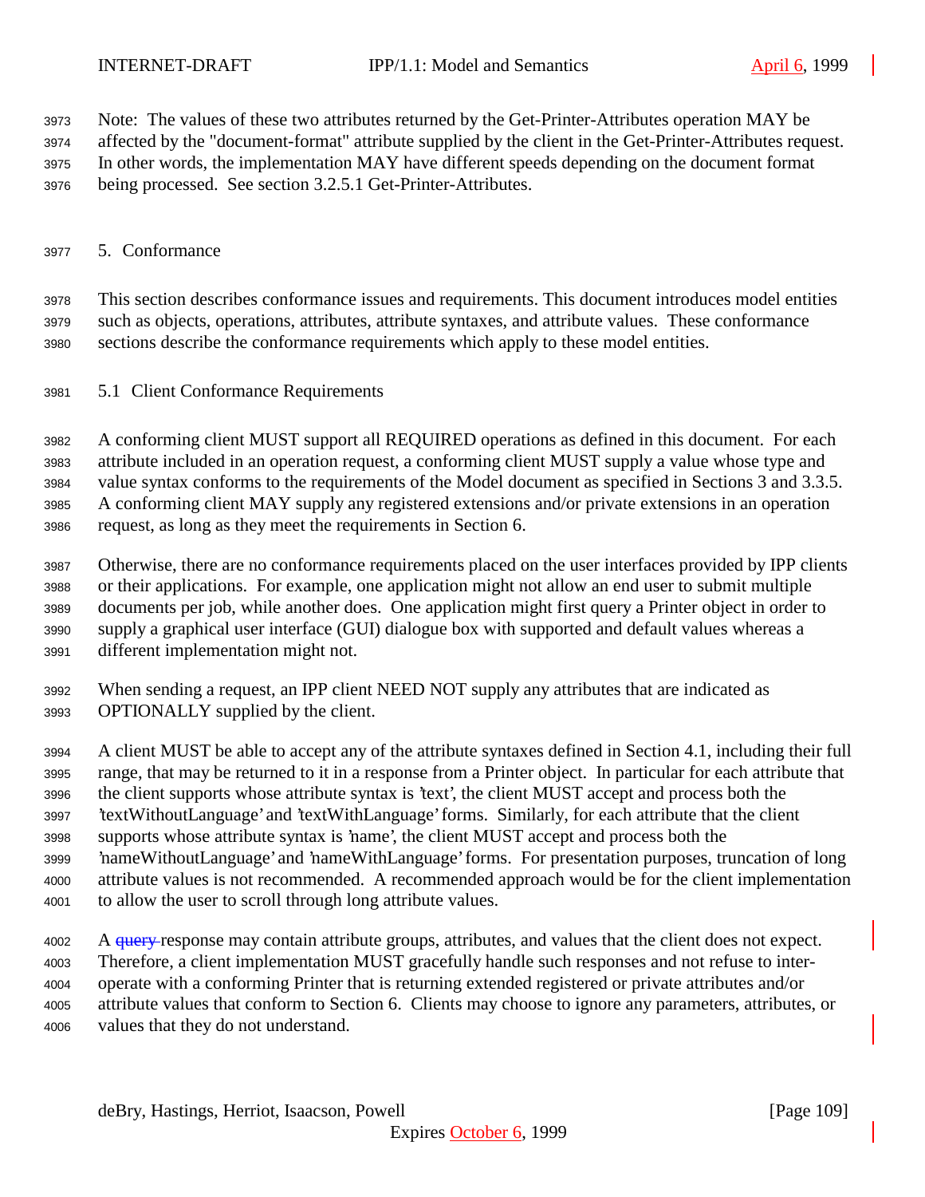Note: The values of these two attributes returned by the Get-Printer-Attributes operation MAY be affected by the "document-format" attribute supplied by the client in the Get-Printer-Attributes request. In other words, the implementation MAY have different speeds depending on the document format being processed. See section 3.2.5.1 Get-Printer-Attributes.

# 5. Conformance

This section describes conformance issues and requirements. This document introduces model entities such as objects, operations, attributes, attribute syntaxes, and attribute values. These conformance sections describe the conformance requirements which apply to these model entities.

## 5.1 Client Conformance Requirements

A conforming client MUST support all REQUIRED operations as defined in this document. For each attribute included in an operation request, a conforming client MUST supply a value whose type and value syntax conforms to the requirements of the Model document as specified in Sections 3 and 3.3.5. A conforming client MAY supply any registered extensions and/or private extensions in an operation request, as long as they meet the requirements in Section 6.

Otherwise, there are no conformance requirements placed on the user interfaces provided by IPP clients or their applications. For example, one application might not allow an end user to submit multiple documents per job, while another does. One application might first query a Printer object in order to supply a graphical user interface (GUI) dialogue box with supported and default values whereas a different implementation might not.

When sending a request, an IPP client NEED NOT supply any attributes that are indicated as OPTIONALLY supplied by the client.

A client MUST be able to accept any of the attribute syntaxes defined in Section 4.1, including their full range, that may be returned to it in a response from a Printer object. In particular for each attribute that the client supports whose attribute syntax is 'text', the client MUST accept and process both the 'textWithoutLanguage' and 'textWithLanguage' forms. Similarly, for each attribute that the client supports whose attribute syntax is 'name', the client MUST accept and process both the 'nameWithoutLanguage' and 'nameWithLanguage' forms. For presentation purposes, truncation of long attribute values is not recommended. A recommended approach would be for the client implementation to allow the user to scroll through long attribute values.

A ~~query~~ response may contain attribute groups, attributes, and values that the client does not expect. Therefore, a client implementation MUST gracefully handle such responses and not refuse to inter-operate with a conforming Printer that is returning extended registered or private attributes and/or attribute values that conform to Section 6. Clients may choose to ignore any parameters, attributes, or values that they do not understand.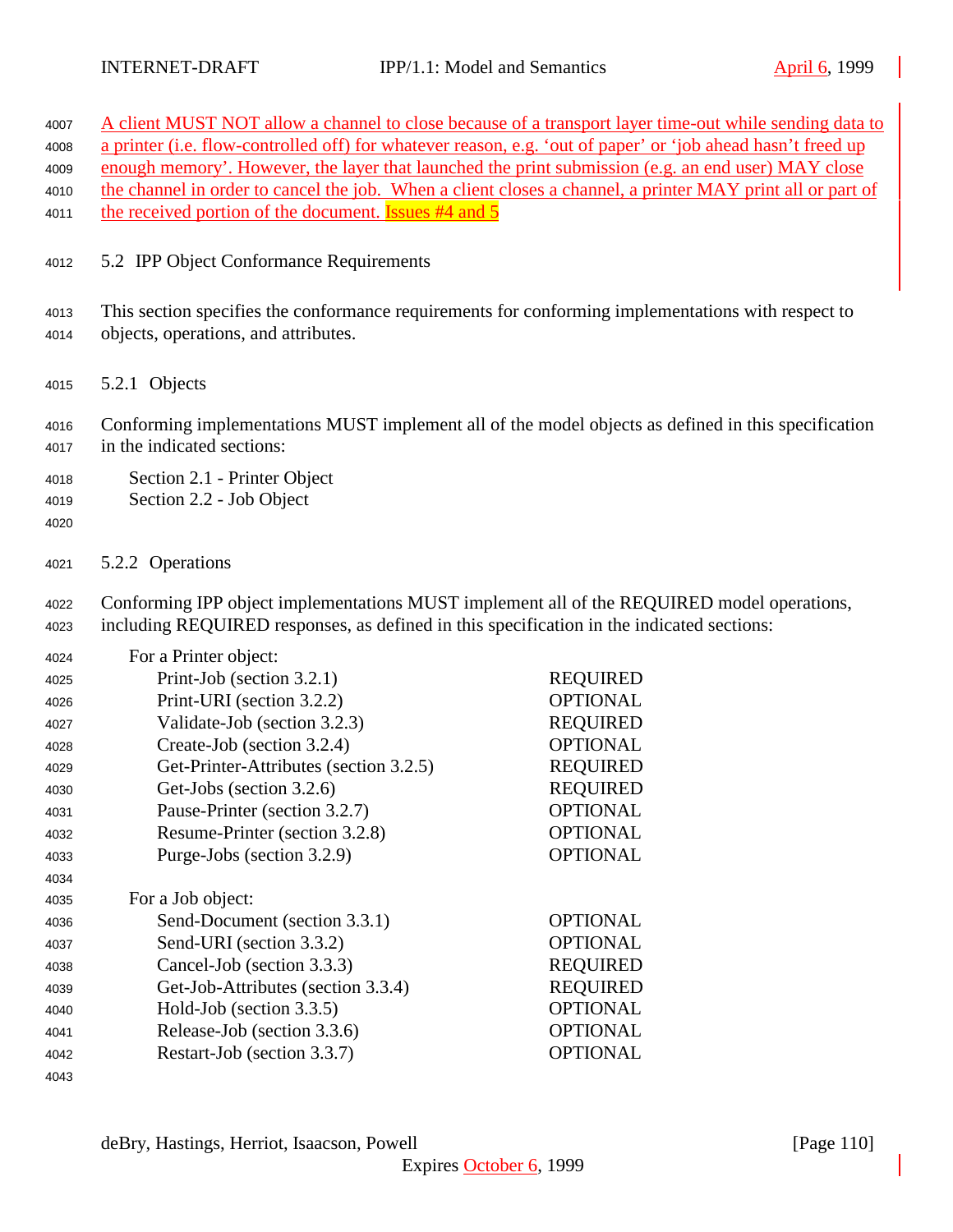A client MUST NOT allow a channel to close because of a transport layer time-out while sending data to a printer (i.e. flow-controlled off) for whatever reason, e.g. 'out of paper' or 'job ahead hasn't freed up enough memory'. However, the layer that launched the print submission (e.g. an end user) MAY close the channel in order to cancel the job. When a client closes a channel, a printer MAY print all or part of the received portion of the document. Issues #4 and 5

### 5.2 IPP Object Conformance Requirements

This section specifies the conformance requirements for conforming implementations with respect to objects, operations, and attributes.

#### 5.2.1 Objects

Conforming implementations MUST implement all of the model objects as defined in this specification in the indicated sections:

Section 2.1 - Printer Object
Section 2.2 - Job Object

#### 5.2.2 Operations

Conforming IPP object implementations MUST implement all of the REQUIRED model operations, including REQUIRED responses, as defined in this specification in the indicated sections:

For a Printer object:

| Operation | Conformance |
|---|---|
| Print-Job (section 3.2.1) | REQUIRED |
| Print-URI (section 3.2.2) | OPTIONAL |
| Validate-Job (section 3.2.3) | REQUIRED |
| Create-Job (section 3.2.4) | OPTIONAL |
| Get-Printer-Attributes (section 3.2.5) | REQUIRED |
| Get-Jobs (section 3.2.6) | REQUIRED |
| Pause-Printer (section 3.2.7) | OPTIONAL |
| Resume-Printer (section 3.2.8) | OPTIONAL |
| Purge-Jobs (section 3.2.9) | OPTIONAL |

For a Job object:

| Operation | Conformance |
|---|---|
| Send-Document (section 3.3.1) | OPTIONAL |
| Send-URI (section 3.3.2) | OPTIONAL |
| Cancel-Job (section 3.3.3) | REQUIRED |
| Get-Job-Attributes (section 3.3.4) | REQUIRED |
| Hold-Job (section 3.3.5) | OPTIONAL |
| Release-Job (section 3.3.6) | OPTIONAL |
| Restart-Job (section 3.3.7) | OPTIONAL |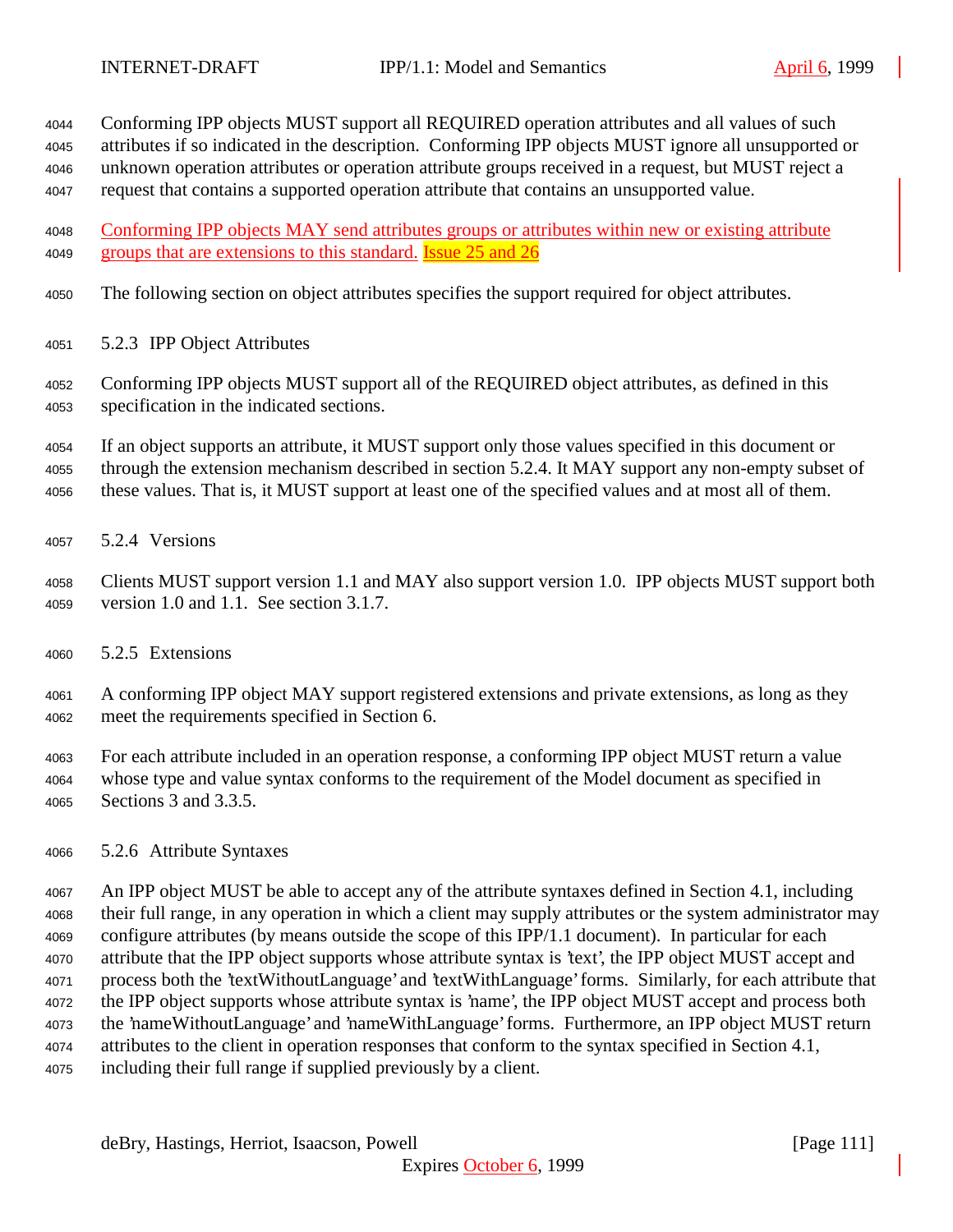Conforming IPP objects MUST support all REQUIRED operation attributes and all values of such attributes if so indicated in the description. Conforming IPP objects MUST ignore all unsupported or unknown operation attributes or operation attribute groups received in a request, but MUST reject a request that contains a supported operation attribute that contains an unsupported value.

Conforming IPP objects MAY send attributes groups or attributes within new or existing attribute groups that are extensions to this standard. Issue 25 and 26

The following section on object attributes specifies the support required for object attributes.

### 5.2.3 IPP Object Attributes

Conforming IPP objects MUST support all of the REQUIRED object attributes, as defined in this specification in the indicated sections.

If an object supports an attribute, it MUST support only those values specified in this document or through the extension mechanism described in section 5.2.4. It MAY support any non-empty subset of these values. That is, it MUST support at least one of the specified values and at most all of them.

### 5.2.4 Versions

Clients MUST support version 1.1 and MAY also support version 1.0. IPP objects MUST support both version 1.0 and 1.1. See section 3.1.7.

### 5.2.5 Extensions

A conforming IPP object MAY support registered extensions and private extensions, as long as they meet the requirements specified in Section 6.

For each attribute included in an operation response, a conforming IPP object MUST return a value whose type and value syntax conforms to the requirement of the Model document as specified in Sections 3 and 3.3.5.

### 5.2.6 Attribute Syntaxes

An IPP object MUST be able to accept any of the attribute syntaxes defined in Section 4.1, including their full range, in any operation in which a client may supply attributes or the system administrator may configure attributes (by means outside the scope of this IPP/1.1 document). In particular for each attribute that the IPP object supports whose attribute syntax is 'text', the IPP object MUST accept and process both the 'textWithoutLanguage' and 'textWithLanguage' forms. Similarly, for each attribute that the IPP object supports whose attribute syntax is 'name', the IPP object MUST accept and process both the 'nameWithoutLanguage' and 'nameWithLanguage' forms. Furthermore, an IPP object MUST return attributes to the client in operation responses that conform to the syntax specified in Section 4.1, including their full range if supplied previously by a client.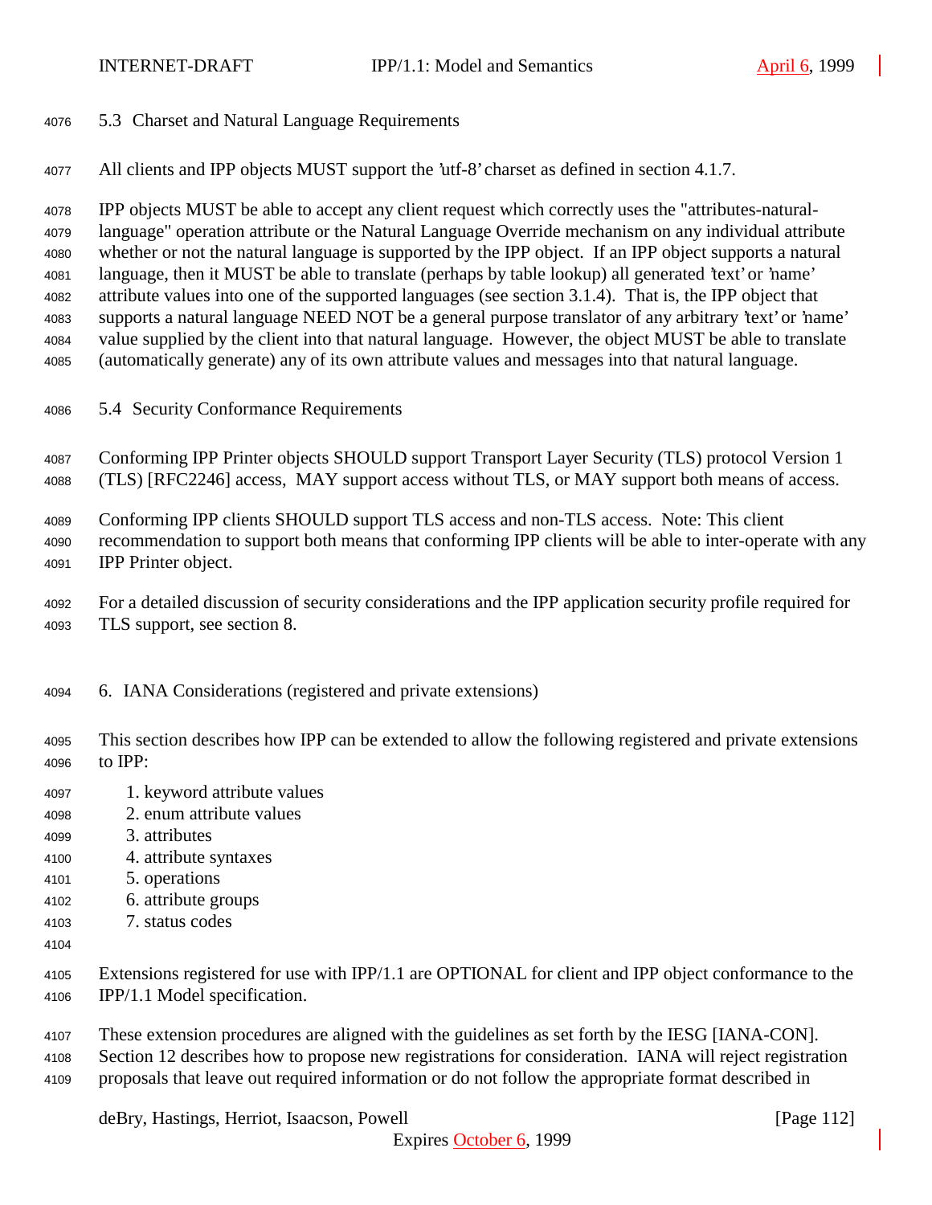## 5.3 Charset and Natural Language Requirements

All clients and IPP objects MUST support the 'utf-8' charset as defined in section 4.1.7.

IPP objects MUST be able to accept any client request which correctly uses the "attributes-natural-language" operation attribute or the Natural Language Override mechanism on any individual attribute whether or not the natural language is supported by the IPP object. If an IPP object supports a natural language, then it MUST be able to translate (perhaps by table lookup) all generated 'text' or 'name' attribute values into one of the supported languages (see section 3.1.4). That is, the IPP object that supports a natural language NEED NOT be a general purpose translator of any arbitrary 'text' or 'name' value supplied by the client into that natural language. However, the object MUST be able to translate (automatically generate) any of its own attribute values and messages into that natural language.

## 5.4 Security Conformance Requirements

Conforming IPP Printer objects SHOULD support Transport Layer Security (TLS) protocol Version 1 (TLS) [RFC2246] access, MAY support access without TLS, or MAY support both means of access.

Conforming IPP clients SHOULD support TLS access and non-TLS access. Note: This client recommendation to support both means that conforming IPP clients will be able to inter-operate with any IPP Printer object.

For a detailed discussion of security considerations and the IPP application security profile required for TLS support, see section 8.

# 6. IANA Considerations (registered and private extensions)

This section describes how IPP can be extended to allow the following registered and private extensions to IPP:

1. keyword attribute values
2. enum attribute values
3. attributes
4. attribute syntaxes
5. operations
6. attribute groups
7. status codes

Extensions registered for use with IPP/1.1 are OPTIONAL for client and IPP object conformance to the IPP/1.1 Model specification.

These extension procedures are aligned with the guidelines as set forth by the IESG [IANA-CON]. Section 12 describes how to propose new registrations for consideration. IANA will reject registration proposals that leave out required information or do not follow the appropriate format described in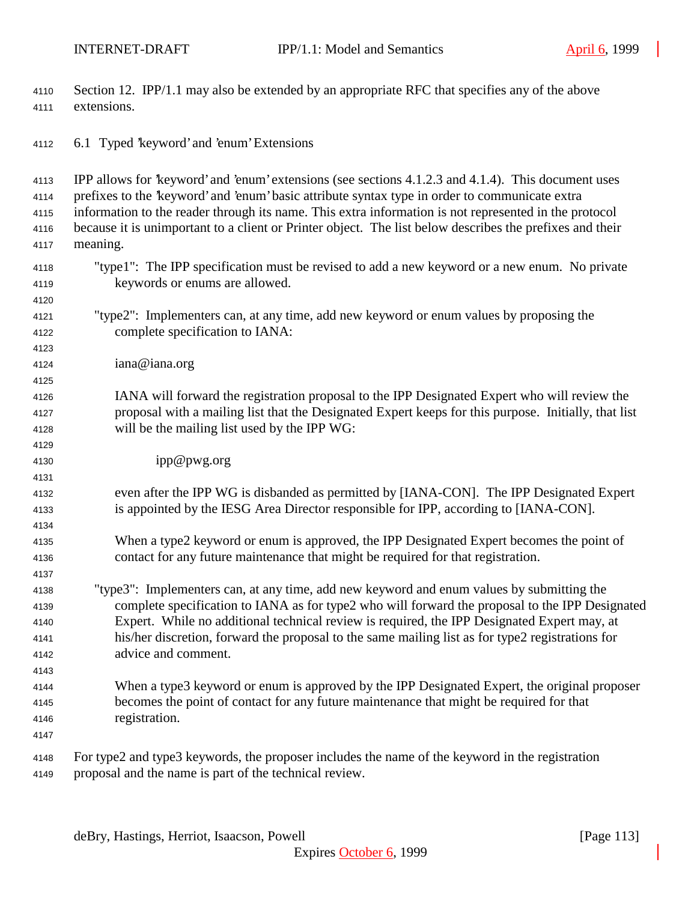Section 12. IPP/1.1 may also be extended by an appropriate RFC that specifies any of the above extensions.

## 6.1 Typed 'keyword' and 'enum' Extensions

IPP allows for 'keyword' and 'enum' extensions (see sections 4.1.2.3 and 4.1.4). This document uses prefixes to the 'keyword' and 'enum' basic attribute syntax type in order to communicate extra information to the reader through its name. This extra information is not represented in the protocol because it is unimportant to a client or Printer object. The list below describes the prefixes and their meaning.

"type1": The IPP specification must be revised to add a new keyword or a new enum. No private keywords or enums are allowed.

"type2": Implementers can, at any time, add new keyword or enum values by proposing the complete specification to IANA:

iana@iana.org

IANA will forward the registration proposal to the IPP Designated Expert who will review the proposal with a mailing list that the Designated Expert keeps for this purpose. Initially, that list will be the mailing list used by the IPP WG:

ipp@pwg.org

even after the IPP WG is disbanded as permitted by [IANA-CON]. The IPP Designated Expert is appointed by the IESG Area Director responsible for IPP, according to [IANA-CON].

When a type2 keyword or enum is approved, the IPP Designated Expert becomes the point of contact for any future maintenance that might be required for that registration.

"type3": Implementers can, at any time, add new keyword and enum values by submitting the complete specification to IANA as for type2 who will forward the proposal to the IPP Designated Expert. While no additional technical review is required, the IPP Designated Expert may, at his/her discretion, forward the proposal to the same mailing list as for type2 registrations for advice and comment.

When a type3 keyword or enum is approved by the IPP Designated Expert, the original proposer becomes the point of contact for any future maintenance that might be required for that registration.

For type2 and type3 keywords, the proposer includes the name of the keyword in the registration proposal and the name is part of the technical review.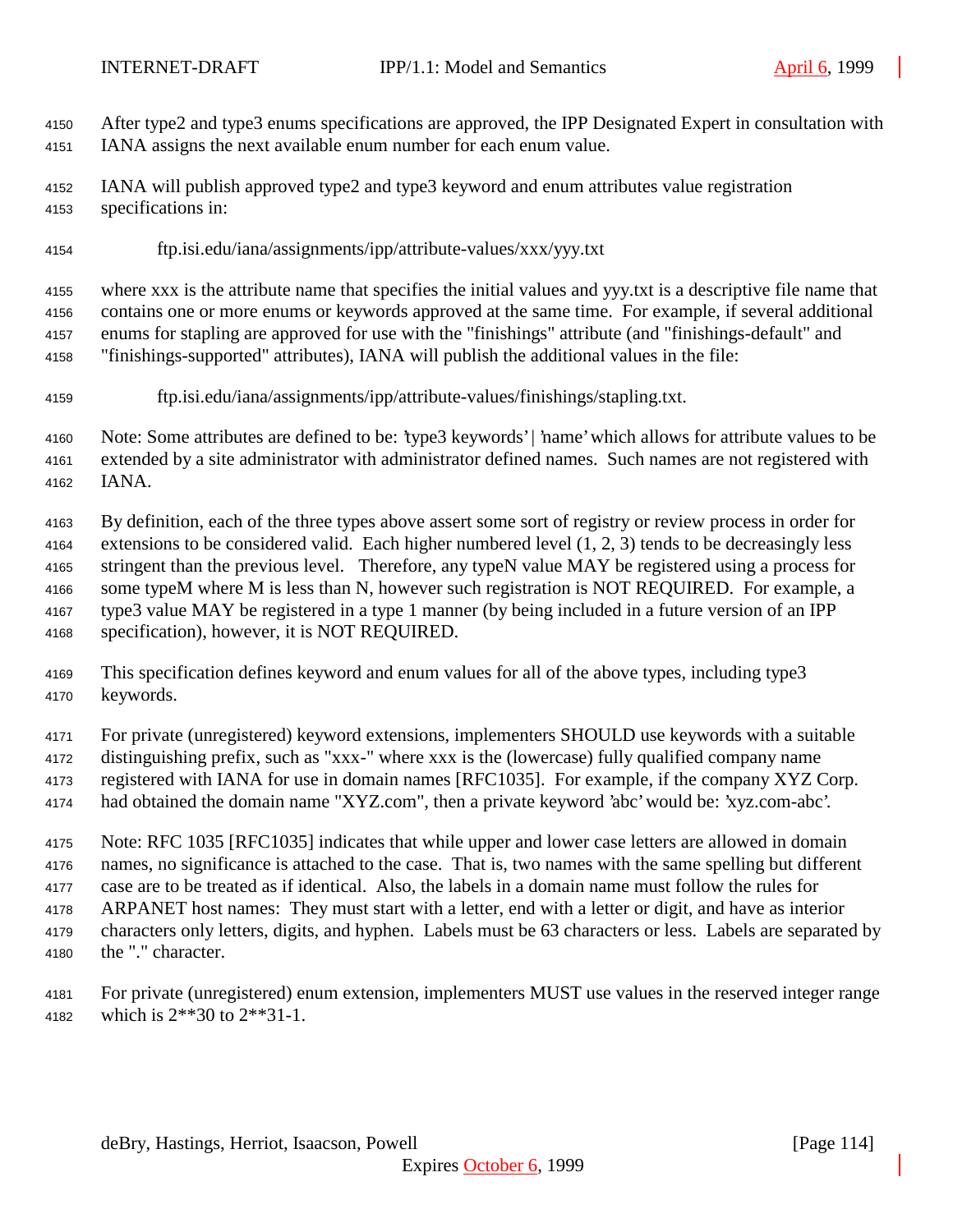After type2 and type3 enums specifications are approved, the IPP Designated Expert in consultation with IANA assigns the next available enum number for each enum value.

IANA will publish approved type2 and type3 keyword and enum attributes value registration specifications in:

ftp.isi.edu/iana/assignments/ipp/attribute-values/xxx/yyy.txt

where xxx is the attribute name that specifies the initial values and yyy.txt is a descriptive file name that contains one or more enums or keywords approved at the same time. For example, if several additional enums for stapling are approved for use with the "finishings" attribute (and "finishings-default" and "finishings-supported" attributes), IANA will publish the additional values in the file:

ftp.isi.edu/iana/assignments/ipp/attribute-values/finishings/stapling.txt.

Note: Some attributes are defined to be: 'type3 keywords' | 'name' which allows for attribute values to be extended by a site administrator with administrator defined names. Such names are not registered with IANA.

By definition, each of the three types above assert some sort of registry or review process in order for extensions to be considered valid. Each higher numbered level (1, 2, 3) tends to be decreasingly less stringent than the previous level. Therefore, any typeN value MAY be registered using a process for some typeM where M is less than N, however such registration is NOT REQUIRED. For example, a type3 value MAY be registered in a type 1 manner (by being included in a future version of an IPP specification), however, it is NOT REQUIRED.

This specification defines keyword and enum values for all of the above types, including type3 keywords.

For private (unregistered) keyword extensions, implementers SHOULD use keywords with a suitable distinguishing prefix, such as "xxx-" where xxx is the (lowercase) fully qualified company name registered with IANA for use in domain names [RFC1035]. For example, if the company XYZ Corp. had obtained the domain name "XYZ.com", then a private keyword 'abc' would be: 'xyz.com-abc'.

Note: RFC 1035 [RFC1035] indicates that while upper and lower case letters are allowed in domain names, no significance is attached to the case. That is, two names with the same spelling but different case are to be treated as if identical. Also, the labels in a domain name must follow the rules for ARPANET host names: They must start with a letter, end with a letter or digit, and have as interior characters only letters, digits, and hyphen. Labels must be 63 characters or less. Labels are separated by the "." character.

For private (unregistered) enum extension, implementers MUST use values in the reserved integer range which is 2**30 to 2**31-1.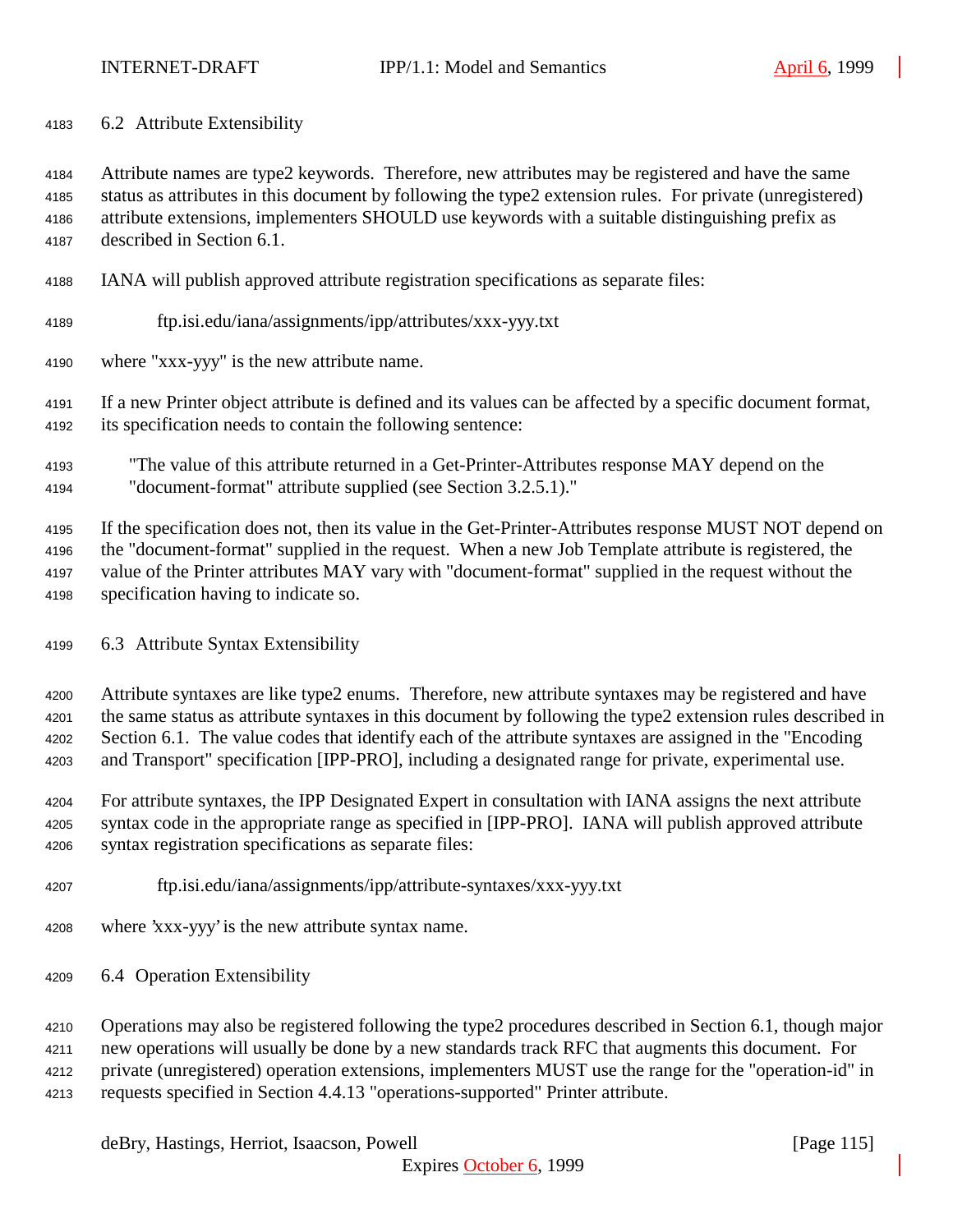## 6.2 Attribute Extensibility

Attribute names are type2 keywords. Therefore, new attributes may be registered and have the same status as attributes in this document by following the type2 extension rules. For private (unregistered) attribute extensions, implementers SHOULD use keywords with a suitable distinguishing prefix as described in Section 6.1.

IANA will publish approved attribute registration specifications as separate files:

ftp.isi.edu/iana/assignments/ipp/attributes/xxx-yyy.txt

where "xxx-yyy" is the new attribute name.

If a new Printer object attribute is defined and its values can be affected by a specific document format, its specification needs to contain the following sentence:

"The value of this attribute returned in a Get-Printer-Attributes response MAY depend on the "document-format" attribute supplied (see Section 3.2.5.1)."

If the specification does not, then its value in the Get-Printer-Attributes response MUST NOT depend on the "document-format" supplied in the request. When a new Job Template attribute is registered, the value of the Printer attributes MAY vary with "document-format" supplied in the request without the specification having to indicate so.

## 6.3 Attribute Syntax Extensibility

Attribute syntaxes are like type2 enums. Therefore, new attribute syntaxes may be registered and have the same status as attribute syntaxes in this document by following the type2 extension rules described in Section 6.1. The value codes that identify each of the attribute syntaxes are assigned in the "Encoding and Transport" specification [IPP-PRO], including a designated range for private, experimental use.

For attribute syntaxes, the IPP Designated Expert in consultation with IANA assigns the next attribute syntax code in the appropriate range as specified in [IPP-PRO]. IANA will publish approved attribute syntax registration specifications as separate files:

ftp.isi.edu/iana/assignments/ipp/attribute-syntaxes/xxx-yyy.txt

where 'xxx-yyy' is the new attribute syntax name.

## 6.4 Operation Extensibility

Operations may also be registered following the type2 procedures described in Section 6.1, though major new operations will usually be done by a new standards track RFC that augments this document. For private (unregistered) operation extensions, implementers MUST use the range for the "operation-id" in requests specified in Section 4.4.13 "operations-supported" Printer attribute.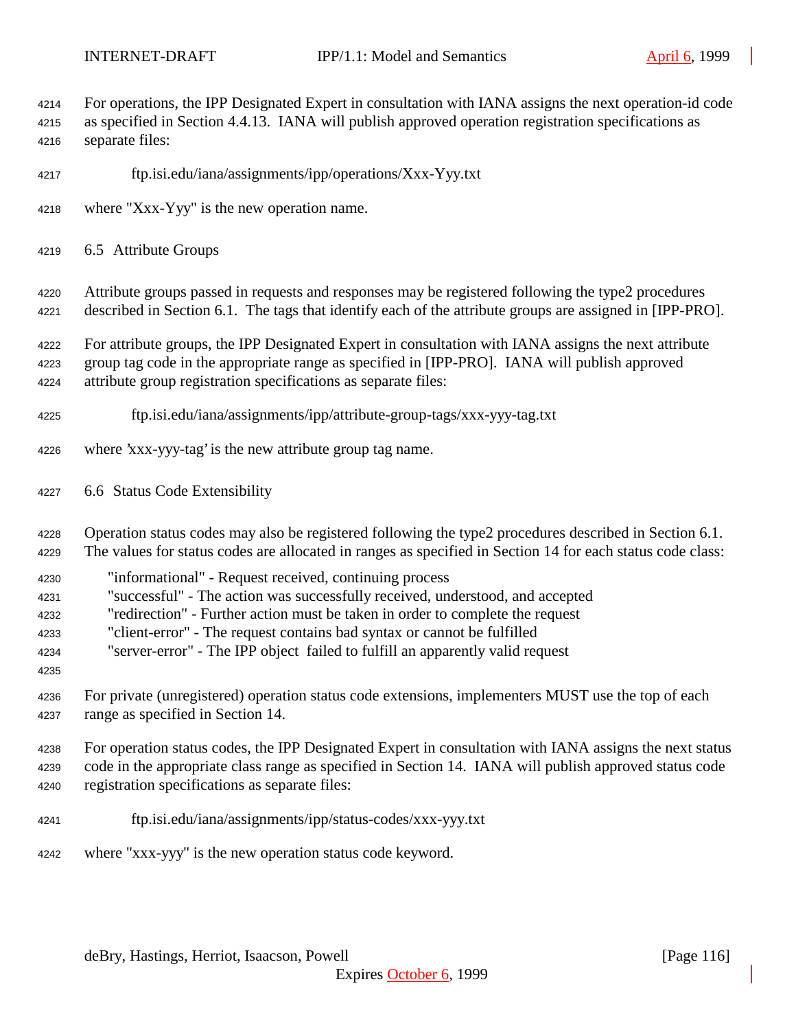For operations, the IPP Designated Expert in consultation with IANA assigns the next operation-id code as specified in Section 4.4.13. IANA will publish approved operation registration specifications as separate files:

ftp.isi.edu/iana/assignments/ipp/operations/Xxx-Yyy.txt

where "Xxx-Yyy" is the new operation name.

## 6.5 Attribute Groups

Attribute groups passed in requests and responses may be registered following the type2 procedures described in Section 6.1. The tags that identify each of the attribute groups are assigned in [IPP-PRO].

For attribute groups, the IPP Designated Expert in consultation with IANA assigns the next attribute group tag code in the appropriate range as specified in [IPP-PRO]. IANA will publish approved attribute group registration specifications as separate files:

ftp.isi.edu/iana/assignments/ipp/attribute-group-tags/xxx-yyy-tag.txt

where 'xxx-yyy-tag' is the new attribute group tag name.

## 6.6 Status Code Extensibility

Operation status codes may also be registered following the type2 procedures described in Section 6.1. The values for status codes are allocated in ranges as specified in Section 14 for each status code class:

"informational" - Request received, continuing process
"successful" - The action was successfully received, understood, and accepted
"redirection" - Further action must be taken in order to complete the request
"client-error" - The request contains bad syntax or cannot be fulfilled
"server-error" - The IPP object failed to fulfill an apparently valid request

For private (unregistered) operation status code extensions, implementers MUST use the top of each range as specified in Section 14.

For operation status codes, the IPP Designated Expert in consultation with IANA assigns the next status code in the appropriate class range as specified in Section 14. IANA will publish approved status code registration specifications as separate files:

ftp.isi.edu/iana/assignments/ipp/status-codes/xxx-yyy.txt

where "xxx-yyy" is the new operation status code keyword.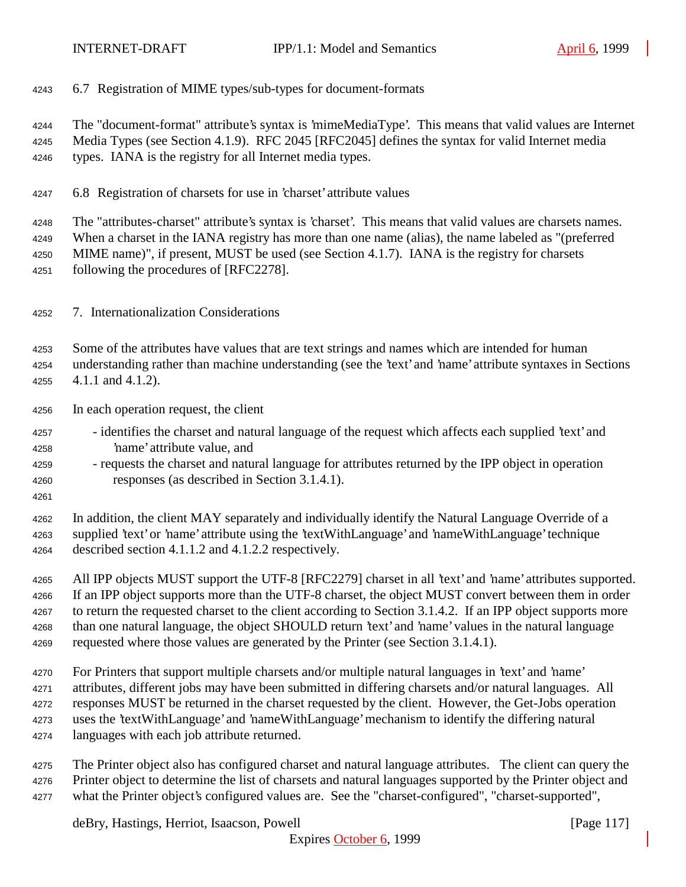## 6.7 Registration of MIME types/sub-types for document-formats

The "document-format" attribute's syntax is 'mimeMediaType'. This means that valid values are Internet Media Types (see Section 4.1.9). RFC 2045 [RFC2045] defines the syntax for valid Internet media types. IANA is the registry for all Internet media types.

## 6.8 Registration of charsets for use in 'charset' attribute values

The "attributes-charset" attribute's syntax is 'charset'. This means that valid values are charsets names. When a charset in the IANA registry has more than one name (alias), the name labeled as "(preferred MIME name)", if present, MUST be used (see Section 4.1.7). IANA is the registry for charsets following the procedures of [RFC2278].

# 7. Internationalization Considerations

Some of the attributes have values that are text strings and names which are intended for human understanding rather than machine understanding (see the 'text' and 'name' attribute syntaxes in Sections 4.1.1 and 4.1.2).

In each operation request, the client

- identifies the charset and natural language of the request which affects each supplied 'text' and 'name' attribute value, and
- requests the charset and natural language for attributes returned by the IPP object in operation responses (as described in Section 3.1.4.1).

In addition, the client MAY separately and individually identify the Natural Language Override of a supplied 'text' or 'name' attribute using the 'textWithLanguage' and 'nameWithLanguage' technique described section 4.1.1.2 and 4.1.2.2 respectively.

All IPP objects MUST support the UTF-8 [RFC2279] charset in all 'text' and 'name' attributes supported. If an IPP object supports more than the UTF-8 charset, the object MUST convert between them in order to return the requested charset to the client according to Section 3.1.4.2. If an IPP object supports more than one natural language, the object SHOULD return 'text' and 'name' values in the natural language requested where those values are generated by the Printer (see Section 3.1.4.1).

For Printers that support multiple charsets and/or multiple natural languages in 'text' and 'name' attributes, different jobs may have been submitted in differing charsets and/or natural languages. All responses MUST be returned in the charset requested by the client. However, the Get-Jobs operation uses the 'textWithLanguage' and 'nameWithLanguage' mechanism to identify the differing natural languages with each job attribute returned.

The Printer object also has configured charset and natural language attributes. The client can query the Printer object to determine the list of charsets and natural languages supported by the Printer object and what the Printer object's configured values are. See the "charset-configured", "charset-supported",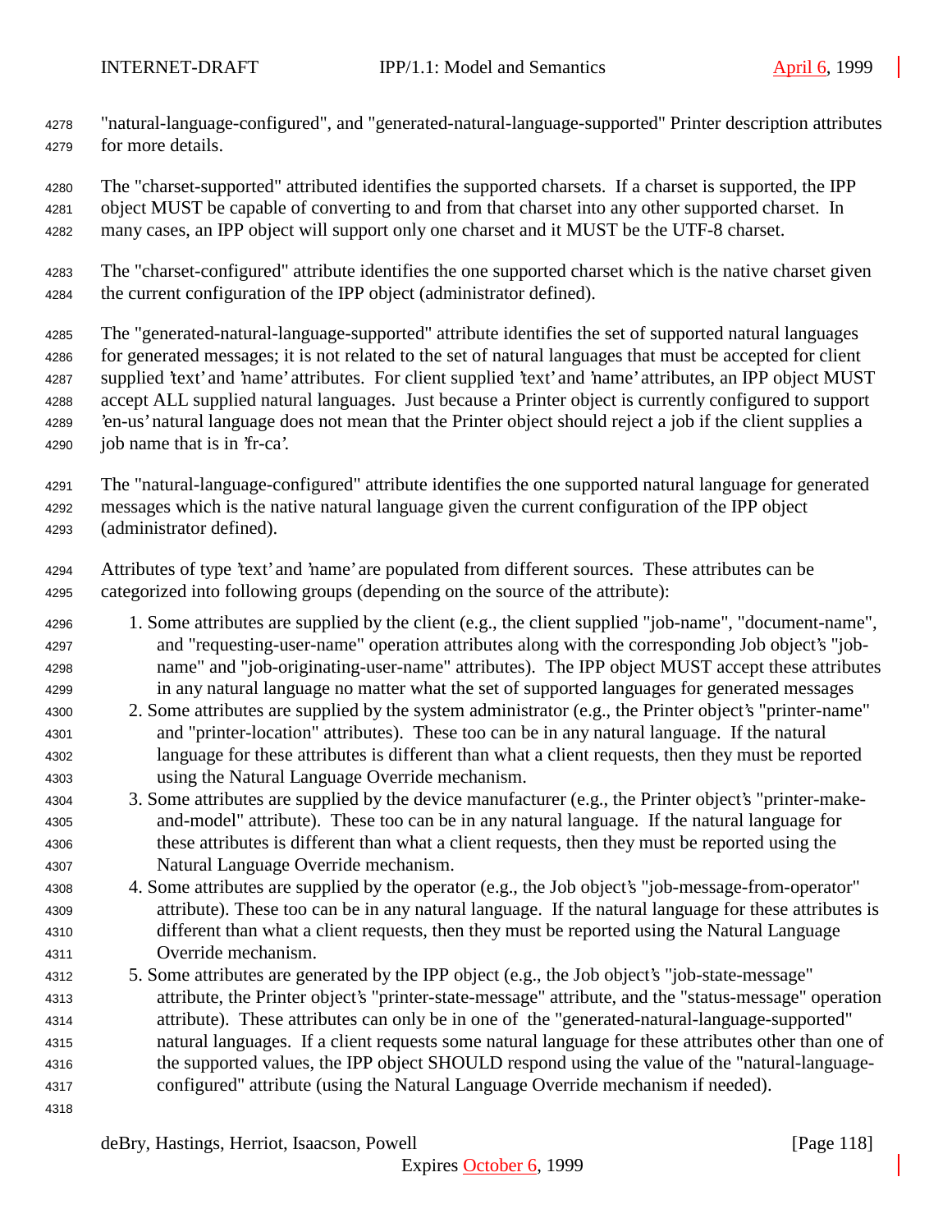"natural-language-configured", and "generated-natural-language-supported" Printer description attributes for more details.

The "charset-supported" attributed identifies the supported charsets. If a charset is supported, the IPP object MUST be capable of converting to and from that charset into any other supported charset. In many cases, an IPP object will support only one charset and it MUST be the UTF-8 charset.

The "charset-configured" attribute identifies the one supported charset which is the native charset given the current configuration of the IPP object (administrator defined).

The "generated-natural-language-supported" attribute identifies the set of supported natural languages for generated messages; it is not related to the set of natural languages that must be accepted for client supplied 'text' and 'name' attributes. For client supplied 'text' and 'name' attributes, an IPP object MUST accept ALL supplied natural languages. Just because a Printer object is currently configured to support 'en-us' natural language does not mean that the Printer object should reject a job if the client supplies a job name that is in 'fr-ca'.

The "natural-language-configured" attribute identifies the one supported natural language for generated messages which is the native natural language given the current configuration of the IPP object (administrator defined).

Attributes of type 'text' and 'name' are populated from different sources. These attributes can be categorized into following groups (depending on the source of the attribute):

1. Some attributes are supplied by the client (e.g., the client supplied "job-name", "document-name", and "requesting-user-name" operation attributes along with the corresponding Job object's "job-name" and "job-originating-user-name" attributes). The IPP object MUST accept these attributes in any natural language no matter what the set of supported languages for generated messages
2. Some attributes are supplied by the system administrator (e.g., the Printer object's "printer-name" and "printer-location" attributes). These too can be in any natural language. If the natural language for these attributes is different than what a client requests, then they must be reported using the Natural Language Override mechanism.
3. Some attributes are supplied by the device manufacturer (e.g., the Printer object's "printer-make-and-model" attribute). These too can be in any natural language. If the natural language for these attributes is different than what a client requests, then they must be reported using the Natural Language Override mechanism.
4. Some attributes are supplied by the operator (e.g., the Job object's "job-message-from-operator" attribute). These too can be in any natural language. If the natural language for these attributes is different than what a client requests, then they must be reported using the Natural Language Override mechanism.
5. Some attributes are generated by the IPP object (e.g., the Job object's "job-state-message" attribute, the Printer object's "printer-state-message" attribute, and the "status-message" operation attribute). These attributes can only be in one of the "generated-natural-language-supported" natural languages. If a client requests some natural language for these attributes other than one of the supported values, the IPP object SHOULD respond using the value of the "natural-language-configured" attribute (using the Natural Language Override mechanism if needed).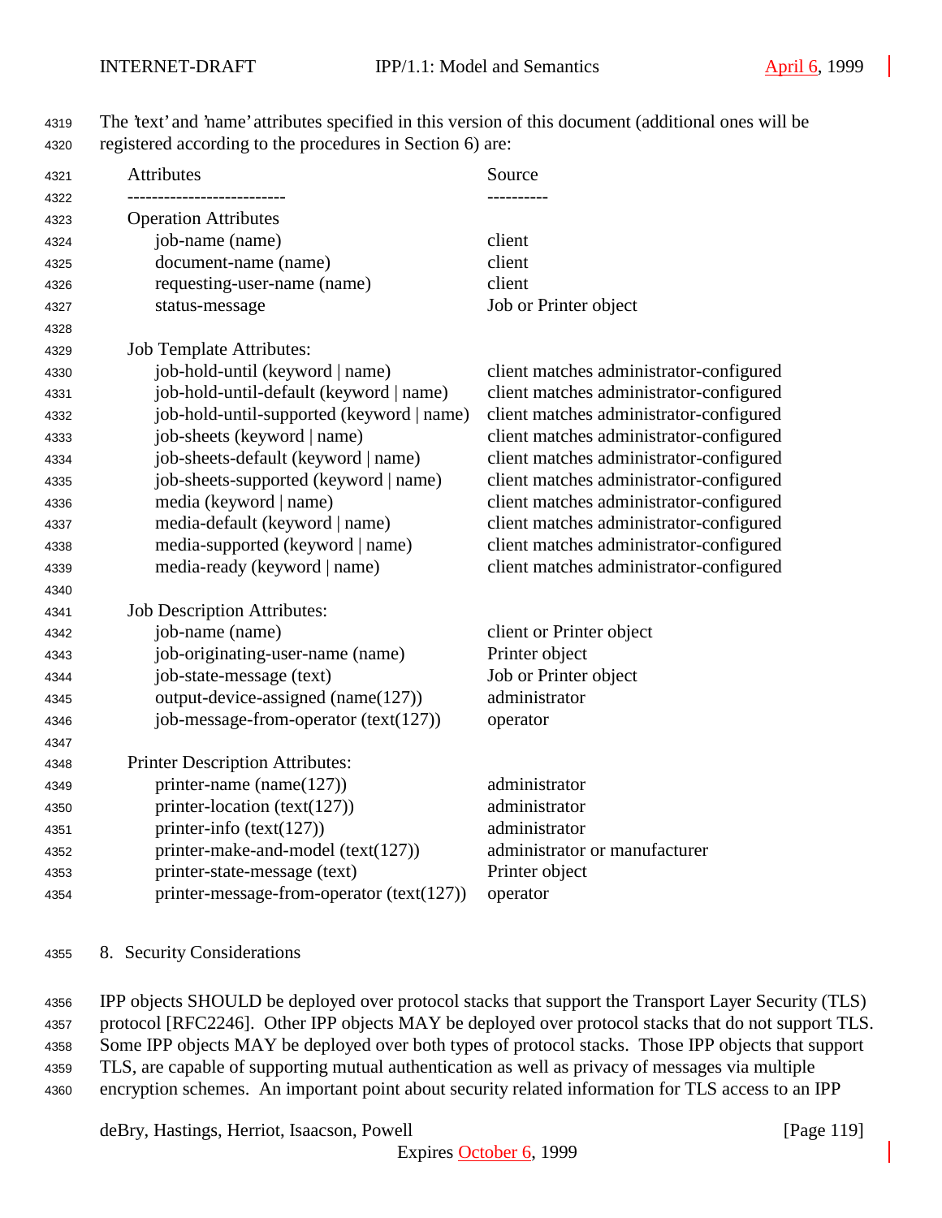The 'text' and 'name' attributes specified in this version of this document (additional ones will be registered according to the procedures in Section 6) are:

| Attributes | Source |
|---|---|
| **Operation Attributes** | |
| job-name (name) | client |
| document-name (name) | client |
| requesting-user-name (name) | client |
| status-message | Job or Printer object |
| **Job Template Attributes:** | |
| job-hold-until (keyword \| name) | client matches administrator-configured |
| job-hold-until-default (keyword \| name) | client matches administrator-configured |
| job-hold-until-supported (keyword \| name) | client matches administrator-configured |
| job-sheets (keyword \| name) | client matches administrator-configured |
| job-sheets-default (keyword \| name) | client matches administrator-configured |
| job-sheets-supported (keyword \| name) | client matches administrator-configured |
| media (keyword \| name) | client matches administrator-configured |
| media-default (keyword \| name) | client matches administrator-configured |
| media-supported (keyword \| name) | client matches administrator-configured |
| media-ready (keyword \| name) | client matches administrator-configured |
| **Job Description Attributes:** | |
| job-name (name) | client or Printer object |
| job-originating-user-name (name) | Printer object |
| job-state-message (text) | Job or Printer object |
| output-device-assigned (name(127)) | administrator |
| job-message-from-operator (text(127)) | operator |
| **Printer Description Attributes:** | |
| printer-name (name(127)) | administrator |
| printer-location (text(127)) | administrator |
| printer-info (text(127)) | administrator |
| printer-make-and-model (text(127)) | administrator or manufacturer |
| printer-state-message (text) | Printer object |
| printer-message-from-operator (text(127)) | operator |

## 8. Security Considerations

IPP objects SHOULD be deployed over protocol stacks that support the Transport Layer Security (TLS) protocol [RFC2246]. Other IPP objects MAY be deployed over protocol stacks that do not support TLS. Some IPP objects MAY be deployed over both types of protocol stacks. Those IPP objects that support TLS, are capable of supporting mutual authentication as well as privacy of messages via multiple encryption schemes. An important point about security related information for TLS access to an IPP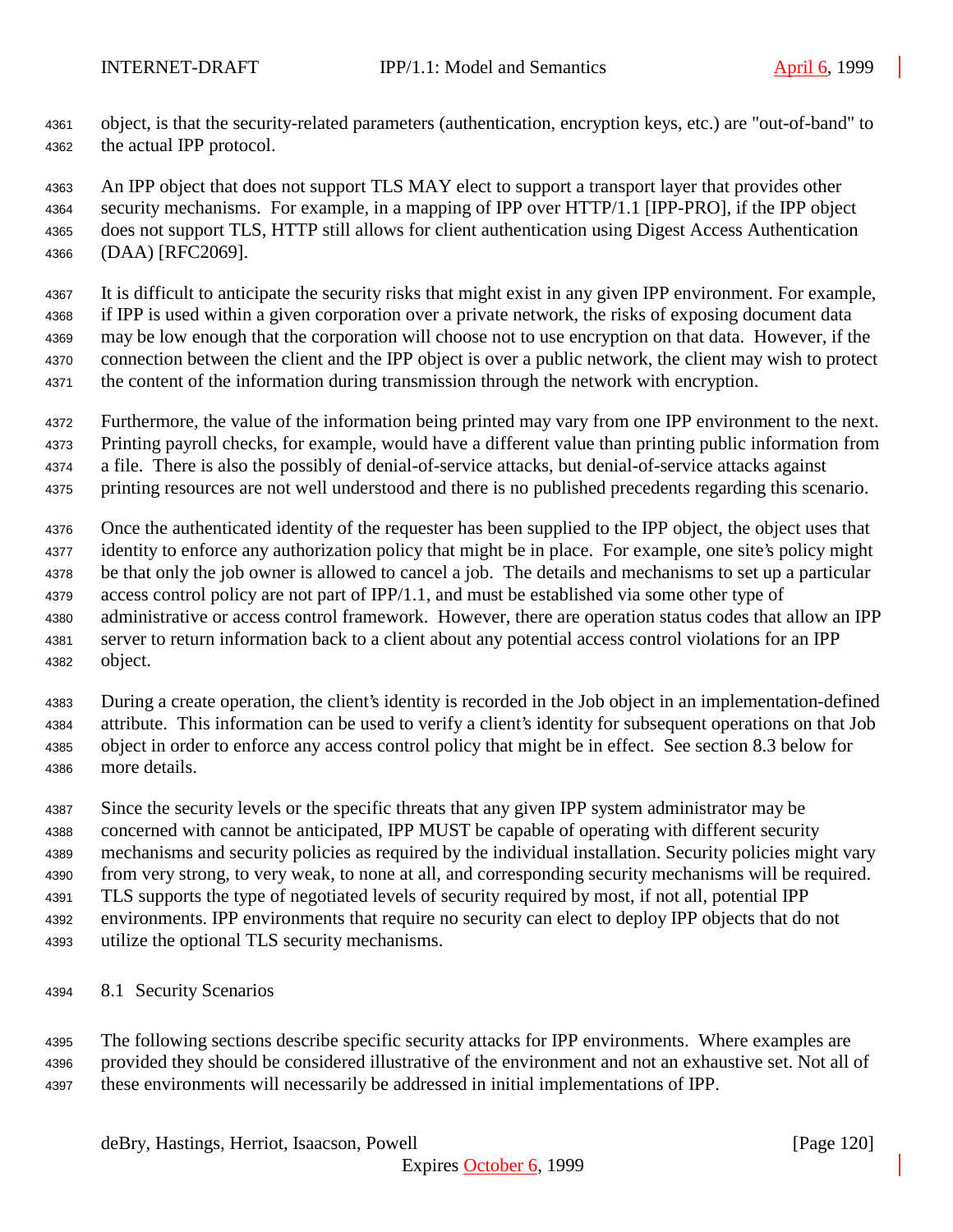object, is that the security-related parameters (authentication, encryption keys, etc.) are "out-of-band" to the actual IPP protocol.

An IPP object that does not support TLS MAY elect to support a transport layer that provides other security mechanisms. For example, in a mapping of IPP over HTTP/1.1 [IPP-PRO], if the IPP object does not support TLS, HTTP still allows for client authentication using Digest Access Authentication (DAA) [RFC2069].

It is difficult to anticipate the security risks that might exist in any given IPP environment. For example, if IPP is used within a given corporation over a private network, the risks of exposing document data may be low enough that the corporation will choose not to use encryption on that data. However, if the connection between the client and the IPP object is over a public network, the client may wish to protect the content of the information during transmission through the network with encryption.

Furthermore, the value of the information being printed may vary from one IPP environment to the next. Printing payroll checks, for example, would have a different value than printing public information from a file. There is also the possibly of denial-of-service attacks, but denial-of-service attacks against printing resources are not well understood and there is no published precedents regarding this scenario.

Once the authenticated identity of the requester has been supplied to the IPP object, the object uses that identity to enforce any authorization policy that might be in place. For example, one site's policy might be that only the job owner is allowed to cancel a job. The details and mechanisms to set up a particular access control policy are not part of IPP/1.1, and must be established via some other type of administrative or access control framework. However, there are operation status codes that allow an IPP server to return information back to a client about any potential access control violations for an IPP object.

During a create operation, the client's identity is recorded in the Job object in an implementation-defined attribute. This information can be used to verify a client's identity for subsequent operations on that Job object in order to enforce any access control policy that might be in effect. See section 8.3 below for more details.

Since the security levels or the specific threats that any given IPP system administrator may be concerned with cannot be anticipated, IPP MUST be capable of operating with different security mechanisms and security policies as required by the individual installation. Security policies might vary from very strong, to very weak, to none at all, and corresponding security mechanisms will be required. TLS supports the type of negotiated levels of security required by most, if not all, potential IPP environments. IPP environments that require no security can elect to deploy IPP objects that do not utilize the optional TLS security mechanisms.

## 8.1 Security Scenarios

The following sections describe specific security attacks for IPP environments. Where examples are provided they should be considered illustrative of the environment and not an exhaustive set. Not all of these environments will necessarily be addressed in initial implementations of IPP.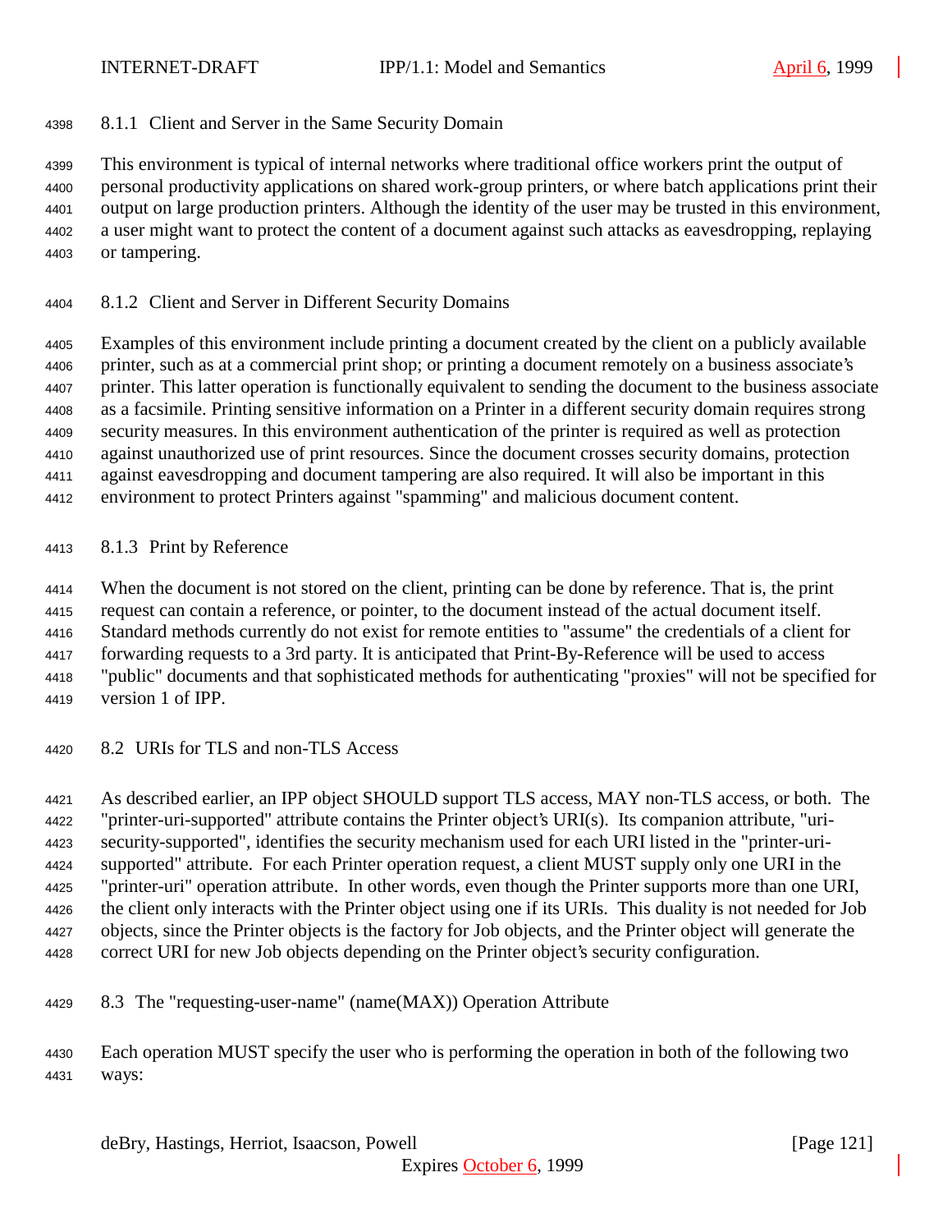### 8.1.1 Client and Server in the Same Security Domain

This environment is typical of internal networks where traditional office workers print the output of personal productivity applications on shared work-group printers, or where batch applications print their output on large production printers. Although the identity of the user may be trusted in this environment, a user might want to protect the content of a document against such attacks as eavesdropping, replaying or tampering.

### 8.1.2 Client and Server in Different Security Domains

Examples of this environment include printing a document created by the client on a publicly available printer, such as at a commercial print shop; or printing a document remotely on a business associate's printer. This latter operation is functionally equivalent to sending the document to the business associate as a facsimile. Printing sensitive information on a Printer in a different security domain requires strong security measures. In this environment authentication of the printer is required as well as protection against unauthorized use of print resources. Since the document crosses security domains, protection against eavesdropping and document tampering are also required. It will also be important in this environment to protect Printers against "spamming" and malicious document content.

### 8.1.3 Print by Reference

When the document is not stored on the client, printing can be done by reference. That is, the print request can contain a reference, or pointer, to the document instead of the actual document itself. Standard methods currently do not exist for remote entities to "assume" the credentials of a client for forwarding requests to a 3rd party. It is anticipated that Print-By-Reference will be used to access "public" documents and that sophisticated methods for authenticating "proxies" will not be specified for version 1 of IPP.

## 8.2 URIs for TLS and non-TLS Access

As described earlier, an IPP object SHOULD support TLS access, MAY non-TLS access, or both. The "printer-uri-supported" attribute contains the Printer object's URI(s). Its companion attribute, "uri-security-supported", identifies the security mechanism used for each URI listed in the "printer-uri-supported" attribute. For each Printer operation request, a client MUST supply only one URI in the "printer-uri" operation attribute. In other words, even though the Printer supports more than one URI, the client only interacts with the Printer object using one if its URIs. This duality is not needed for Job objects, since the Printer objects is the factory for Job objects, and the Printer object will generate the correct URI for new Job objects depending on the Printer object's security configuration.

## 8.3 The "requesting-user-name" (name(MAX)) Operation Attribute

Each operation MUST specify the user who is performing the operation in both of the following two ways: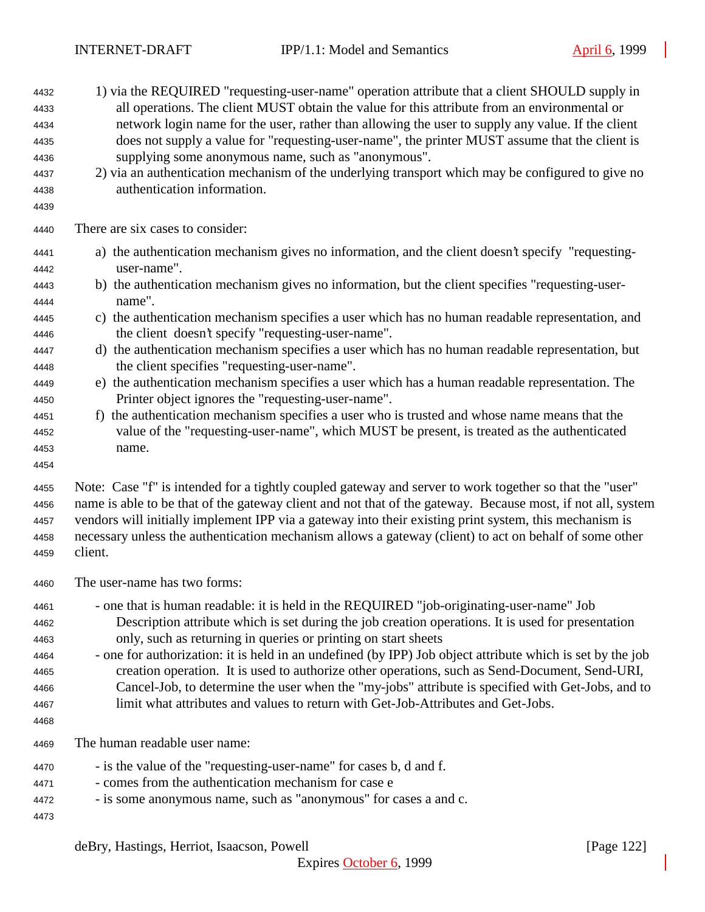1) via the REQUIRED "requesting-user-name" operation attribute that a client SHOULD supply in all operations. The client MUST obtain the value for this attribute from an environmental or network login name for the user, rather than allowing the user to supply any value. If the client does not supply a value for "requesting-user-name", the printer MUST assume that the client is supplying some anonymous name, such as "anonymous".
2) via an authentication mechanism of the underlying transport which may be configured to give no authentication information.

There are six cases to consider:

a) the authentication mechanism gives no information, and the client doesn't specify "requesting-user-name".
b) the authentication mechanism gives no information, but the client specifies "requesting-user-name".
c) the authentication mechanism specifies a user which has no human readable representation, and the client doesn't specify "requesting-user-name".
d) the authentication mechanism specifies a user which has no human readable representation, but the client specifies "requesting-user-name".
e) the authentication mechanism specifies a user which has a human readable representation. The Printer object ignores the "requesting-user-name".
f) the authentication mechanism specifies a user who is trusted and whose name means that the value of the "requesting-user-name", which MUST be present, is treated as the authenticated name.

Note: Case "f" is intended for a tightly coupled gateway and server to work together so that the "user" name is able to be that of the gateway client and not that of the gateway. Because most, if not all, system vendors will initially implement IPP via a gateway into their existing print system, this mechanism is necessary unless the authentication mechanism allows a gateway (client) to act on behalf of some other client.

The user-name has two forms:

- one that is human readable: it is held in the REQUIRED "job-originating-user-name" Job Description attribute which is set during the job creation operations. It is used for presentation only, such as returning in queries or printing on start sheets
- one for authorization: it is held in an undefined (by IPP) Job object attribute which is set by the job creation operation. It is used to authorize other operations, such as Send-Document, Send-URI, Cancel-Job, to determine the user when the "my-jobs" attribute is specified with Get-Jobs, and to limit what attributes and values to return with Get-Job-Attributes and Get-Jobs.

The human readable user name:

- is the value of the "requesting-user-name" for cases b, d and f.
- comes from the authentication mechanism for case e
- is some anonymous name, such as "anonymous" for cases a and c.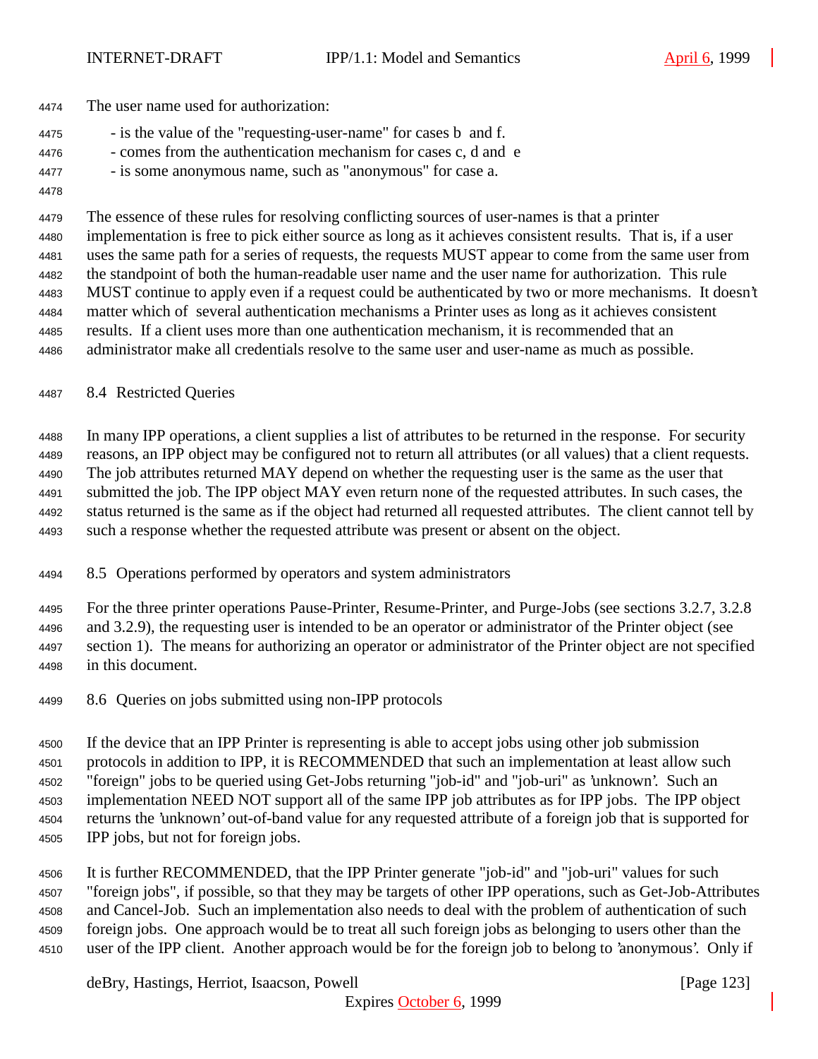The user name used for authorization:

- is the value of the "requesting-user-name" for cases b and f.
- comes from the authentication mechanism for cases c, d and e
- is some anonymous name, such as "anonymous" for case a.

The essence of these rules for resolving conflicting sources of user-names is that a printer implementation is free to pick either source as long as it achieves consistent results. That is, if a user uses the same path for a series of requests, the requests MUST appear to come from the same user from the standpoint of both the human-readable user name and the user name for authorization. This rule MUST continue to apply even if a request could be authenticated by two or more mechanisms. It doesn't matter which of several authentication mechanisms a Printer uses as long as it achieves consistent results. If a client uses more than one authentication mechanism, it is recommended that an administrator make all credentials resolve to the same user and user-name as much as possible.

## 8.4 Restricted Queries

In many IPP operations, a client supplies a list of attributes to be returned in the response. For security reasons, an IPP object may be configured not to return all attributes (or all values) that a client requests. The job attributes returned MAY depend on whether the requesting user is the same as the user that submitted the job. The IPP object MAY even return none of the requested attributes. In such cases, the status returned is the same as if the object had returned all requested attributes. The client cannot tell by such a response whether the requested attribute was present or absent on the object.

## 8.5 Operations performed by operators and system administrators

For the three printer operations Pause-Printer, Resume-Printer, and Purge-Jobs (see sections 3.2.7, 3.2.8 and 3.2.9), the requesting user is intended to be an operator or administrator of the Printer object (see section 1). The means for authorizing an operator or administrator of the Printer object are not specified in this document.

## 8.6 Queries on jobs submitted using non-IPP protocols

If the device that an IPP Printer is representing is able to accept jobs using other job submission protocols in addition to IPP, it is RECOMMENDED that such an implementation at least allow such "foreign" jobs to be queried using Get-Jobs returning "job-id" and "job-uri" as 'unknown'. Such an implementation NEED NOT support all of the same IPP job attributes as for IPP jobs. The IPP object returns the 'unknown' out-of-band value for any requested attribute of a foreign job that is supported for IPP jobs, but not for foreign jobs.

It is further RECOMMENDED, that the IPP Printer generate "job-id" and "job-uri" values for such "foreign jobs", if possible, so that they may be targets of other IPP operations, such as Get-Job-Attributes and Cancel-Job. Such an implementation also needs to deal with the problem of authentication of such foreign jobs. One approach would be to treat all such foreign jobs as belonging to users other than the user of the IPP client. Another approach would be for the foreign job to belong to 'anonymous'. Only if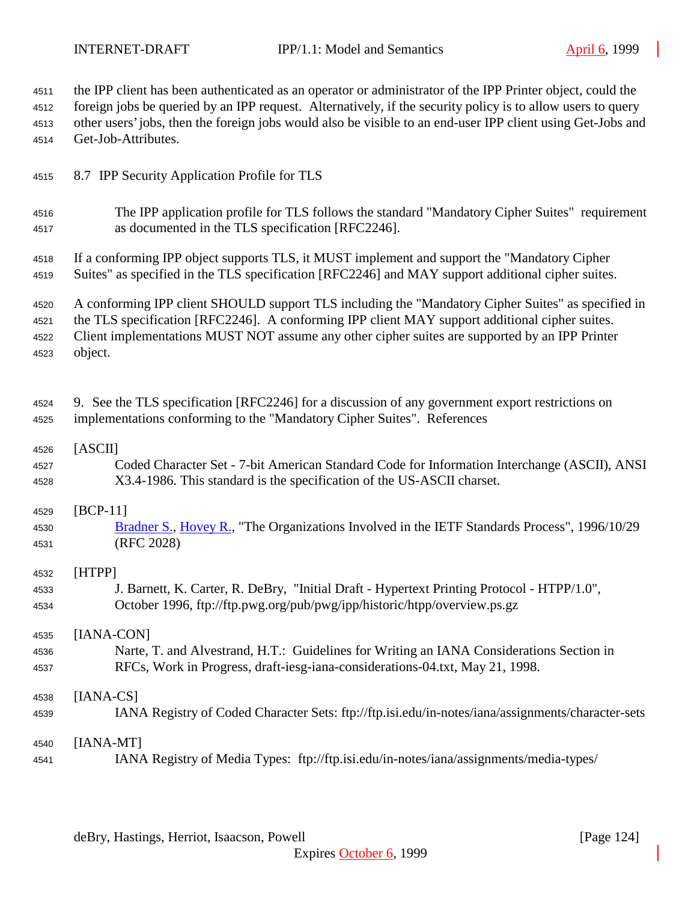the IPP client has been authenticated as an operator or administrator of the IPP Printer object, could the foreign jobs be queried by an IPP request. Alternatively, if the security policy is to allow users to query other users' jobs, then the foreign jobs would also be visible to an end-user IPP client using Get-Jobs and Get-Job-Attributes.

## 8.7 IPP Security Application Profile for TLS

The IPP application profile for TLS follows the standard "Mandatory Cipher Suites" requirement as documented in the TLS specification [RFC2246].

If a conforming IPP object supports TLS, it MUST implement and support the "Mandatory Cipher Suites" as specified in the TLS specification [RFC2246] and MAY support additional cipher suites.

A conforming IPP client SHOULD support TLS including the "Mandatory Cipher Suites" as specified in the TLS specification [RFC2246]. A conforming IPP client MAY support additional cipher suites. Client implementations MUST NOT assume any other cipher suites are supported by an IPP Printer object.

# 9. See the TLS specification [RFC2246] for a discussion of any government export restrictions on implementations conforming to the "Mandatory Cipher Suites". References

[ASCII]
Coded Character Set - 7-bit American Standard Code for Information Interchange (ASCII), ANSI X3.4-1986. This standard is the specification of the US-ASCII charset.

[BCP-11]
Bradner S., Hovey R., "The Organizations Involved in the IETF Standards Process", 1996/10/29 (RFC 2028)

[HTPP]
J. Barnett, K. Carter, R. DeBry, "Initial Draft - Hypertext Printing Protocol - HTPP/1.0", October 1996, ftp://ftp.pwg.org/pub/pwg/ipp/historic/htpp/overview.ps.gz

[IANA-CON]
Narte, T. and Alvestrand, H.T.: Guidelines for Writing an IANA Considerations Section in RFCs, Work in Progress, draft-iesg-iana-considerations-04.txt, May 21, 1998.

[IANA-CS]
IANA Registry of Coded Character Sets: ftp://ftp.isi.edu/in-notes/iana/assignments/character-sets

[IANA-MT]
IANA Registry of Media Types: ftp://ftp.isi.edu/in-notes/iana/assignments/media-types/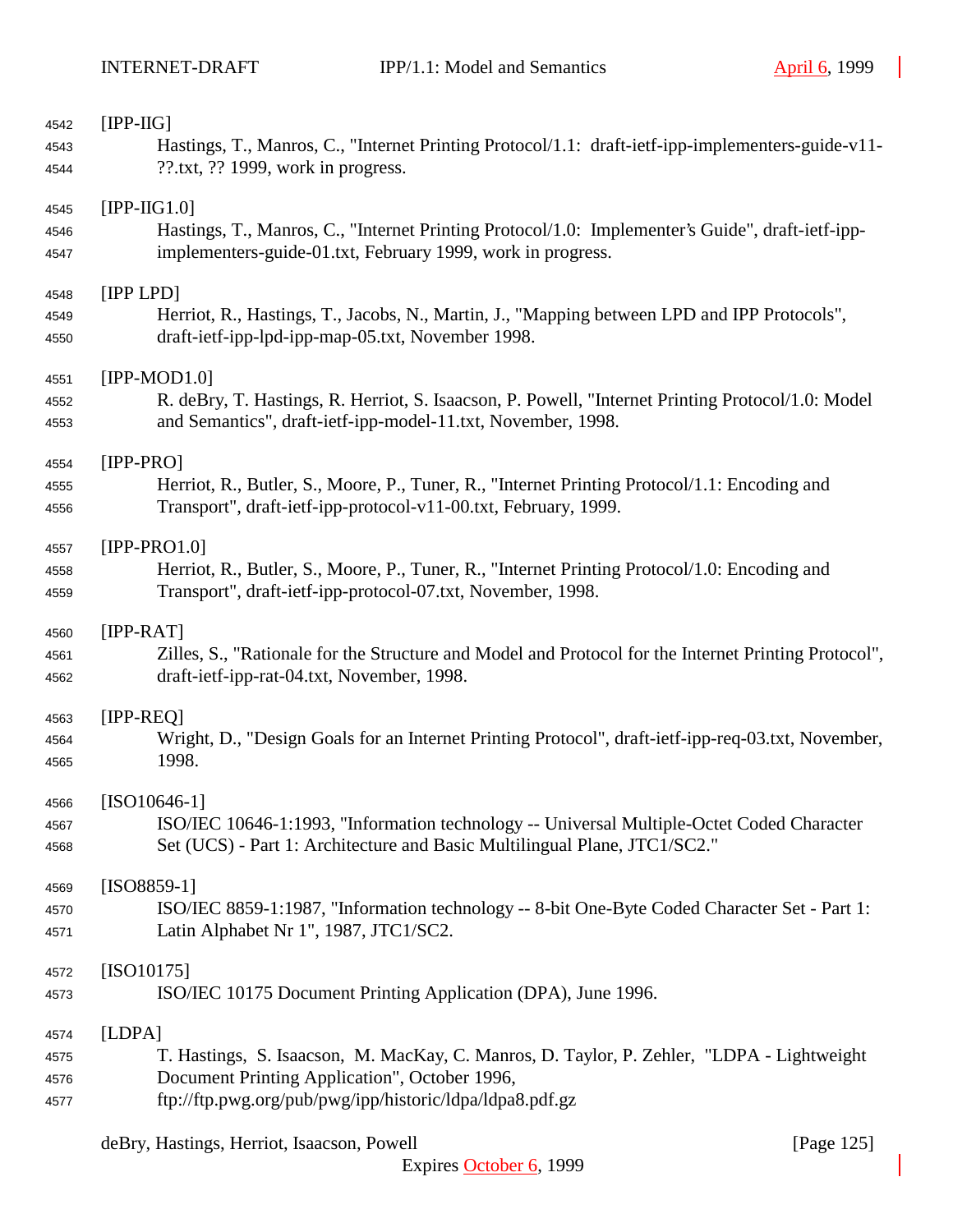[IPP-IIG]
Hastings, T., Manros, C., "Internet Printing Protocol/1.1: draft-ietf-ipp-implementers-guide-v11-??.txt, ?? 1999, work in progress.

[IPP-IIG1.0]
Hastings, T., Manros, C., "Internet Printing Protocol/1.0: Implementer's Guide", draft-ietf-ipp-implementers-guide-01.txt, February 1999, work in progress.

[IPP LPD]
Herriot, R., Hastings, T., Jacobs, N., Martin, J., "Mapping between LPD and IPP Protocols", draft-ietf-ipp-lpd-ipp-map-05.txt, November 1998.

[IPP-MOD1.0]
R. deBry, T. Hastings, R. Herriot, S. Isaacson, P. Powell, "Internet Printing Protocol/1.0: Model and Semantics", draft-ietf-ipp-model-11.txt, November, 1998.

[IPP-PRO]
Herriot, R., Butler, S., Moore, P., Tuner, R., "Internet Printing Protocol/1.1: Encoding and Transport", draft-ietf-ipp-protocol-v11-00.txt, February, 1999.

[IPP-PRO1.0]
Herriot, R., Butler, S., Moore, P., Tuner, R., "Internet Printing Protocol/1.0: Encoding and Transport", draft-ietf-ipp-protocol-07.txt, November, 1998.

[IPP-RAT]
Zilles, S., "Rationale for the Structure and Model and Protocol for the Internet Printing Protocol", draft-ietf-ipp-rat-04.txt, November, 1998.

[IPP-REQ]
Wright, D., "Design Goals for an Internet Printing Protocol", draft-ietf-ipp-req-03.txt, November, 1998.

[ISO10646-1]
ISO/IEC 10646-1:1993, "Information technology -- Universal Multiple-Octet Coded Character Set (UCS) - Part 1: Architecture and Basic Multilingual Plane, JTC1/SC2."

[ISO8859-1]
ISO/IEC 8859-1:1987, "Information technology -- 8-bit One-Byte Coded Character Set - Part 1: Latin Alphabet Nr 1", 1987, JTC1/SC2.

[ISO10175]
ISO/IEC 10175 Document Printing Application (DPA), June 1996.

[LDPA]
T. Hastings, S. Isaacson, M. MacKay, C. Manros, D. Taylor, P. Zehler, "LDPA - Lightweight Document Printing Application", October 1996, ftp://ftp.pwg.org/pub/pwg/ipp/historic/ldpa/ldpa8.pdf.gz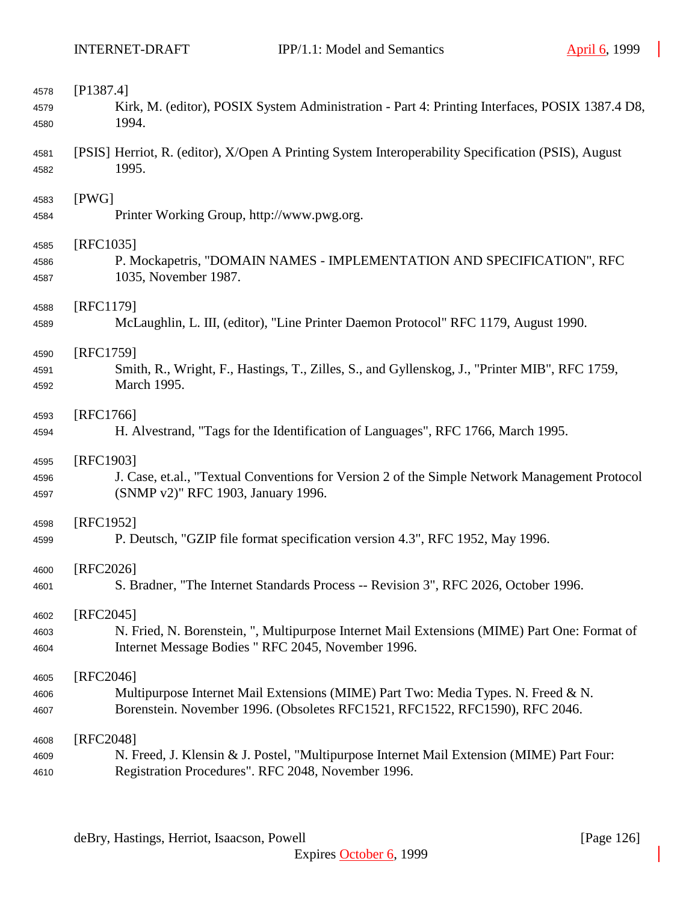[P1387.4]
Kirk, M. (editor), POSIX System Administration - Part 4: Printing Interfaces, POSIX 1387.4 D8, 1994.

[PSIS] Herriot, R. (editor), X/Open A Printing System Interoperability Specification (PSIS), August 1995.

[PWG]
Printer Working Group, http://www.pwg.org.

[RFC1035]
P. Mockapetris, "DOMAIN NAMES - IMPLEMENTATION AND SPECIFICATION", RFC 1035, November 1987.

[RFC1179]
McLaughlin, L. III, (editor), "Line Printer Daemon Protocol" RFC 1179, August 1990.

[RFC1759]
Smith, R., Wright, F., Hastings, T., Zilles, S., and Gyllenskog, J., "Printer MIB", RFC 1759, March 1995.

[RFC1766]
H. Alvestrand, "Tags for the Identification of Languages", RFC 1766, March 1995.

[RFC1903]
J. Case, et.al., "Textual Conventions for Version 2 of the Simple Network Management Protocol (SNMP v2)" RFC 1903, January 1996.

[RFC1952]
P. Deutsch, "GZIP file format specification version 4.3", RFC 1952, May 1996.

[RFC2026]
S. Bradner, "The Internet Standards Process -- Revision 3", RFC 2026, October 1996.

[RFC2045]
N. Fried, N. Borenstein, ", Multipurpose Internet Mail Extensions (MIME) Part One: Format of Internet Message Bodies " RFC 2045, November 1996.

[RFC2046]
Multipurpose Internet Mail Extensions (MIME) Part Two: Media Types. N. Freed & N. Borenstein. November 1996. (Obsoletes RFC1521, RFC1522, RFC1590), RFC 2046.

[RFC2048]
N. Freed, J. Klensin & J. Postel, "Multipurpose Internet Mail Extension (MIME) Part Four: Registration Procedures". RFC 2048, November 1996.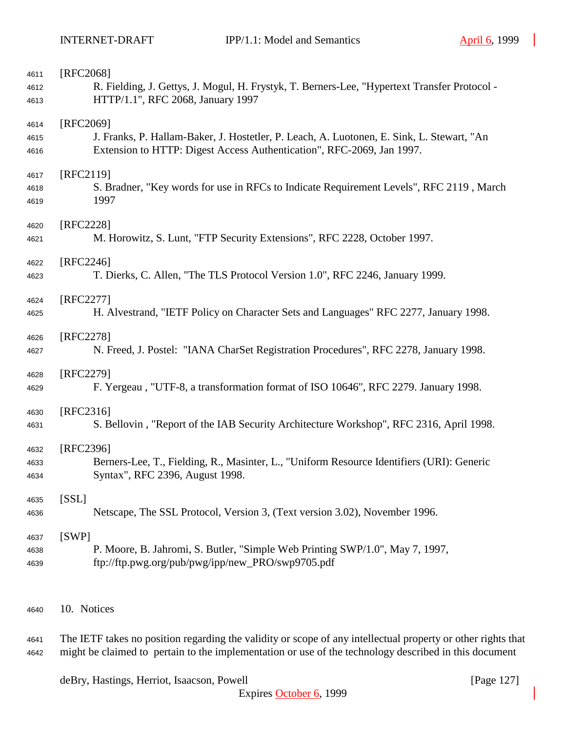[RFC2068]
R. Fielding, J. Gettys, J. Mogul, H. Frystyk, T. Berners-Lee, "Hypertext Transfer Protocol - HTTP/1.1", RFC 2068, January 1997

[RFC2069]
J. Franks, P. Hallam-Baker, J. Hostetler, P. Leach, A. Luotonen, E. Sink, L. Stewart, "An Extension to HTTP: Digest Access Authentication", RFC-2069, Jan 1997.

[RFC2119]
S. Bradner, "Key words for use in RFCs to Indicate Requirement Levels", RFC 2119 , March 1997

[RFC2228]
M. Horowitz, S. Lunt, "FTP Security Extensions", RFC 2228, October 1997.

[RFC2246]
T. Dierks, C. Allen, "The TLS Protocol Version 1.0", RFC 2246, January 1999.

[RFC2277]
H. Alvestrand, "IETF Policy on Character Sets and Languages" RFC 2277, January 1998.

[RFC2278]
N. Freed, J. Postel: "IANA CharSet Registration Procedures", RFC 2278, January 1998.

[RFC2279]
F. Yergeau , "UTF-8, a transformation format of ISO 10646", RFC 2279. January 1998.

[RFC2316]
S. Bellovin , "Report of the IAB Security Architecture Workshop", RFC 2316, April 1998.

[RFC2396]
Berners-Lee, T., Fielding, R., Masinter, L., "Uniform Resource Identifiers (URI): Generic Syntax", RFC 2396, August 1998.

[SSL]
Netscape, The SSL Protocol, Version 3, (Text version 3.02), November 1996.

[SWP]
P. Moore, B. Jahromi, S. Butler, "Simple Web Printing SWP/1.0", May 7, 1997, ftp://ftp.pwg.org/pub/pwg/ipp/new_PRO/swp9705.pdf

# 10. Notices

The IETF takes no position regarding the validity or scope of any intellectual property or other rights that might be claimed to pertain to the implementation or use of the technology described in this document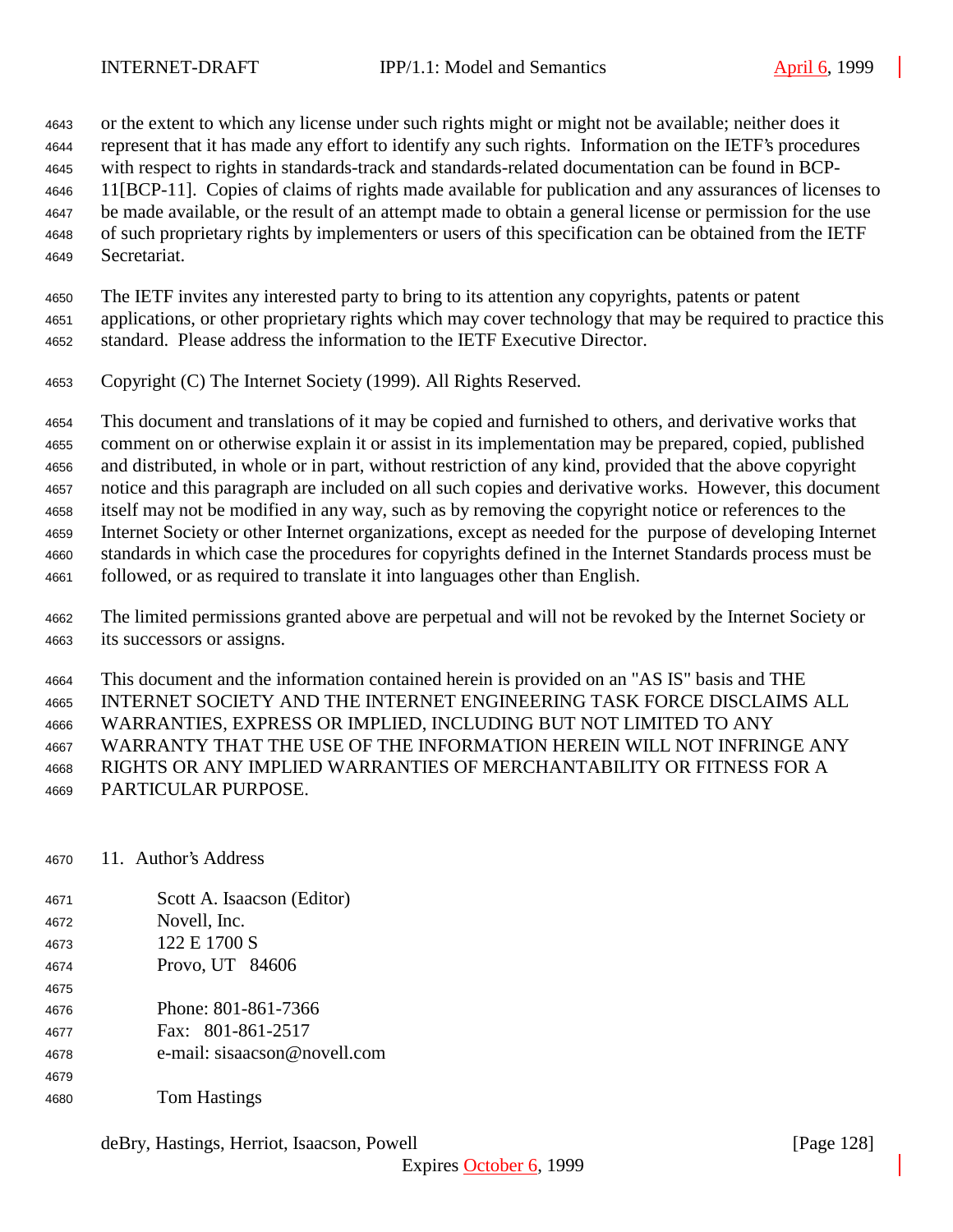or the extent to which any license under such rights might or might not be available; neither does it represent that it has made any effort to identify any such rights. Information on the IETF's procedures with respect to rights in standards-track and standards-related documentation can be found in BCP-11[BCP-11]. Copies of claims of rights made available for publication and any assurances of licenses to be made available, or the result of an attempt made to obtain a general license or permission for the use of such proprietary rights by implementers or users of this specification can be obtained from the IETF Secretariat.

The IETF invites any interested party to bring to its attention any copyrights, patents or patent applications, or other proprietary rights which may cover technology that may be required to practice this standard. Please address the information to the IETF Executive Director.

Copyright (C) The Internet Society (1999). All Rights Reserved.

This document and translations of it may be copied and furnished to others, and derivative works that comment on or otherwise explain it or assist in its implementation may be prepared, copied, published and distributed, in whole or in part, without restriction of any kind, provided that the above copyright notice and this paragraph are included on all such copies and derivative works. However, this document itself may not be modified in any way, such as by removing the copyright notice or references to the Internet Society or other Internet organizations, except as needed for the purpose of developing Internet standards in which case the procedures for copyrights defined in the Internet Standards process must be followed, or as required to translate it into languages other than English.

The limited permissions granted above are perpetual and will not be revoked by the Internet Society or its successors or assigns.

This document and the information contained herein is provided on an "AS IS" basis and THE INTERNET SOCIETY AND THE INTERNET ENGINEERING TASK FORCE DISCLAIMS ALL WARRANTIES, EXPRESS OR IMPLIED, INCLUDING BUT NOT LIMITED TO ANY WARRANTY THAT THE USE OF THE INFORMATION HEREIN WILL NOT INFRINGE ANY RIGHTS OR ANY IMPLIED WARRANTIES OF MERCHANTABILITY OR FITNESS FOR A PARTICULAR PURPOSE.

## 11. Author's Address

Scott A. Isaacson (Editor)
Novell, Inc.
122 E 1700 S
Provo, UT 84606

Phone: 801-861-7366
Fax: 801-861-2517
e-mail: sisaacson@novell.com

Tom Hastings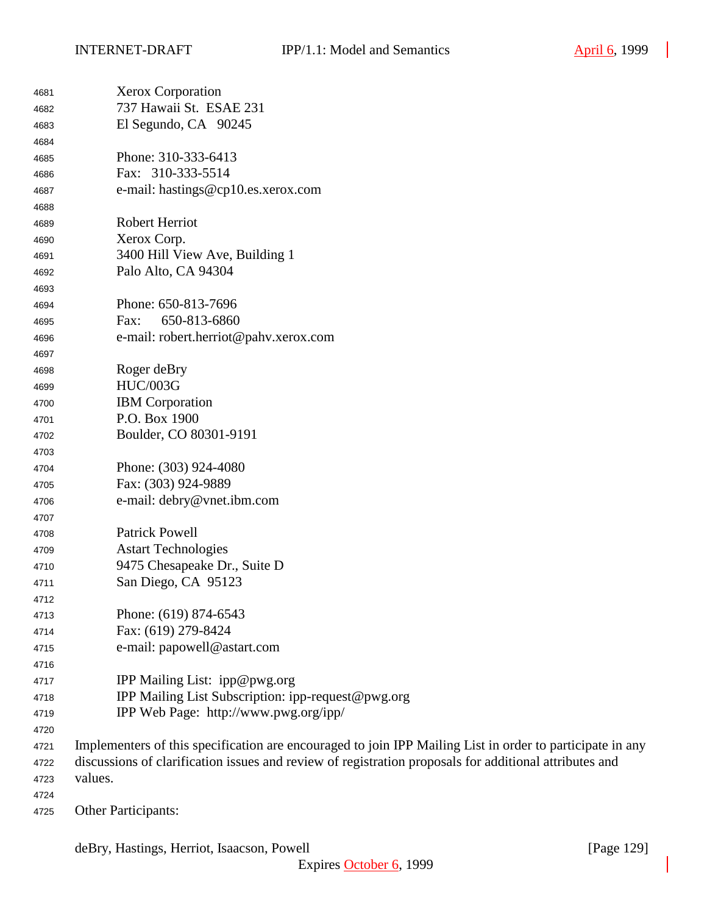Xerox Corporation
737 Hawaii St.  ESAE 231
El Segundo, CA   90245

Phone: 310-333-6413
Fax:   310-333-5514
e-mail: hastings@cp10.es.xerox.com

Robert Herriot
Xerox Corp.
3400 Hill View Ave, Building 1
Palo Alto, CA 94304

Phone: 650-813-7696
Fax:      650-813-6860
e-mail: robert.herriot@pahv.xerox.com

Roger deBry
HUC/003G
IBM Corporation
P.O. Box 1900
Boulder, CO 80301-9191

Phone: (303) 924-4080
Fax: (303) 924-9889
e-mail: debry@vnet.ibm.com

Patrick Powell
Astart Technologies
9475 Chesapeake Dr., Suite D
San Diego, CA  95123

Phone: (619) 874-6543
Fax: (619) 279-8424
e-mail: papowell@astart.com

IPP Mailing List:  ipp@pwg.org
IPP Mailing List Subscription: ipp-request@pwg.org
IPP Web Page:  http://www.pwg.org/ipp/

Implementers of this specification are encouraged to join IPP Mailing List in order to participate in any discussions of clarification issues and review of registration proposals for additional attributes and values.

Other Participants: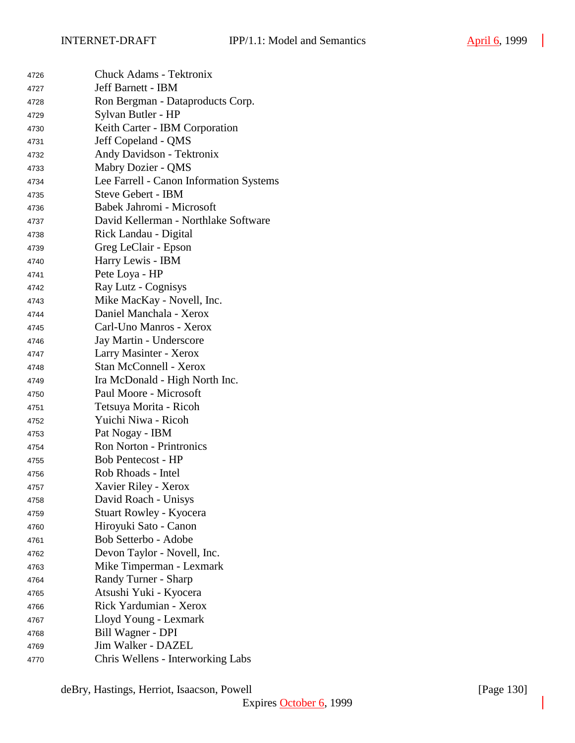Chuck Adams - Tektronix
Jeff Barnett - IBM
Ron Bergman - Dataproducts Corp.
Sylvan Butler - HP
Keith Carter - IBM Corporation
Jeff Copeland - QMS
Andy Davidson - Tektronix
Mabry Dozier - QMS
Lee Farrell - Canon Information Systems
Steve Gebert - IBM
Babek Jahromi - Microsoft
David Kellerman - Northlake Software
Rick Landau - Digital
Greg LeClair - Epson
Harry Lewis - IBM
Pete Loya - HP
Ray Lutz - Cognisys
Mike MacKay - Novell, Inc.
Daniel Manchala - Xerox
Carl-Uno Manros - Xerox
Jay Martin - Underscore
Larry Masinter - Xerox
Stan McConnell - Xerox
Ira McDonald - High North Inc.
Paul Moore - Microsoft
Tetsuya Morita - Ricoh
Yuichi Niwa - Ricoh
Pat Nogay - IBM
Ron Norton - Printronics
Bob Pentecost - HP
Rob Rhoads - Intel
Xavier Riley - Xerox
David Roach - Unisys
Stuart Rowley - Kyocera
Hiroyuki Sato - Canon
Bob Setterbo - Adobe
Devon Taylor - Novell, Inc.
Mike Timperman - Lexmark
Randy Turner - Sharp
Atsushi Yuki - Kyocera
Rick Yardumian - Xerox
Lloyd Young - Lexmark
Bill Wagner - DPI
Jim Walker - DAZEL
Chris Wellens - Interworking Labs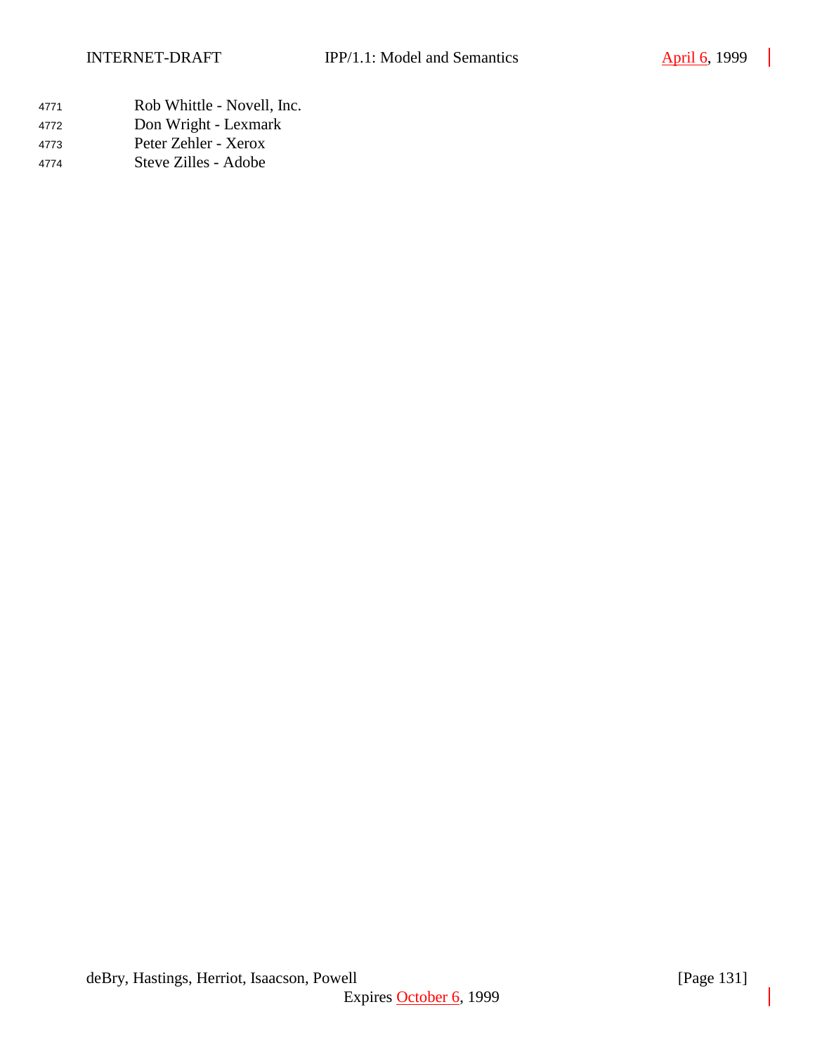Rob Whittle - Novell, Inc.
Don Wright - Lexmark
Peter Zehler - Xerox
Steve Zilles - Adobe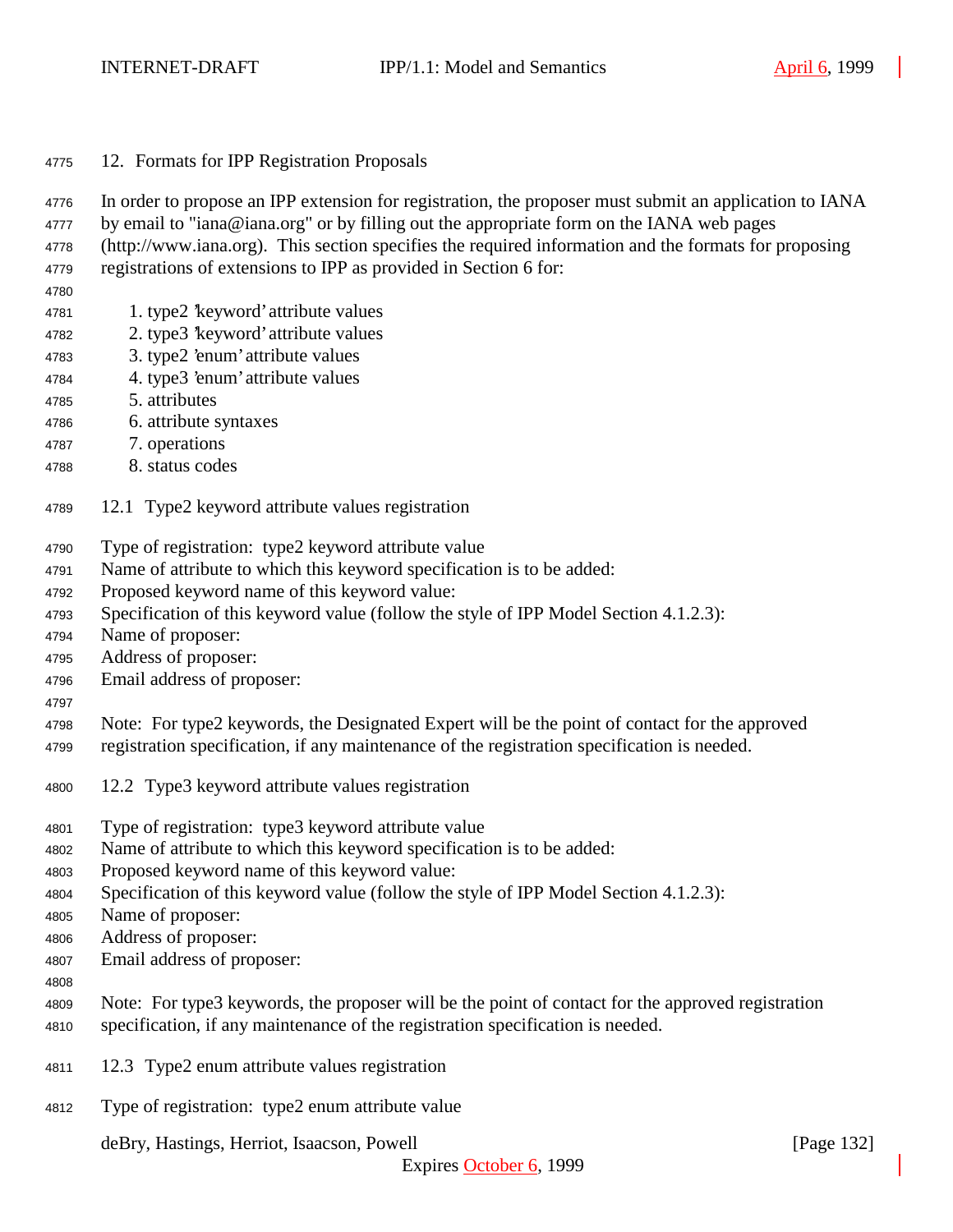## 12. Formats for IPP Registration Proposals

In order to propose an IPP extension for registration, the proposer must submit an application to IANA by email to "iana@iana.org" or by filling out the appropriate form on the IANA web pages (http://www.iana.org). This section specifies the required information and the formats for proposing registrations of extensions to IPP as provided in Section 6 for:

1. type2 'keyword' attribute values
2. type3 'keyword' attribute values
3. type2 'enum' attribute values
4. type3 'enum' attribute values
5. attributes
6. attribute syntaxes
7. operations
8. status codes

### 12.1 Type2 keyword attribute values registration

Type of registration: type2 keyword attribute value
Name of attribute to which this keyword specification is to be added:
Proposed keyword name of this keyword value:
Specification of this keyword value (follow the style of IPP Model Section 4.1.2.3):
Name of proposer:
Address of proposer:
Email address of proposer:

Note: For type2 keywords, the Designated Expert will be the point of contact for the approved registration specification, if any maintenance of the registration specification is needed.

### 12.2 Type3 keyword attribute values registration

Type of registration: type3 keyword attribute value
Name of attribute to which this keyword specification is to be added:
Proposed keyword name of this keyword value:
Specification of this keyword value (follow the style of IPP Model Section 4.1.2.3):
Name of proposer:
Address of proposer:
Email address of proposer:

Note: For type3 keywords, the proposer will be the point of contact for the approved registration specification, if any maintenance of the registration specification is needed.

### 12.3 Type2 enum attribute values registration

Type of registration: type2 enum attribute value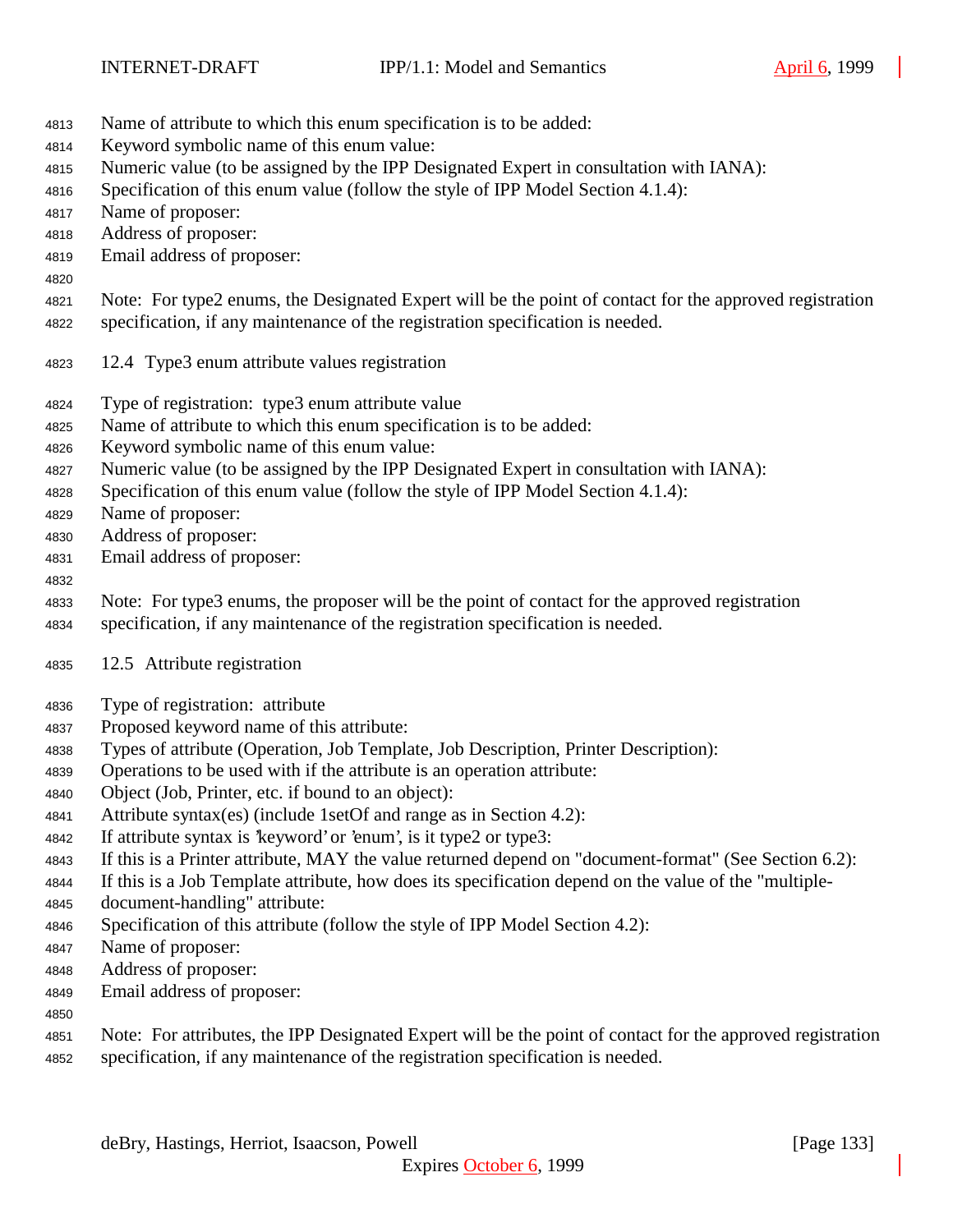Name of attribute to which this enum specification is to be added:
Keyword symbolic name of this enum value:
Numeric value (to be assigned by the IPP Designated Expert in consultation with IANA):
Specification of this enum value (follow the style of IPP Model Section 4.1.4):
Name of proposer:
Address of proposer:
Email address of proposer:

Note: For type2 enums, the Designated Expert will be the point of contact for the approved registration specification, if any maintenance of the registration specification is needed.

## 12.4 Type3 enum attribute values registration

Type of registration: type3 enum attribute value
Name of attribute to which this enum specification is to be added:
Keyword symbolic name of this enum value:
Numeric value (to be assigned by the IPP Designated Expert in consultation with IANA):
Specification of this enum value (follow the style of IPP Model Section 4.1.4):
Name of proposer:
Address of proposer:
Email address of proposer:

Note: For type3 enums, the proposer will be the point of contact for the approved registration specification, if any maintenance of the registration specification is needed.

## 12.5 Attribute registration

Type of registration: attribute
Proposed keyword name of this attribute:
Types of attribute (Operation, Job Template, Job Description, Printer Description):
Operations to be used with if the attribute is an operation attribute:
Object (Job, Printer, etc. if bound to an object):
Attribute syntax(es) (include 1setOf and range as in Section 4.2):
If attribute syntax is 'keyword' or 'enum', is it type2 or type3:
If this is a Printer attribute, MAY the value returned depend on "document-format" (See Section 6.2):
If this is a Job Template attribute, how does its specification depend on the value of the "multiple-document-handling" attribute:
Specification of this attribute (follow the style of IPP Model Section 4.2):
Name of proposer:
Address of proposer:
Email address of proposer:

Note: For attributes, the IPP Designated Expert will be the point of contact for the approved registration specification, if any maintenance of the registration specification is needed.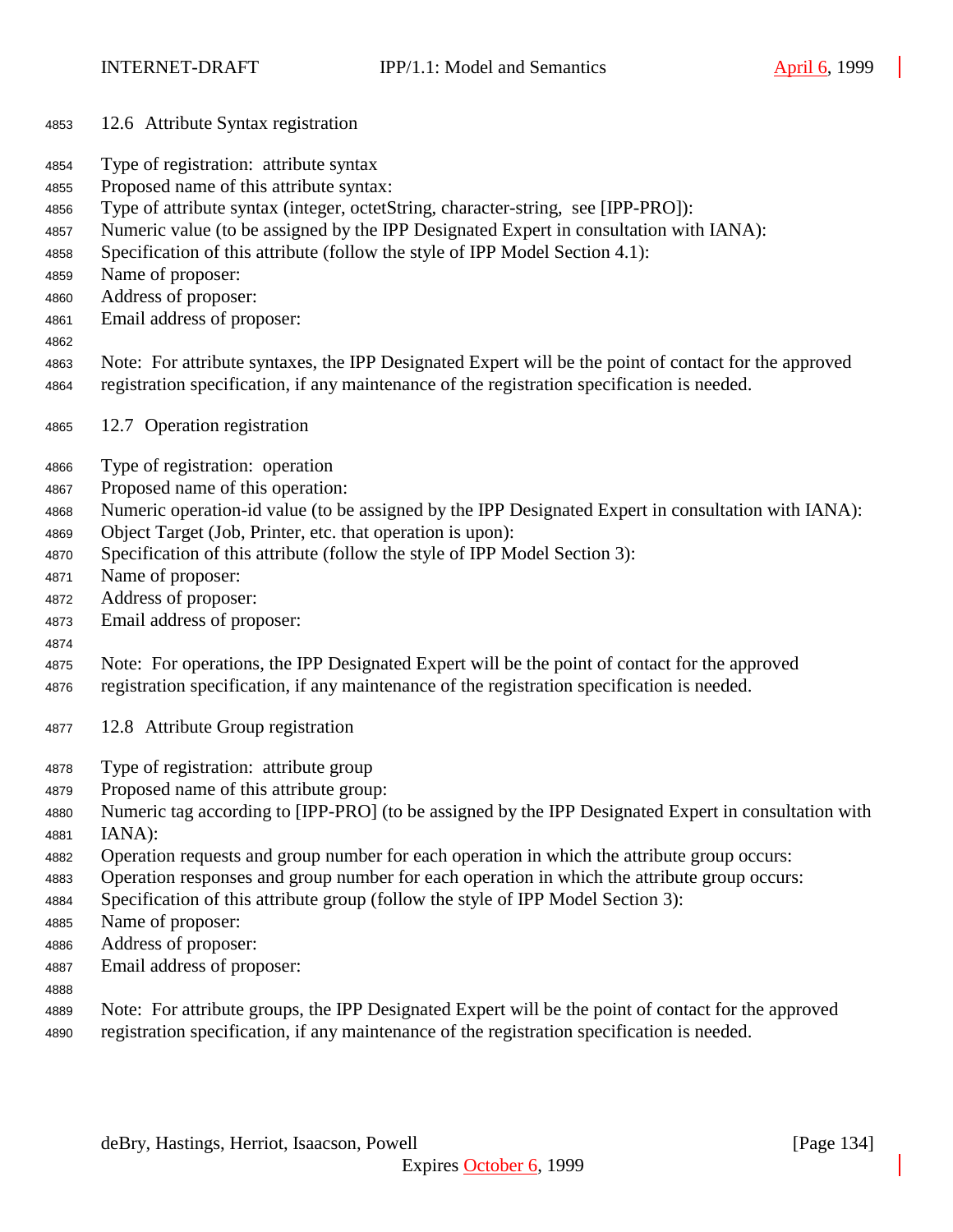## 12.6 Attribute Syntax registration

Type of registration: attribute syntax
Proposed name of this attribute syntax:
Type of attribute syntax (integer, octetString, character-string, see [IPP-PRO]):
Numeric value (to be assigned by the IPP Designated Expert in consultation with IANA):
Specification of this attribute (follow the style of IPP Model Section 4.1):
Name of proposer:
Address of proposer:
Email address of proposer:

Note: For attribute syntaxes, the IPP Designated Expert will be the point of contact for the approved registration specification, if any maintenance of the registration specification is needed.

## 12.7 Operation registration

Type of registration: operation
Proposed name of this operation:
Numeric operation-id value (to be assigned by the IPP Designated Expert in consultation with IANA):
Object Target (Job, Printer, etc. that operation is upon):
Specification of this attribute (follow the style of IPP Model Section 3):
Name of proposer:
Address of proposer:
Email address of proposer:

Note: For operations, the IPP Designated Expert will be the point of contact for the approved registration specification, if any maintenance of the registration specification is needed.

## 12.8 Attribute Group registration

Type of registration: attribute group
Proposed name of this attribute group:
Numeric tag according to [IPP-PRO] (to be assigned by the IPP Designated Expert in consultation with IANA):
Operation requests and group number for each operation in which the attribute group occurs:
Operation responses and group number for each operation in which the attribute group occurs:
Specification of this attribute group (follow the style of IPP Model Section 3):
Name of proposer:
Address of proposer:
Email address of proposer:

Note: For attribute groups, the IPP Designated Expert will be the point of contact for the approved registration specification, if any maintenance of the registration specification is needed.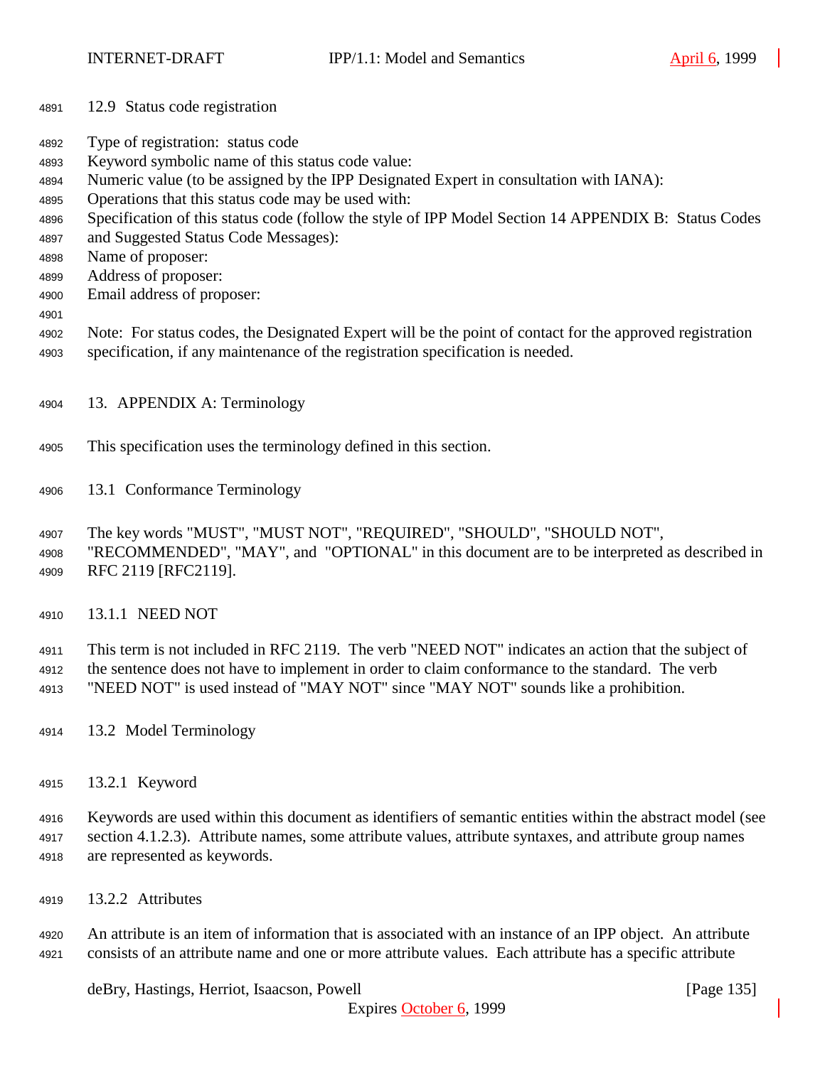### 12.9 Status code registration

Type of registration: status code
Keyword symbolic name of this status code value:
Numeric value (to be assigned by the IPP Designated Expert in consultation with IANA):
Operations that this status code may be used with:
Specification of this status code (follow the style of IPP Model Section 14 APPENDIX B: Status Codes and Suggested Status Code Messages):
Name of proposer:
Address of proposer:
Email address of proposer:

Note: For status codes, the Designated Expert will be the point of contact for the approved registration specification, if any maintenance of the registration specification is needed.

# 13. APPENDIX A: Terminology

This specification uses the terminology defined in this section.

## 13.1 Conformance Terminology

The key words "MUST", "MUST NOT", "REQUIRED", "SHOULD", "SHOULD NOT", "RECOMMENDED", "MAY", and "OPTIONAL" in this document are to be interpreted as described in RFC 2119 [RFC2119].

### 13.1.1 NEED NOT

This term is not included in RFC 2119. The verb "NEED NOT" indicates an action that the subject of the sentence does not have to implement in order to claim conformance to the standard. The verb "NEED NOT" is used instead of "MAY NOT" since "MAY NOT" sounds like a prohibition.

## 13.2 Model Terminology

### 13.2.1 Keyword

Keywords are used within this document as identifiers of semantic entities within the abstract model (see section 4.1.2.3). Attribute names, some attribute values, attribute syntaxes, and attribute group names are represented as keywords.

### 13.2.2 Attributes

An attribute is an item of information that is associated with an instance of an IPP object. An attribute consists of an attribute name and one or more attribute values. Each attribute has a specific attribute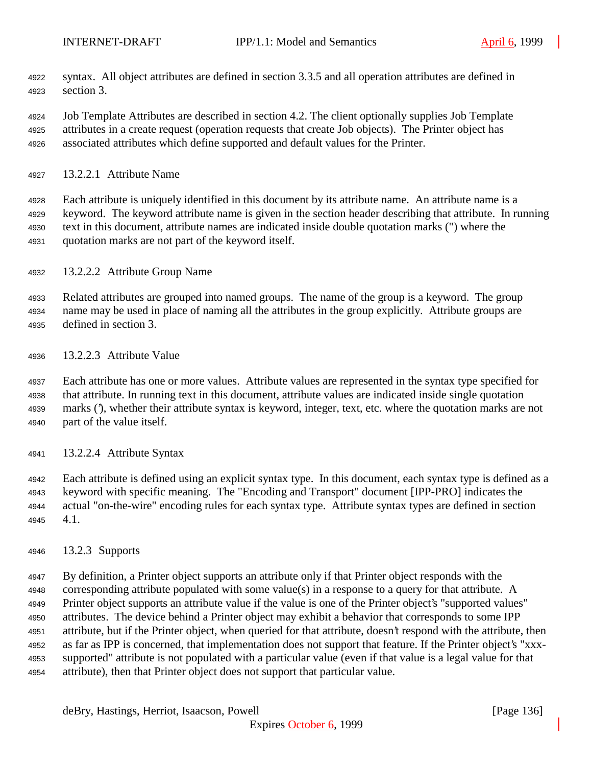syntax. All object attributes are defined in section 3.3.5 and all operation attributes are defined in section 3.

Job Template Attributes are described in section 4.2. The client optionally supplies Job Template attributes in a create request (operation requests that create Job objects). The Printer object has associated attributes which define supported and default values for the Printer.

#### 13.2.2.1 Attribute Name

Each attribute is uniquely identified in this document by its attribute name. An attribute name is a keyword. The keyword attribute name is given in the section header describing that attribute. In running text in this document, attribute names are indicated inside double quotation marks (") where the quotation marks are not part of the keyword itself.

#### 13.2.2.2 Attribute Group Name

Related attributes are grouped into named groups. The name of the group is a keyword. The group name may be used in place of naming all the attributes in the group explicitly. Attribute groups are defined in section 3.

#### 13.2.2.3 Attribute Value

Each attribute has one or more values. Attribute values are represented in the syntax type specified for that attribute. In running text in this document, attribute values are indicated inside single quotation marks ('), whether their attribute syntax is keyword, integer, text, etc. where the quotation marks are not part of the value itself.

#### 13.2.2.4 Attribute Syntax

Each attribute is defined using an explicit syntax type. In this document, each syntax type is defined as a keyword with specific meaning. The "Encoding and Transport" document [IPP-PRO] indicates the actual "on-the-wire" encoding rules for each syntax type. Attribute syntax types are defined in section 4.1.

### 13.2.3 Supports

By definition, a Printer object supports an attribute only if that Printer object responds with the corresponding attribute populated with some value(s) in a response to a query for that attribute. A Printer object supports an attribute value if the value is one of the Printer object's "supported values" attributes. The device behind a Printer object may exhibit a behavior that corresponds to some IPP attribute, but if the Printer object, when queried for that attribute, doesn't respond with the attribute, then as far as IPP is concerned, that implementation does not support that feature. If the Printer object's "xxx-supported" attribute is not populated with a particular value (even if that value is a legal value for that attribute), then that Printer object does not support that particular value.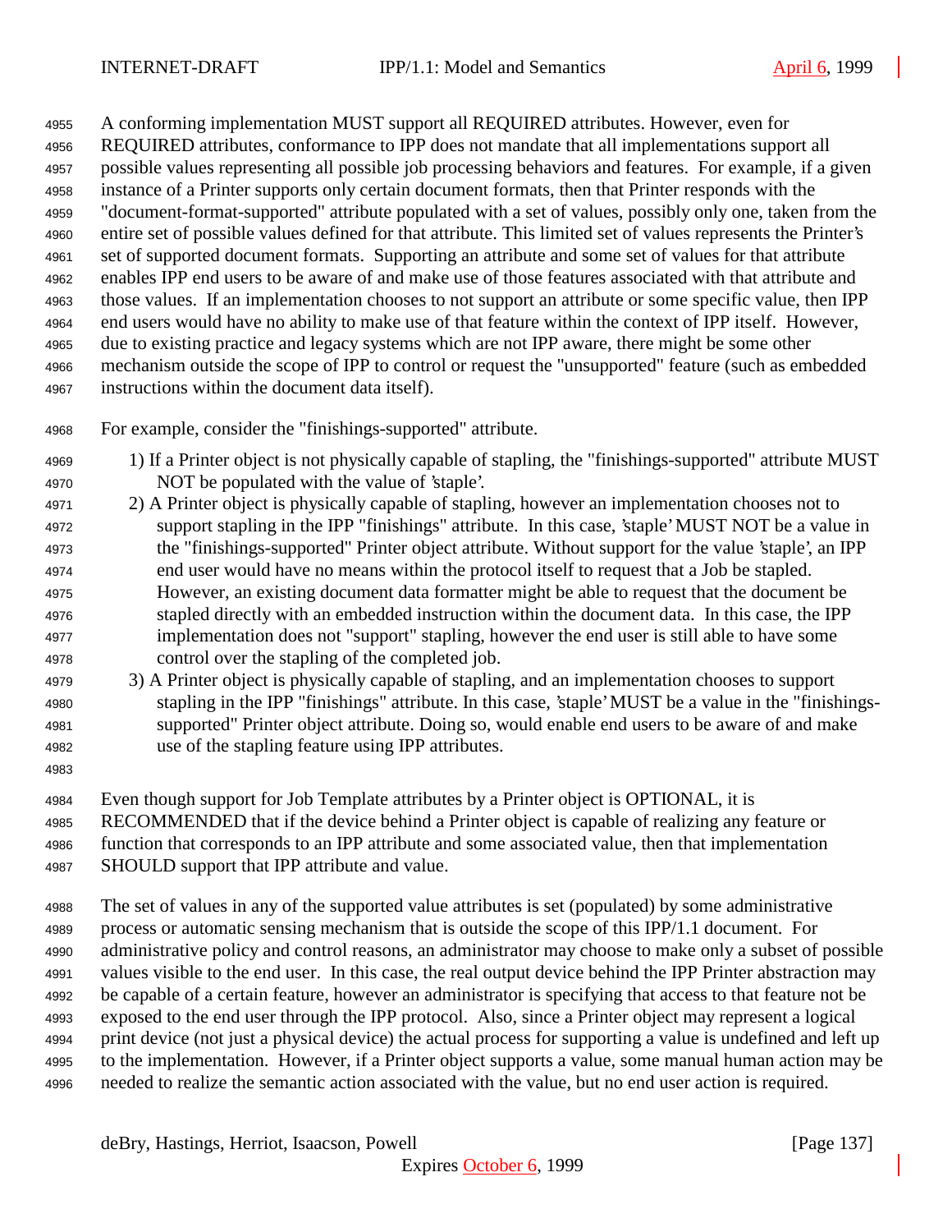A conforming implementation MUST support all REQUIRED attributes. However, even for REQUIRED attributes, conformance to IPP does not mandate that all implementations support all possible values representing all possible job processing behaviors and features. For example, if a given instance of a Printer supports only certain document formats, then that Printer responds with the "document-format-supported" attribute populated with a set of values, possibly only one, taken from the entire set of possible values defined for that attribute. This limited set of values represents the Printer's set of supported document formats. Supporting an attribute and some set of values for that attribute enables IPP end users to be aware of and make use of those features associated with that attribute and those values. If an implementation chooses to not support an attribute or some specific value, then IPP end users would have no ability to make use of that feature within the context of IPP itself. However, due to existing practice and legacy systems which are not IPP aware, there might be some other mechanism outside the scope of IPP to control or request the "unsupported" feature (such as embedded instructions within the document data itself).

For example, consider the "finishings-supported" attribute.

1) If a Printer object is not physically capable of stapling, the "finishings-supported" attribute MUST NOT be populated with the value of 'staple'.
2) A Printer object is physically capable of stapling, however an implementation chooses not to support stapling in the IPP "finishings" attribute. In this case, 'staple' MUST NOT be a value in the "finishings-supported" Printer object attribute. Without support for the value 'staple', an IPP end user would have no means within the protocol itself to request that a Job be stapled. However, an existing document data formatter might be able to request that the document be stapled directly with an embedded instruction within the document data. In this case, the IPP implementation does not "support" stapling, however the end user is still able to have some control over the stapling of the completed job.
3) A Printer object is physically capable of stapling, and an implementation chooses to support stapling in the IPP "finishings" attribute. In this case, 'staple' MUST be a value in the "finishings-supported" Printer object attribute. Doing so, would enable end users to be aware of and make use of the stapling feature using IPP attributes.

Even though support for Job Template attributes by a Printer object is OPTIONAL, it is RECOMMENDED that if the device behind a Printer object is capable of realizing any feature or function that corresponds to an IPP attribute and some associated value, then that implementation SHOULD support that IPP attribute and value.

The set of values in any of the supported value attributes is set (populated) by some administrative process or automatic sensing mechanism that is outside the scope of this IPP/1.1 document. For administrative policy and control reasons, an administrator may choose to make only a subset of possible values visible to the end user. In this case, the real output device behind the IPP Printer abstraction may be capable of a certain feature, however an administrator is specifying that access to that feature not be exposed to the end user through the IPP protocol. Also, since a Printer object may represent a logical print device (not just a physical device) the actual process for supporting a value is undefined and left up to the implementation. However, if a Printer object supports a value, some manual human action may be needed to realize the semantic action associated with the value, but no end user action is required.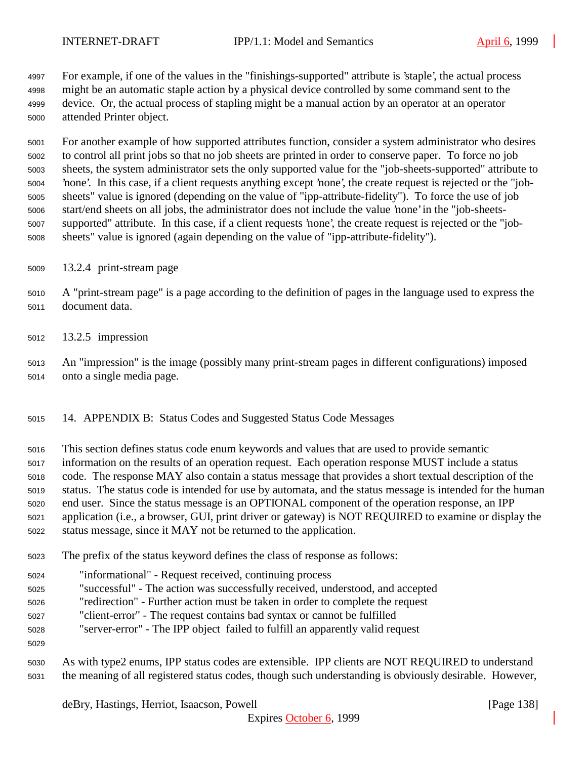For example, if one of the values in the "finishings-supported" attribute is 'staple', the actual process might be an automatic staple action by a physical device controlled by some command sent to the device. Or, the actual process of stapling might be a manual action by an operator at an operator attended Printer object.

For another example of how supported attributes function, consider a system administrator who desires to control all print jobs so that no job sheets are printed in order to conserve paper. To force no job sheets, the system administrator sets the only supported value for the "job-sheets-supported" attribute to 'none'. In this case, if a client requests anything except 'none', the create request is rejected or the "job-sheets" value is ignored (depending on the value of "ipp-attribute-fidelity"). To force the use of job start/end sheets on all jobs, the administrator does not include the value 'none' in the "job-sheets-supported" attribute. In this case, if a client requests 'none', the create request is rejected or the "job-sheets" value is ignored (again depending on the value of "ipp-attribute-fidelity").

### 13.2.4 print-stream page

A "print-stream page" is a page according to the definition of pages in the language used to express the document data.

### 13.2.5 impression

An "impression" is the image (possibly many print-stream pages in different configurations) imposed onto a single media page.

## 14. APPENDIX B: Status Codes and Suggested Status Code Messages

This section defines status code enum keywords and values that are used to provide semantic information on the results of an operation request. Each operation response MUST include a status code. The response MAY also contain a status message that provides a short textual description of the status. The status code is intended for use by automata, and the status message is intended for the human end user. Since the status message is an OPTIONAL component of the operation response, an IPP application (i.e., a browser, GUI, print driver or gateway) is NOT REQUIRED to examine or display the status message, since it MAY not be returned to the application.

The prefix of the status keyword defines the class of response as follows:

- "informational" - Request received, continuing process
- "successful" - The action was successfully received, understood, and accepted
- "redirection" - Further action must be taken in order to complete the request
- "client-error" - The request contains bad syntax or cannot be fulfilled
- "server-error" - The IPP object failed to fulfill an apparently valid request

As with type2 enums, IPP status codes are extensible. IPP clients are NOT REQUIRED to understand the meaning of all registered status codes, though such understanding is obviously desirable. However,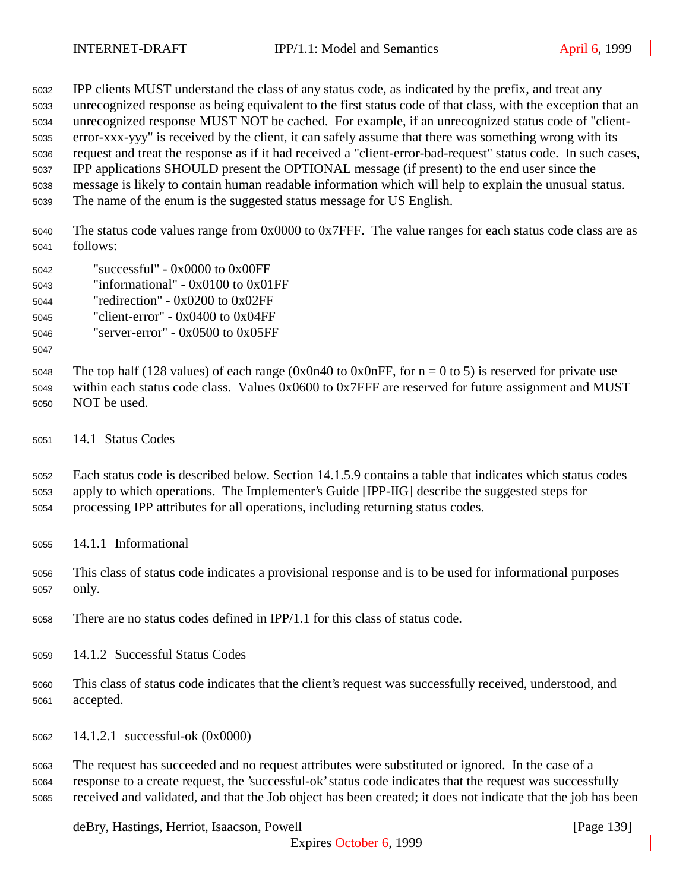IPP clients MUST understand the class of any status code, as indicated by the prefix, and treat any unrecognized response as being equivalent to the first status code of that class, with the exception that an unrecognized response MUST NOT be cached. For example, if an unrecognized status code of "client-error-xxx-yyy" is received by the client, it can safely assume that there was something wrong with its request and treat the response as if it had received a "client-error-bad-request" status code. In such cases, IPP applications SHOULD present the OPTIONAL message (if present) to the end user since the message is likely to contain human readable information which will help to explain the unusual status. The name of the enum is the suggested status message for US English.

The status code values range from 0x0000 to 0x7FFF. The value ranges for each status code class are as follows:

```
"successful" - 0x0000 to 0x00FF
"informational" - 0x0100 to 0x01FF
"redirection" - 0x0200 to 0x02FF
"client-error" - 0x0400 to 0x04FF
"server-error" - 0x0500 to 0x05FF
```

The top half (128 values) of each range (0x0n40 to 0x0nFF, for n = 0 to 5) is reserved for private use within each status code class. Values 0x0600 to 0x7FFF are reserved for future assignment and MUST NOT be used.

## 14.1 Status Codes

Each status code is described below. Section 14.1.5.9 contains a table that indicates which status codes apply to which operations. The Implementer's Guide [IPP-IIG] describe the suggested steps for processing IPP attributes for all operations, including returning status codes.

### 14.1.1 Informational

This class of status code indicates a provisional response and is to be used for informational purposes only.

There are no status codes defined in IPP/1.1 for this class of status code.

### 14.1.2 Successful Status Codes

This class of status code indicates that the client's request was successfully received, understood, and accepted.

#### 14.1.2.1 successful-ok (0x0000)

The request has succeeded and no request attributes were substituted or ignored. In the case of a response to a create request, the 'successful-ok' status code indicates that the request was successfully received and validated, and that the Job object has been created; it does not indicate that the job has been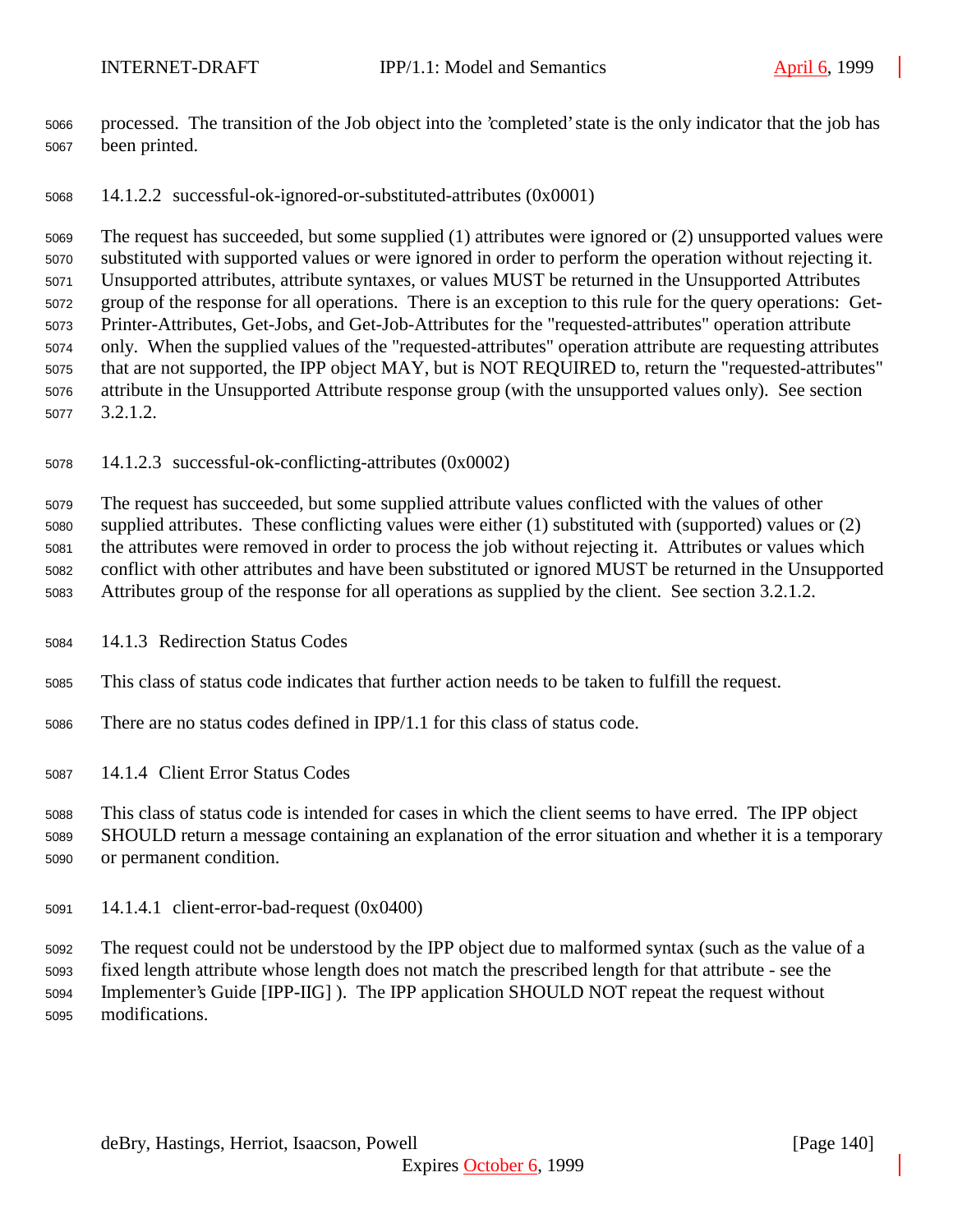processed. The transition of the Job object into the 'completed' state is the only indicator that the job has been printed.

#### 14.1.2.2 successful-ok-ignored-or-substituted-attributes (0x0001)

The request has succeeded, but some supplied (1) attributes were ignored or (2) unsupported values were substituted with supported values or were ignored in order to perform the operation without rejecting it. Unsupported attributes, attribute syntaxes, or values MUST be returned in the Unsupported Attributes group of the response for all operations. There is an exception to this rule for the query operations: Get-Printer-Attributes, Get-Jobs, and Get-Job-Attributes for the "requested-attributes" operation attribute only. When the supplied values of the "requested-attributes" operation attribute are requesting attributes that are not supported, the IPP object MAY, but is NOT REQUIRED to, return the "requested-attributes" attribute in the Unsupported Attribute response group (with the unsupported values only). See section 3.2.1.2.

#### 14.1.2.3 successful-ok-conflicting-attributes (0x0002)

The request has succeeded, but some supplied attribute values conflicted with the values of other supplied attributes. These conflicting values were either (1) substituted with (supported) values or (2) the attributes were removed in order to process the job without rejecting it. Attributes or values which conflict with other attributes and have been substituted or ignored MUST be returned in the Unsupported Attributes group of the response for all operations as supplied by the client. See section 3.2.1.2.

### 14.1.3 Redirection Status Codes

This class of status code indicates that further action needs to be taken to fulfill the request.

There are no status codes defined in IPP/1.1 for this class of status code.

### 14.1.4 Client Error Status Codes

This class of status code is intended for cases in which the client seems to have erred. The IPP object SHOULD return a message containing an explanation of the error situation and whether it is a temporary or permanent condition.

#### 14.1.4.1 client-error-bad-request (0x0400)

The request could not be understood by the IPP object due to malformed syntax (such as the value of a fixed length attribute whose length does not match the prescribed length for that attribute - see the Implementer's Guide [IPP-IIG] ). The IPP application SHOULD NOT repeat the request without modifications.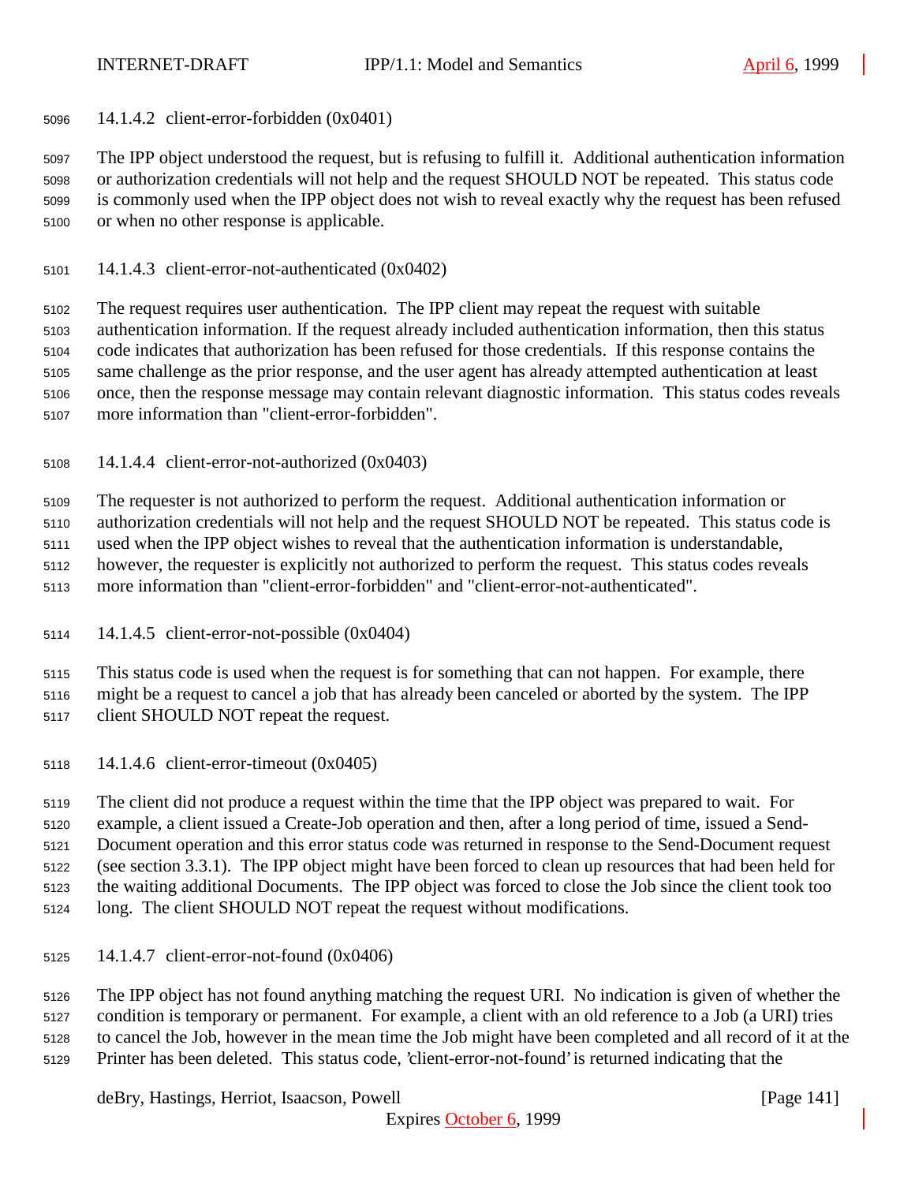#### 14.1.4.2 client-error-forbidden (0x0401)

The IPP object understood the request, but is refusing to fulfill it. Additional authentication information or authorization credentials will not help and the request SHOULD NOT be repeated. This status code is commonly used when the IPP object does not wish to reveal exactly why the request has been refused or when no other response is applicable.

#### 14.1.4.3 client-error-not-authenticated (0x0402)

The request requires user authentication. The IPP client may repeat the request with suitable authentication information. If the request already included authentication information, then this status code indicates that authorization has been refused for those credentials. If this response contains the same challenge as the prior response, and the user agent has already attempted authentication at least once, then the response message may contain relevant diagnostic information. This status codes reveals more information than "client-error-forbidden".

#### 14.1.4.4 client-error-not-authorized (0x0403)

The requester is not authorized to perform the request. Additional authentication information or authorization credentials will not help and the request SHOULD NOT be repeated. This status code is used when the IPP object wishes to reveal that the authentication information is understandable, however, the requester is explicitly not authorized to perform the request. This status codes reveals more information than "client-error-forbidden" and "client-error-not-authenticated".

#### 14.1.4.5 client-error-not-possible (0x0404)

This status code is used when the request is for something that can not happen. For example, there might be a request to cancel a job that has already been canceled or aborted by the system. The IPP client SHOULD NOT repeat the request.

#### 14.1.4.6 client-error-timeout (0x0405)

The client did not produce a request within the time that the IPP object was prepared to wait. For example, a client issued a Create-Job operation and then, after a long period of time, issued a Send-Document operation and this error status code was returned in response to the Send-Document request (see section 3.3.1). The IPP object might have been forced to clean up resources that had been held for the waiting additional Documents. The IPP object was forced to close the Job since the client took too long. The client SHOULD NOT repeat the request without modifications.

#### 14.1.4.7 client-error-not-found (0x0406)

The IPP object has not found anything matching the request URI. No indication is given of whether the condition is temporary or permanent. For example, a client with an old reference to a Job (a URI) tries to cancel the Job, however in the mean time the Job might have been completed and all record of it at the Printer has been deleted. This status code, 'client-error-not-found' is returned indicating that the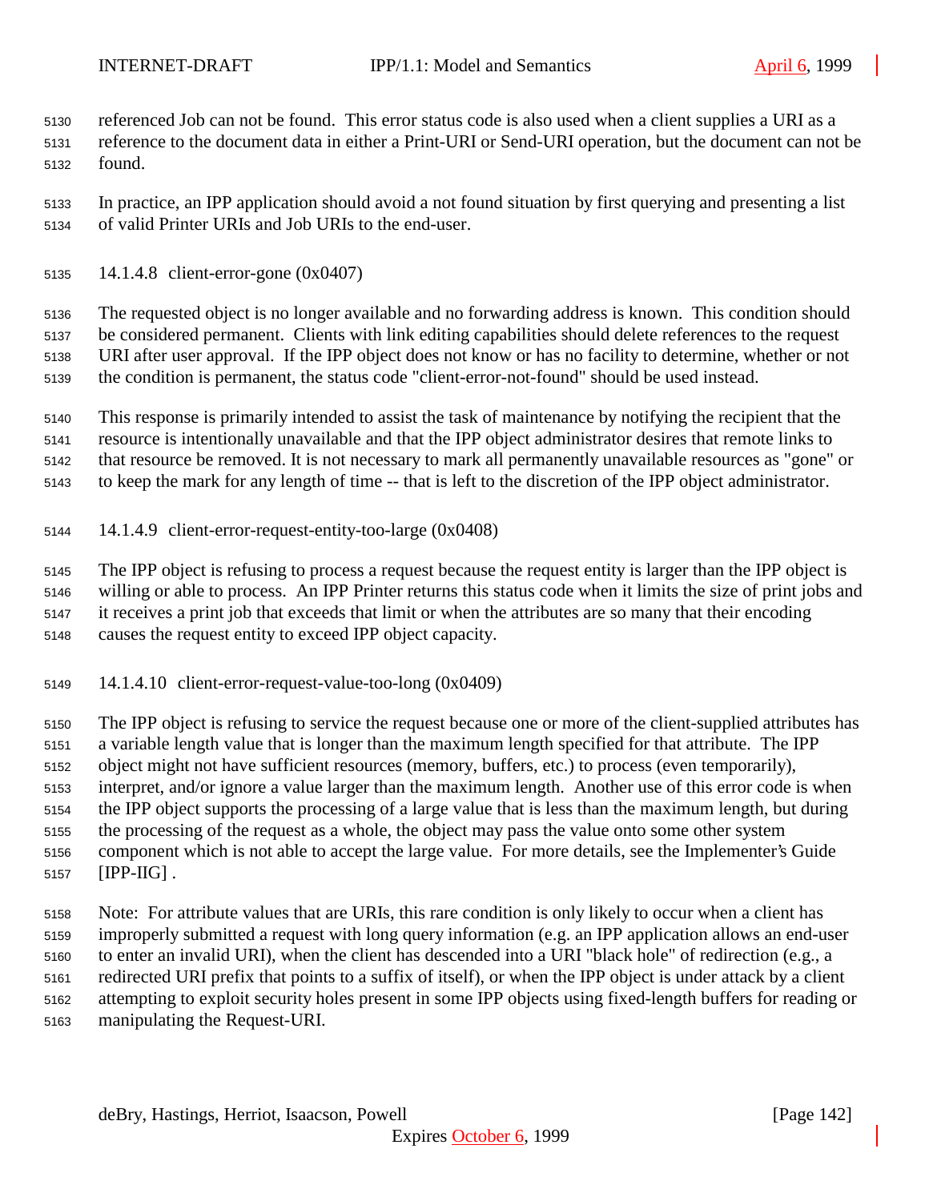referenced Job can not be found. This error status code is also used when a client supplies a URI as a reference to the document data in either a Print-URI or Send-URI operation, but the document can not be found.

In practice, an IPP application should avoid a not found situation by first querying and presenting a list of valid Printer URIs and Job URIs to the end-user.

#### 14.1.4.8 client-error-gone (0x0407)

The requested object is no longer available and no forwarding address is known. This condition should be considered permanent. Clients with link editing capabilities should delete references to the request URI after user approval. If the IPP object does not know or has no facility to determine, whether or not the condition is permanent, the status code "client-error-not-found" should be used instead.

This response is primarily intended to assist the task of maintenance by notifying the recipient that the resource is intentionally unavailable and that the IPP object administrator desires that remote links to that resource be removed. It is not necessary to mark all permanently unavailable resources as "gone" or to keep the mark for any length of time -- that is left to the discretion of the IPP object administrator.

#### 14.1.4.9 client-error-request-entity-too-large (0x0408)

The IPP object is refusing to process a request because the request entity is larger than the IPP object is willing or able to process. An IPP Printer returns this status code when it limits the size of print jobs and it receives a print job that exceeds that limit or when the attributes are so many that their encoding causes the request entity to exceed IPP object capacity.

#### 14.1.4.10 client-error-request-value-too-long (0x0409)

The IPP object is refusing to service the request because one or more of the client-supplied attributes has a variable length value that is longer than the maximum length specified for that attribute. The IPP object might not have sufficient resources (memory, buffers, etc.) to process (even temporarily), interpret, and/or ignore a value larger than the maximum length. Another use of this error code is when the IPP object supports the processing of a large value that is less than the maximum length, but during the processing of the request as a whole, the object may pass the value onto some other system component which is not able to accept the large value. For more details, see the Implementer's Guide [IPP-IIG] .

Note: For attribute values that are URIs, this rare condition is only likely to occur when a client has improperly submitted a request with long query information (e.g. an IPP application allows an end-user to enter an invalid URI), when the client has descended into a URI "black hole" of redirection (e.g., a redirected URI prefix that points to a suffix of itself), or when the IPP object is under attack by a client attempting to exploit security holes present in some IPP objects using fixed-length buffers for reading or manipulating the Request-URI.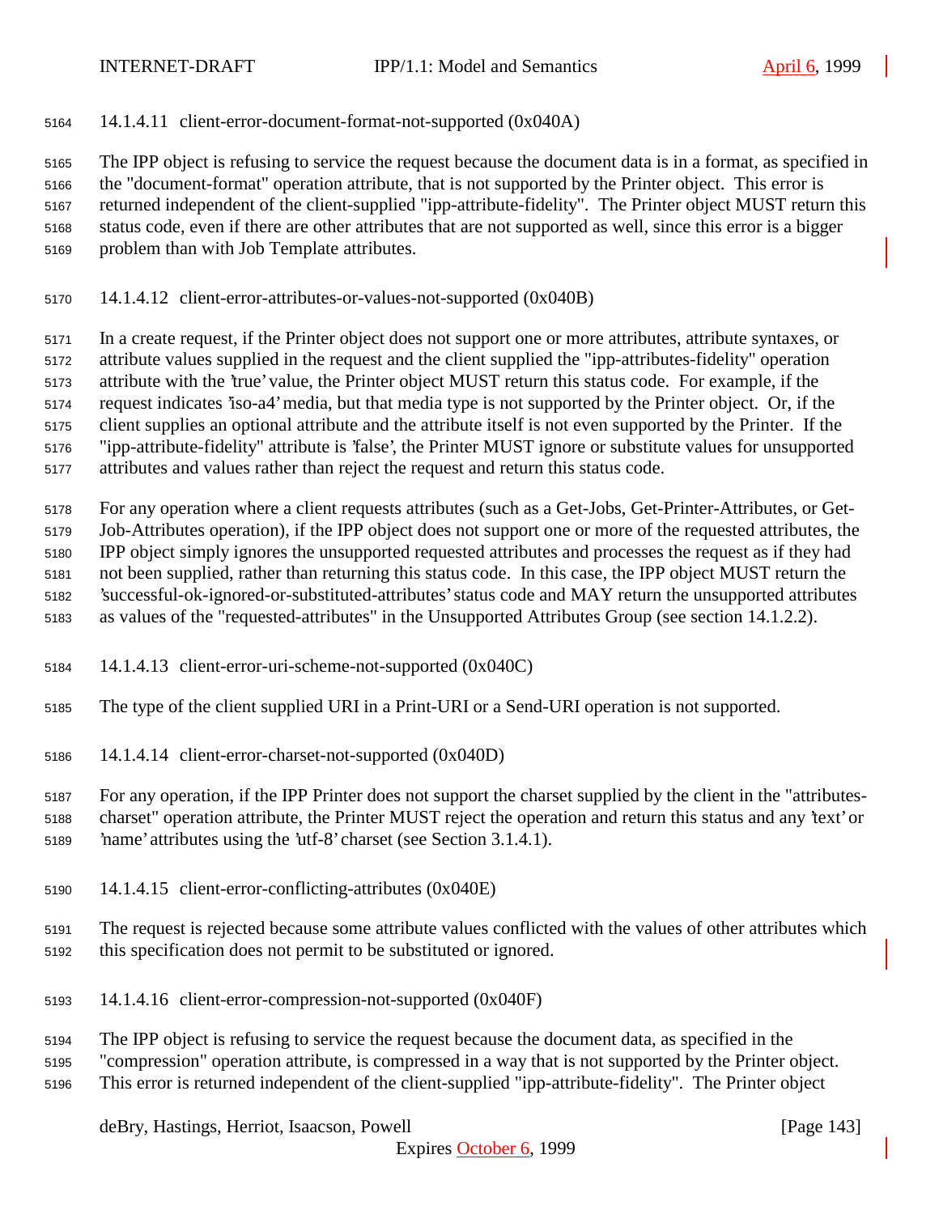#### 14.1.4.11 client-error-document-format-not-supported (0x040A)

The IPP object is refusing to service the request because the document data is in a format, as specified in the "document-format" operation attribute, that is not supported by the Printer object. This error is returned independent of the client-supplied "ipp-attribute-fidelity". The Printer object MUST return this status code, even if there are other attributes that are not supported as well, since this error is a bigger problem than with Job Template attributes.

#### 14.1.4.12 client-error-attributes-or-values-not-supported (0x040B)

In a create request, if the Printer object does not support one or more attributes, attribute syntaxes, or attribute values supplied in the request and the client supplied the "ipp-attributes-fidelity" operation attribute with the 'true' value, the Printer object MUST return this status code. For example, if the request indicates 'iso-a4' media, but that media type is not supported by the Printer object. Or, if the client supplies an optional attribute and the attribute itself is not even supported by the Printer. If the "ipp-attribute-fidelity" attribute is 'false', the Printer MUST ignore or substitute values for unsupported attributes and values rather than reject the request and return this status code.

For any operation where a client requests attributes (such as a Get-Jobs, Get-Printer-Attributes, or Get-Job-Attributes operation), if the IPP object does not support one or more of the requested attributes, the IPP object simply ignores the unsupported requested attributes and processes the request as if they had not been supplied, rather than returning this status code. In this case, the IPP object MUST return the 'successful-ok-ignored-or-substituted-attributes' status code and MAY return the unsupported attributes as values of the "requested-attributes" in the Unsupported Attributes Group (see section 14.1.2.2).

#### 14.1.4.13 client-error-uri-scheme-not-supported (0x040C)

The type of the client supplied URI in a Print-URI or a Send-URI operation is not supported.

#### 14.1.4.14 client-error-charset-not-supported (0x040D)

For any operation, if the IPP Printer does not support the charset supplied by the client in the "attributes-charset" operation attribute, the Printer MUST reject the operation and return this status and any 'text' or 'name' attributes using the 'utf-8' charset (see Section 3.1.4.1).

#### 14.1.4.15 client-error-conflicting-attributes (0x040E)

The request is rejected because some attribute values conflicted with the values of other attributes which this specification does not permit to be substituted or ignored.

#### 14.1.4.16 client-error-compression-not-supported (0x040F)

The IPP object is refusing to service the request because the document data, as specified in the "compression" operation attribute, is compressed in a way that is not supported by the Printer object. This error is returned independent of the client-supplied "ipp-attribute-fidelity". The Printer object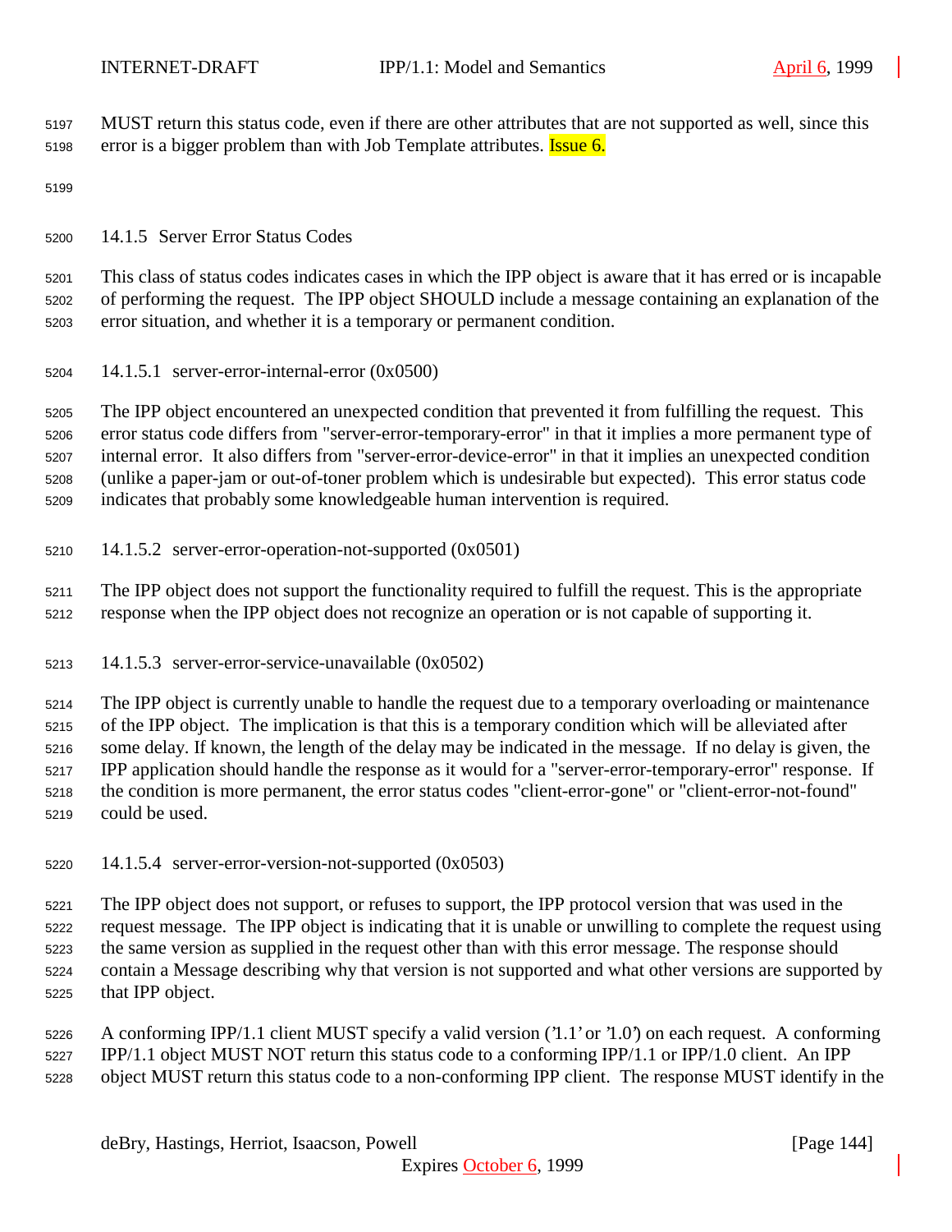MUST return this status code, even if there are other attributes that are not supported as well, since this error is a bigger problem than with Job Template attributes. Issue 6.

#### 14.1.5 Server Error Status Codes

This class of status codes indicates cases in which the IPP object is aware that it has erred or is incapable of performing the request. The IPP object SHOULD include a message containing an explanation of the error situation, and whether it is a temporary or permanent condition.

##### 14.1.5.1 server-error-internal-error (0x0500)

The IPP object encountered an unexpected condition that prevented it from fulfilling the request. This error status code differs from "server-error-temporary-error" in that it implies a more permanent type of internal error. It also differs from "server-error-device-error" in that it implies an unexpected condition (unlike a paper-jam or out-of-toner problem which is undesirable but expected). This error status code indicates that probably some knowledgeable human intervention is required.

##### 14.1.5.2 server-error-operation-not-supported (0x0501)

The IPP object does not support the functionality required to fulfill the request. This is the appropriate response when the IPP object does not recognize an operation or is not capable of supporting it.

##### 14.1.5.3 server-error-service-unavailable (0x0502)

The IPP object is currently unable to handle the request due to a temporary overloading or maintenance of the IPP object. The implication is that this is a temporary condition which will be alleviated after some delay. If known, the length of the delay may be indicated in the message. If no delay is given, the IPP application should handle the response as it would for a "server-error-temporary-error" response. If the condition is more permanent, the error status codes "client-error-gone" or "client-error-not-found" could be used.

##### 14.1.5.4 server-error-version-not-supported (0x0503)

The IPP object does not support, or refuses to support, the IPP protocol version that was used in the request message. The IPP object is indicating that it is unable or unwilling to complete the request using the same version as supplied in the request other than with this error message. The response should contain a Message describing why that version is not supported and what other versions are supported by that IPP object.

A conforming IPP/1.1 client MUST specify a valid version ('1.1' or '1.0') on each request. A conforming IPP/1.1 object MUST NOT return this status code to a conforming IPP/1.1 or IPP/1.0 client. An IPP object MUST return this status code to a non-conforming IPP client. The response MUST identify in the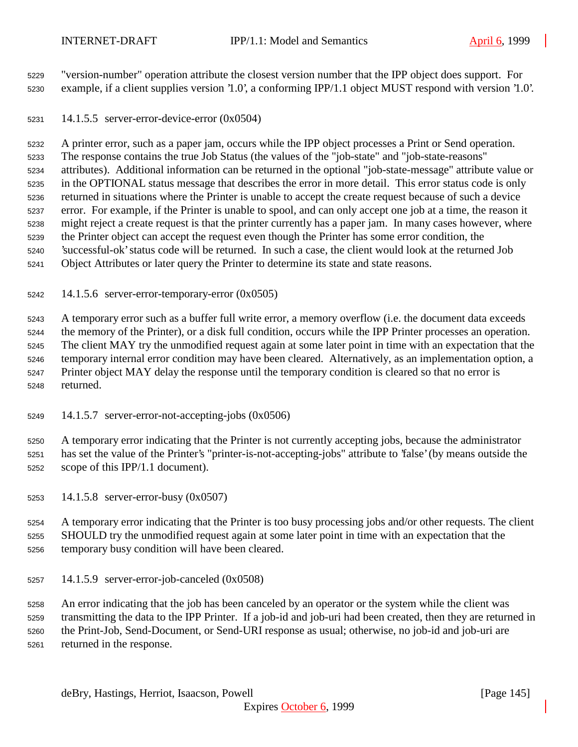"version-number" operation attribute the closest version number that the IPP object does support. For example, if a client supplies version '1.0', a conforming IPP/1.1 object MUST respond with version '1.0'.

#### 14.1.5.5 server-error-device-error (0x0504)

A printer error, such as a paper jam, occurs while the IPP object processes a Print or Send operation. The response contains the true Job Status (the values of the "job-state" and "job-state-reasons" attributes). Additional information can be returned in the optional "job-state-message" attribute value or in the OPTIONAL status message that describes the error in more detail. This error status code is only returned in situations where the Printer is unable to accept the create request because of such a device error. For example, if the Printer is unable to spool, and can only accept one job at a time, the reason it might reject a create request is that the printer currently has a paper jam. In many cases however, where the Printer object can accept the request even though the Printer has some error condition, the 'successful-ok' status code will be returned. In such a case, the client would look at the returned Job Object Attributes or later query the Printer to determine its state and state reasons.

#### 14.1.5.6 server-error-temporary-error (0x0505)

A temporary error such as a buffer full write error, a memory overflow (i.e. the document data exceeds the memory of the Printer), or a disk full condition, occurs while the IPP Printer processes an operation. The client MAY try the unmodified request again at some later point in time with an expectation that the temporary internal error condition may have been cleared. Alternatively, as an implementation option, a Printer object MAY delay the response until the temporary condition is cleared so that no error is returned.

#### 14.1.5.7 server-error-not-accepting-jobs (0x0506)

A temporary error indicating that the Printer is not currently accepting jobs, because the administrator has set the value of the Printer's "printer-is-not-accepting-jobs" attribute to 'false' (by means outside the scope of this IPP/1.1 document).

#### 14.1.5.8 server-error-busy (0x0507)

A temporary error indicating that the Printer is too busy processing jobs and/or other requests. The client SHOULD try the unmodified request again at some later point in time with an expectation that the temporary busy condition will have been cleared.

#### 14.1.5.9 server-error-job-canceled (0x0508)

An error indicating that the job has been canceled by an operator or the system while the client was transmitting the data to the IPP Printer. If a job-id and job-uri had been created, then they are returned in the Print-Job, Send-Document, or Send-URI response as usual; otherwise, no job-id and job-uri are returned in the response.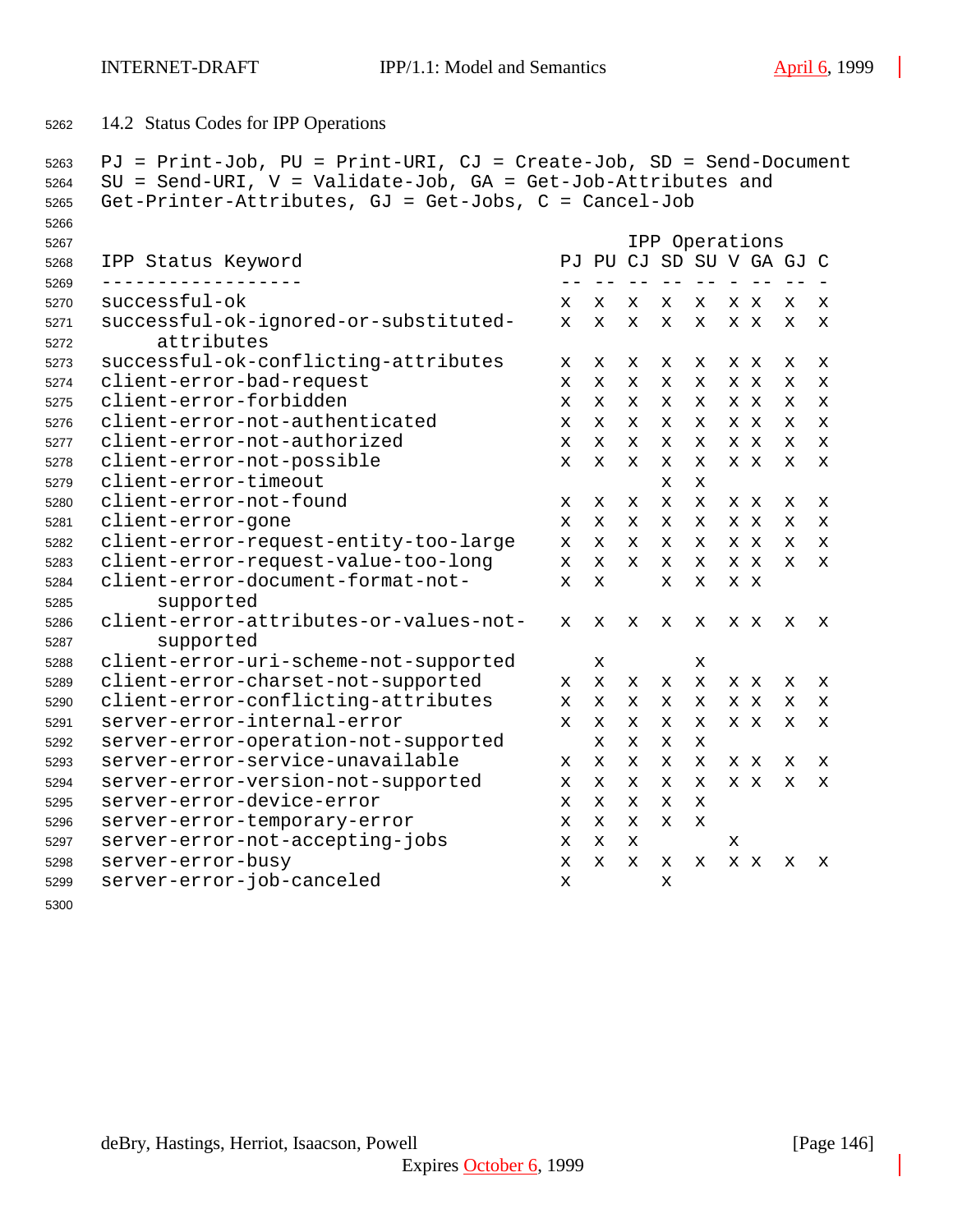## 14.2 Status Codes for IPP Operations

PJ = Print-Job, PU = Print-URI, CJ = Create-Job, SD = Send-Document
SU = Send-URI, V = Validate-Job, GA = Get-Job-Attributes and
Get-Printer-Attributes, GJ = Get-Jobs, C = Cancel-Job

| IPP Status Keyword | IPP Operations | | | | | | | | |
|---|---|---|---|---|---|---|---|---|---|
| | PJ | PU | CJ | SD | SU | V | GA | GJ | C |
| successful-ok | x | x | x | x | x | x | x | x | x |
| successful-ok-ignored-or-substituted-attributes | x | x | x | x | x | x | x | x | x |
| successful-ok-conflicting-attributes | x | x | x | x | x | x | x | x | x |
| client-error-bad-request | x | x | x | x | x | x | x | x | x |
| client-error-forbidden | x | x | x | x | x | x | x | x | x |
| client-error-not-authenticated | x | x | x | x | x | x | x | x | x |
| client-error-not-authorized | x | x | x | x | x | x | x | x | x |
| client-error-not-possible | x | x | x | x | x | x | x | x | x |
| client-error-timeout | | | | x | x | | | | |
| client-error-not-found | x | x | x | x | x | x | x | x | x |
| client-error-gone | x | x | x | x | x | x | x | x | x |
| client-error-request-entity-too-large | x | x | x | x | x | x | x | x | x |
| client-error-request-value-too-long | x | x | x | x | x | x | x | x | x |
| client-error-document-format-not-supported | x | x | | x | x | x | x | | |
| client-error-attributes-or-values-not-supported | x | x | x | x | x | x | x | x | x |
| client-error-uri-scheme-not-supported | | x | | | x | | | | |
| client-error-charset-not-supported | x | x | x | x | x | x | x | x | x |
| client-error-conflicting-attributes | x | x | x | x | x | x | x | x | x |
| server-error-internal-error | x | x | x | x | x | x | x | x | x |
| server-error-operation-not-supported | | x | x | x | x | | | | |
| server-error-service-unavailable | x | x | x | x | x | x | x | x | x |
| server-error-version-not-supported | x | x | x | x | x | x | x | x | x |
| server-error-device-error | x | x | x | x | x | | | | |
| server-error-temporary-error | x | x | x | x | x | | | | |
| server-error-not-accepting-jobs | x | x | x | | | x | | | |
| server-error-busy | x | x | x | x | x | x | x | x | x |
| server-error-job-canceled | x | | | x | | | | | |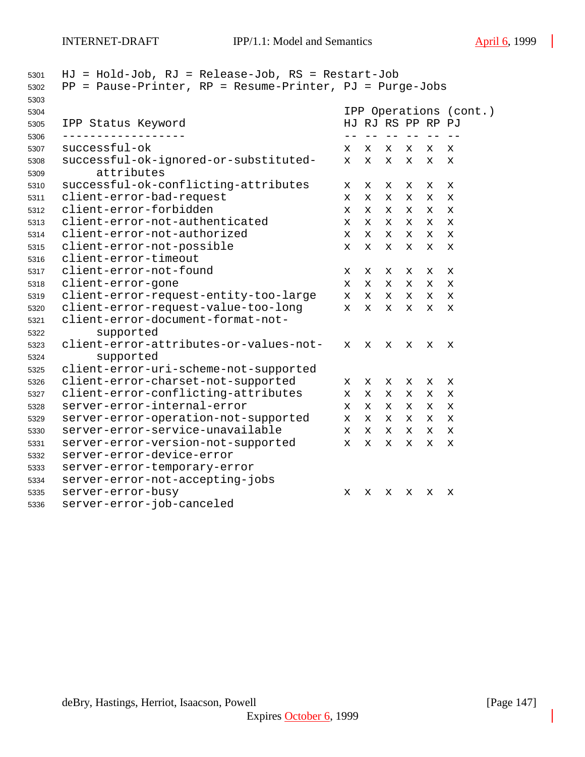HJ = Hold-Job, RJ = Release-Job, RS = Restart-Job
PP = Pause-Printer, RP = Resume-Printer, PJ = Purge-Jobs

| IPP Status Keyword | IPP Operations (cont.) | | | | | |
|---|---|---|---|---|---|---|
| | HJ | RJ | RS | PP | RP | PJ |
| successful-ok | x | x | x | x | x | x |
| successful-ok-ignored-or-substituted-attributes | x | x | x | x | x | x |
| successful-ok-conflicting-attributes | x | x | x | x | x | x |
| client-error-bad-request | x | x | x | x | x | x |
| client-error-forbidden | x | x | x | x | x | x |
| client-error-not-authenticated | x | x | x | x | x | x |
| client-error-not-authorized | x | x | x | x | x | x |
| client-error-not-possible | x | x | x | x | x | x |
| client-error-timeout | | | | | | |
| client-error-not-found | x | x | x | x | x | x |
| client-error-gone | x | x | x | x | x | x |
| client-error-request-entity-too-large | x | x | x | x | x | x |
| client-error-request-value-too-long | x | x | x | x | x | x |
| client-error-document-format-not-supported | | | | | | |
| client-error-attributes-or-values-not-supported | x | x | x | x | x | x |
| client-error-uri-scheme-not-supported | | | | | | |
| client-error-charset-not-supported | x | x | x | x | x | x |
| client-error-conflicting-attributes | x | x | x | x | x | x |
| server-error-internal-error | x | x | x | x | x | x |
| server-error-operation-not-supported | x | x | x | x | x | x |
| server-error-service-unavailable | x | x | x | x | x | x |
| server-error-version-not-supported | x | x | x | x | x | x |
| server-error-device-error | | | | | | |
| server-error-temporary-error | | | | | | |
| server-error-not-accepting-jobs | | | | | | |
| server-error-busy | x | x | x | x | x | x |
| server-error-job-canceled | | | | | | |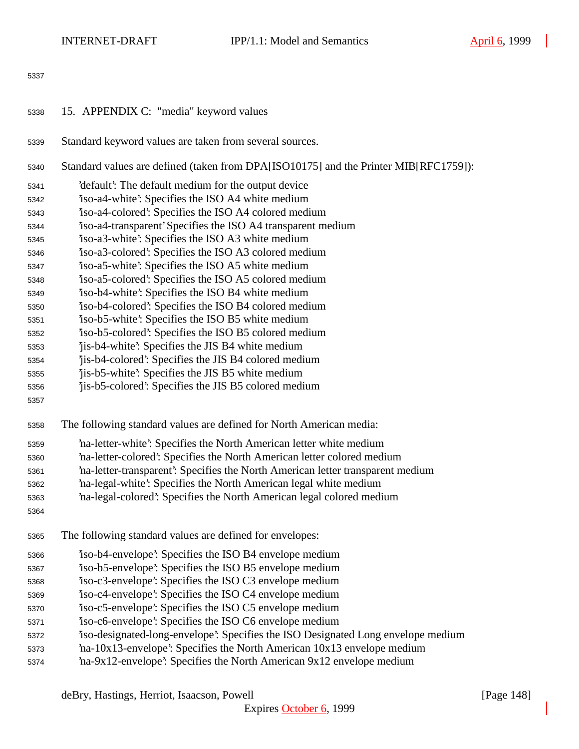## 15. APPENDIX C: "media" keyword values

Standard keyword values are taken from several sources.

Standard values are defined (taken from DPA[ISO10175] and the Printer MIB[RFC1759]):

'default': The default medium for the output device
'iso-a4-white': Specifies the ISO A4 white medium
'iso-a4-colored': Specifies the ISO A4 colored medium
'iso-a4-transparent' Specifies the ISO A4 transparent medium
'iso-a3-white': Specifies the ISO A3 white medium
'iso-a3-colored': Specifies the ISO A3 colored medium
'iso-a5-white': Specifies the ISO A5 white medium
'iso-a5-colored': Specifies the ISO A5 colored medium
'iso-b4-white': Specifies the ISO B4 white medium
'iso-b4-colored': Specifies the ISO B4 colored medium
'iso-b5-white': Specifies the ISO B5 white medium
'iso-b5-colored': Specifies the ISO B5 colored medium
'jis-b4-white': Specifies the JIS B4 white medium
'jis-b4-colored': Specifies the JIS B4 colored medium
'jis-b5-white': Specifies the JIS B5 white medium
'jis-b5-colored': Specifies the JIS B5 colored medium

The following standard values are defined for North American media:

'na-letter-white': Specifies the North American letter white medium
'na-letter-colored': Specifies the North American letter colored medium
'na-letter-transparent': Specifies the North American letter transparent medium
'na-legal-white': Specifies the North American legal white medium
'na-legal-colored': Specifies the North American legal colored medium

The following standard values are defined for envelopes:

'iso-b4-envelope': Specifies the ISO B4 envelope medium
'iso-b5-envelope': Specifies the ISO B5 envelope medium
'iso-c3-envelope': Specifies the ISO C3 envelope medium
'iso-c4-envelope': Specifies the ISO C4 envelope medium
'iso-c5-envelope': Specifies the ISO C5 envelope medium
'iso-c6-envelope': Specifies the ISO C6 envelope medium
'iso-designated-long-envelope': Specifies the ISO Designated Long envelope medium
'na-10x13-envelope': Specifies the North American 10x13 envelope medium
'na-9x12-envelope': Specifies the North American 9x12 envelope medium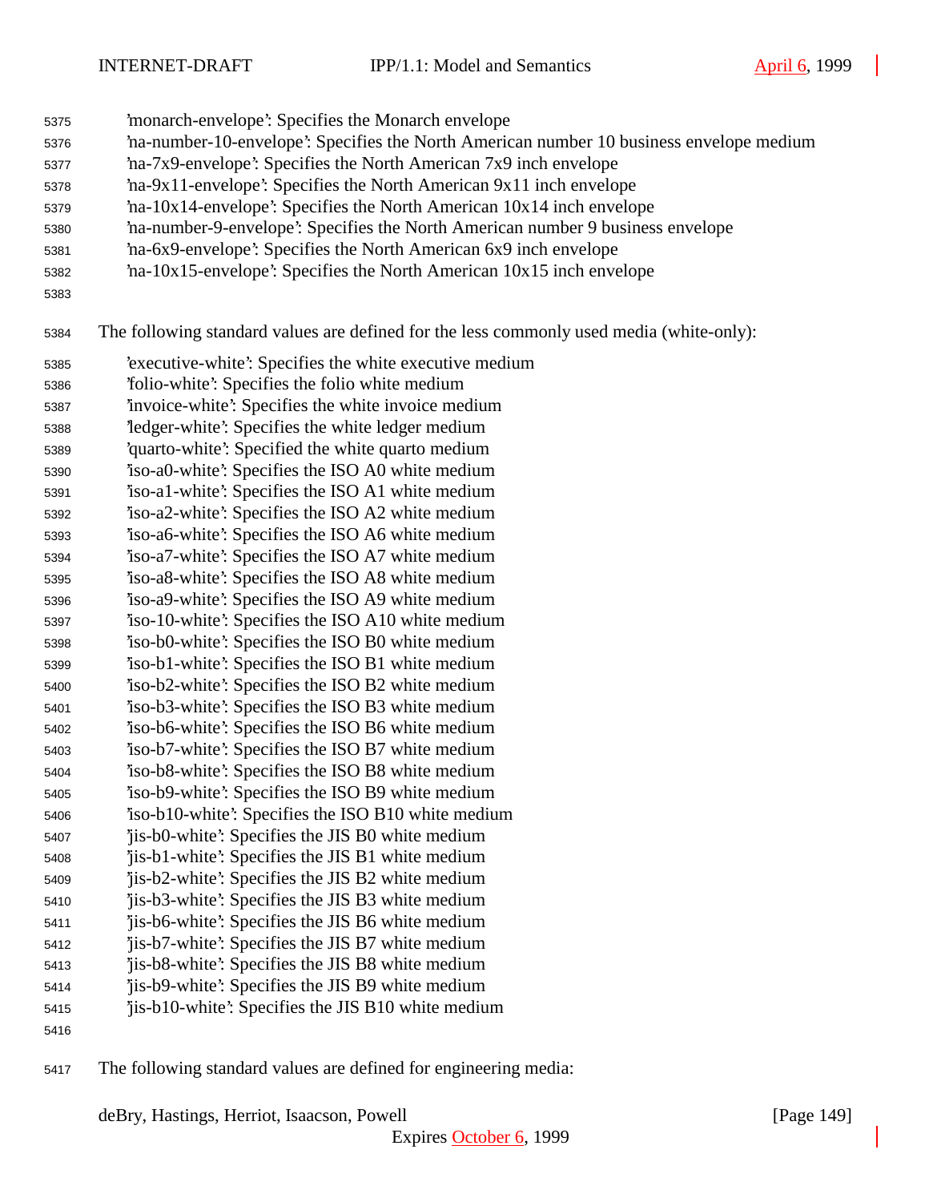'monarch-envelope': Specifies the Monarch envelope
'na-number-10-envelope': Specifies the North American number 10 business envelope medium
'na-7x9-envelope': Specifies the North American 7x9 inch envelope
'na-9x11-envelope': Specifies the North American 9x11 inch envelope
'na-10x14-envelope': Specifies the North American 10x14 inch envelope
'na-number-9-envelope': Specifies the North American number 9 business envelope
'na-6x9-envelope': Specifies the North American 6x9 inch envelope
'na-10x15-envelope': Specifies the North American 10x15 inch envelope

The following standard values are defined for the less commonly used media (white-only):

'executive-white': Specifies the white executive medium
'folio-white': Specifies the folio white medium
'invoice-white': Specifies the white invoice medium
'ledger-white': Specifies the white ledger medium
'quarto-white': Specified the white quarto medium
'iso-a0-white': Specifies the ISO A0 white medium
'iso-a1-white': Specifies the ISO A1 white medium
'iso-a2-white': Specifies the ISO A2 white medium
'iso-a6-white': Specifies the ISO A6 white medium
'iso-a7-white': Specifies the ISO A7 white medium
'iso-a8-white': Specifies the ISO A8 white medium
'iso-a9-white': Specifies the ISO A9 white medium
'iso-10-white': Specifies the ISO A10 white medium
'iso-b0-white': Specifies the ISO B0 white medium
'iso-b1-white': Specifies the ISO B1 white medium
'iso-b2-white': Specifies the ISO B2 white medium
'iso-b3-white': Specifies the ISO B3 white medium
'iso-b6-white': Specifies the ISO B6 white medium
'iso-b7-white': Specifies the ISO B7 white medium
'iso-b8-white': Specifies the ISO B8 white medium
'iso-b9-white': Specifies the ISO B9 white medium
'iso-b10-white': Specifies the ISO B10 white medium
'jis-b0-white': Specifies the JIS B0 white medium
'jis-b1-white': Specifies the JIS B1 white medium
'jis-b2-white': Specifies the JIS B2 white medium
'jis-b3-white': Specifies the JIS B3 white medium
'jis-b6-white': Specifies the JIS B6 white medium
'jis-b7-white': Specifies the JIS B7 white medium
'jis-b8-white': Specifies the JIS B8 white medium
'jis-b9-white': Specifies the JIS B9 white medium
'jis-b10-white': Specifies the JIS B10 white medium

The following standard values are defined for engineering media: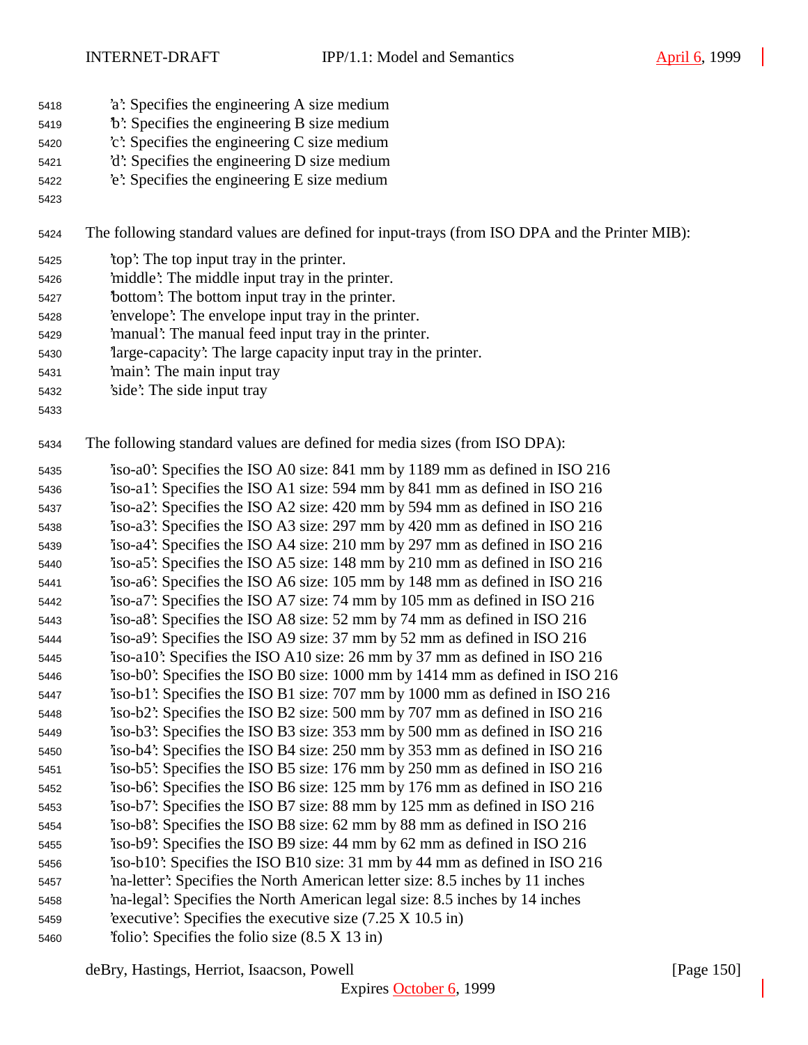'a': Specifies the engineering A size medium
'b': Specifies the engineering B size medium
'c': Specifies the engineering C size medium
'd': Specifies the engineering D size medium
'e': Specifies the engineering E size medium

The following standard values are defined for input-trays (from ISO DPA and the Printer MIB):

'top': The top input tray in the printer.
'middle': The middle input tray in the printer.
'bottom': The bottom input tray in the printer.
'envelope': The envelope input tray in the printer.
'manual': The manual feed input tray in the printer.
'large-capacity': The large capacity input tray in the printer.
'main': The main input tray
'side': The side input tray

The following standard values are defined for media sizes (from ISO DPA):

'iso-a0': Specifies the ISO A0 size: 841 mm by 1189 mm as defined in ISO 216
'iso-a1': Specifies the ISO A1 size: 594 mm by 841 mm as defined in ISO 216
'iso-a2': Specifies the ISO A2 size: 420 mm by 594 mm as defined in ISO 216
'iso-a3': Specifies the ISO A3 size: 297 mm by 420 mm as defined in ISO 216
'iso-a4': Specifies the ISO A4 size: 210 mm by 297 mm as defined in ISO 216
'iso-a5': Specifies the ISO A5 size: 148 mm by 210 mm as defined in ISO 216
'iso-a6': Specifies the ISO A6 size: 105 mm by 148 mm as defined in ISO 216
'iso-a7': Specifies the ISO A7 size: 74 mm by 105 mm as defined in ISO 216
'iso-a8': Specifies the ISO A8 size: 52 mm by 74 mm as defined in ISO 216
'iso-a9': Specifies the ISO A9 size: 37 mm by 52 mm as defined in ISO 216
'iso-a10': Specifies the ISO A10 size: 26 mm by 37 mm as defined in ISO 216
'iso-b0': Specifies the ISO B0 size: 1000 mm by 1414 mm as defined in ISO 216
'iso-b1': Specifies the ISO B1 size: 707 mm by 1000 mm as defined in ISO 216
'iso-b2': Specifies the ISO B2 size: 500 mm by 707 mm as defined in ISO 216
'iso-b3': Specifies the ISO B3 size: 353 mm by 500 mm as defined in ISO 216
'iso-b4': Specifies the ISO B4 size: 250 mm by 353 mm as defined in ISO 216
'iso-b5': Specifies the ISO B5 size: 176 mm by 250 mm as defined in ISO 216
'iso-b6': Specifies the ISO B6 size: 125 mm by 176 mm as defined in ISO 216
'iso-b7': Specifies the ISO B7 size: 88 mm by 125 mm as defined in ISO 216
'iso-b8': Specifies the ISO B8 size: 62 mm by 88 mm as defined in ISO 216
'iso-b9': Specifies the ISO B9 size: 44 mm by 62 mm as defined in ISO 216
'iso-b10': Specifies the ISO B10 size: 31 mm by 44 mm as defined in ISO 216
'na-letter': Specifies the North American letter size: 8.5 inches by 11 inches
'na-legal': Specifies the North American legal size: 8.5 inches by 14 inches
'executive': Specifies the executive size (7.25 X 10.5 in)
'folio': Specifies the folio size (8.5 X 13 in)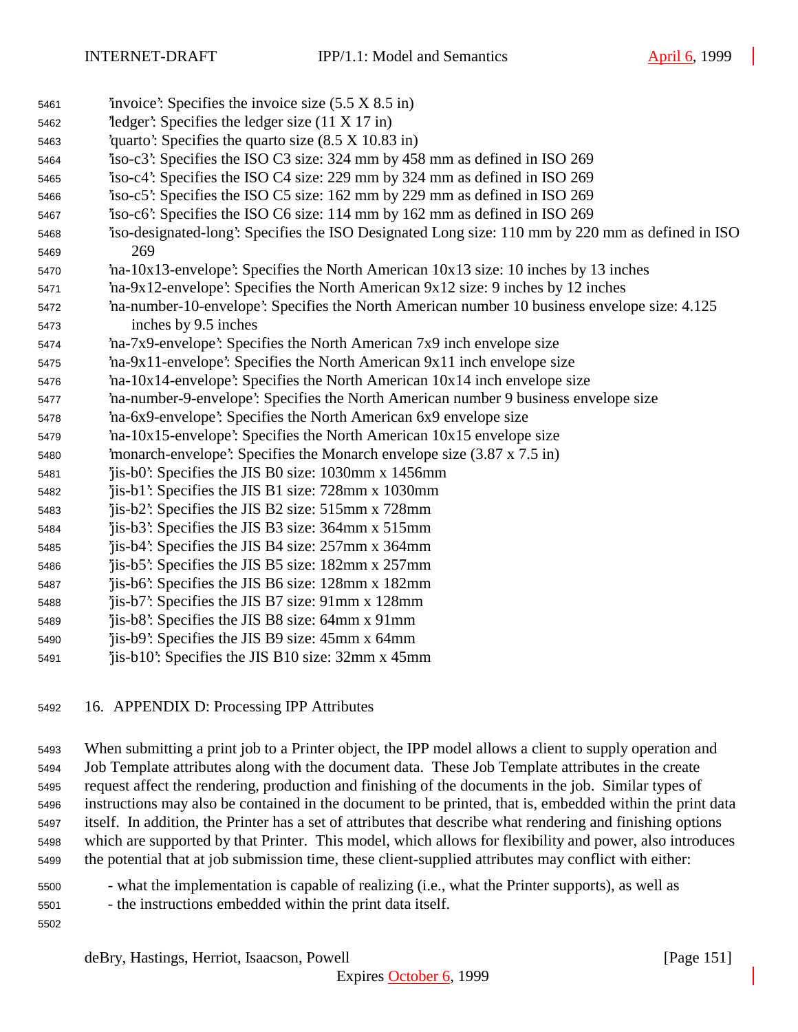'invoice': Specifies the invoice size (5.5 X 8.5 in)
'ledger': Specifies the ledger size (11 X 17 in)
'quarto': Specifies the quarto size (8.5 X 10.83 in)
'iso-c3': Specifies the ISO C3 size: 324 mm by 458 mm as defined in ISO 269
'iso-c4': Specifies the ISO C4 size: 229 mm by 324 mm as defined in ISO 269
'iso-c5': Specifies the ISO C5 size: 162 mm by 229 mm as defined in ISO 269
'iso-c6': Specifies the ISO C6 size: 114 mm by 162 mm as defined in ISO 269
'iso-designated-long': Specifies the ISO Designated Long size: 110 mm by 220 mm as defined in ISO 269
'na-10x13-envelope': Specifies the North American 10x13 size: 10 inches by 13 inches
'na-9x12-envelope': Specifies the North American 9x12 size: 9 inches by 12 inches
'na-number-10-envelope': Specifies the North American number 10 business envelope size: 4.125 inches by 9.5 inches
'na-7x9-envelope': Specifies the North American 7x9 inch envelope size
'na-9x11-envelope': Specifies the North American 9x11 inch envelope size
'na-10x14-envelope': Specifies the North American 10x14 inch envelope size
'na-number-9-envelope': Specifies the North American number 9 business envelope size
'na-6x9-envelope': Specifies the North American 6x9 envelope size
'na-10x15-envelope': Specifies the North American 10x15 envelope size
'monarch-envelope': Specifies the Monarch envelope size (3.87 x 7.5 in)
'jis-b0': Specifies the JIS B0 size: 1030mm x 1456mm
'jis-b1': Specifies the JIS B1 size: 728mm x 1030mm
'jis-b2': Specifies the JIS B2 size: 515mm x 728mm
'jis-b3': Specifies the JIS B3 size: 364mm x 515mm
'jis-b4': Specifies the JIS B4 size: 257mm x 364mm
'jis-b5': Specifies the JIS B5 size: 182mm x 257mm
'jis-b6': Specifies the JIS B6 size: 128mm x 182mm
'jis-b7': Specifies the JIS B7 size: 91mm x 128mm
'jis-b8': Specifies the JIS B8 size: 64mm x 91mm
'jis-b9': Specifies the JIS B9 size: 45mm x 64mm
'jis-b10': Specifies the JIS B10 size: 32mm x 45mm

# 16. APPENDIX D: Processing IPP Attributes

When submitting a print job to a Printer object, the IPP model allows a client to supply operation and Job Template attributes along with the document data. These Job Template attributes in the create request affect the rendering, production and finishing of the documents in the job. Similar types of instructions may also be contained in the document to be printed, that is, embedded within the print data itself. In addition, the Printer has a set of attributes that describe what rendering and finishing options which are supported by that Printer. This model, which allows for flexibility and power, also introduces the potential that at job submission time, these client-supplied attributes may conflict with either:

- what the implementation is capable of realizing (i.e., what the Printer supports), as well as
- the instructions embedded within the print data itself.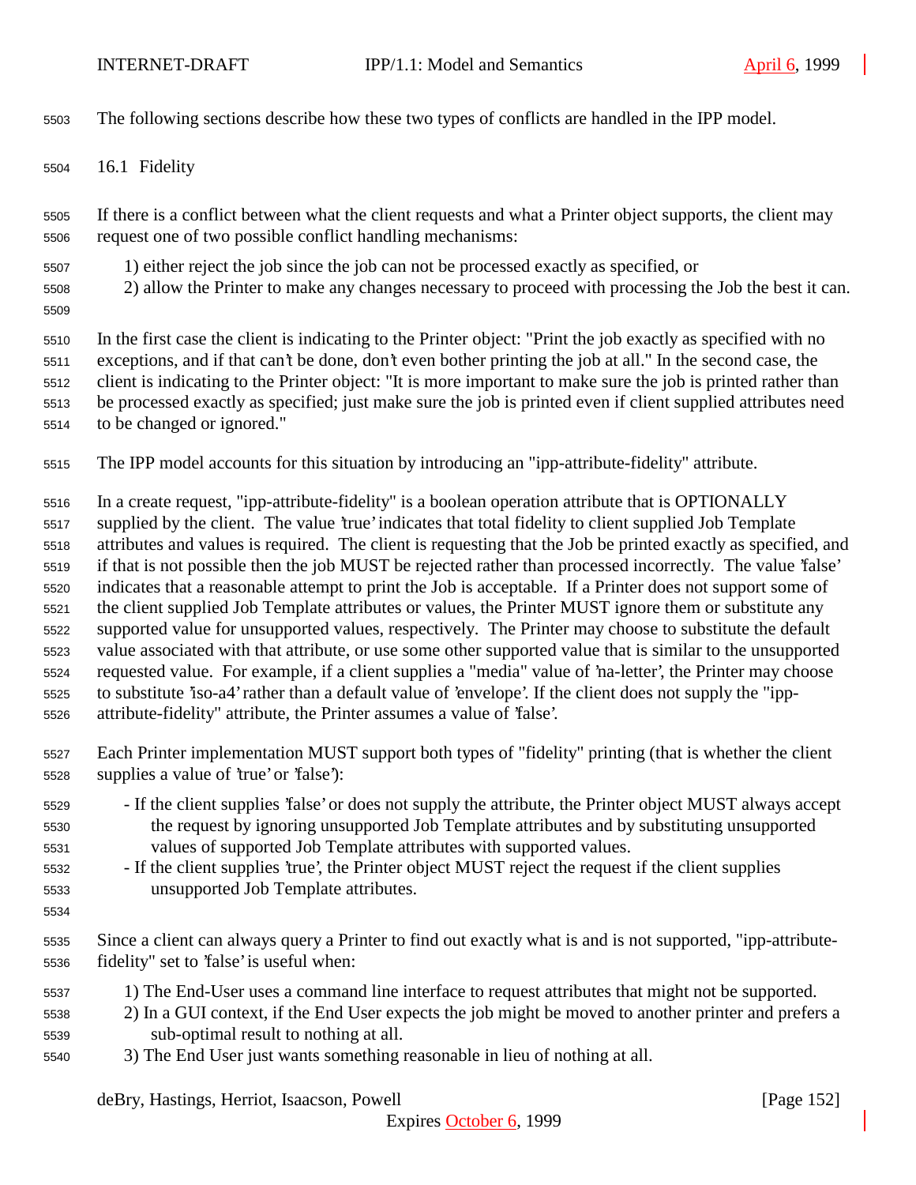The following sections describe how these two types of conflicts are handled in the IPP model.

## 16.1 Fidelity

If there is a conflict between what the client requests and what a Printer object supports, the client may request one of two possible conflict handling mechanisms:

1) either reject the job since the job can not be processed exactly as specified, or
2) allow the Printer to make any changes necessary to proceed with processing the Job the best it can.

In the first case the client is indicating to the Printer object: "Print the job exactly as specified with no exceptions, and if that can't be done, don't even bother printing the job at all." In the second case, the client is indicating to the Printer object: "It is more important to make sure the job is printed rather than be processed exactly as specified; just make sure the job is printed even if client supplied attributes need to be changed or ignored."

The IPP model accounts for this situation by introducing an "ipp-attribute-fidelity" attribute.

In a create request, "ipp-attribute-fidelity" is a boolean operation attribute that is OPTIONALLY supplied by the client. The value 'true' indicates that total fidelity to client supplied Job Template attributes and values is required. The client is requesting that the Job be printed exactly as specified, and if that is not possible then the job MUST be rejected rather than processed incorrectly. The value 'false' indicates that a reasonable attempt to print the Job is acceptable. If a Printer does not support some of the client supplied Job Template attributes or values, the Printer MUST ignore them or substitute any supported value for unsupported values, respectively. The Printer may choose to substitute the default value associated with that attribute, or use some other supported value that is similar to the unsupported requested value. For example, if a client supplies a "media" value of 'na-letter', the Printer may choose to substitute 'iso-a4' rather than a default value of 'envelope'. If the client does not supply the "ipp-attribute-fidelity" attribute, the Printer assumes a value of 'false'.

Each Printer implementation MUST support both types of "fidelity" printing (that is whether the client supplies a value of 'true' or 'false'):

- If the client supplies 'false' or does not supply the attribute, the Printer object MUST always accept the request by ignoring unsupported Job Template attributes and by substituting unsupported values of supported Job Template attributes with supported values.
- If the client supplies 'true', the Printer object MUST reject the request if the client supplies unsupported Job Template attributes.

Since a client can always query a Printer to find out exactly what is and is not supported, "ipp-attribute-fidelity" set to 'false' is useful when:

1) The End-User uses a command line interface to request attributes that might not be supported.
2) In a GUI context, if the End User expects the job might be moved to another printer and prefers a sub-optimal result to nothing at all.
3) The End User just wants something reasonable in lieu of nothing at all.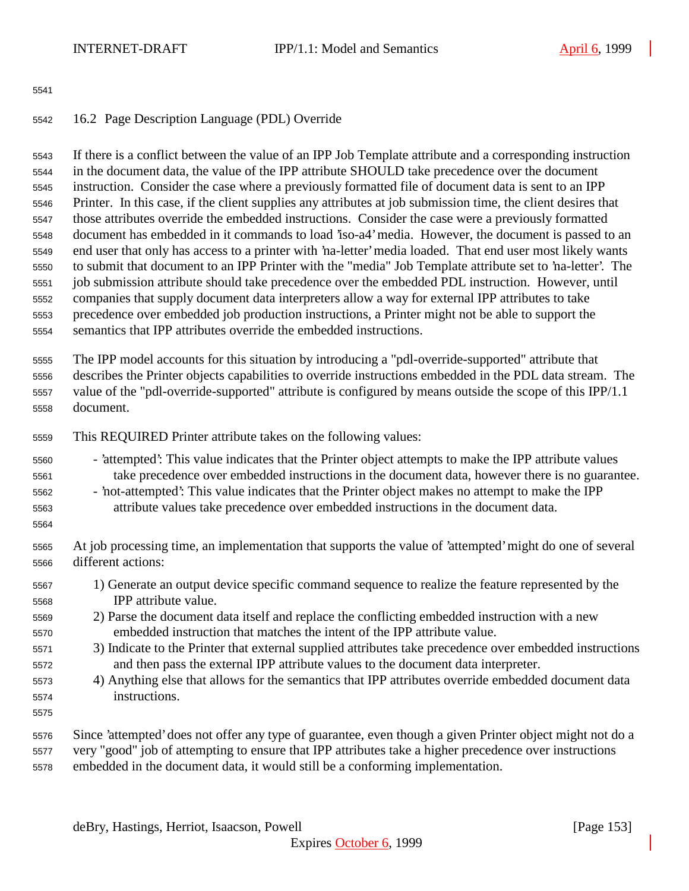## 16.2 Page Description Language (PDL) Override

If there is a conflict between the value of an IPP Job Template attribute and a corresponding instruction in the document data, the value of the IPP attribute SHOULD take precedence over the document instruction. Consider the case where a previously formatted file of document data is sent to an IPP Printer. In this case, if the client supplies any attributes at job submission time, the client desires that those attributes override the embedded instructions. Consider the case were a previously formatted document has embedded in it commands to load 'iso-a4' media. However, the document is passed to an end user that only has access to a printer with 'na-letter' media loaded. That end user most likely wants to submit that document to an IPP Printer with the "media" Job Template attribute set to 'na-letter'. The job submission attribute should take precedence over the embedded PDL instruction. However, until companies that supply document data interpreters allow a way for external IPP attributes to take precedence over embedded job production instructions, a Printer might not be able to support the semantics that IPP attributes override the embedded instructions.

The IPP model accounts for this situation by introducing a "pdl-override-supported" attribute that describes the Printer objects capabilities to override instructions embedded in the PDL data stream. The value of the "pdl-override-supported" attribute is configured by means outside the scope of this IPP/1.1 document.

This REQUIRED Printer attribute takes on the following values:

- 'attempted': This value indicates that the Printer object attempts to make the IPP attribute values take precedence over embedded instructions in the document data, however there is no guarantee.
- 'not-attempted': This value indicates that the Printer object makes no attempt to make the IPP attribute values take precedence over embedded instructions in the document data.

At job processing time, an implementation that supports the value of 'attempted' might do one of several different actions:

1) Generate an output device specific command sequence to realize the feature represented by the IPP attribute value.
2) Parse the document data itself and replace the conflicting embedded instruction with a new embedded instruction that matches the intent of the IPP attribute value.
3) Indicate to the Printer that external supplied attributes take precedence over embedded instructions and then pass the external IPP attribute values to the document data interpreter.
4) Anything else that allows for the semantics that IPP attributes override embedded document data instructions.

Since 'attempted' does not offer any type of guarantee, even though a given Printer object might not do a very "good" job of attempting to ensure that IPP attributes take a higher precedence over instructions embedded in the document data, it would still be a conforming implementation.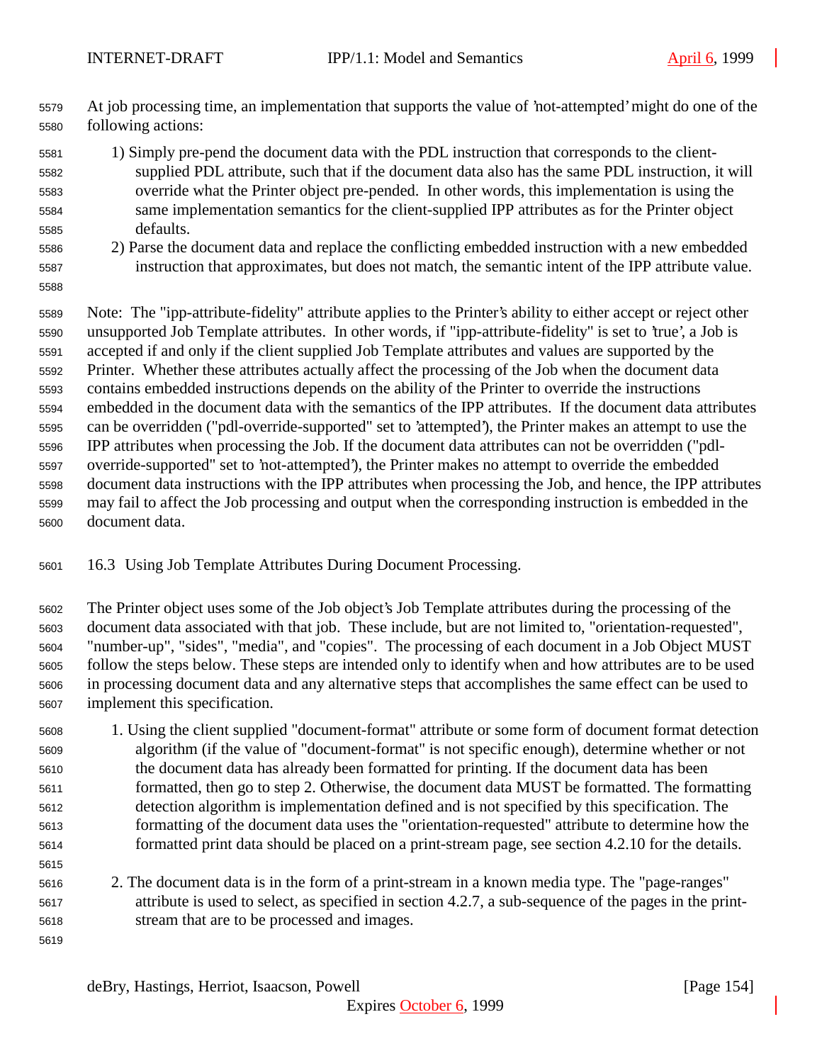At job processing time, an implementation that supports the value of 'not-attempted' might do one of the following actions:

1) Simply pre-pend the document data with the PDL instruction that corresponds to the client-supplied PDL attribute, such that if the document data also has the same PDL instruction, it will override what the Printer object pre-pended. In other words, this implementation is using the same implementation semantics for the client-supplied IPP attributes as for the Printer object defaults.
2) Parse the document data and replace the conflicting embedded instruction with a new embedded instruction that approximates, but does not match, the semantic intent of the IPP attribute value.

Note: The "ipp-attribute-fidelity" attribute applies to the Printer's ability to either accept or reject other unsupported Job Template attributes. In other words, if "ipp-attribute-fidelity" is set to 'true', a Job is accepted if and only if the client supplied Job Template attributes and values are supported by the Printer. Whether these attributes actually affect the processing of the Job when the document data contains embedded instructions depends on the ability of the Printer to override the instructions embedded in the document data with the semantics of the IPP attributes. If the document data attributes can be overridden ("pdl-override-supported" set to 'attempted'), the Printer makes an attempt to use the IPP attributes when processing the Job. If the document data attributes can not be overridden ("pdl-override-supported" set to 'not-attempted'), the Printer makes no attempt to override the embedded document data instructions with the IPP attributes when processing the Job, and hence, the IPP attributes may fail to affect the Job processing and output when the corresponding instruction is embedded in the document data.

## 16.3 Using Job Template Attributes During Document Processing.

The Printer object uses some of the Job object's Job Template attributes during the processing of the document data associated with that job. These include, but are not limited to, "orientation-requested", "number-up", "sides", "media", and "copies". The processing of each document in a Job Object MUST follow the steps below. These steps are intended only to identify when and how attributes are to be used in processing document data and any alternative steps that accomplishes the same effect can be used to implement this specification.

1. Using the client supplied "document-format" attribute or some form of document format detection algorithm (if the value of "document-format" is not specific enough), determine whether or not the document data has already been formatted for printing. If the document data has been formatted, then go to step 2. Otherwise, the document data MUST be formatted. The formatting detection algorithm is implementation defined and is not specified by this specification. The formatting of the document data uses the "orientation-requested" attribute to determine how the formatted print data should be placed on a print-stream page, see section 4.2.10 for the details.

2. The document data is in the form of a print-stream in a known media type. The "page-ranges" attribute is used to select, as specified in section 4.2.7, a sub-sequence of the pages in the print-stream that are to be processed and images.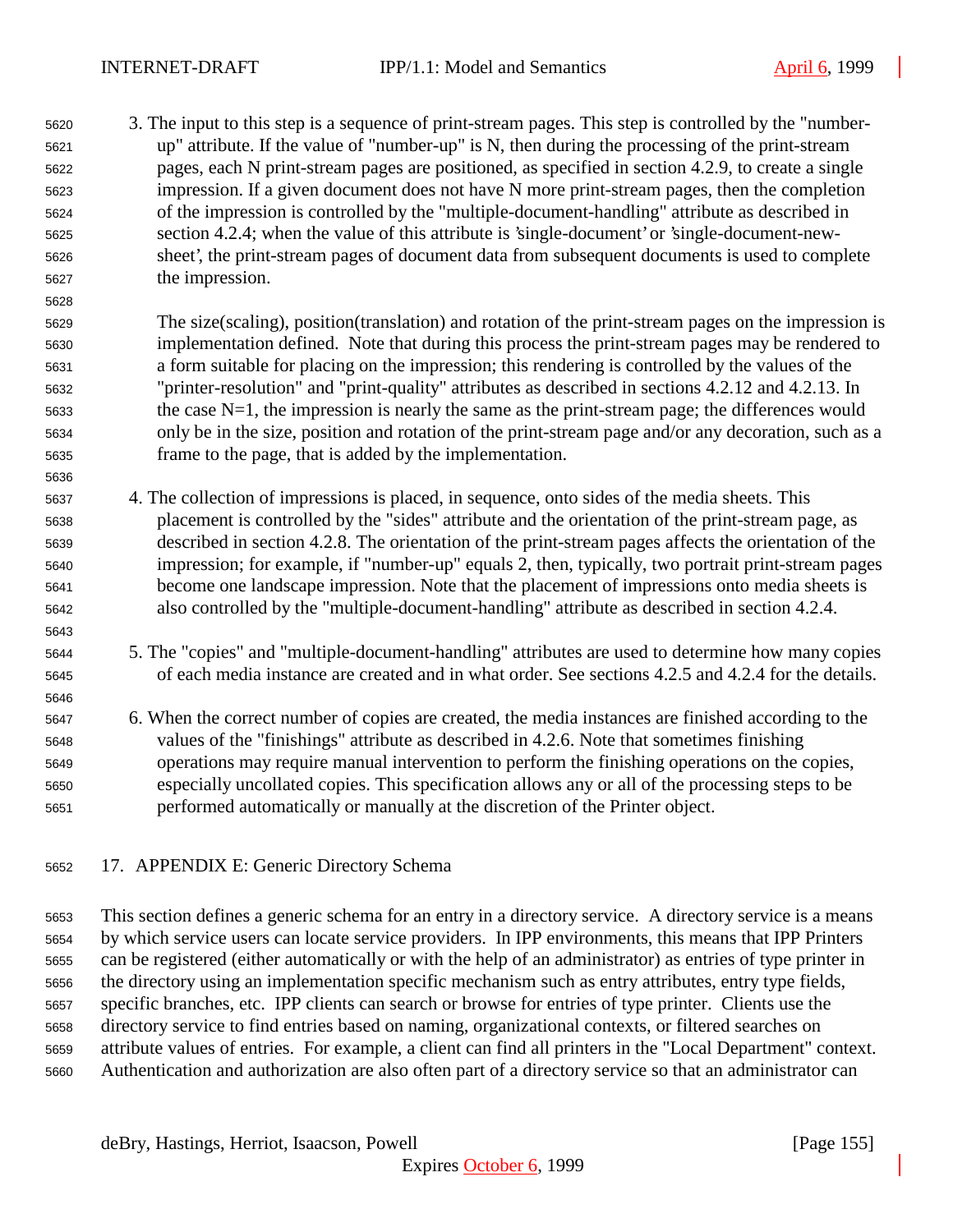3. The input to this step is a sequence of print-stream pages. This step is controlled by the "number-up" attribute. If the value of "number-up" is N, then during the processing of the print-stream pages, each N print-stream pages are positioned, as specified in section 4.2.9, to create a single impression. If a given document does not have N more print-stream pages, then the completion of the impression is controlled by the "multiple-document-handling" attribute as described in section 4.2.4; when the value of this attribute is 'single-document' or 'single-document-new-sheet', the print-stream pages of document data from subsequent documents is used to complete the impression.

   The size(scaling), position(translation) and rotation of the print-stream pages on the impression is implementation defined. Note that during this process the print-stream pages may be rendered to a form suitable for placing on the impression; this rendering is controlled by the values of the "printer-resolution" and "print-quality" attributes as described in sections 4.2.12 and 4.2.13. In the case N=1, the impression is nearly the same as the print-stream page; the differences would only be in the size, position and rotation of the print-stream page and/or any decoration, such as a frame to the page, that is added by the implementation.

4. The collection of impressions is placed, in sequence, onto sides of the media sheets. This placement is controlled by the "sides" attribute and the orientation of the print-stream page, as described in section 4.2.8. The orientation of the print-stream pages affects the orientation of the impression; for example, if "number-up" equals 2, then, typically, two portrait print-stream pages become one landscape impression. Note that the placement of impressions onto media sheets is also controlled by the "multiple-document-handling" attribute as described in section 4.2.4.

5. The "copies" and "multiple-document-handling" attributes are used to determine how many copies of each media instance are created and in what order. See sections 4.2.5 and 4.2.4 for the details.

6. When the correct number of copies are created, the media instances are finished according to the values of the "finishings" attribute as described in 4.2.6. Note that sometimes finishing operations may require manual intervention to perform the finishing operations on the copies, especially uncollated copies. This specification allows any or all of the processing steps to be performed automatically or manually at the discretion of the Printer object.

# 17. APPENDIX E: Generic Directory Schema

This section defines a generic schema for an entry in a directory service. A directory service is a means by which service users can locate service providers. In IPP environments, this means that IPP Printers can be registered (either automatically or with the help of an administrator) as entries of type printer in the directory using an implementation specific mechanism such as entry attributes, entry type fields, specific branches, etc. IPP clients can search or browse for entries of type printer. Clients use the directory service to find entries based on naming, organizational contexts, or filtered searches on attribute values of entries. For example, a client can find all printers in the "Local Department" context. Authentication and authorization are also often part of a directory service so that an administrator can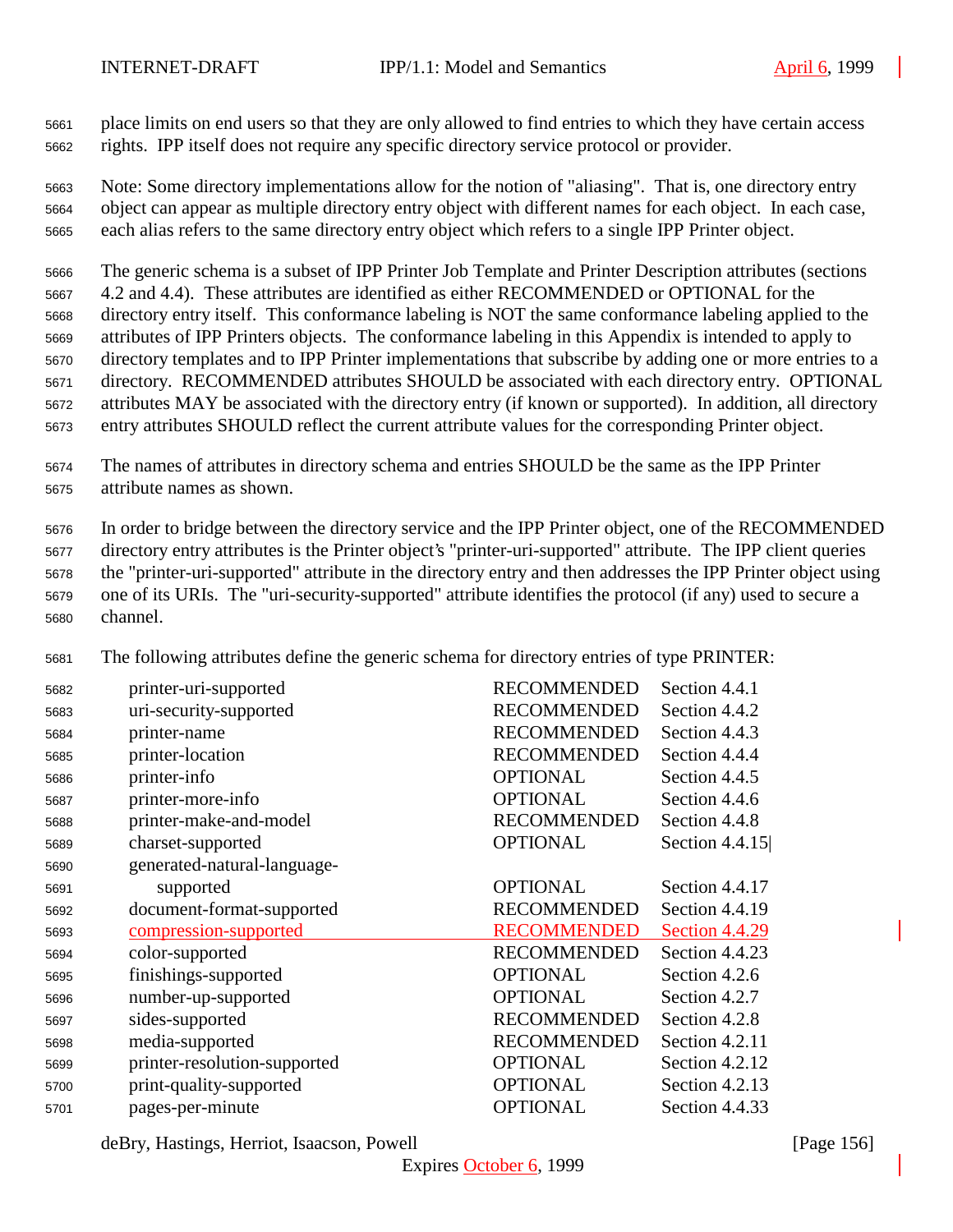place limits on end users so that they are only allowed to find entries to which they have certain access rights. IPP itself does not require any specific directory service protocol or provider.

Note: Some directory implementations allow for the notion of "aliasing". That is, one directory entry object can appear as multiple directory entry object with different names for each object. In each case, each alias refers to the same directory entry object which refers to a single IPP Printer object.

The generic schema is a subset of IPP Printer Job Template and Printer Description attributes (sections 4.2 and 4.4). These attributes are identified as either RECOMMENDED or OPTIONAL for the directory entry itself. This conformance labeling is NOT the same conformance labeling applied to the attributes of IPP Printers objects. The conformance labeling in this Appendix is intended to apply to directory templates and to IPP Printer implementations that subscribe by adding one or more entries to a directory. RECOMMENDED attributes SHOULD be associated with each directory entry. OPTIONAL attributes MAY be associated with the directory entry (if known or supported). In addition, all directory entry attributes SHOULD reflect the current attribute values for the corresponding Printer object.

The names of attributes in directory schema and entries SHOULD be the same as the IPP Printer attribute names as shown.

In order to bridge between the directory service and the IPP Printer object, one of the RECOMMENDED directory entry attributes is the Printer object's "printer-uri-supported" attribute. The IPP client queries the "printer-uri-supported" attribute in the directory entry and then addresses the IPP Printer object using one of its URIs. The "uri-security-supported" attribute identifies the protocol (if any) used to secure a channel.

The following attributes define the generic schema for directory entries of type PRINTER:

| Attribute | Conformance | Reference |
|---|---|---|
| printer-uri-supported | RECOMMENDED | Section 4.4.1 |
| uri-security-supported | RECOMMENDED | Section 4.4.2 |
| printer-name | RECOMMENDED | Section 4.4.3 |
| printer-location | RECOMMENDED | Section 4.4.4 |
| printer-info | OPTIONAL | Section 4.4.5 |
| printer-more-info | OPTIONAL | Section 4.4.6 |
| printer-make-and-model | RECOMMENDED | Section 4.4.8 |
| charset-supported | OPTIONAL | Section 4.4.15 |
| generated-natural-language-supported | OPTIONAL | Section 4.4.17 |
| document-format-supported | RECOMMENDED | Section 4.4.19 |
| compression-supported | RECOMMENDED | Section 4.4.29 |
| color-supported | RECOMMENDED | Section 4.4.23 |
| finishings-supported | OPTIONAL | Section 4.2.6 |
| number-up-supported | OPTIONAL | Section 4.2.7 |
| sides-supported | RECOMMENDED | Section 4.2.8 |
| media-supported | RECOMMENDED | Section 4.2.11 |
| printer-resolution-supported | OPTIONAL | Section 4.2.12 |
| print-quality-supported | OPTIONAL | Section 4.2.13 |
| pages-per-minute | OPTIONAL | Section 4.4.33 |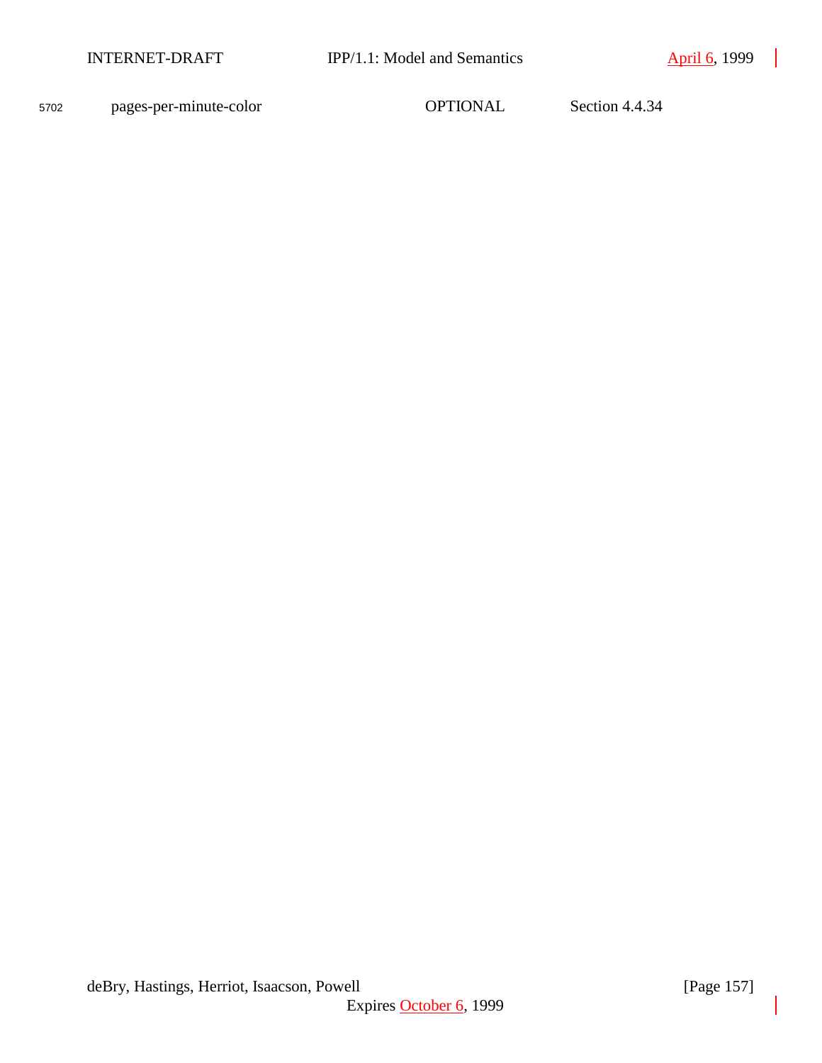| | | |
|---|---|---|
| pages-per-minute-color | OPTIONAL | Section 4.4.34 |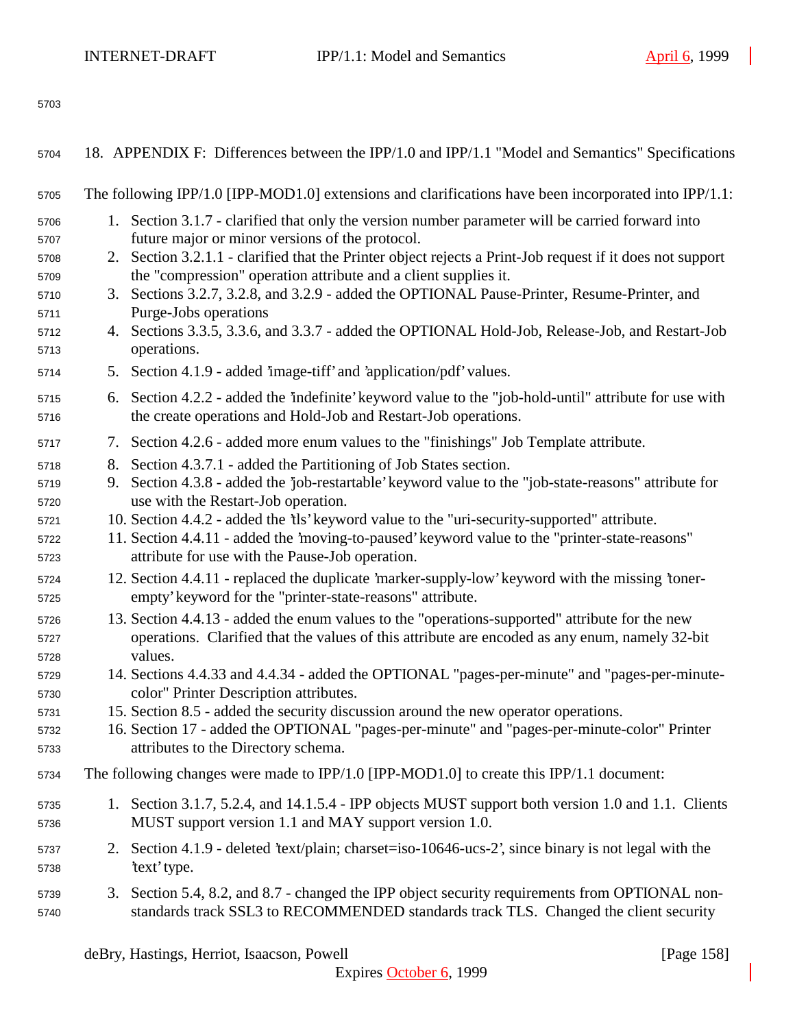## 18. APPENDIX F: Differences between the IPP/1.0 and IPP/1.1 "Model and Semantics" Specifications

The following IPP/1.0 [IPP-MOD1.0] extensions and clarifications have been incorporated into IPP/1.1:

1. Section 3.1.7 - clarified that only the version number parameter will be carried forward into future major or minor versions of the protocol.
2. Section 3.2.1.1 - clarified that the Printer object rejects a Print-Job request if it does not support the "compression" operation attribute and a client supplies it.
3. Sections 3.2.7, 3.2.8, and 3.2.9 - added the OPTIONAL Pause-Printer, Resume-Printer, and Purge-Jobs operations
4. Sections 3.3.5, 3.3.6, and 3.3.7 - added the OPTIONAL Hold-Job, Release-Job, and Restart-Job operations.
5. Section 4.1.9 - added 'image-tiff' and 'application/pdf' values.
6. Section 4.2.2 - added the 'indefinite' keyword value to the "job-hold-until" attribute for use with the create operations and Hold-Job and Restart-Job operations.
7. Section 4.2.6 - added more enum values to the "finishings" Job Template attribute.
8. Section 4.3.7.1 - added the Partitioning of Job States section.
9. Section 4.3.8 - added the 'job-restartable' keyword value to the "job-state-reasons" attribute for use with the Restart-Job operation.
10. Section 4.4.2 - added the 'tls' keyword value to the "uri-security-supported" attribute.
11. Section 4.4.11 - added the 'moving-to-paused' keyword value to the "printer-state-reasons" attribute for use with the Pause-Job operation.
12. Section 4.4.11 - replaced the duplicate 'marker-supply-low' keyword with the missing 'toner-empty' keyword for the "printer-state-reasons" attribute.
13. Section 4.4.13 - added the enum values to the "operations-supported" attribute for the new operations. Clarified that the values of this attribute are encoded as any enum, namely 32-bit values.
14. Sections 4.4.33 and 4.4.34 - added the OPTIONAL "pages-per-minute" and "pages-per-minute-color" Printer Description attributes.
15. Section 8.5 - added the security discussion around the new operator operations.
16. Section 17 - added the OPTIONAL "pages-per-minute" and "pages-per-minute-color" Printer attributes to the Directory schema.

The following changes were made to IPP/1.0 [IPP-MOD1.0] to create this IPP/1.1 document:

1. Section 3.1.7, 5.2.4, and 14.1.5.4 - IPP objects MUST support both version 1.0 and 1.1. Clients MUST support version 1.1 and MAY support version 1.0.
2. Section 4.1.9 - deleted 'text/plain; charset=iso-10646-ucs-2', since binary is not legal with the 'text' type.
3. Section 5.4, 8.2, and 8.7 - changed the IPP object security requirements from OPTIONAL non-standards track SSL3 to RECOMMENDED standards track TLS. Changed the client security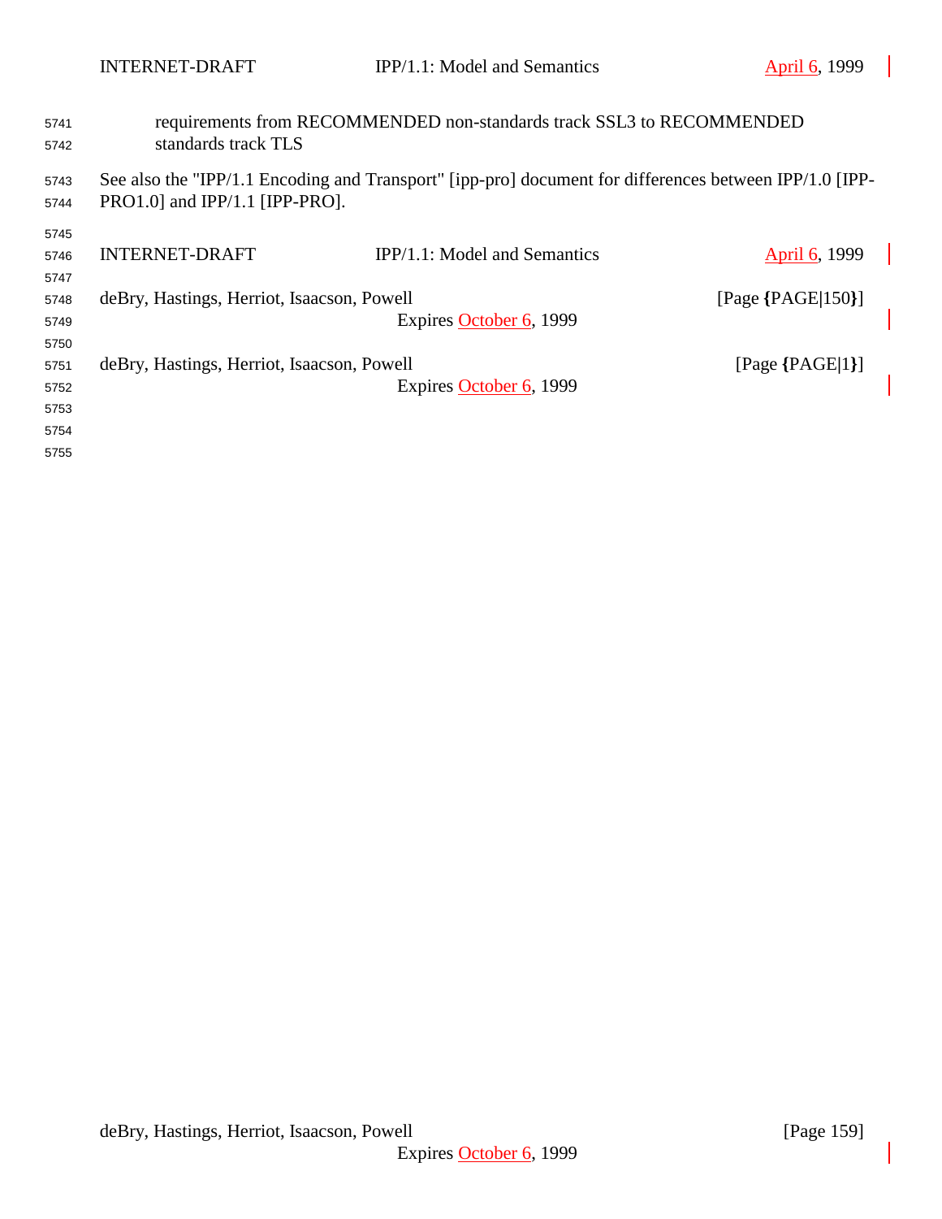requirements from RECOMMENDED non-standards track SSL3 to RECOMMENDED standards track TLS

See also the "IPP/1.1 Encoding and Transport" [ipp-pro] document for differences between IPP/1.0 [IPP-PRO1.0] and IPP/1.1 [IPP-PRO].